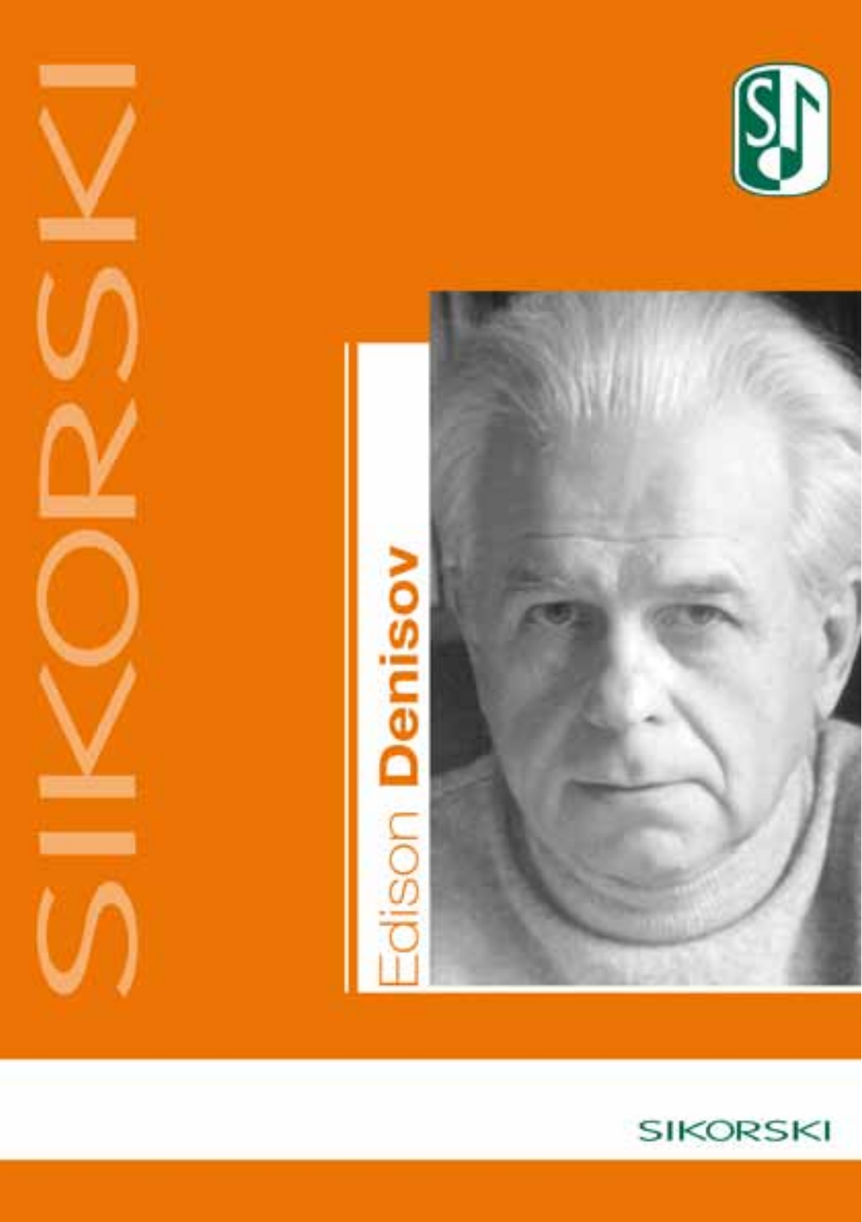SIKORSKI

# Edison **Denisov**

SIKORSKI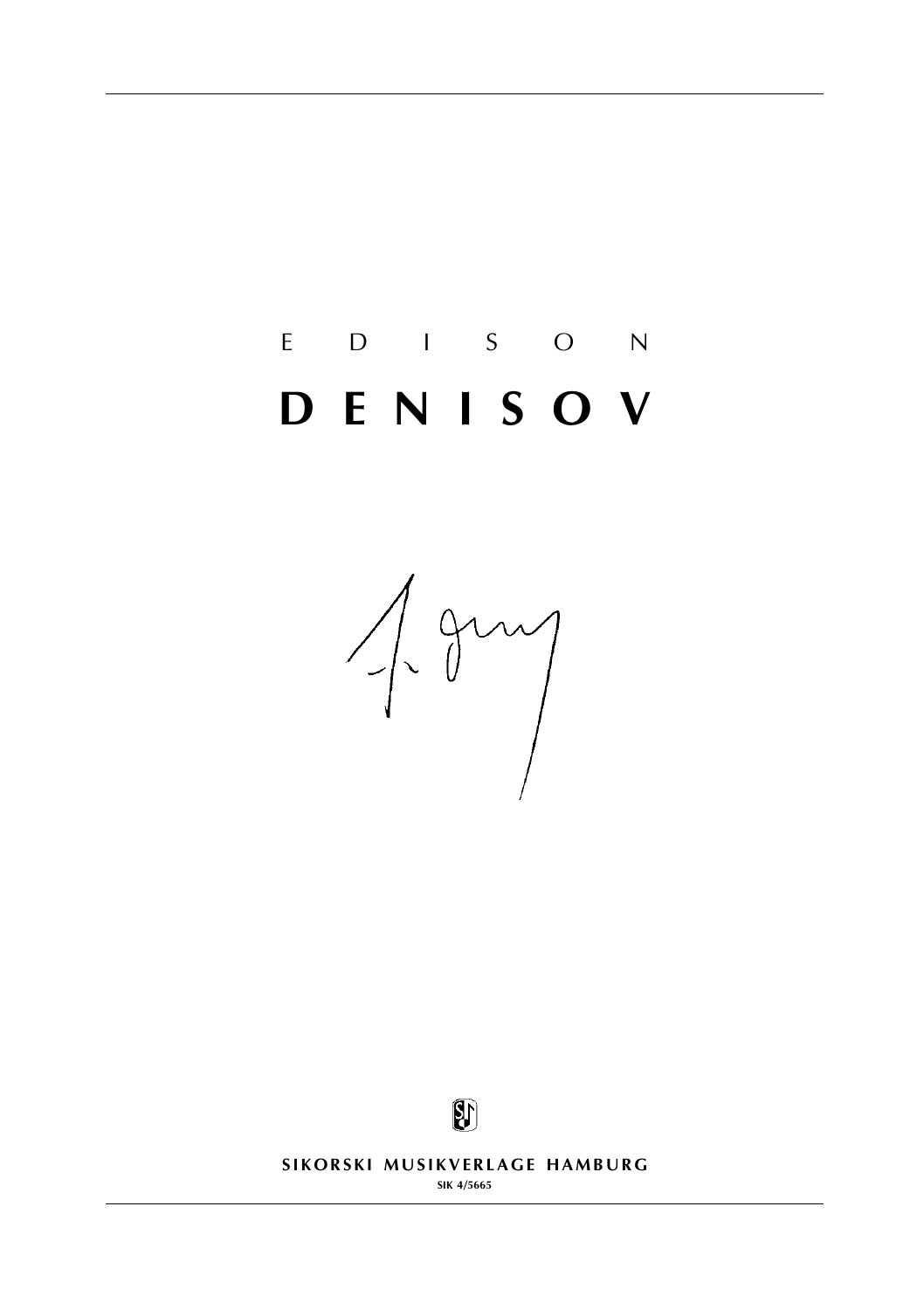E D I S O N

# D E N I S O V

SIKORSKI MUSIKVERLAGE HAMBURG

SIK 4/5665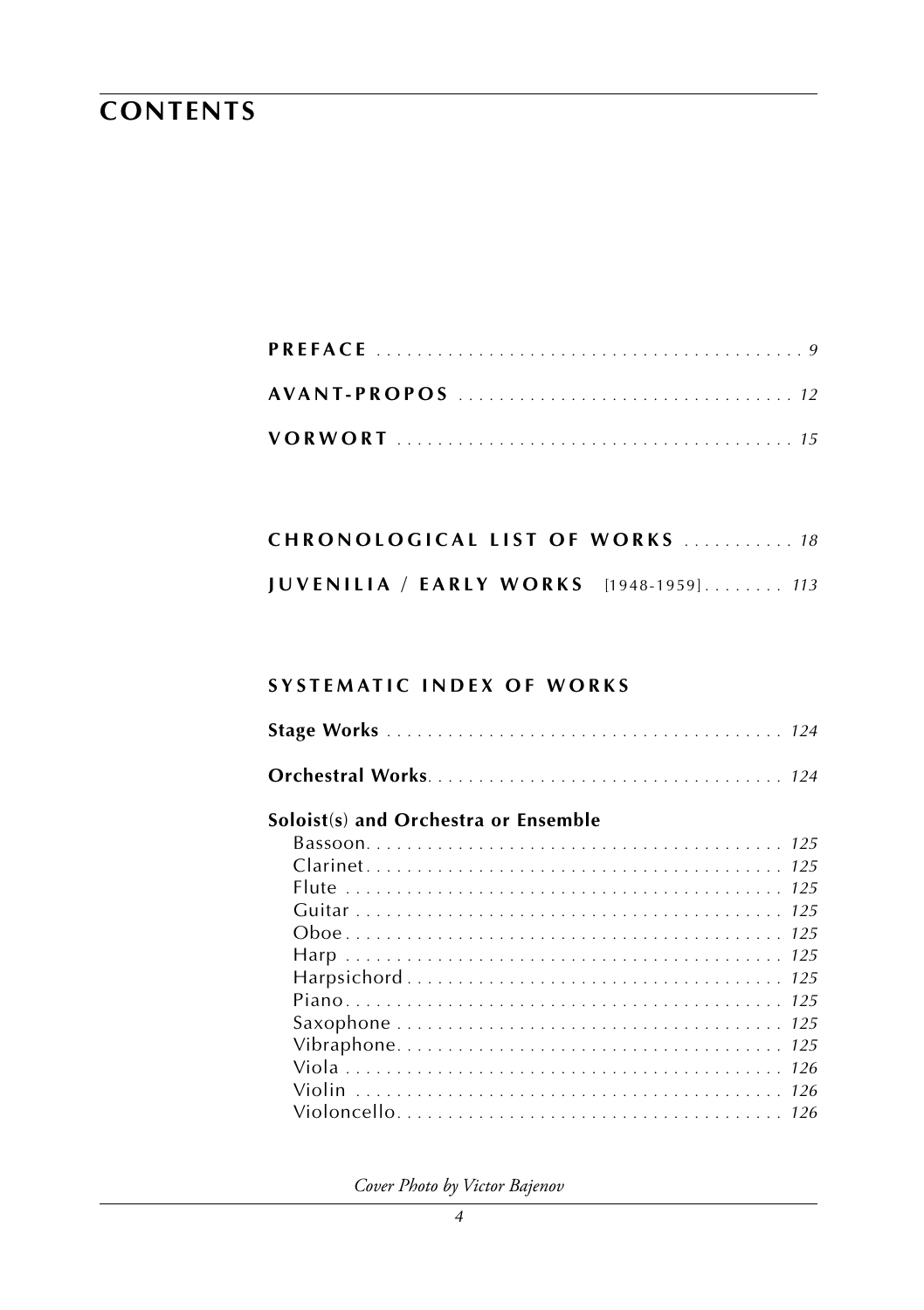# CONTENTS

**PREFACE** . . . . . . . . . . . . . . . . . . . . . . . . . . . . . . . . . . . . . . . . . *9*

**AVANT-PROPOS** . . . . . . . . . . . . . . . . . . . . . . . . . . . . . . . . *12*

**VORWORT** . . . . . . . . . . . . . . . . . . . . . . . . . . . . . . . . . . . . . *15*

**CHRONOLOGICAL LIST OF WORKS** . . . . . . . . . . . *18*

**JUVENILIA / EARLY WORKS** [1948-1959] . . . . . . . . *113*

## SYSTEMATIC INDEX OF WORKS

**Stage Works** . . . . . . . . . . . . . . . . . . . . . . . . . . . . . . . . . . . . . . . *124*

**Orchestral Works**. . . . . . . . . . . . . . . . . . . . . . . . . . . . . . . . . . . *124*

**Soloist(s) and Orchestra or Ensemble**

- Bassoon. . . . . . . . . . . . . . . . . . . . . . . . . . . . . . . . . . . . . . . . . *125*
- Clarinet. . . . . . . . . . . . . . . . . . . . . . . . . . . . . . . . . . . . . . . . . *125*
- Flute . . . . . . . . . . . . . . . . . . . . . . . . . . . . . . . . . . . . . . . . . . . *125*
- Guitar . . . . . . . . . . . . . . . . . . . . . . . . . . . . . . . . . . . . . . . . . . *125*
- Oboe. . . . . . . . . . . . . . . . . . . . . . . . . . . . . . . . . . . . . . . . . . . *125*
- Harp . . . . . . . . . . . . . . . . . . . . . . . . . . . . . . . . . . . . . . . . . . . *125*
- Harpsichord . . . . . . . . . . . . . . . . . . . . . . . . . . . . . . . . . . . . . *125*
- Piano. . . . . . . . . . . . . . . . . . . . . . . . . . . . . . . . . . . . . . . . . . . *125*
- Saxophone . . . . . . . . . . . . . . . . . . . . . . . . . . . . . . . . . . . . . . *125*
- Vibraphone. . . . . . . . . . . . . . . . . . . . . . . . . . . . . . . . . . . . . . *125*
- Viola . . . . . . . . . . . . . . . . . . . . . . . . . . . . . . . . . . . . . . . . . . . *126*
- Violin . . . . . . . . . . . . . . . . . . . . . . . . . . . . . . . . . . . . . . . . . . *126*
- Violoncello. . . . . . . . . . . . . . . . . . . . . . . . . . . . . . . . . . . . . . *126*

*Cover Photo by Victor Bajenov*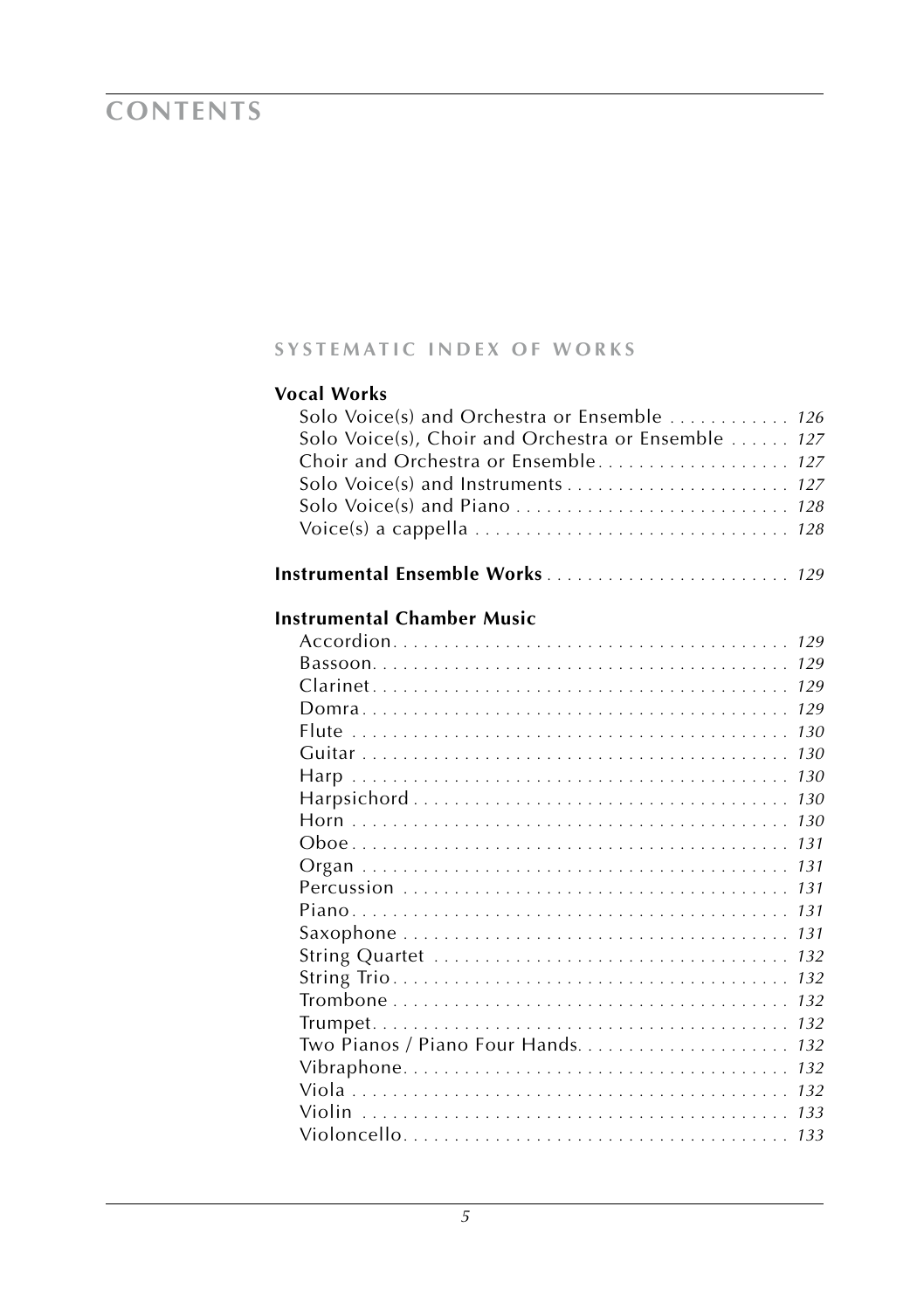# CONTENTS

## SYSTEMATIC INDEX OF WORKS

### Vocal Works

- Solo Voice(s) and Orchestra or Ensemble . . . . . . . . . . . . *126*
- Solo Voice(s), Choir and Orchestra or Ensemble . . . . . . *127*
- Choir and Orchestra or Ensemble . . . . . . . . . . . . . . . . . . *127*
- Solo Voice(s) and Instruments . . . . . . . . . . . . . . . . . . . . . . *127*
- Solo Voice(s) and Piano . . . . . . . . . . . . . . . . . . . . . . . . . . . *128*
- Voice(s) a cappella . . . . . . . . . . . . . . . . . . . . . . . . . . . . . . . *128*

### Instrumental Ensemble Works . . . . . . . . . . . . . . . . . . . . . . . . . *129*

### Instrumental Chamber Music

- Accordion . . . . . . . . . . . . . . . . . . . . . . . . . . . . . . . . . . . . . . . *129*
- Bassoon . . . . . . . . . . . . . . . . . . . . . . . . . . . . . . . . . . . . . . . . *129*
- Clarinet . . . . . . . . . . . . . . . . . . . . . . . . . . . . . . . . . . . . . . . . *129*
- Domra . . . . . . . . . . . . . . . . . . . . . . . . . . . . . . . . . . . . . . . . . . *129*
- Flute . . . . . . . . . . . . . . . . . . . . . . . . . . . . . . . . . . . . . . . . . . . *130*
- Guitar . . . . . . . . . . . . . . . . . . . . . . . . . . . . . . . . . . . . . . . . . . *130*
- Harp . . . . . . . . . . . . . . . . . . . . . . . . . . . . . . . . . . . . . . . . . . . *130*
- Harpsichord . . . . . . . . . . . . . . . . . . . . . . . . . . . . . . . . . . . . . *130*
- Horn . . . . . . . . . . . . . . . . . . . . . . . . . . . . . . . . . . . . . . . . . . . *130*
- Oboe . . . . . . . . . . . . . . . . . . . . . . . . . . . . . . . . . . . . . . . . . . . *131*
- Organ . . . . . . . . . . . . . . . . . . . . . . . . . . . . . . . . . . . . . . . . . . *131*
- Percussion . . . . . . . . . . . . . . . . . . . . . . . . . . . . . . . . . . . . . . *131*
- Piano . . . . . . . . . . . . . . . . . . . . . . . . . . . . . . . . . . . . . . . . . . . *131*
- Saxophone . . . . . . . . . . . . . . . . . . . . . . . . . . . . . . . . . . . . . . *131*
- String Quartet . . . . . . . . . . . . . . . . . . . . . . . . . . . . . . . . . . . *132*
- String Trio . . . . . . . . . . . . . . . . . . . . . . . . . . . . . . . . . . . . . . . *132*
- Trombone . . . . . . . . . . . . . . . . . . . . . . . . . . . . . . . . . . . . . . . *132*
- Trumpet . . . . . . . . . . . . . . . . . . . . . . . . . . . . . . . . . . . . . . . . *132*
- Two Pianos / Piano Four Hands . . . . . . . . . . . . . . . . . . . . . *132*
- Vibraphone . . . . . . . . . . . . . . . . . . . . . . . . . . . . . . . . . . . . . . *132*
- Viola . . . . . . . . . . . . . . . . . . . . . . . . . . . . . . . . . . . . . . . . . . . *132*
- Violin . . . . . . . . . . . . . . . . . . . . . . . . . . . . . . . . . . . . . . . . . . *133*
- Violoncello . . . . . . . . . . . . . . . . . . . . . . . . . . . . . . . . . . . . . . *133*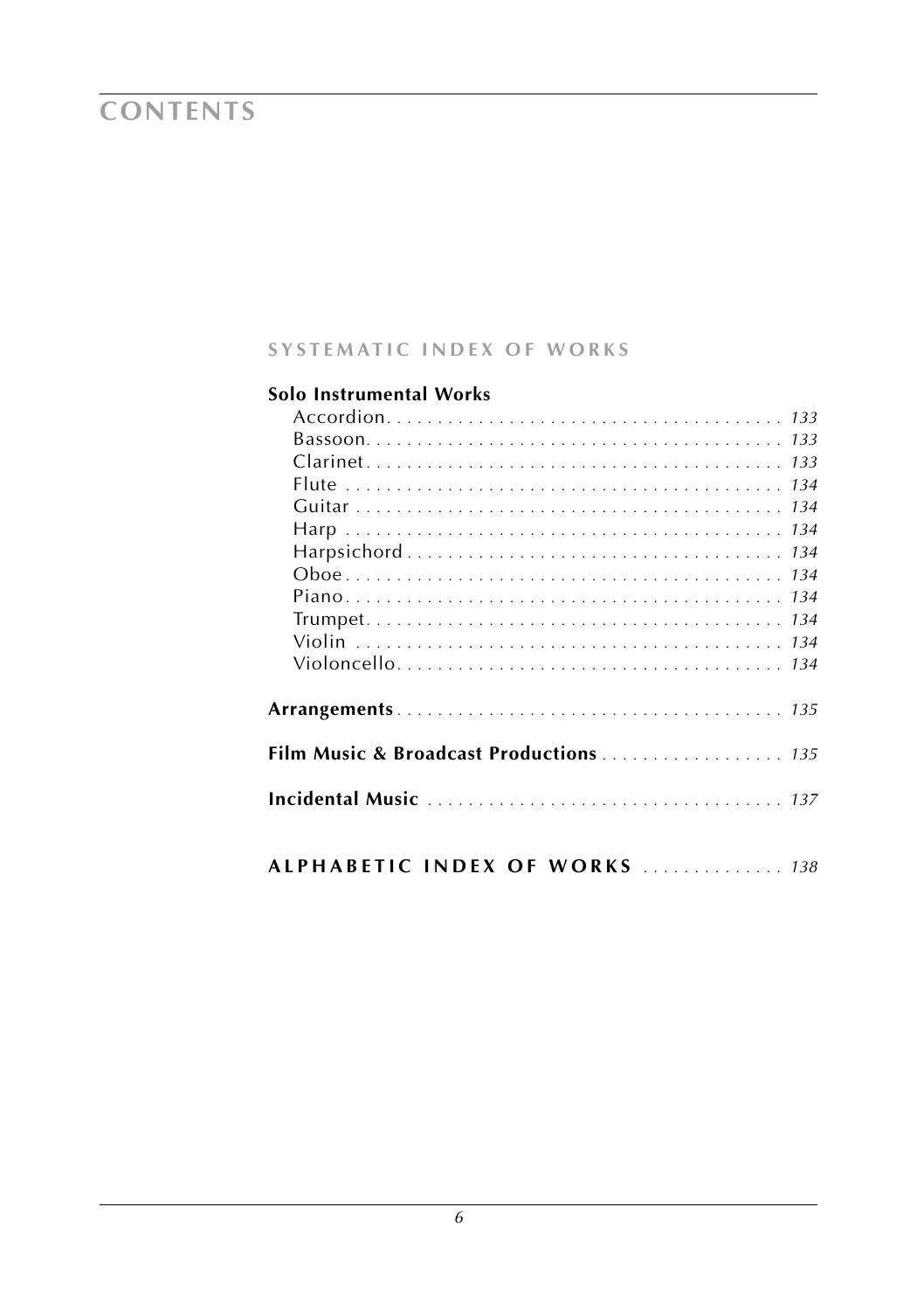# CONTENTS

## SYSTEMATIC INDEX OF WORKS

**Solo Instrumental Works**

- Accordion . . . . . . . . . . . . . . . . . . . . . . . . . . . . . . . . . . . . . . *133*
- Bassoon . . . . . . . . . . . . . . . . . . . . . . . . . . . . . . . . . . . . . . *133*
- Clarinet . . . . . . . . . . . . . . . . . . . . . . . . . . . . . . . . . . . . . . *133*
- Flute . . . . . . . . . . . . . . . . . . . . . . . . . . . . . . . . . . . . . . *134*
- Guitar . . . . . . . . . . . . . . . . . . . . . . . . . . . . . . . . . . . . . . *134*
- Harp . . . . . . . . . . . . . . . . . . . . . . . . . . . . . . . . . . . . . . *134*
- Harpsichord . . . . . . . . . . . . . . . . . . . . . . . . . . . . . . . . . . . . . . *134*
- Oboe . . . . . . . . . . . . . . . . . . . . . . . . . . . . . . . . . . . . . . *134*
- Piano . . . . . . . . . . . . . . . . . . . . . . . . . . . . . . . . . . . . . . *134*
- Trumpet . . . . . . . . . . . . . . . . . . . . . . . . . . . . . . . . . . . . . . *134*
- Violin . . . . . . . . . . . . . . . . . . . . . . . . . . . . . . . . . . . . . . *134*
- Violoncello . . . . . . . . . . . . . . . . . . . . . . . . . . . . . . . . . . . . . . *134*

**Arrangements** . . . . . . . . . . . . . . . . . . . . . . . . . . . . . . . . . . . . . . *135*

**Film Music & Broadcast Productions** . . . . . . . . . . . . . . . . . . *135*

**Incidental Music** . . . . . . . . . . . . . . . . . . . . . . . . . . . . . . . . . . . . *137*

## ALPHABETIC INDEX OF WORKS . . . . . . . . . . . . . . *138*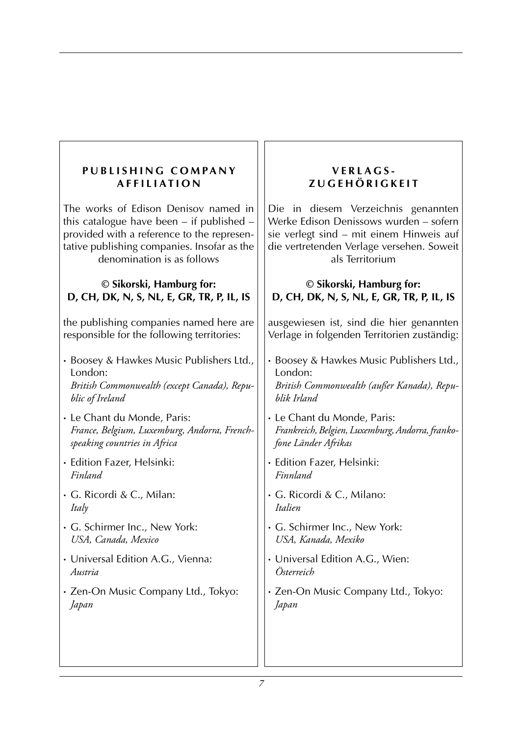## PUBLISHING COMPANY AFFILIATION

The works of Edison Denisov named in this catalogue have been – if published – provided with a reference to the representative publishing companies. Insofar as the denomination is as follows

**© Sikorski, Hamburg for:**
**D, CH, DK, N, S, NL, E, GR, TR, P, IL, IS**

the publishing companies named here are responsible for the following territories:

- Boosey & Hawkes Music Publishers Ltd., London:
  *British Commonwealth (except Canada), Republic of Ireland*
- Le Chant du Monde, Paris:
  *France, Belgium, Luxemburg, Andorra, French-speaking countries in Africa*
- Edition Fazer, Helsinki:
  *Finland*
- G. Ricordi & C., Milan:
  *Italy*
- G. Schirmer Inc., New York:
  *USA, Canada, Mexico*
- Universal Edition A.G., Vienna:
  *Austria*
- Zen-On Music Company Ltd., Tokyo:
  *Japan*

## VERLAGS-ZUGEHÖRIGKEIT

Die in diesem Verzeichnis genannten Werke Edison Denissows wurden – sofern sie verlegt sind – mit einem Hinweis auf die vertretenden Verlage versehen. Soweit als Territorium

**© Sikorski, Hamburg for:**
**D, CH, DK, N, S, NL, E, GR, TR, P, IL, IS**

ausgewiesen ist, sind die hier genannten Verlage in folgenden Territorien zuständig:

- Boosey & Hawkes Music Publishers Ltd., London:
  *British Commonwealth (außer Kanada), Republik Irland*
- Le Chant du Monde, Paris:
  *Frankreich, Belgien, Luxemburg, Andorra, frankofone Länder Afrikas*
- Edition Fazer, Helsinki:
  *Finnland*
- G. Ricordi & C., Milano:
  *Italien*
- G. Schirmer Inc., New York:
  *USA, Kanada, Mexiko*
- Universal Edition A.G., Wien:
  *Österreich*
- Zen-On Music Company Ltd., Tokyo:
  *Japan*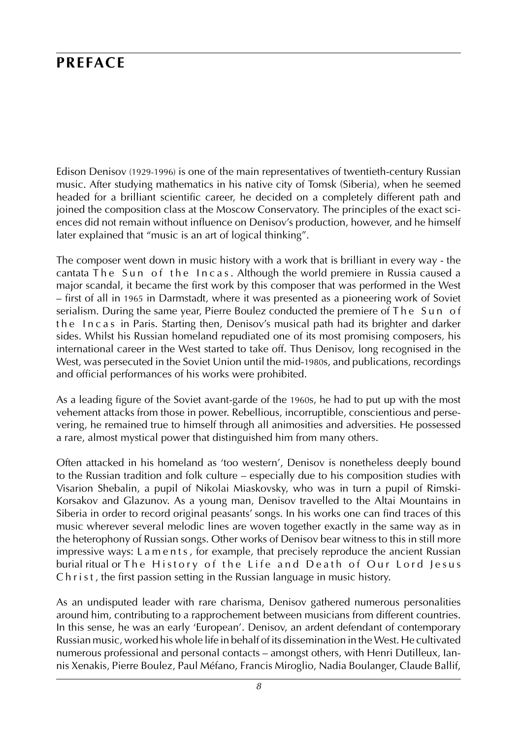# PREFACE

Edison Denisov (1929-1996) is one of the main representatives of twentieth-century Russian music. After studying mathematics in his native city of Tomsk (Siberia), when he seemed headed for a brilliant scientific career, he decided on a completely different path and joined the composition class at the Moscow Conservatory. The principles of the exact sciences did not remain without influence on Denisov's production, however, and he himself later explained that "music is an art of logical thinking".

The composer went down in music history with a work that is brilliant in every way - the cantata The Sun of the Incas. Although the world premiere in Russia caused a major scandal, it became the first work by this composer that was performed in the West – first of all in 1965 in Darmstadt, where it was presented as a pioneering work of Soviet serialism. During the same year, Pierre Boulez conducted the premiere of The Sun of the Incas in Paris. Starting then, Denisov's musical path had its brighter and darker sides. Whilst his Russian homeland repudiated one of its most promising composers, his international career in the West started to take off. Thus Denisov, long recognised in the West, was persecuted in the Soviet Union until the mid-1980s, and publications, recordings and official performances of his works were prohibited.

As a leading figure of the Soviet avant-garde of the 1960s, he had to put up with the most vehement attacks from those in power. Rebellious, incorruptible, conscientious and persevering, he remained true to himself through all animosities and adversities. He possessed a rare, almost mystical power that distinguished him from many others.

Often attacked in his homeland as 'too western', Denisov is nonetheless deeply bound to the Russian tradition and folk culture – especially due to his composition studies with Visarion Shebalin, a pupil of Nikolai Miaskovsky, who was in turn a pupil of Rimski-Korsakov and Glazunov. As a young man, Denisov travelled to the Altai Mountains in Siberia in order to record original peasants' songs. In his works one can find traces of this music wherever several melodic lines are woven together exactly in the same way as in the heterophony of Russian songs. Other works of Denisov bear witness to this in still more impressive ways: Laments, for example, that precisely reproduce the ancient Russian burial ritual or The History of the Life and Death of Our Lord Jesus Christ, the first passion setting in the Russian language in music history.

As an undisputed leader with rare charisma, Denisov gathered numerous personalities around him, contributing to a rapprochement between musicians from different countries. In this sense, he was an early 'European'. Denisov, an ardent defendant of contemporary Russian music, worked his whole life in behalf of its dissemination in the West. He cultivated numerous professional and personal contacts – amongst others, with Henri Dutilleux, Iannis Xenakis, Pierre Boulez, Paul Méfano, Francis Miroglio, Nadia Boulanger, Claude Ballif,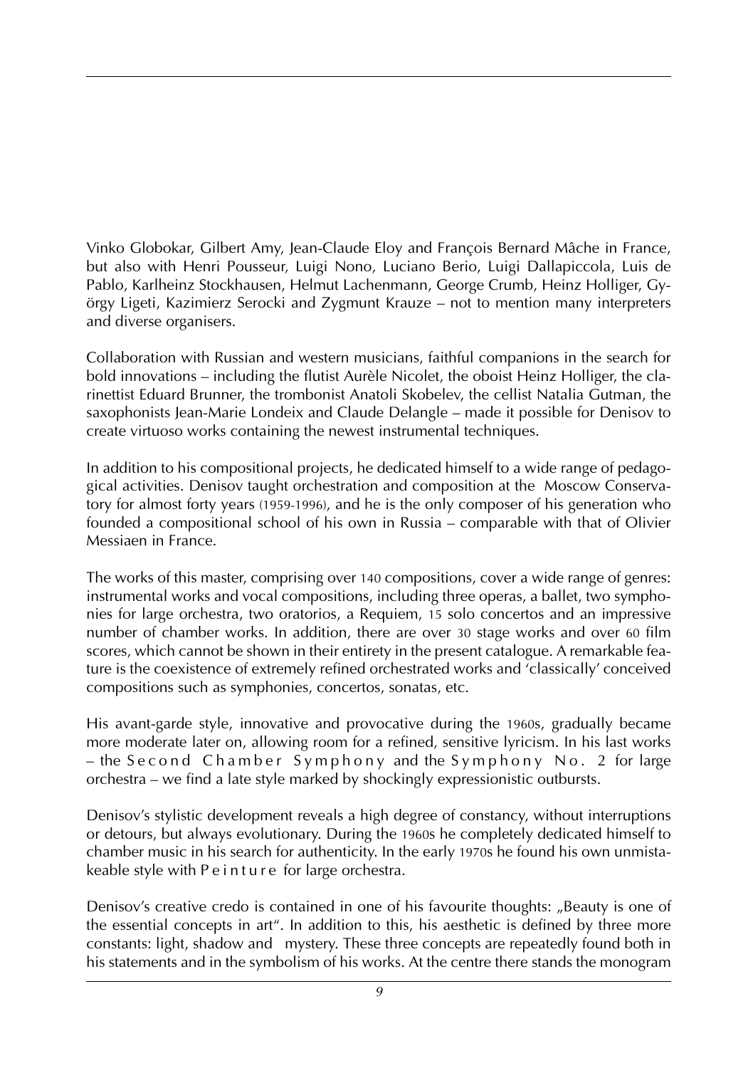Vinko Globokar, Gilbert Amy, Jean-Claude Eloy and François Bernard Mâche in France, but also with Henri Pousseur, Luigi Nono, Luciano Berio, Luigi Dallapiccola, Luis de Pablo, Karlheinz Stockhausen, Helmut Lachenmann, George Crumb, Heinz Holliger, György Ligeti, Kazimierz Serocki and Zygmunt Krauze – not to mention many interpreters and diverse organisers.

Collaboration with Russian and western musicians, faithful companions in the search for bold innovations – including the flutist Aurèle Nicolet, the oboist Heinz Holliger, the clarinettist Eduard Brunner, the trombonist Anatoli Skobelev, the cellist Natalia Gutman, the saxophonists Jean-Marie Londeix and Claude Delangle – made it possible for Denisov to create virtuoso works containing the newest instrumental techniques.

In addition to his compositional projects, he dedicated himself to a wide range of pedagogical activities. Denisov taught orchestration and composition at the Moscow Conservatory for almost forty years (1959-1996), and he is the only composer of his generation who founded a compositional school of his own in Russia – comparable with that of Olivier Messiaen in France.

The works of this master, comprising over 140 compositions, cover a wide range of genres: instrumental works and vocal compositions, including three operas, a ballet, two symphonies for large orchestra, two oratorios, a Requiem, 15 solo concertos and an impressive number of chamber works. In addition, there are over 30 stage works and over 60 film scores, which cannot be shown in their entirety in the present catalogue. A remarkable feature is the coexistence of extremely refined orchestrated works and 'classically' conceived compositions such as symphonies, concertos, sonatas, etc.

His avant-garde style, innovative and provocative during the 1960s, gradually became more moderate later on, allowing room for a refined, sensitive lyricism. In his last works – the *Second Chamber Symphony* and the *Symphony No. 2* for large orchestra – we find a late style marked by shockingly expressionistic outbursts.

Denisov's stylistic development reveals a high degree of constancy, without interruptions or detours, but always evolutionary. During the 1960s he completely dedicated himself to chamber music in his search for authenticity. In the early 1970s he found his own unmistakeable style with *Peinture* for large orchestra.

Denisov's creative credo is contained in one of his favourite thoughts: „Beauty is one of the essential concepts in art". In addition to this, his aesthetic is defined by three more constants: light, shadow and mystery. These three concepts are repeatedly found both in his statements and in the symbolism of his works. At the centre there stands the monogram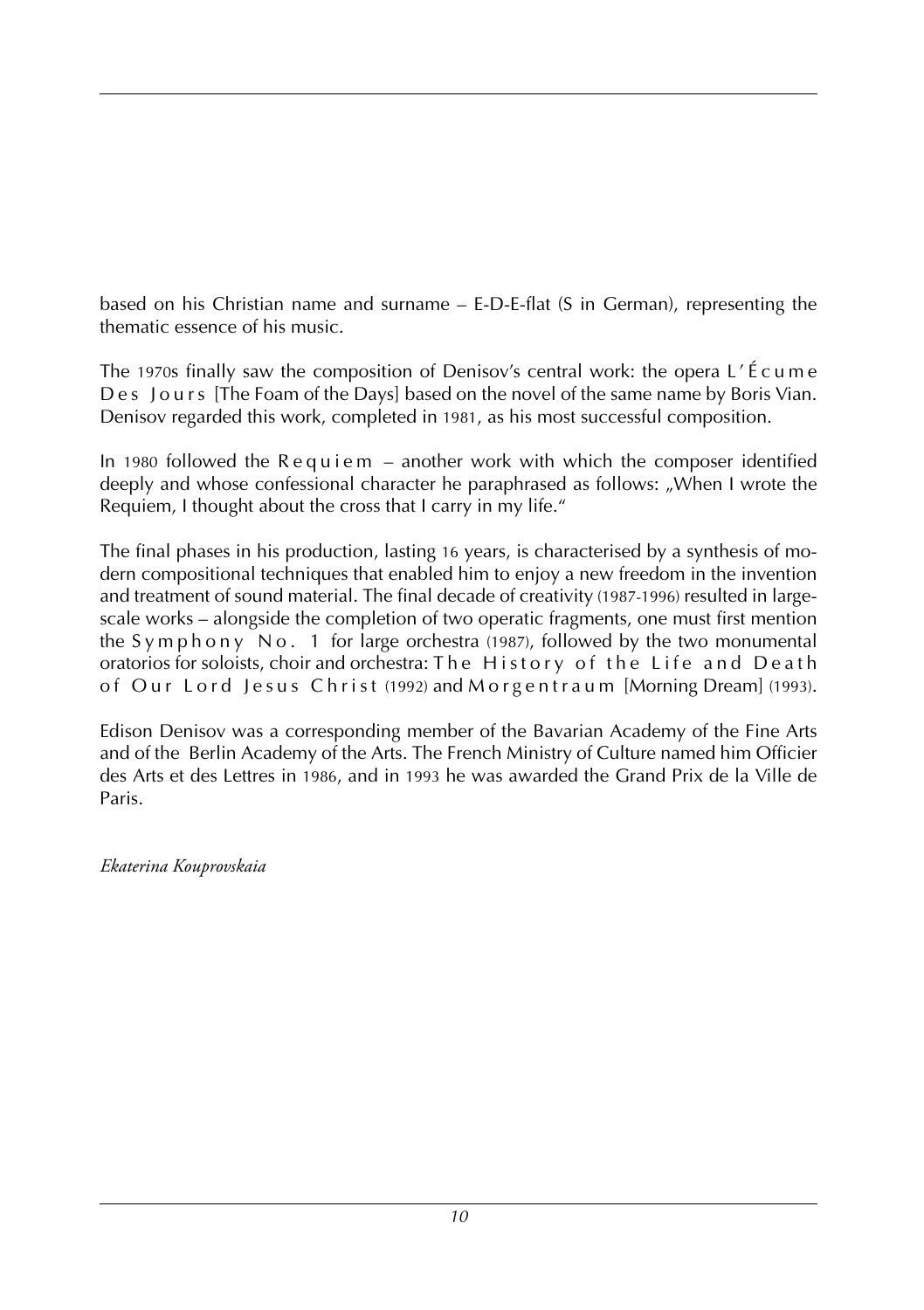based on his Christian name and surname – E-D-E-flat (S in German), representing the thematic essence of his music.

The 1970s finally saw the composition of Denisov's central work: the opera L'Écume Des Jours [The Foam of the Days] based on the novel of the same name by Boris Vian. Denisov regarded this work, completed in 1981, as his most successful composition.

In 1980 followed the Requiem – another work with which the composer identified deeply and whose confessional character he paraphrased as follows: „When I wrote the Requiem, I thought about the cross that I carry in my life."

The final phases in his production, lasting 16 years, is characterised by a synthesis of modern compositional techniques that enabled him to enjoy a new freedom in the invention and treatment of sound material. The final decade of creativity (1987-1996) resulted in large-scale works – alongside the completion of two operatic fragments, one must first mention the Symphony No. 1 for large orchestra (1987), followed by the two monumental oratorios for soloists, choir and orchestra: The History of the Life and Death of Our Lord Jesus Christ (1992) and Morgentraum [Morning Dream] (1993).

Edison Denisov was a corresponding member of the Bavarian Academy of the Fine Arts and of the Berlin Academy of the Arts. The French Ministry of Culture named him Officier des Arts et des Lettres in 1986, and in 1993 he was awarded the Grand Prix de la Ville de Paris.

*Ekaterina Kouprovskaia*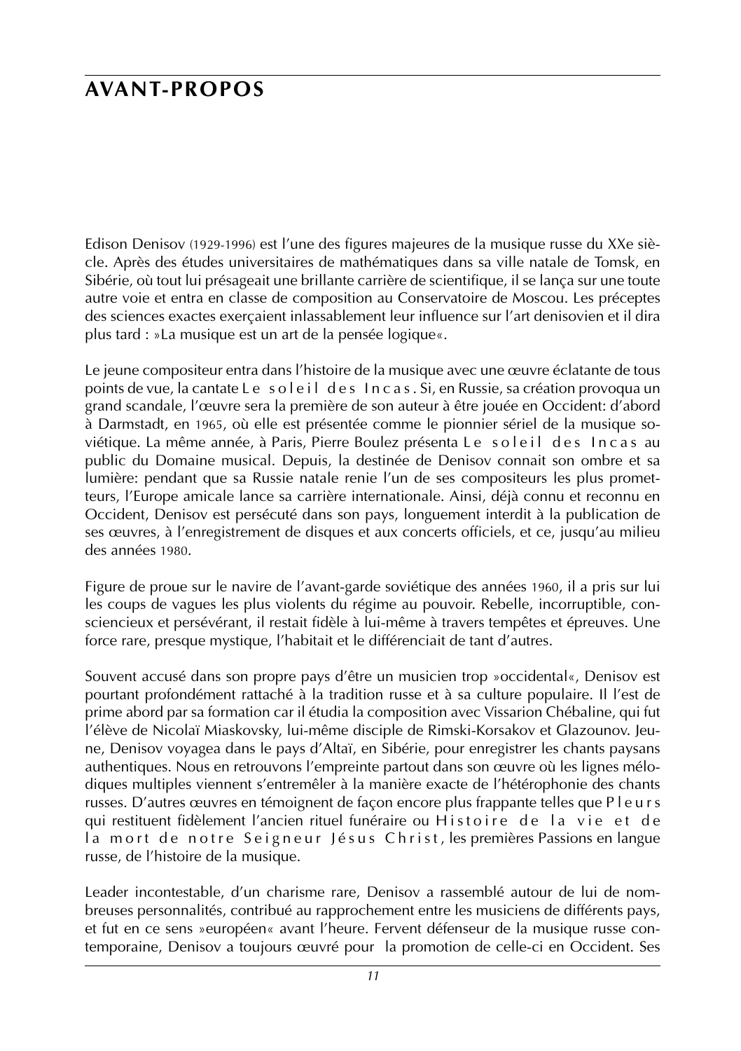# AVANT-PROPOS

Edison Denisov (1929-1996) est l'une des figures majeures de la musique russe du XXe siècle. Après des études universitaires de mathématiques dans sa ville natale de Tomsk, en Sibérie, où tout lui présageait une brillante carrière de scientifique, il se lança sur une toute autre voie et entra en classe de composition au Conservatoire de Moscou. Les préceptes des sciences exactes exerçaient inlassablement leur influence sur l'art denisovien et il dira plus tard : »La musique est un art de la pensée logique«.

Le jeune compositeur entra dans l'histoire de la musique avec une œuvre éclatante de tous points de vue, la cantate *Le soleil des Incas*. Si, en Russie, sa création provoqua un grand scandale, l'œuvre sera la première de son auteur à être jouée en Occident: d'abord à Darmstadt, en 1965, où elle est présentée comme le pionnier sériel de la musique soviétique. La même année, à Paris, Pierre Boulez présenta *Le soleil des Incas* au public du Domaine musical. Depuis, la destinée de Denisov connait son ombre et sa lumière: pendant que sa Russie natale renie l'un de ses compositeurs les plus prometteurs, l'Europe amicale lance sa carrière internationale. Ainsi, déjà connu et reconnu en Occident, Denisov est persécuté dans son pays, longuement interdit à la publication de ses œuvres, à l'enregistrement de disques et aux concerts officiels, et ce, jusqu'au milieu des années 1980.

Figure de proue sur le navire de l'avant-garde soviétique des années 1960, il a pris sur lui les coups de vagues les plus violents du régime au pouvoir. Rebelle, incorruptible, consciencieux et persévérant, il restait fidèle à lui-même à travers tempêtes et épreuves. Une force rare, presque mystique, l'habitait et le différenciait de tant d'autres.

Souvent accusé dans son propre pays d'être un musicien trop »occidental«, Denisov est pourtant profondément rattaché à la tradition russe et à sa culture populaire. Il l'est de prime abord par sa formation car il étudia la composition avec Vissarion Chébaline, qui fut l'élève de Nicolaï Miaskovsky, lui-même disciple de Rimski-Korsakov et Glazounov. Jeune, Denisov voyagea dans le pays d'Altaï, en Sibérie, pour enregistrer les chants paysans authentiques. Nous en retrouvons l'empreinte partout dans son œuvre où les lignes mélodiques multiples viennent s'entremêler à la manière exacte de l'hétérophonie des chants russes. D'autres œuvres en témoignent de façon encore plus frappante telles que *Pleurs* qui restituent fidèlement l'ancien rituel funéraire ou *Histoire de la vie et de la mort de notre Seigneur Jésus Christ*, les premières Passions en langue russe, de l'histoire de la musique.

Leader incontestable, d'un charisme rare, Denisov a rassemblé autour de lui de nombreuses personnalités, contribué au rapprochement entre les musiciens de différents pays, et fut en ce sens »européen« avant l'heure. Fervent défenseur de la musique russe contemporaine, Denisov a toujours œuvré pour la promotion de celle-ci en Occident. Ses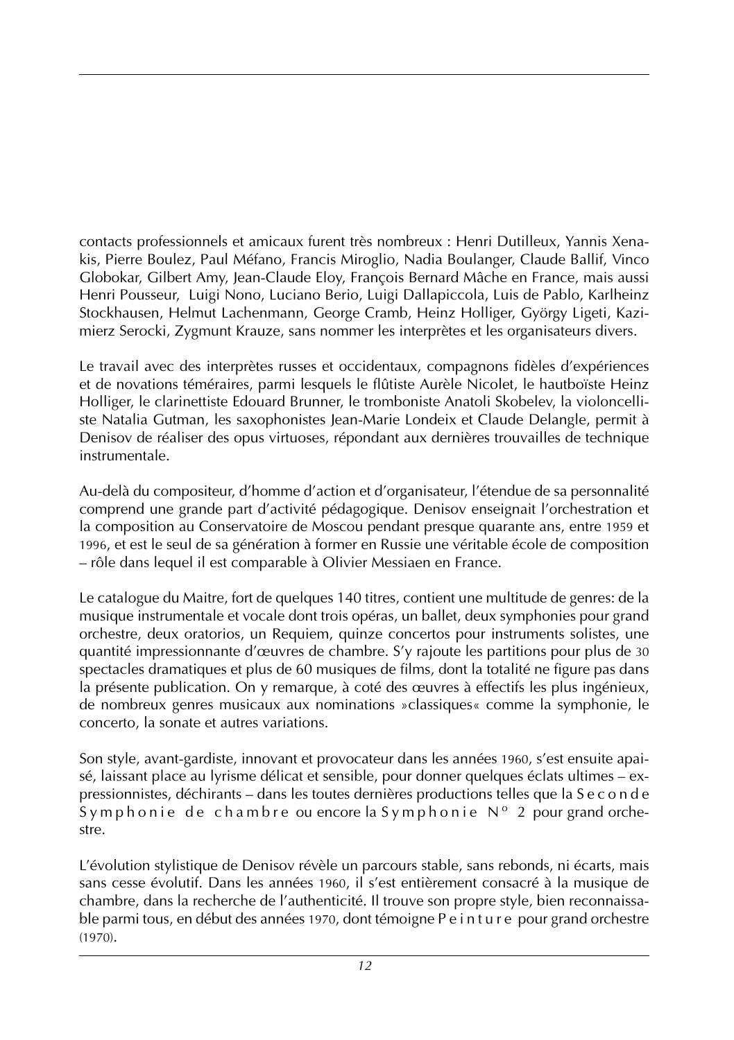contacts professionnels et amicaux furent très nombreux : Henri Dutilleux, Yannis Xenakis, Pierre Boulez, Paul Méfano, Francis Miroglio, Nadia Boulanger, Claude Ballif, Vinco Globokar, Gilbert Amy, Jean-Claude Eloy, François Bernard Mâche en France, mais aussi Henri Pousseur, Luigi Nono, Luciano Berio, Luigi Dallapiccola, Luis de Pablo, Karlheinz Stockhausen, Helmut Lachenmann, George Cramb, Heinz Holliger, György Ligeti, Kazimierz Serocki, Zygmunt Krauze, sans nommer les interprètes et les organisateurs divers.

Le travail avec des interprètes russes et occidentaux, compagnons fidèles d'expériences et de novations téméraires, parmi lesquels le flûtiste Aurèle Nicolet, le hautboïste Heinz Holliger, le clarinettiste Edouard Brunner, le tromboniste Anatoli Skobelev, la violoncelliste Natalia Gutman, les saxophonistes Jean-Marie Londeix et Claude Delangle, permit à Denisov de réaliser des opus virtuoses, répondant aux dernières trouvailles de technique instrumentale.

Au-delà du compositeur, d'homme d'action et d'organisateur, l'étendue de sa personnalité comprend une grande part d'activité pédagogique. Denisov enseignait l'orchestration et la composition au Conservatoire de Moscou pendant presque quarante ans, entre 1959 et 1996, et est le seul de sa génération à former en Russie une véritable école de composition – rôle dans lequel il est comparable à Olivier Messiaen en France.

Le catalogue du Maitre, fort de quelques 140 titres, contient une multitude de genres: de la musique instrumentale et vocale dont trois opéras, un ballet, deux symphonies pour grand orchestre, deux oratorios, un Requiem, quinze concertos pour instruments solistes, une quantité impressionnante d'œuvres de chambre. S'y rajoute les partitions pour plus de 30 spectacles dramatiques et plus de 60 musiques de films, dont la totalité ne figure pas dans la présente publication. On y remarque, à coté des œuvres à effectifs les plus ingénieux, de nombreux genres musicaux aux nominations »classiques« comme la symphonie, le concerto, la sonate et autres variations.

Son style, avant-gardiste, innovant et provocateur dans les années 1960, s'est ensuite apaisé, laissant place au lyrisme délicat et sensible, pour donner quelques éclats ultimes – expressionnistes, déchirants – dans les toutes dernières productions telles que la Seconde Symphonie de chambre ou encore la Symphonie N° 2 pour grand orchestre.

L'évolution stylistique de Denisov révèle un parcours stable, sans rebonds, ni écarts, mais sans cesse évolutif. Dans les années 1960, il s'est entièrement consacré à la musique de chambre, dans la recherche de l'authenticité. Il trouve son propre style, bien reconnaissable parmi tous, en début des années 1970, dont témoigne Peinture pour grand orchestre (1970).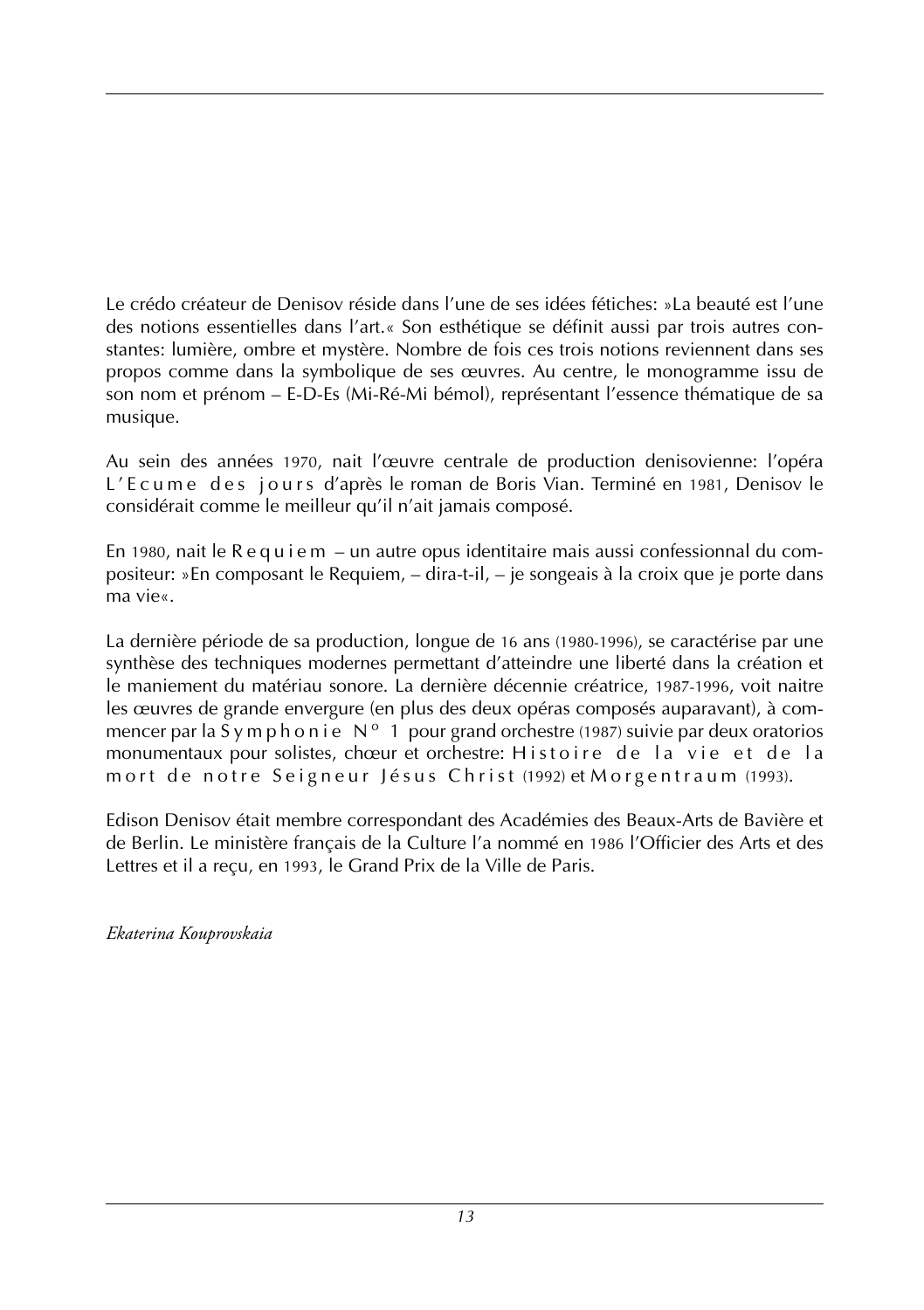Le crédo créateur de Denisov réside dans l'une de ses idées fétiches: »La beauté est l'une des notions essentielles dans l'art.« Son esthétique se définit aussi par trois autres constantes: lumière, ombre et mystère. Nombre de fois ces trois notions reviennent dans ses propos comme dans la symbolique de ses œuvres. Au centre, le monogramme issu de son nom et prénom – E-D-Es (Mi-Ré-Mi bémol), représentant l'essence thématique de sa musique.

Au sein des années 1970, nait l'œuvre centrale de production denisovienne: l'opéra L'Ecume des jours d'après le roman de Boris Vian. Terminé en 1981, Denisov le considérait comme le meilleur qu'il n'ait jamais composé.

En 1980, nait le Requiem – un autre opus identitaire mais aussi confessionnal du compositeur: »En composant le Requiem, – dira-t-il, – je songeais à la croix que je porte dans ma vie«.

La dernière période de sa production, longue de 16 ans (1980-1996), se caractérise par une synthèse des techniques modernes permettant d'atteindre une liberté dans la création et le maniement du matériau sonore. La dernière décennie créatrice, 1987-1996, voit naitre les œuvres de grande envergure (en plus des deux opéras composés auparavant), à commencer par la Symphonie Nº 1 pour grand orchestre (1987) suivie par deux oratorios monumentaux pour solistes, chœur et orchestre: Histoire de la vie et de la mort de notre Seigneur Jésus Christ (1992) et Morgentraum (1993).

Edison Denisov était membre correspondant des Académies des Beaux-Arts de Bavière et de Berlin. Le ministère français de la Culture l'a nommé en 1986 l'Officier des Arts et des Lettres et il a reçu, en 1993, le Grand Prix de la Ville de Paris.

*Ekaterina Kouprovskaia*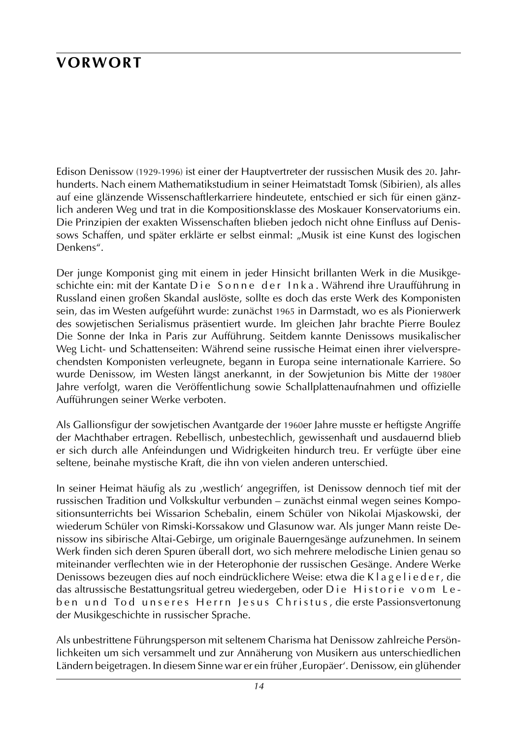# VORWORT

Edison Denissow (1929-1996) ist einer der Hauptvertreter der russischen Musik des 20. Jahrhunderts. Nach einem Mathematikstudium in seiner Heimatstadt Tomsk (Sibirien), als alles auf eine glänzende Wissenschaftlerkarriere hindeutete, entschied er sich für einen gänzlich anderen Weg und trat in die Kompositionsklasse des Moskauer Konservatoriums ein. Die Prinzipien der exakten Wissenschaften blieben jedoch nicht ohne Einfluss auf Denissows Schaffen, und später erklärte er selbst einmal: „Musik ist eine Kunst des logischen Denkens".

Der junge Komponist ging mit einem in jeder Hinsicht brillanten Werk in die Musikgeschichte ein: mit der Kantate Die Sonne der Inka. Während ihre Uraufführung in Russland einen großen Skandal auslöste, sollte es doch das erste Werk des Komponisten sein, das im Westen aufgeführt wurde: zunächst 1965 in Darmstadt, wo es als Pionierwerk des sowjetischen Serialismus präsentiert wurde. Im gleichen Jahr brachte Pierre Boulez Die Sonne der Inka in Paris zur Aufführung. Seitdem kannte Denissows musikalischer Weg Licht- und Schattenseiten: Während seine russische Heimat einen ihrer vielversprechendsten Komponisten verleugnete, begann in Europa seine internationale Karriere. So wurde Denissow, im Westen längst anerkannt, in der Sowjetunion bis Mitte der 1980er Jahre verfolgt, waren die Veröffentlichung sowie Schallplattenaufnahmen und offizielle Aufführungen seiner Werke verboten.

Als Gallionsfigur der sowjetischen Avantgarde der 1960er Jahre musste er heftigste Angriffe der Machthaber ertragen. Rebellisch, unbestechlich, gewissenhaft und ausdauernd blieb er sich durch alle Anfeindungen und Widrigkeiten hindurch treu. Er verfügte über eine seltene, beinahe mystische Kraft, die ihn von vielen anderen unterschied.

In seiner Heimat häufig als zu ‚westlich' angegriffen, ist Denissow dennoch tief mit der russischen Tradition und Volkskultur verbunden – zunächst einmal wegen seines Kompositionsunterrichts bei Wissarion Schebalin, einem Schüler von Nikolai Mjaskowski, der wiederum Schüler von Rimski-Korssakow und Glasunow war. Als junger Mann reiste Denissow ins sibirische Altai-Gebirge, um originale Bauerngesänge aufzunehmen. In seinem Werk finden sich deren Spuren überall dort, wo sich mehrere melodische Linien genau so miteinander verflechten wie in der Heterophonie der russischen Gesänge. Andere Werke Denissows bezeugen dies auf noch eindrücklichere Weise: etwa die Klagelieder, die das altrussische Bestattungsritual getreu wiedergeben, oder Die Historie vom Leben und Tod unseres Herrn Jesus Christus, die erste Passionsvertonung der Musikgeschichte in russischer Sprache.

Als unbestrittene Führungsperson mit seltenem Charisma hat Denissow zahlreiche Persönlichkeiten um sich versammelt und zur Annäherung von Musikern aus unterschiedlichen Ländern beigetragen. In diesem Sinne war er ein früher ‚Europäer'. Denissow, ein glühender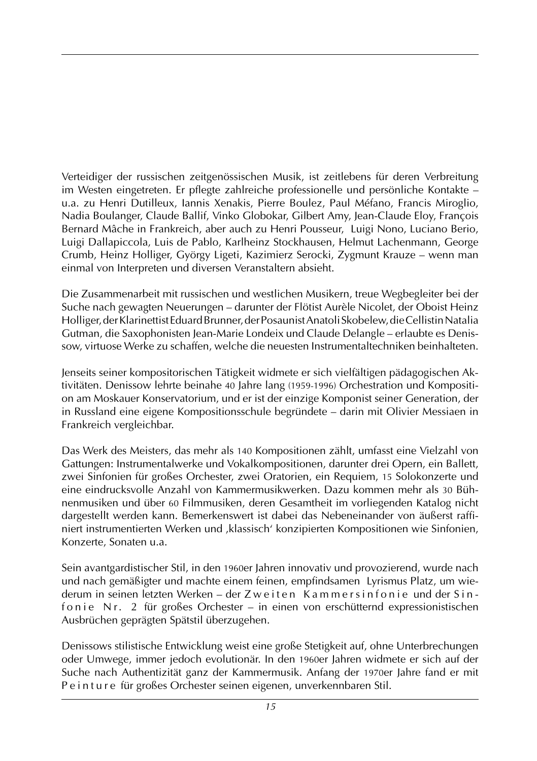Verteidiger der russischen zeitgenössischen Musik, ist zeitlebens für deren Verbreitung im Westen eingetreten. Er pflegte zahlreiche professionelle und persönliche Kontakte – u.a. zu Henri Dutilleux, Iannis Xenakis, Pierre Boulez, Paul Méfano, Francis Miroglio, Nadia Boulanger, Claude Ballif, Vinko Globokar, Gilbert Amy, Jean-Claude Eloy, François Bernard Mâche in Frankreich, aber auch zu Henri Pousseur, Luigi Nono, Luciano Berio, Luigi Dallapiccola, Luis de Pablo, Karlheinz Stockhausen, Helmut Lachenmann, George Crumb, Heinz Holliger, György Ligeti, Kazimierz Serocki, Zygmunt Krauze – wenn man einmal von Interpreten und diversen Veranstaltern absieht.

Die Zusammenarbeit mit russischen und westlichen Musikern, treue Wegbegleiter bei der Suche nach gewagten Neuerungen – darunter der Flötist Aurèle Nicolet, der Oboist Heinz Holliger, der Klarinettist Eduard Brunner, der Posaunist Anatoli Skobelew, die Cellistin Natalia Gutman, die Saxophonisten Jean-Marie Londeix und Claude Delangle – erlaubte es Denissow, virtuose Werke zu schaffen, welche die neuesten Instrumentaltechniken beinhalteten.

Jenseits seiner kompositorischen Tätigkeit widmete er sich vielfältigen pädagogischen Aktivitäten. Denissow lehrte beinahe 40 Jahre lang (1959-1996) Orchestration und Komposition am Moskauer Konservatorium, und er ist der einzige Komponist seiner Generation, der in Russland eine eigene Kompositionsschule begründete – darin mit Olivier Messiaen in Frankreich vergleichbar.

Das Werk des Meisters, das mehr als 140 Kompositionen zählt, umfasst eine Vielzahl von Gattungen: Instrumentalwerke und Vokalkompositionen, darunter drei Opern, ein Ballett, zwei Sinfonien für großes Orchester, zwei Oratorien, ein Requiem, 15 Solokonzerte und eine eindrucksvolle Anzahl von Kammermusikwerken. Dazu kommen mehr als 30 Bühnenmusiken und über 60 Filmmusiken, deren Gesamtheit im vorliegenden Katalog nicht dargestellt werden kann. Bemerkenswert ist dabei das Nebeneinander von äußerst raffiniert instrumentierten Werken und ‚klassisch' konzipierten Kompositionen wie Sinfonien, Konzerte, Sonaten u.a.

Sein avantgardistischer Stil, in den 1960er Jahren innovativ und provozierend, wurde nach und nach gemäßigter und machte einem feinen, empfindsamen Lyrismus Platz, um wiederum in seinen letzten Werken – der Zweiten Kammersinfonie und der Sinfonie Nr. 2 für großes Orchester – in einen von erschütternd expressionistischen Ausbrüchen geprägten Spätstil überzugehen.

Denissows stilistische Entwicklung weist eine große Stetigkeit auf, ohne Unterbrechungen oder Umwege, immer jedoch evolutionär. In den 1960er Jahren widmete er sich auf der Suche nach Authentizität ganz der Kammermusik. Anfang der 1970er Jahre fand er mit Peinture für großes Orchester seinen eigenen, unverkennbaren Stil.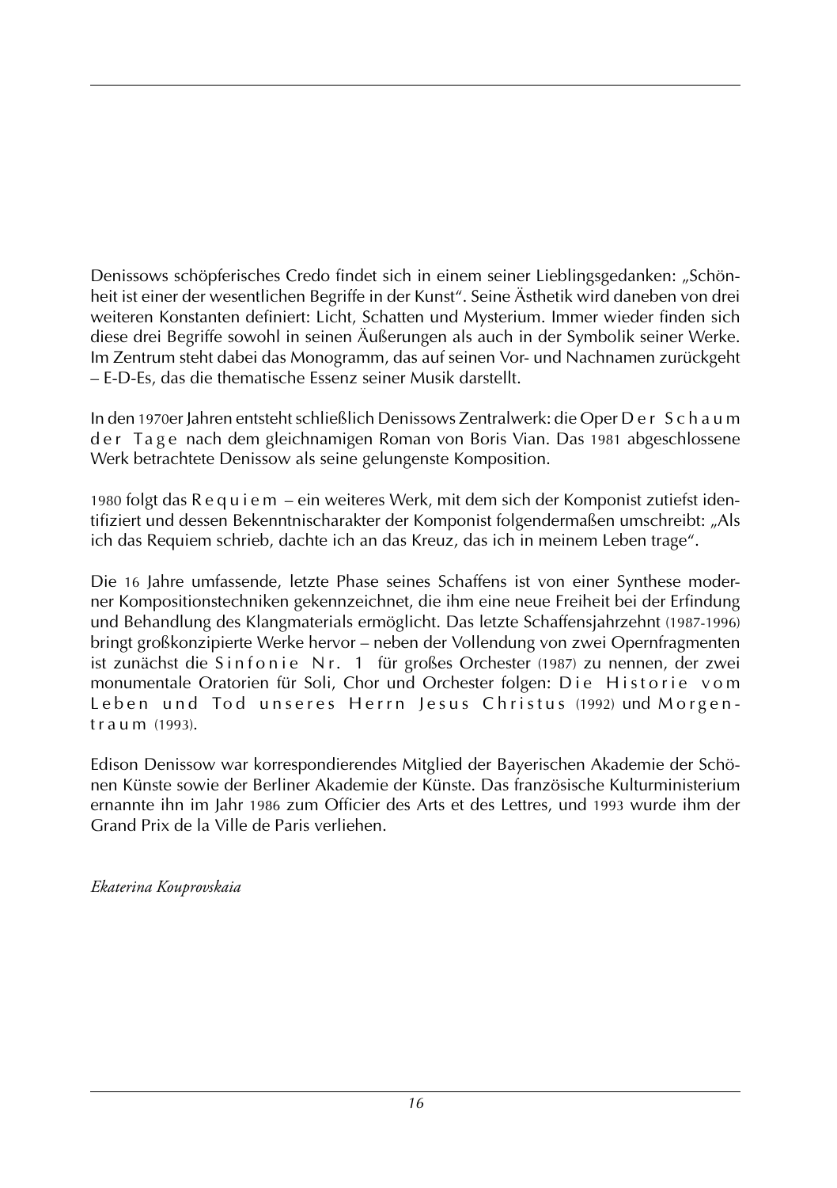Denissows schöpferisches Credo findet sich in einem seiner Lieblingsgedanken: „Schönheit ist einer der wesentlichen Begriffe in der Kunst". Seine Ästhetik wird daneben von drei weiteren Konstanten definiert: Licht, Schatten und Mysterium. Immer wieder finden sich diese drei Begriffe sowohl in seinen Äußerungen als auch in der Symbolik seiner Werke. Im Zentrum steht dabei das Monogramm, das auf seinen Vor- und Nachnamen zurückgeht – E-D-Es, das die thematische Essenz seiner Musik darstellt.

In den 1970er Jahren entsteht schließlich Denissows Zentralwerk: die Oper Der Schaum der Tage nach dem gleichnamigen Roman von Boris Vian. Das 1981 abgeschlossene Werk betrachtete Denissow als seine gelungenste Komposition.

1980 folgt das Requiem – ein weiteres Werk, mit dem sich der Komponist zutiefst identifiziert und dessen Bekenntnischarakter der Komponist folgendermaßen umschreibt: „Als ich das Requiem schrieb, dachte ich an das Kreuz, das ich in meinem Leben trage".

Die 16 Jahre umfassende, letzte Phase seines Schaffens ist von einer Synthese moderner Kompositionstechniken gekennzeichnet, die ihm eine neue Freiheit bei der Erfindung und Behandlung des Klangmaterials ermöglicht. Das letzte Schaffensjahrzehnt (1987-1996) bringt großkonzipierte Werke hervor – neben der Vollendung von zwei Opernfragmenten ist zunächst die Sinfonie Nr. 1 für großes Orchester (1987) zu nennen, der zwei monumentale Oratorien für Soli, Chor und Orchester folgen: Die Historie vom Leben und Tod unseres Herrn Jesus Christus (1992) und Morgentraum (1993).

Edison Denissow war korrespondierendes Mitglied der Bayerischen Akademie der Schönen Künste sowie der Berliner Akademie der Künste. Das französische Kulturministerium ernannte ihn im Jahr 1986 zum Officier des Arts et des Lettres, und 1993 wurde ihm der Grand Prix de la Ville de Paris verliehen.

*Ekaterina Kouprovskaia*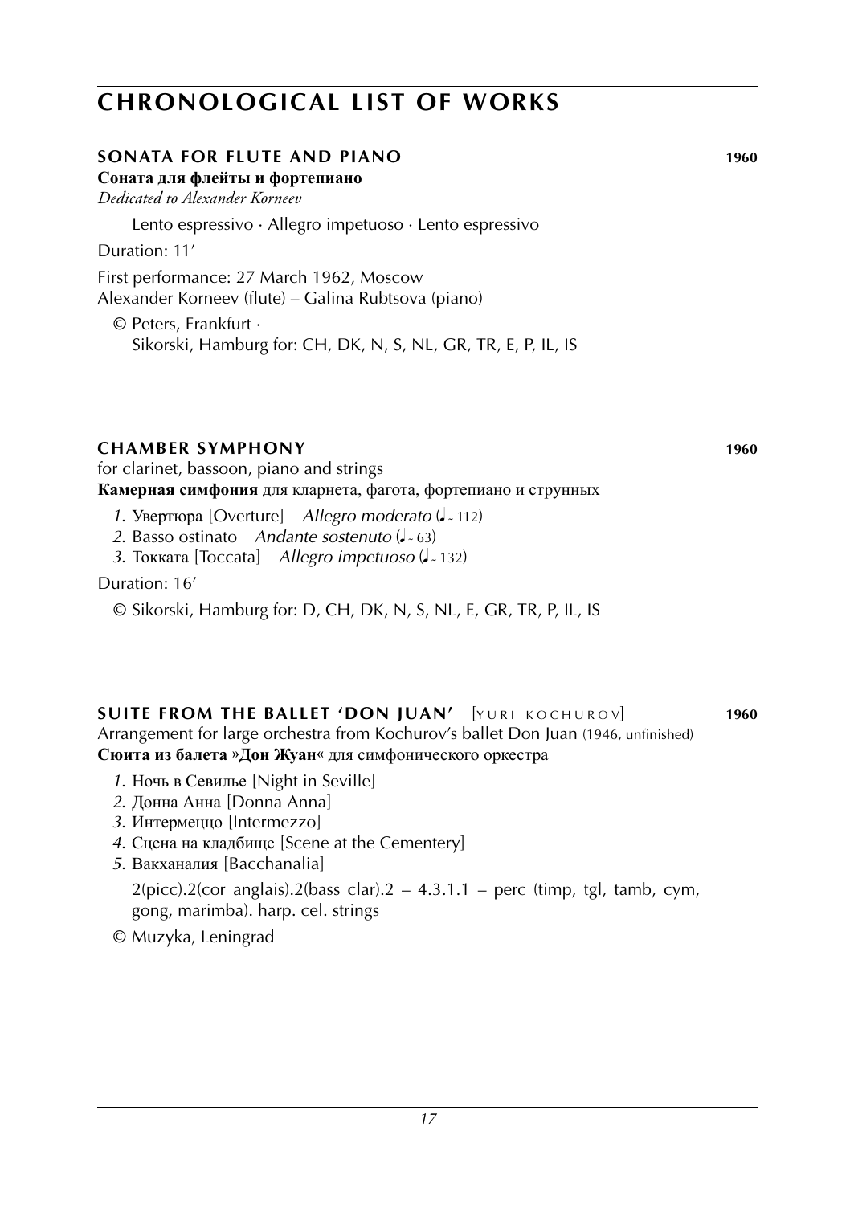# CHRONOLOGICAL LIST OF WORKS

## SONATA FOR FLUTE AND PIANO 1960

**Соната для флейты и фортепиано**

*Dedicated to Alexander Korneev*

Lento espressivo · Allegro impetuoso · Lento espressivo

Duration: 11′

First performance: 27 March 1962, Moscow
Alexander Korneev (flute) – Galina Rubtsova (piano)

© Peters, Frankfurt ·
Sikorski, Hamburg for: CH, DK, N, S, NL, GR, TR, E, P, IL, IS

## CHAMBER SYMPHONY 1960

for clarinet, bassoon, piano and strings

**Камерная симфония** для кларнета, фагота, фортепиано и струнных

*1.* Увертюра [Overture] *Allegro moderato* (♩. ~ 112)
*2.* Basso ostinato *Andante sostenuto* (♩. ~ 63)
*3.* Токката [Toccata] *Allegro impetuoso* (♩ ~ 132)

Duration: 16′

© Sikorski, Hamburg for: D, CH, DK, N, S, NL, E, GR, TR, P, IL, IS

## SUITE FROM THE BALLET 'DON JUAN' [YURI KOCHUROV] 1960

Arrangement for large orchestra from Kochurov's ballet Don Juan (1946, unfinished)

**Сюита из балета »Дон Жуан«** для симфонического оркестра

*1.* Ночь в Севилье [Night in Seville]
*2.* Донна Анна [Donna Anna]
*3.* Интермеццо [Intermezzo]
*4.* Сцена на кладбище [Scene at the Cementery]
*5.* Вакханалия [Bacchanalia]

2(picc).2(cor anglais).2(bass clar).2 – 4.3.1.1 – perc (timp, tgl, tamb, cym, gong, marimba). harp. cel. strings

© Muzyka, Leningrad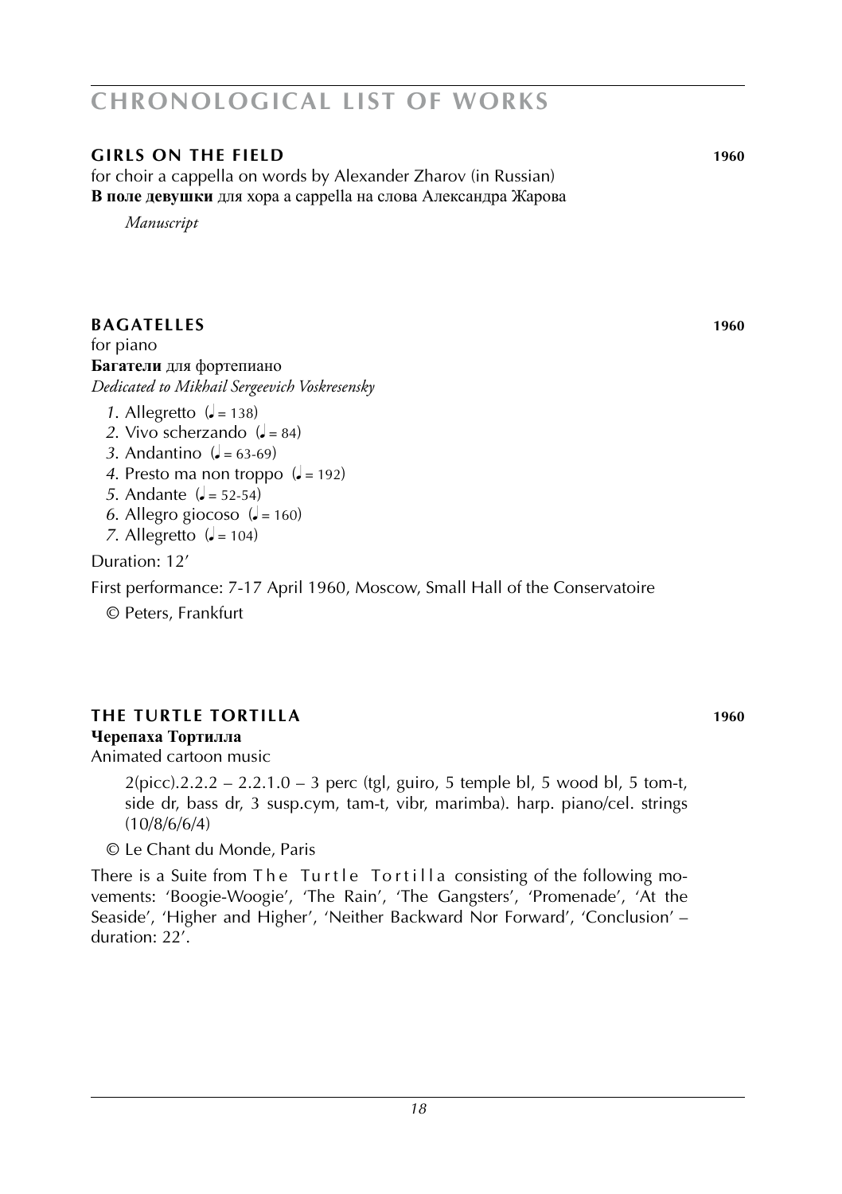# CHRONOLOGICAL LIST OF WORKS

## GIRLS ON THE FIELD 1960

for choir a cappella on words by Alexander Zharov (in Russian)
**В поле девушки** для хора a cappella на слова Александра Жарова

*Manuscript*

## BAGATELLES 1960

for piano
**Багатели** для фортепиано
*Dedicated to Mikhail Sergeevich Voskresensky*

*1*. Allegretto (♩ = 138)
*2*. Vivo scherzando (♩ = 84)
*3*. Andantino (♩ = 63-69)
*4*. Presto ma non troppo (♩ = 192)
*5*. Andante (♩ = 52-54)
*6*. Allegro giocoso (♩ = 160)
*7*. Allegretto (♩ = 104)

Duration: 12′

First performance: 7-17 April 1960, Moscow, Small Hall of the Conservatoire

© Peters, Frankfurt

## THE TURTLE TORTILLA 1960

**Черепаха Тортилла**
Animated cartoon music

2(picc).2.2.2 – 2.2.1.0 – 3 perc (tgl, guiro, 5 temple bl, 5 wood bl, 5 tom-t, side dr, bass dr, 3 susp.cym, tam-t, vibr, marimba). harp. piano/cel. strings (10/8/6/6/4)

© Le Chant du Monde, Paris

There is a Suite from The Turtle Tortilla consisting of the following movements: 'Boogie-Woogie', 'The Rain', 'The Gangsters', 'Promenade', 'At the Seaside', 'Higher and Higher', 'Neither Backward Nor Forward', 'Conclusion' – duration: 22′.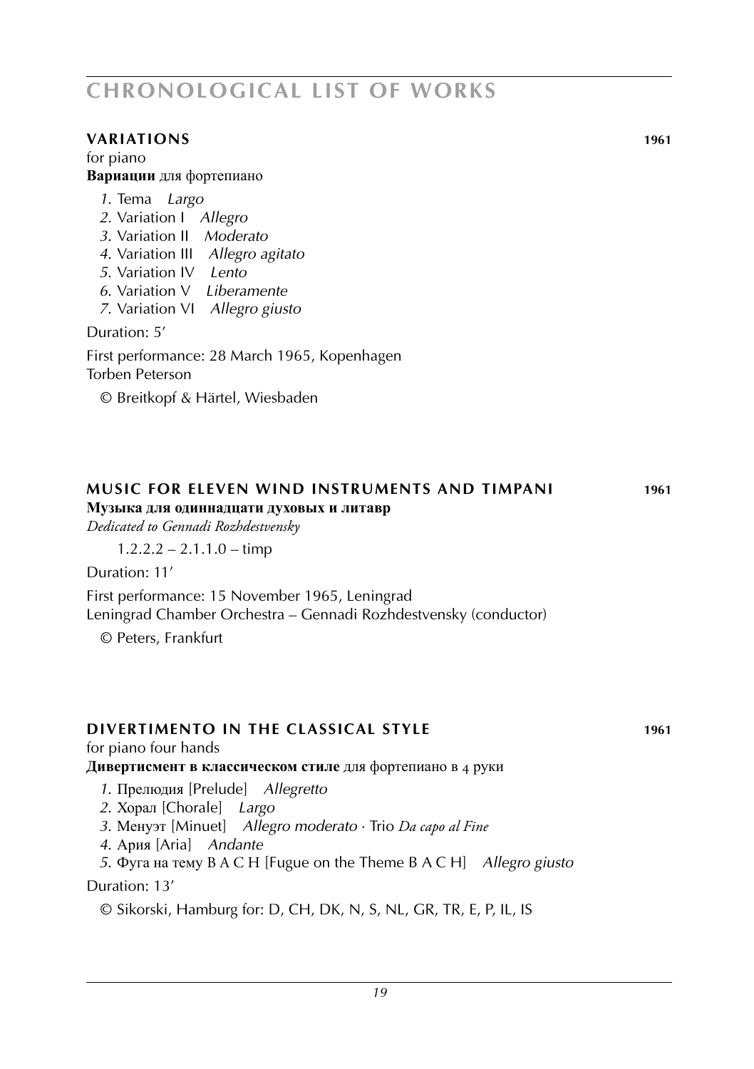# CHRONOLOGICAL LIST OF WORKS

## VARIATIONS 1961

for piano
**Вариации** для фортепиано

*1.* Tema *Largo*
*2.* Variation I *Allegro*
*3.* Variation II *Moderato*
*4.* Variation III *Allegro agitato*
*5.* Variation IV *Lento*
*6.* Variation V *Liberamente*
*7.* Variation VI *Allegro giusto*

Duration: 5′

First performance: 28 March 1965, Kopenhagen
Torben Peterson

© Breitkopf & Härtel, Wiesbaden

## MUSIC FOR ELEVEN WIND INSTRUMENTS AND TIMPANI 1961

**Музыка для одиннадцати духовых и литавр**
*Dedicated to Gennadi Rozhdestvensky*

1.2.2.2 – 2.1.1.0 – timp

Duration: 11′

First performance: 15 November 1965, Leningrad
Leningrad Chamber Orchestra – Gennadi Rozhdestvensky (conductor)

© Peters, Frankfurt

## DIVERTIMENTO IN THE CLASSICAL STYLE 1961

for piano four hands
**Дивертисмент в классическом стиле** для фортепиано в 4 руки

*1.* Прелюдия [Prelude] *Allegretto*
*2.* Хорал [Chorale] *Largo*
*3.* Менуэт [Minuet] *Allegro moderato* · Trio *Da capo al Fine*
*4.* Ария [Aria] *Andante*
*5.* Фуга на тему B A C H [Fugue on the Theme B A C H] *Allegro giusto*

Duration: 13′

© Sikorski, Hamburg for: D, CH, DK, N, S, NL, GR, TR, E, P, IL, IS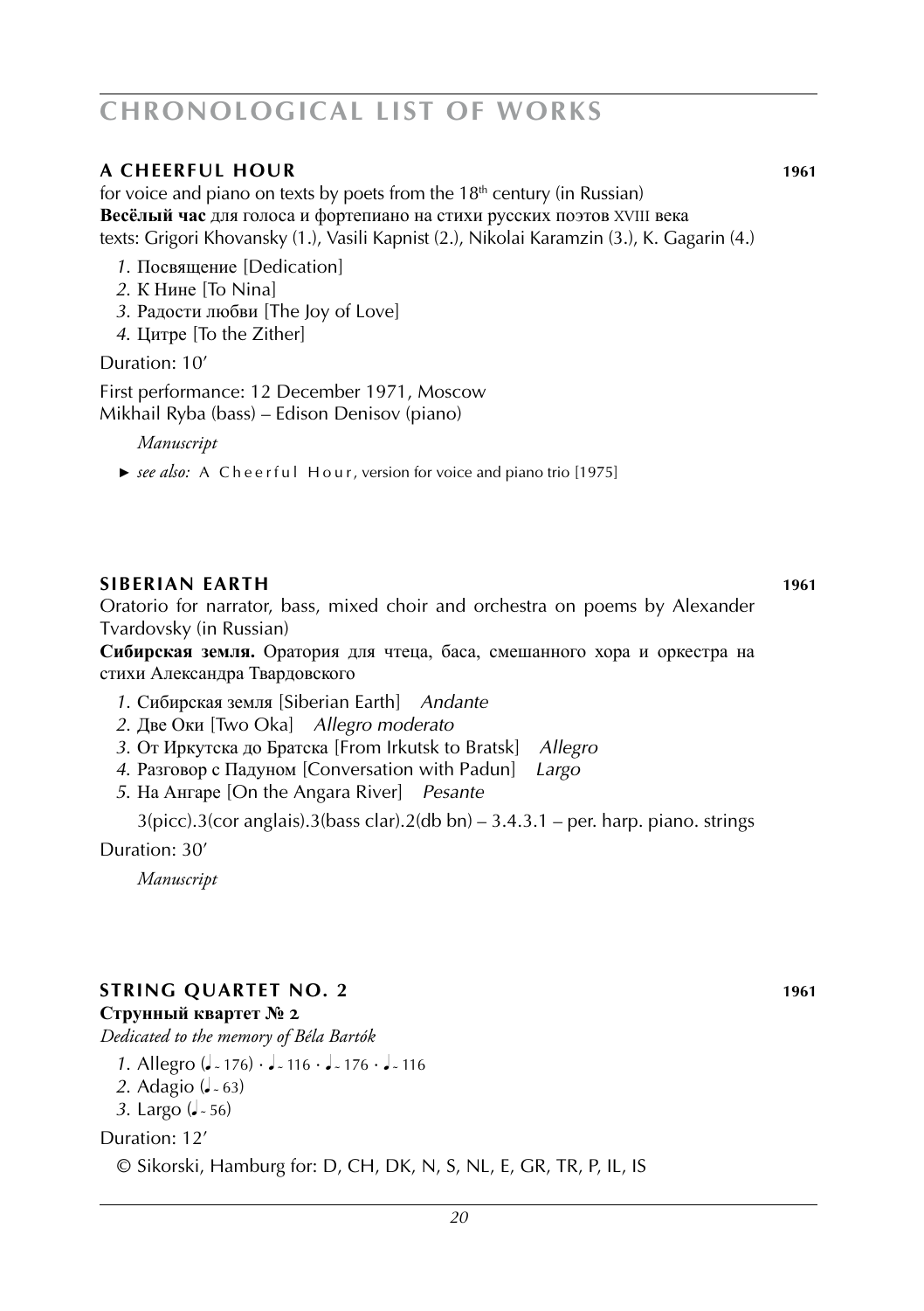# CHRONOLOGICAL LIST OF WORKS

### A CHEERFUL HOUR 1961

for voice and piano on texts by poets from the 18th century (in Russian)
**Весёлый час** для голоса и фортепиано на стихи русских поэтов XVIII века
texts: Grigori Khovansky (1.), Vasili Kapnist (2.), Nikolai Karamzin (3.), K. Gagarin (4.)

*1.* Посвящение [Dedication]
*2.* К Нине [To Nina]
*3.* Радости любви [The Joy of Love]
*4.* Цитре [To the Zither]

Duration: 10′

First performance: 12 December 1971, Moscow
Mikhail Ryba (bass) – Edison Denisov (piano)

*Manuscript*

► *see also:* A Cheerful Hour, version for voice and piano trio [1975]

### SIBERIAN EARTH 1961

Oratorio for narrator, bass, mixed choir and orchestra on poems by Alexander Tvardovsky (in Russian)

**Сибирская земля.** Оратория для чтеца, баса, смешанного хора и оркестра на стихи Александра Твардовского

*1.* Сибирская земля [Siberian Earth] *Andante*
*2.* Две Оки [Two Oka] *Allegro moderato*
*3.* От Иркутска до Братска [From Irkutsk to Bratsk] *Allegro*
*4.* Разговор с Падуном [Conversation with Padun] *Largo*
*5.* На Ангаре [On the Angara River] *Pesante*

3(picc).3(cor anglais).3(bass clar).2(db bn) – 3.4.3.1 – per. harp. piano. strings

Duration: 30′

*Manuscript*

### STRING QUARTET NO. 2 1961

**Струнный квартет № 2**

*Dedicated to the memory of Béla Bartók*

*1.* Allegro (♩~ 176) · ♩~ 116 · ♩~ 176 · ♩~ 116
*2.* Adagio (♩~ 63)
*3.* Largo (♩~ 56)

Duration: 12′

© Sikorski, Hamburg for: D, CH, DK, N, S, NL, E, GR, TR, P, IL, IS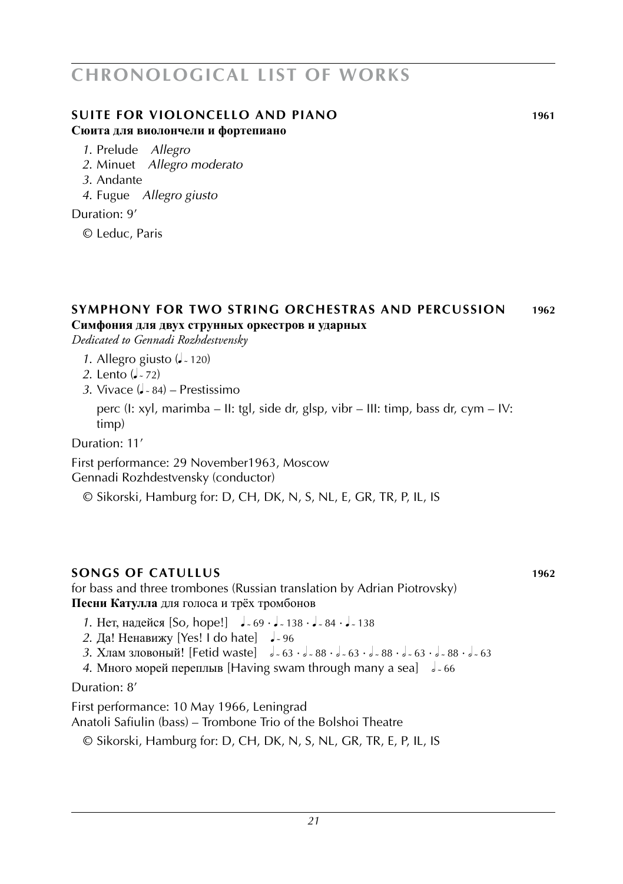# CHRONOLOGICAL LIST OF WORKS

## SUITE FOR VIOLONCELLO AND PIANO 1961

**Сюита для виолончели и фортепиано**

*1.* Prelude *Allegro*
*2.* Minuet *Allegro moderato*
*3.* Andante
*4.* Fugue *Allegro giusto*

Duration: 9′

© Leduc, Paris

## SYMPHONY FOR TWO STRING ORCHESTRAS AND PERCUSSION 1962

**Симфония для двух струнных оркестров и ударных**

*Dedicated to Gennadi Rozhdestvensky*

*1.* Allegro giusto (♩ ~ 120)
*2.* Lento (♩ ~ 72)
*3.* Vivace (♩. ~ 84) – Prestissimo

perc (I: xyl, marimba – II: tgl, side dr, glsp, vibr – III: timp, bass dr, cym – IV: timp)

Duration: 11′

First performance: 29 November1963, Moscow
Gennadi Rozhdestvensky (conductor)

© Sikorski, Hamburg for: D, CH, DK, N, S, NL, E, GR, TR, P, IL, IS

## SONGS OF CATULLUS 1962

for bass and three trombones (Russian translation by Adrian Piotrovsky)
**Песни Катулла** для голоса и трёх тромбонов

*1.* Нет, надейся [So, hope!] ♩ ~ 69 · ♩ ~ 138 · ♩ ~ 84 · ♩ ~ 138
*2.* Да! Ненавижу [Yes! I do hate] ♩ ~ 96
*3.* Хлам зловоный! [Fetid waste] 𝅗𝅥 ~ 63 · 𝅗𝅥 ~ 88 · 𝅗𝅥 ~ 63 · 𝅗𝅥 ~ 88 · 𝅗𝅥 ~ 63 · 𝅗𝅥 ~ 88 · 𝅗𝅥 ~ 63
*4.* Много морей переплыв [Having swam through many a sea] 𝅗𝅥 ~ 66

Duration: 8′

First performance: 10 May 1966, Leningrad
Anatoli Safiulin (bass) – Trombone Trio of the Bolshoi Theatre

© Sikorski, Hamburg for: D, CH, DK, N, S, NL, GR, TR, E, P, IL, IS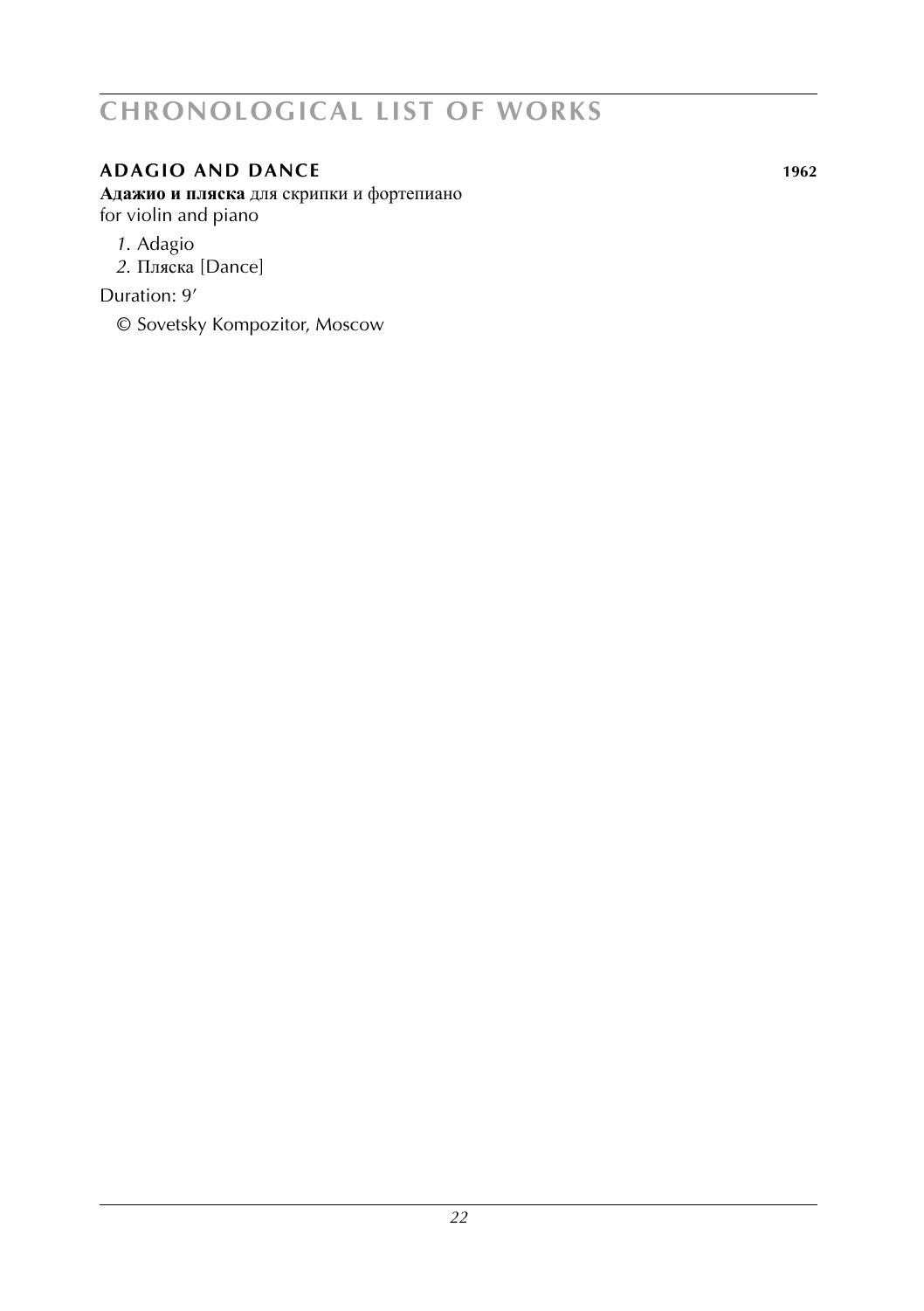# CHRONOLOGICAL LIST OF WORKS

## ADAGIO AND DANCE 1962

**Адажио и пляска** для скрипки и фортепиано
for violin and piano

*1*. Adagio
*2*. Пляска [Dance]

Duration: 9′

© Sovetsky Kompozitor, Moscow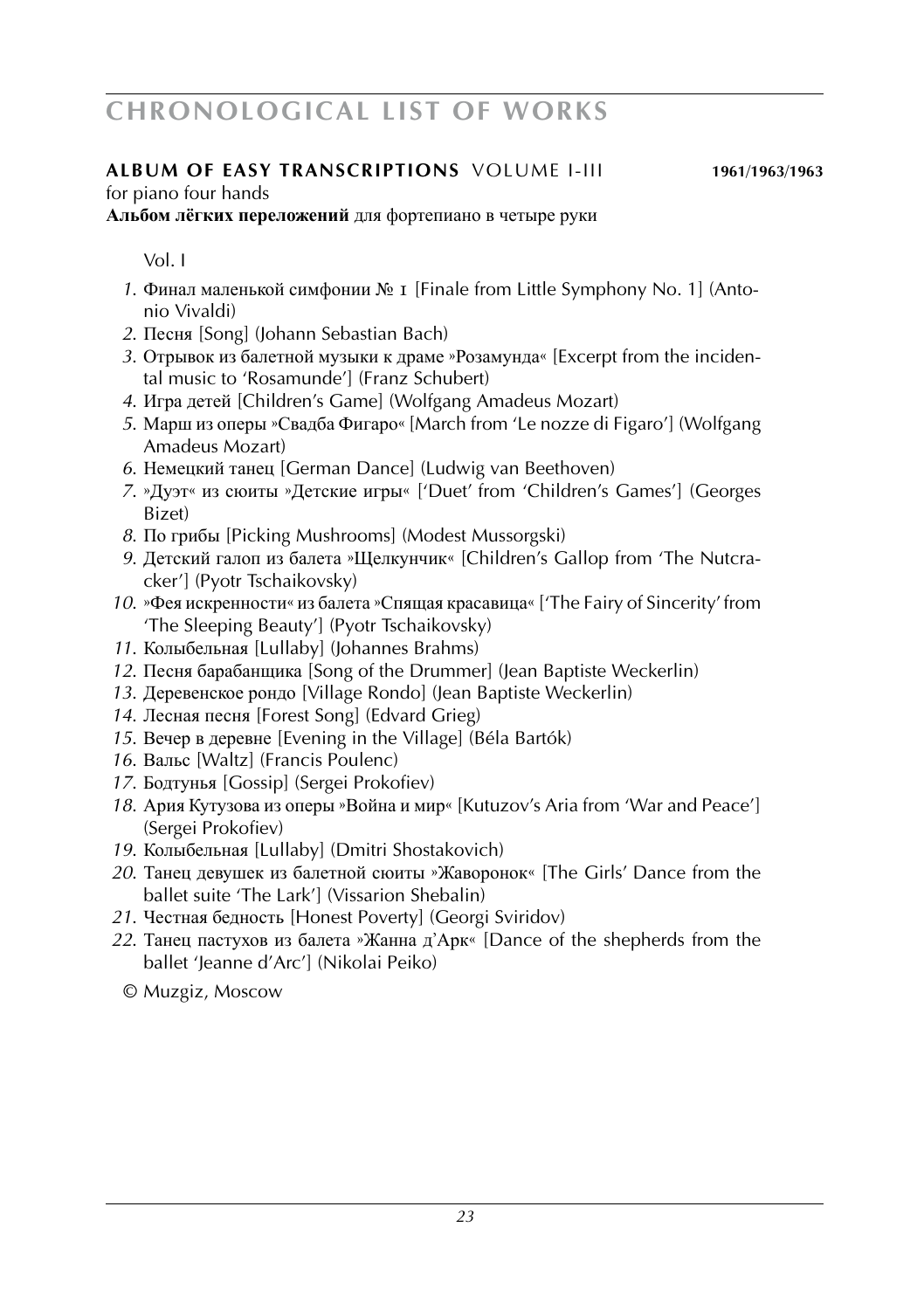**ALBUM OF EASY TRANSCRIPTIONS** VOLUME I-III **1961/1963/1963**

for piano four hands

**Альбом лёгких переложений** для фортепиано в четыре руки

Vol. I

1. Финал маленькой симфонии № 1 [Finale from Little Symphony No. 1] (Antonio Vivaldi)
2. Песня [Song] (Johann Sebastian Bach)
3. Отрывок из балетной музыки к драме »Розамунда« [Excerpt from the incidental music to 'Rosamunde'] (Franz Schubert)
4. Игра детей [Children's Game] (Wolfgang Amadeus Mozart)
5. Марш из оперы »Свадба Фигаро« [March from 'Le nozze di Figaro'] (Wolfgang Amadeus Mozart)
6. Немецкий танец [German Dance] (Ludwig van Beethoven)
7. »Дуэт« из сюиты »Детские игры« ['Duet' from 'Children's Games'] (Georges Bizet)
8. По грибы [Picking Mushrooms] (Modest Mussorgski)
9. Детский галоп из балета »Щелкунчик« [Children's Gallop from 'The Nutcracker'] (Pyotr Tschaikovsky)
10. »Фея искренности« из балета »Спящая красавица« ['The Fairy of Sincerity' from 'The Sleeping Beauty'] (Pyotr Tschaikovsky)
11. Колыбельная [Lullaby] (Johannes Brahms)
12. Песня барабанщика [Song of the Drummer] (Jean Baptiste Weckerlin)
13. Деревенское рондо [Village Rondo] (Jean Baptiste Weckerlin)
14. Лесная песня [Forest Song] (Edvard Grieg)
15. Вечер в деревне [Evening in the Village] (Béla Bartók)
16. Вальс [Waltz] (Francis Poulenc)
17. Бодтунья [Gossip] (Sergei Prokofiev)
18. Ария Кутузова из оперы »Война и мир« [Kutuzov's Aria from 'War and Peace'] (Sergei Prokofiev)
19. Колыбельная [Lullaby] (Dmitri Shostakovich)
20. Танец девушек из балетной сюиты »Жаворонок« [The Girls' Dance from the ballet suite 'The Lark'] (Vissarion Shebalin)
21. Честная бедность [Honest Poverty] (Georgi Sviridov)
22. Танец пастухов из балета »Жанна д'Арк« [Dance of the shepherds from the ballet 'Jeanne d'Arc'] (Nikolai Peiko)

© Muzgiz, Moscow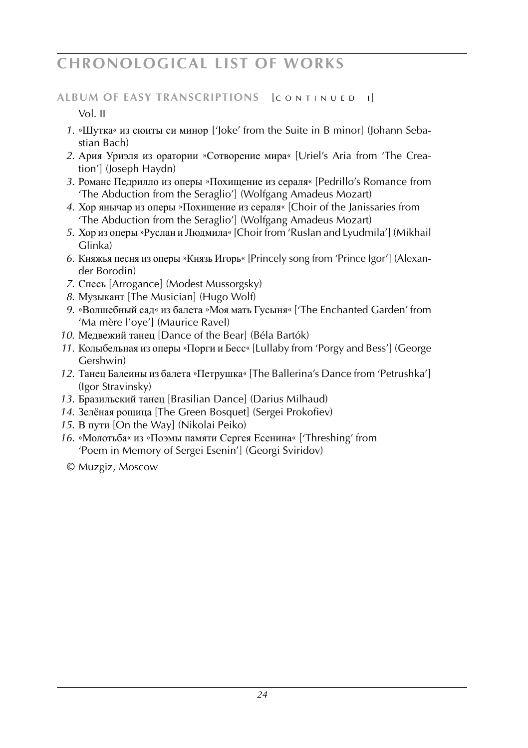# CHRONOLOGICAL LIST OF WORKS

## ALBUM OF EASY TRANSCRIPTIONS [continued I]

Vol. II

1. »Шутка« из сюиты си минор ['Joke' from the Suite in B minor] (Johann Sebastian Bach)
2. Ария Уриэля из оратории »Сотворение мира« [Uriel's Aria from 'The Creation'] (Joseph Haydn)
3. Романс Педрилло из оперы »Похищение из сераля« [Pedrillo's Romance from 'The Abduction from the Seraglio'] (Wolfgang Amadeus Mozart)
4. Хор янычар из оперы »Похищение из сераля« [Choir of the Janissaries from 'The Abduction from the Seraglio'] (Wolfgang Amadeus Mozart)
5. Хор из оперы »Руслан и Людмила« [Choir from 'Ruslan and Lyudmila'] (Mikhail Glinka)
6. Княжья песня из оперы »Князь Игорь« [Princely song from 'Prince Igor'] (Alexander Borodin)
7. Спесь [Arrogance] (Modest Mussorgsky)
8. Музыкант [The Musician] (Hugo Wolf)
9. »Волшебный сад« из балета »Моя мать Гусыня« ['The Enchanted Garden' from 'Ma mère l'oye'] (Maurice Ravel)
10. Медвежий танец [Dance of the Bear] (Béla Bartók)
11. Колыбельная из оперы »Порги и Бесс« [Lullaby from 'Porgy and Bess'] (George Gershwin)
12. Танец Балеины из балета »Петрушка« [The Ballerina's Dance from 'Petrushka'] (Igor Stravinsky)
13. Бразильский танец [Brasilian Dance] (Darius Milhaud)
14. Зелёная рощица [The Green Bosquet] (Sergei Prokofiev)
15. В пути [On the Way] (Nikolai Peiko)
16. »Молотьба« из »Поэмы памяти Сергея Есенина« ['Threshing' from 'Poem in Memory of Sergei Esenin'] (Georgi Sviridov)

© Muzgiz, Moscow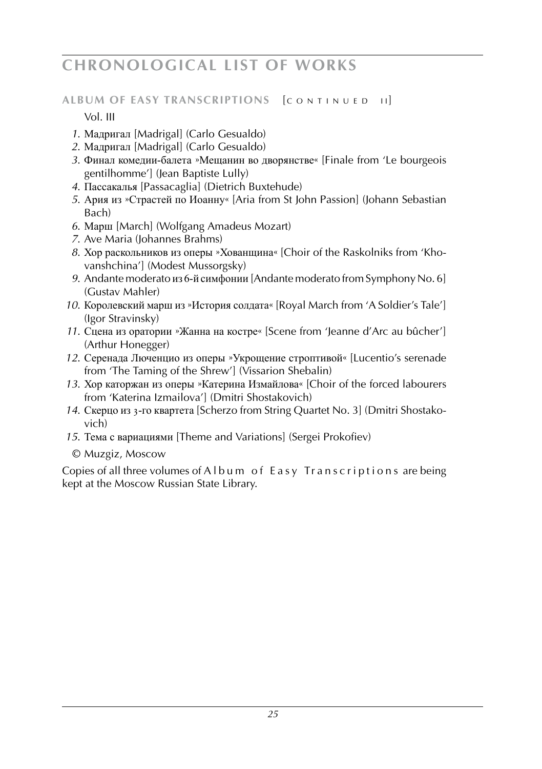# CHRONOLOGICAL LIST OF WORKS

## ALBUM OF EASY TRANSCRIPTIONS [CONTINUED II]

Vol. III

1. Мадригал [Madrigal] (Carlo Gesualdo)
2. Мадригал [Madrigal] (Carlo Gesualdo)
3. Финал комедии-балета »Мещанин во дворянстве« [Finale from 'Le bourgeois gentilhomme'] (Jean Baptiste Lully)
4. Пассакалья [Passacaglia] (Dietrich Buxtehude)
5. Ария из »Страстей по Иоанну« [Aria from St John Passion] (Johann Sebastian Bach)
6. Марш [March] (Wolfgang Amadeus Mozart)
7. Ave Maria (Johannes Brahms)
8. Хор раскольников из оперы »Хованщина« [Choir of the Raskolniks from 'Khovanshchina'] (Modest Mussorgsky)
9. Andante moderato из 6-й симфонии [Andante moderato from Symphony No. 6] (Gustav Mahler)
10. Королевский марш из »История солдата« [Royal March from 'A Soldier's Tale'] (Igor Stravinsky)
11. Сцена из оратории »Жанна на костре« [Scene from 'Jeanne d'Arc au bûcher'] (Arthur Honegger)
12. Серенада Люченцио из оперы »Укрощение строптивой« [Lucentio's serenade from 'The Taming of the Shrew'] (Vissarion Shebalin)
13. Хор каторжан из оперы »Катерина Измайлова« [Choir of the forced labourers from 'Katerina Izmailova'] (Dmitri Shostakovich)
14. Скерцо из 3-го квартета [Scherzo from String Quartet No. 3] (Dmitri Shostakovich)
15. Тема с вариациями [Theme and Variations] (Sergei Prokofiev)

© Muzgiz, Moscow

Copies of all three volumes of Album of Easy Transcriptions are being kept at the Moscow Russian State Library.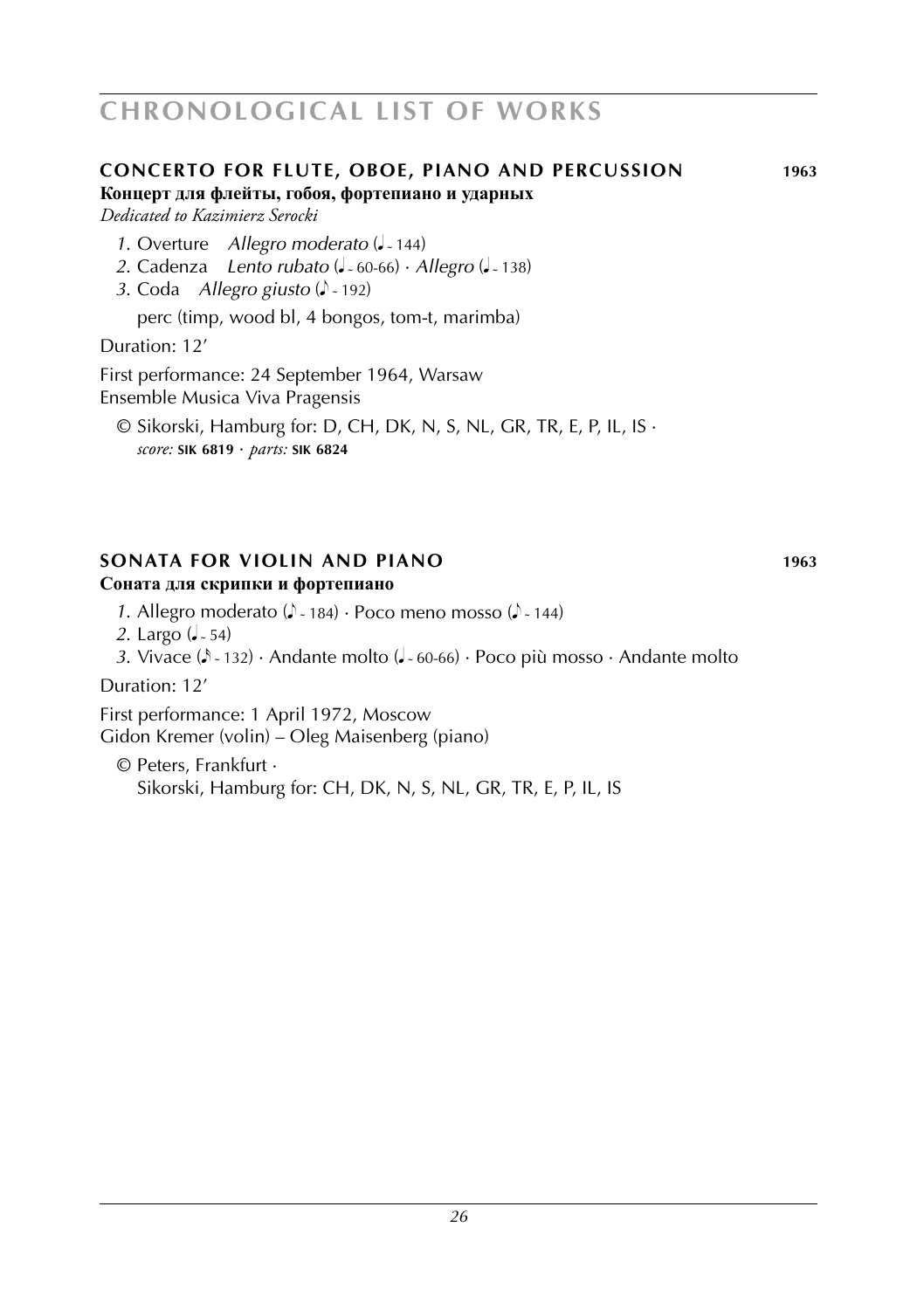# CHRONOLOGICAL LIST OF WORKS

## CONCERTO FOR FLUTE, OBOE, PIANO AND PERCUSSION 1963

**Концерт для флейты, гобоя, фортепиано и ударных**

*Dedicated to Kazimierz Serocki*

*1.* Overture *Allegro moderato* (♩ ~ 144)
*2.* Cadenza *Lento rubato* (♩ ~ 60-66) · *Allegro* (♩ ~ 138)
*3.* Coda *Allegro giusto* (♪ ~ 192)

perc (timp, wood bl, 4 bongos, tom-t, marimba)

Duration: 12’

First performance: 24 September 1964, Warsaw
Ensemble Musica Viva Pragensis

© Sikorski, Hamburg for: D, CH, DK, N, S, NL, GR, TR, E, P, IL, IS ·
*score:* **SIK 6819** · *parts:* **SIK 6824**

## SONATA FOR VIOLIN AND PIANO 1963

**Соната для скрипки и фортепиано**

*1.* Allegro moderato (♪ ~ 184) · Poco meno mosso (♪ ~ 144)
*2.* Largo (♩ ~ 54)
*3.* Vivace (♪ ~ 132) · Andante molto (♩ ~ 60-66) · Poco più mosso · Andante molto

Duration: 12’

First performance: 1 April 1972, Moscow
Gidon Kremer (volin) – Oleg Maisenberg (piano)

© Peters, Frankfurt ·
Sikorski, Hamburg for: CH, DK, N, S, NL, GR, TR, E, P, IL, IS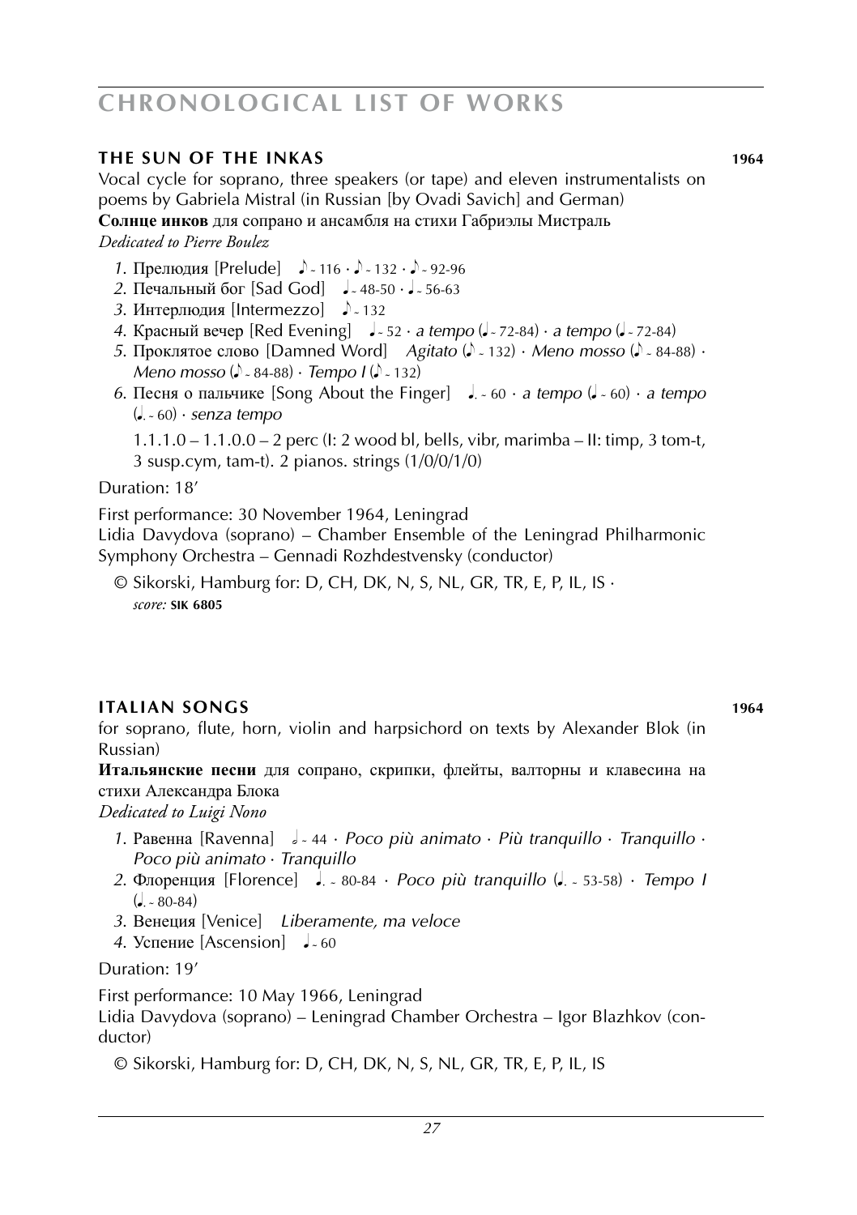# CHRONOLOGICAL LIST OF WORKS

### THE SUN OF THE INKAS 1964

Vocal cycle for soprano, three speakers (or tape) and eleven instrumentalists on poems by Gabriela Mistral (in Russian [by Ovadi Savich] and German)
**Солнце инков** для сопрано и ансамбля на стихи Габриэлы Мистраль
*Dedicated to Pierre Boulez*

1. Прелюдия [Prelude] ♪ ~ 116 · ♪ ~ 132 · ♪ ~ 92-96
2. Печальный бог [Sad God] ♩ ~ 48-50 · ♩ ~ 56-63
3. Интерлюдия [Intermezzo] ♪ ~ 132
4. Красный вечер [Red Evening] ♩ ~ 52 · *a tempo* (♩ ~ 72-84) · *a tempo* (♩ ~ 72-84)
5. Проклятое слово [Damned Word] *Agitato* (♪ ~ 132) · *Meno mosso* (♪ ~ 84-88) · *Meno mosso* (♪ ~ 84-88) · *Tempo I* (♪ ~ 132)
6. Песня о пальчике [Song About the Finger] ♩. ~ 60 · *a tempo* (♩ ~ 60) · *a tempo* (♩. ~ 60) · *senza tempo*

   1.1.1.0 – 1.1.0.0 – 2 perc (I: 2 wood bl, bells, vibr, marimba – II: timp, 3 tom-t, 3 susp.cym, tam-t). 2 pianos. strings (1/0/0/1/0)

Duration: 18'

First performance: 30 November 1964, Leningrad
Lidia Davydova (soprano) – Chamber Ensemble of the Leningrad Philharmonic Symphony Orchestra – Gennadi Rozhdestvensky (conductor)

© Sikorski, Hamburg for: D, CH, DK, N, S, NL, GR, TR, E, P, IL, IS ·
*score:* **SIK 6805**

### ITALIAN SONGS 1964

for soprano, flute, horn, violin and harpsichord on texts by Alexander Blok (in Russian)
**Итальянские песни** для сопрано, скрипки, флейты, валторны и клавесина на стихи Александра Блока
*Dedicated to Luigi Nono*

1. Равенна [Ravenna] 𝅗𝅥 ~ 44 · *Poco più animato* · *Più tranquillo* · *Tranquillo* · *Poco più animato* · *Tranquillo*
2. Флоренция [Florence] ♩. ~ 80-84 · *Poco più tranquillo* (♩. ~ 53-58) · *Tempo I* (♩. ~ 80-84)
3. Венеция [Venice] *Liberamente, ma veloce*
4. Успение [Ascension] ♩ ~ 60

Duration: 19'

First performance: 10 May 1966, Leningrad
Lidia Davydova (soprano) – Leningrad Chamber Orchestra – Igor Blazhkov (conductor)

© Sikorski, Hamburg for: D, CH, DK, N, S, NL, GR, TR, E, P, IL, IS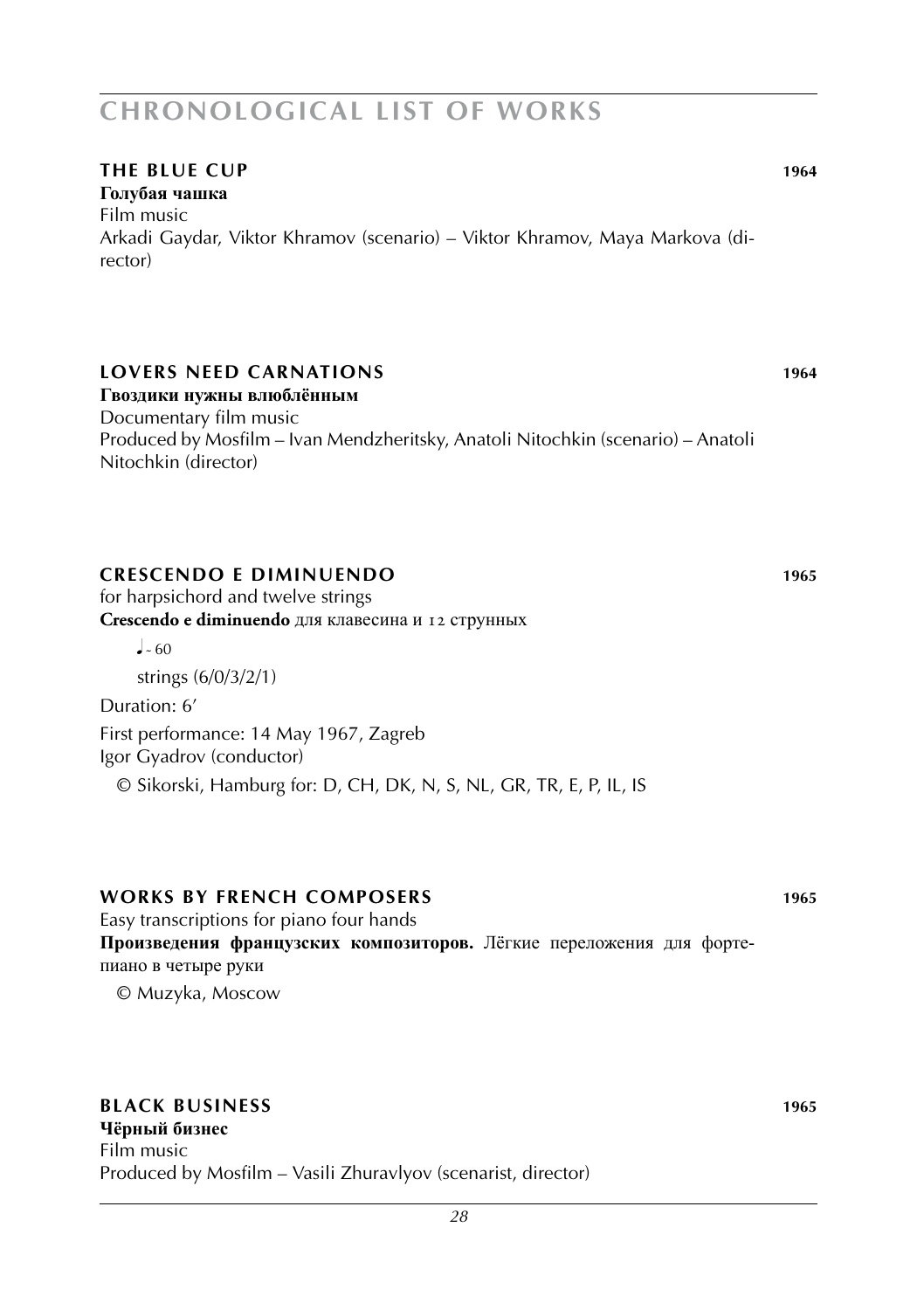# CHRONOLOGICAL LIST OF WORKS

### THE BLUE CUP 1964

**Голубая чашка**
Film music
Arkadi Gaydar, Viktor Khramov (scenario) – Viktor Khramov, Maya Markova (director)

### LOVERS NEED CARNATIONS 1964

**Гвоздики нужны влюблённым**
Documentary film music
Produced by Mosfilm – Ivan Mendzheritsky, Anatoli Nitochkin (scenario) – Anatoli Nitochkin (director)

### CRESCENDO E DIMINUENDO 1965

for harpsichord and twelve strings
**Crescendo e diminuendo** для клавесина и 12 струнных

♩ ~ 60

strings (6/0/3/2/1)

Duration: 6′

First performance: 14 May 1967, Zagreb
Igor Gyadrov (conductor)

© Sikorski, Hamburg for: D, CH, DK, N, S, NL, GR, TR, E, P, IL, IS

### WORKS BY FRENCH COMPOSERS 1965

Easy transcriptions for piano four hands
**Произведения французских композиторов.** Лёгкие переложения для фортепиано в четыре руки

© Muzyka, Moscow

### BLACK BUSINESS 1965

**Чёрный бизнес**
Film music
Produced by Mosfilm – Vasili Zhuravlyov (scenarist, director)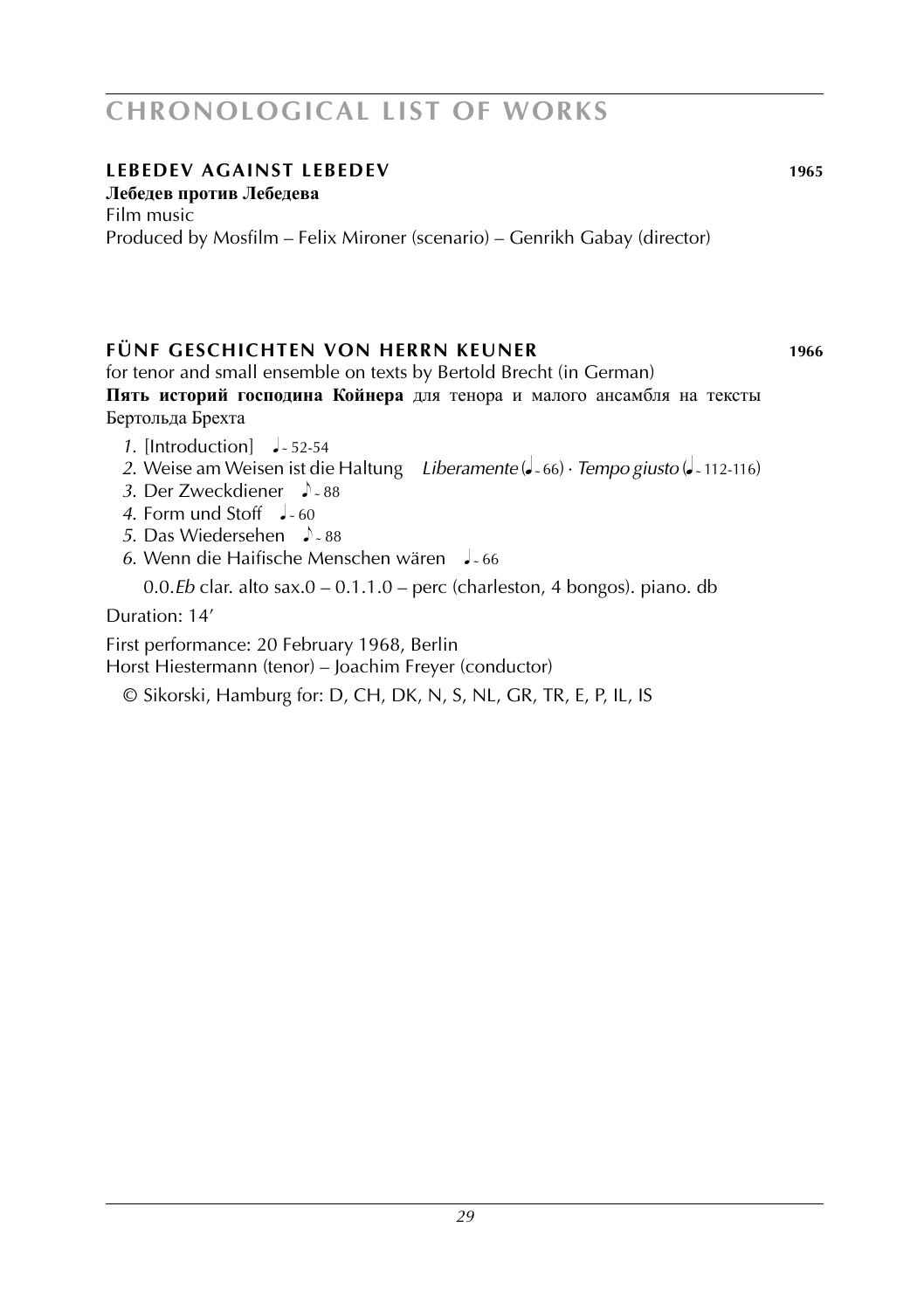## LEBEDEV AGAINST LEBEDEV — 1965

**Лебедев против Лебедева**
Film music
Produced by Mosfilm – Felix Mironer (scenario) – Genrikh Gabay (director)

## FÜNF GESCHICHTEN VON HERRN KEUNER — 1966

for tenor and small ensemble on texts by Bertold Brecht (in German)
**Пять историй господина Койнера** для тенора и малого ансамбля на тексты Бертольда Брехта

1. [Introduction] ♩ ~ 52-54
2. Weise am Weisen ist die Haltung *Liberamente* (♩ ~ 66) · *Tempo giusto* (♩ ~ 112-116)
3. Der Zweckdiener ♪ ~ 88
4. Form und Stoff ♩ ~ 60
5. Das Wiedersehen ♪ ~ 88
6. Wenn die Haifische Menschen wären ♩ ~ 66

0.0.*Eb* clar. alto sax.0 – 0.1.1.0 – perc (charleston, 4 bongos). piano. db

Duration: 14'

First performance: 20 February 1968, Berlin
Horst Hiestermann (tenor) – Joachim Freyer (conductor)

© Sikorski, Hamburg for: D, CH, DK, N, S, NL, GR, TR, E, P, IL, IS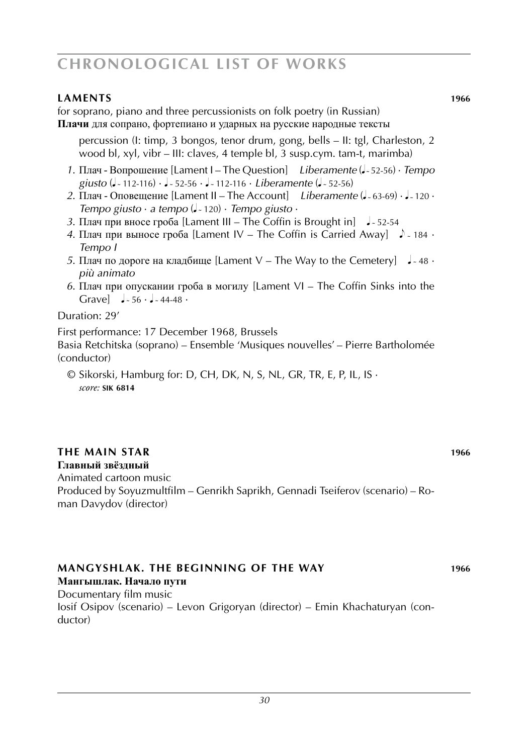# CHRONOLOGICAL LIST OF WORKS

## LAMENTS 1966

for soprano, piano and three percussionists on folk poetry (in Russian)
**Плачи** для сопрано, фортепиано и ударных на русские народные тексты

percussion (I: timp, 3 bongos, tenor drum, gong, bells – II: tgl, Charleston, 2 wood bl, xyl, vibr – III: claves, 4 temple bl, 3 susp.cym. tam-t, marimba)

1. Плач - Вопрошение [Lament I – The Question] *Liberamente* (♩. ~ 52-56) · *Tempo giusto* (♩ ~ 112-116) · ♩ ~ 52-56 · ♩ ~ 112-116 · *Liberamente* (♩ ~ 52-56)
2. Плач - Оповещение [Lament II – The Account] *Liberamente* (♩ ~ 63-69) · ♩ ~ 120 · *Tempo giusto* · *a tempo* (♩ ~ 120) · *Tempo giusto* ·
3. Плач при вносе гроба [Lament III – The Coffin is Brought in] ♩ ~ 52-54
4. Плач при выносе гроба [Lament IV – The Coffin is Carried Away] ♪ ~ 184 · *Tempo I*
5. Плач по дороге на кладбище [Lament V – The Way to the Cemetery] ♩ ~ 48 · *più animato*
6. Плач при опускании гроба в могилу [Lament VI – The Coffin Sinks into the Grave] ♩ ~ 56 · ♩ ~ 44-48 ·

Duration: 29’

First performance: 17 December 1968, Brussels
Basia Retchitska (soprano) – Ensemble ‘Musiques nouvelles’ – Pierre Bartholomée (conductor)

© Sikorski, Hamburg for: D, CH, DK, N, S, NL, GR, TR, E, P, IL, IS ·
*score:* **SIK 6814**

## THE MAIN STAR 1966

**Главный звёздный**
Animated cartoon music
Produced by Soyuzmultfilm – Genrikh Saprikh, Gennadi Tseiferov (scenario) – Roman Davydov (director)

## MANGYSHLAK. THE BEGINNING OF THE WAY 1966

**Мангышлак. Начало пути**
Documentary film music
Iosif Osipov (scenario) – Levon Grigoryan (director) – Emin Khachaturyan (conductor)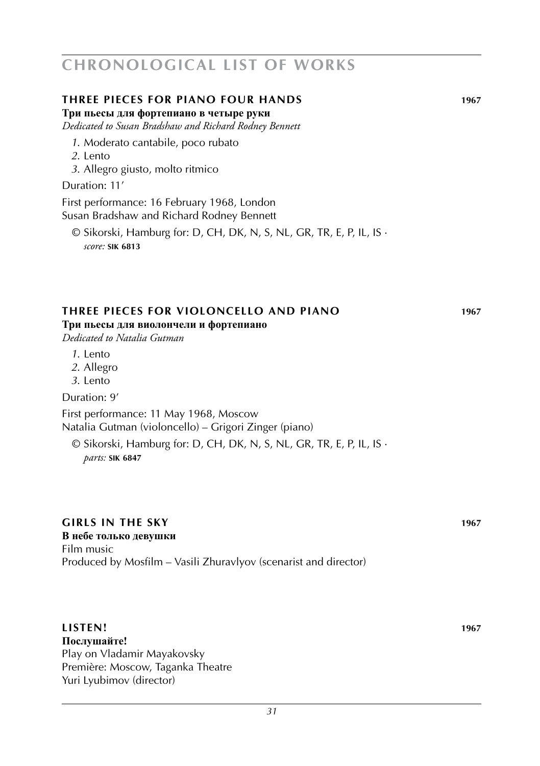# CHRONOLOGICAL LIST OF WORKS

## THREE PIECES FOR PIANO FOUR HANDS 1967

**Три пьесы для фортепиано в четыре руки**

*Dedicated to Susan Bradshaw and Richard Rodney Bennett*

*1.* Moderato cantabile, poco rubato
*2.* Lento
*3.* Allegro giusto, molto ritmico

Duration: 11′

First performance: 16 February 1968, London
Susan Bradshaw and Richard Rodney Bennett

© Sikorski, Hamburg for: D, CH, DK, N, S, NL, GR, TR, E, P, IL, IS ·
*score:* **SIK 6813**

## THREE PIECES FOR VIOLONCELLO AND PIANO 1967

**Три пьесы для виолончели и фортепиано**

*Dedicated to Natalia Gutman*

*1.* Lento
*2.* Allegro
*3.* Lento

Duration: 9′

First performance: 11 May 1968, Moscow
Natalia Gutman (violoncello) – Grigori Zinger (piano)

© Sikorski, Hamburg for: D, CH, DK, N, S, NL, GR, TR, E, P, IL, IS ·
*parts:* **SIK 6847**

## GIRLS IN THE SKY 1967

**В небе только девушки**
Film music
Produced by Mosfilm – Vasili Zhuravlyov (scenarist and director)

## LISTEN! 1967

**Послушайте!**
Play on Vladamir Mayakovsky
Première: Moscow, Taganka Theatre
Yuri Lyubimov (director)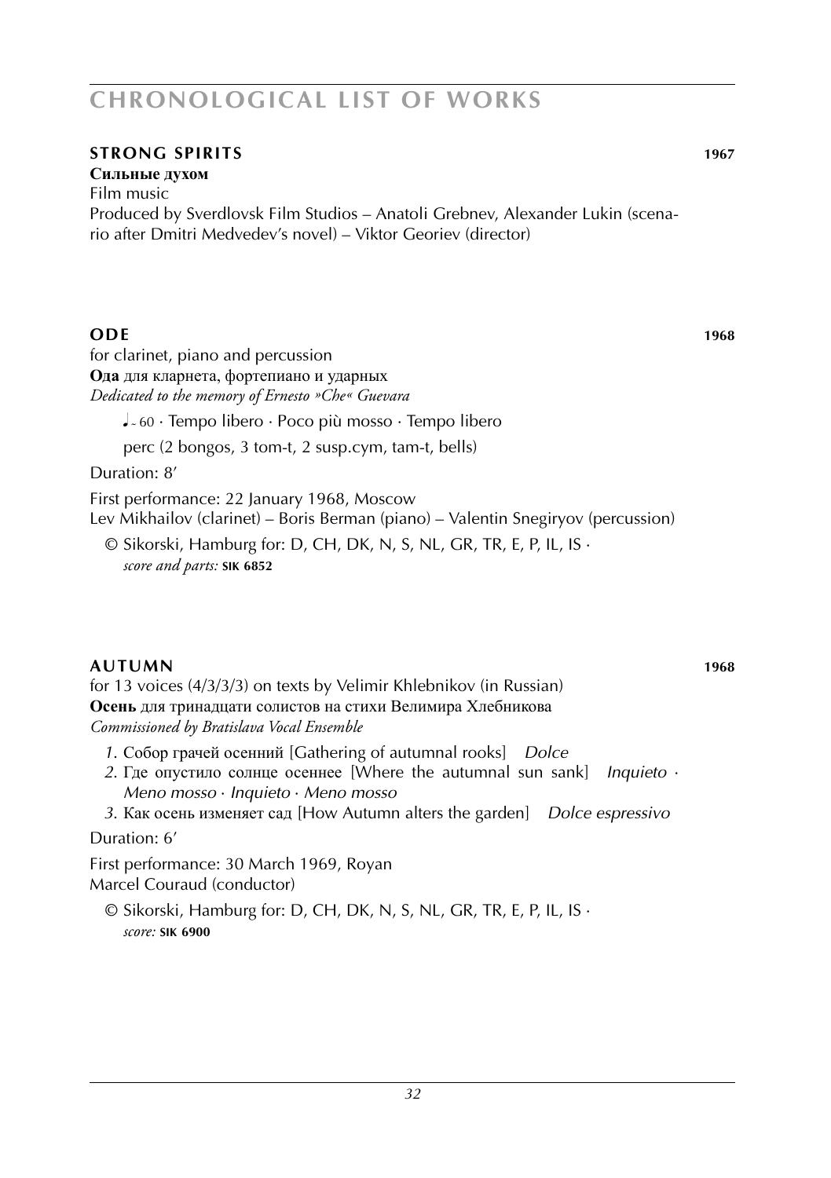# CHRONOLOGICAL LIST OF WORKS

## STRONG SPIRITS 1967

**Сильные духом**
Film music
Produced by Sverdlovsk Film Studios – Anatoli Grebnev, Alexander Lukin (scenario after Dmitri Medvedev's novel) – Viktor Georiev (director)

## ODE 1968

for clarinet, piano and percussion
**Ода** для кларнета, фортепиано и ударных
*Dedicated to the memory of Ernesto »Che« Guevara*

♩~ 60 · Tempo libero · Poco più mosso · Tempo libero

perc (2 bongos, 3 tom-t, 2 susp.cym, tam-t, bells)

Duration: 8'

First performance: 22 January 1968, Moscow
Lev Mikhailov (clarinet) – Boris Berman (piano) – Valentin Snegiryov (percussion)

© Sikorski, Hamburg for: D, CH, DK, N, S, NL, GR, TR, E, P, IL, IS ·
*score and parts:* **SIK 6852**

## AUTUMN 1968

for 13 voices (4/3/3/3) on texts by Velimir Khlebnikov (in Russian)
**Осень** для тринадцати солистов на стихи Велимира Хлебникова
*Commissioned by Bratislava Vocal Ensemble*

1. Собор грачей осенний [Gathering of autumnal rooks] *Dolce*
2. Где опустило солнце осеннее [Where the autumnal sun sank] *Inquieto · Meno mosso · Inquieto · Meno mosso*
3. Как осень изменяет сад [How Autumn alters the garden] *Dolce espressivo*

Duration: 6'

First performance: 30 March 1969, Royan
Marcel Couraud (conductor)

© Sikorski, Hamburg for: D, CH, DK, N, S, NL, GR, TR, E, P, IL, IS ·
*score:* **SIK 6900**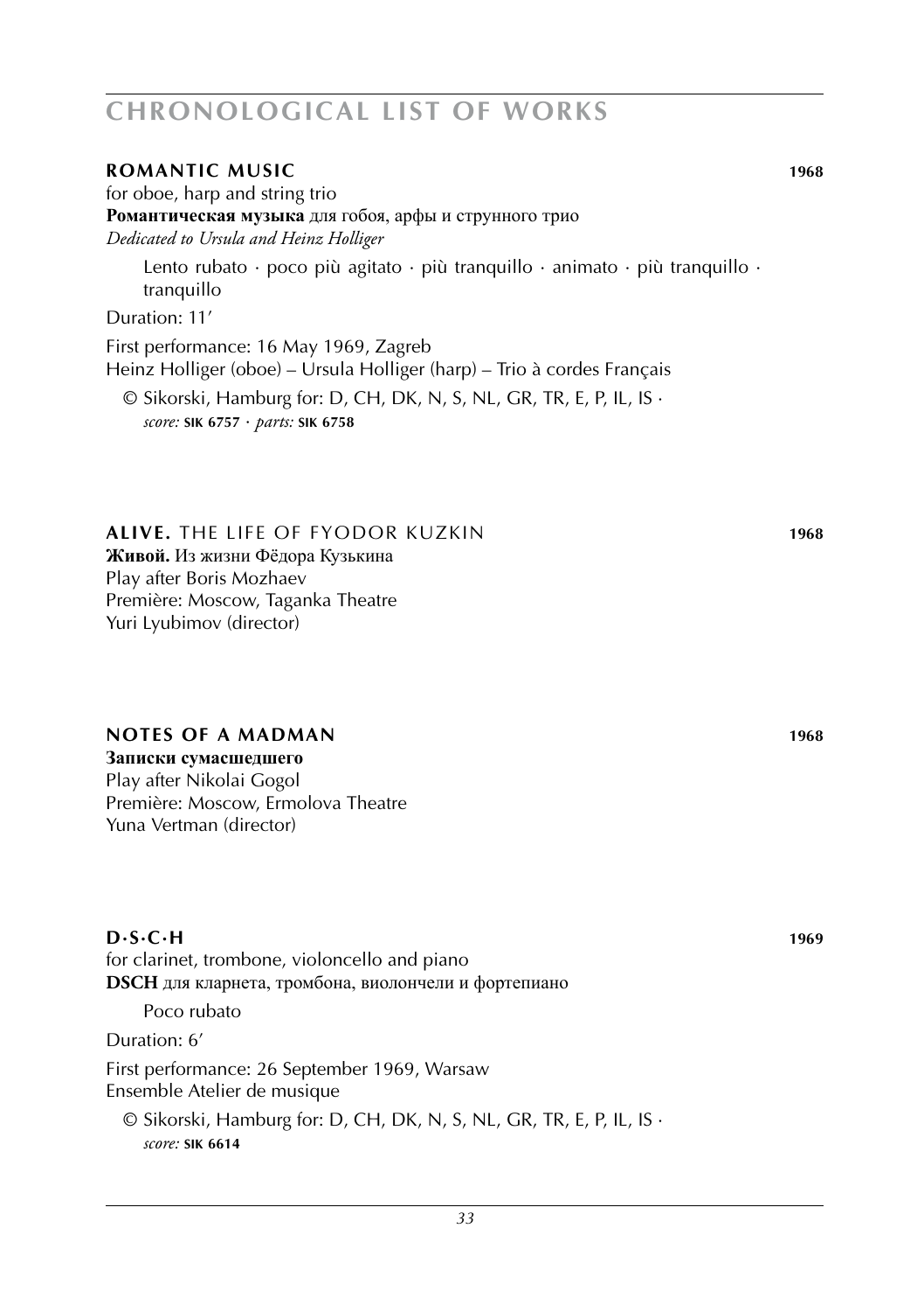# CHRONOLOGICAL LIST OF WORKS

## ROMANTIC MUSIC 1968

for oboe, harp and string trio

**Романтическая музыка** для гобоя, арфы и струнного трио

*Dedicated to Ursula and Heinz Holliger*

Lento rubato · poco più agitato · più tranquillo · animato · più tranquillo · tranquillo

Duration: 11′

First performance: 16 May 1969, Zagreb
Heinz Holliger (oboe) – Ursula Holliger (harp) – Trio à cordes Français

© Sikorski, Hamburg for: D, CH, DK, N, S, NL, GR, TR, E, P, IL, IS · *score:* **SIK 6757** · *parts:* **SIK 6758**

## ALIVE. THE LIFE OF FYODOR KUZKIN 1968

**Живой.** Из жизни Фёдора Кузькина
Play after Boris Mozhaev
Première: Moscow, Taganka Theatre
Yuri Lyubimov (director)

## NOTES OF A MADMAN 1968

**Записки сумасшедшего**
Play after Nikolai Gogol
Première: Moscow, Ermolova Theatre
Yuna Vertman (director)

## D·S·C·H 1969

for clarinet, trombone, violoncello and piano

**DSCH** для кларнета, тромбона, виолончели и фортепиано

Poco rubato

Duration: 6′

First performance: 26 September 1969, Warsaw
Ensemble Atelier de musique

© Sikorski, Hamburg for: D, CH, DK, N, S, NL, GR, TR, E, P, IL, IS · *score:* **SIK 6614**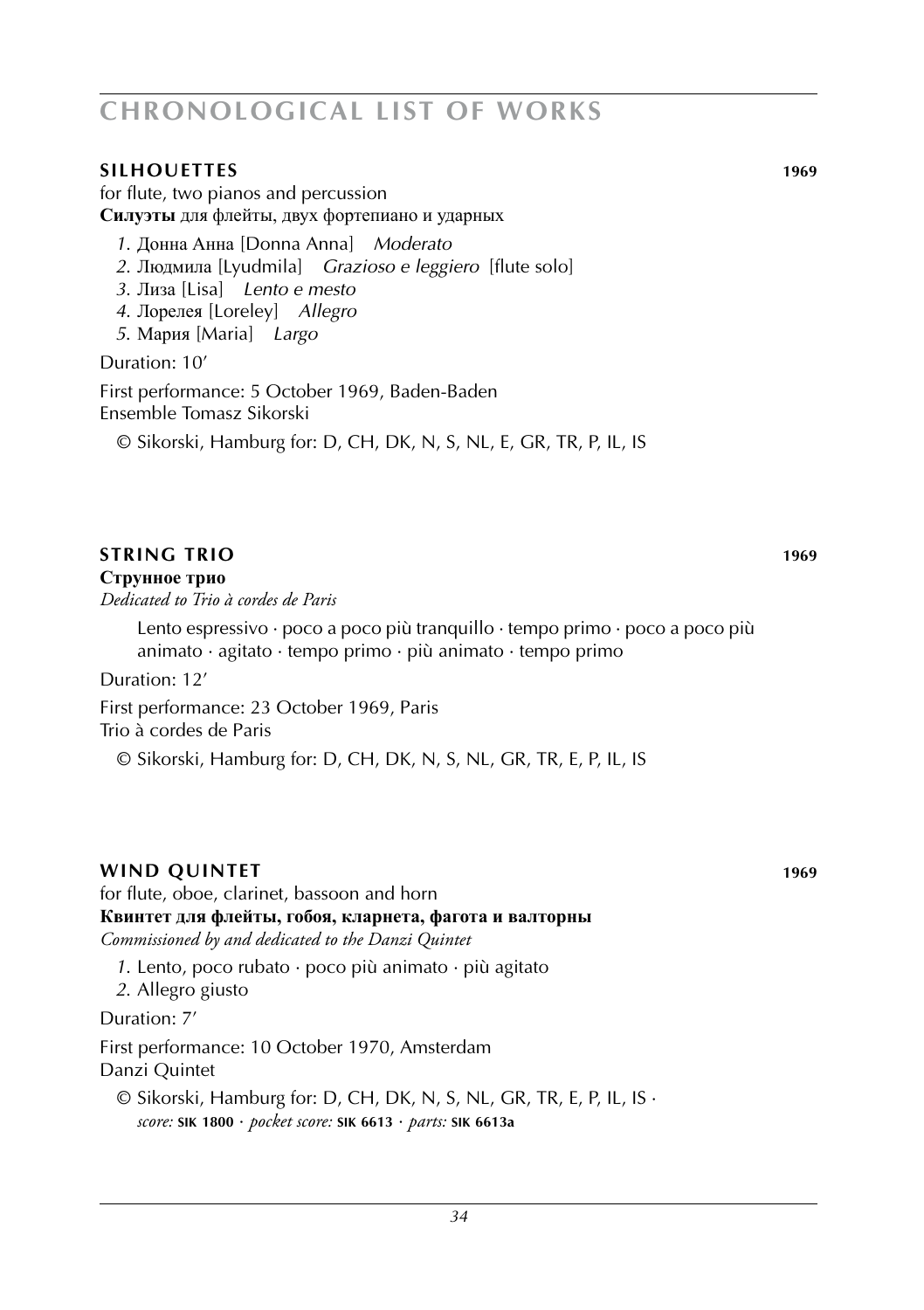# CHRONOLOGICAL LIST OF WORKS

## SILHOUETTES 1969

for flute, two pianos and percussion
**Силуэты** для флейты, двух фортепиано и ударных

*1.* Донна Анна [Donna Anna] *Moderato*
*2.* Людмила [Lyudmila] *Grazioso e leggiero* [flute solo]
*3.* Лиза [Lisa] *Lento e mesto*
*4.* Лорелея [Loreley] *Allegro*
*5.* Мария [Maria] *Largo*

Duration: 10′

First performance: 5 October 1969, Baden-Baden
Ensemble Tomasz Sikorski

© Sikorski, Hamburg for: D, CH, DK, N, S, NL, E, GR, TR, P, IL, IS

## STRING TRIO 1969

**Струнное трио**
*Dedicated to Trio à cordes de Paris*

Lento espressivo · poco a poco più tranquillo · tempo primo · poco a poco più animato · agitato · tempo primo · più animato · tempo primo

Duration: 12′

First performance: 23 October 1969, Paris
Trio à cordes de Paris

© Sikorski, Hamburg for: D, CH, DK, N, S, NL, GR, TR, E, P, IL, IS

## WIND QUINTET 1969

for flute, oboe, clarinet, bassoon and horn
**Квинтет для флейты, гобоя, кларнета, фагота и валторны**
*Commissioned by and dedicated to the Danzi Quintet*

*1.* Lento, poco rubato · poco più animato · più agitato
*2.* Allegro giusto

Duration: 7′

First performance: 10 October 1970, Amsterdam
Danzi Quintet

© Sikorski, Hamburg for: D, CH, DK, N, S, NL, GR, TR, E, P, IL, IS ·
*score:* **SIK 1800** · *pocket score:* **SIK 6613** · *parts:* **SIK 6613a**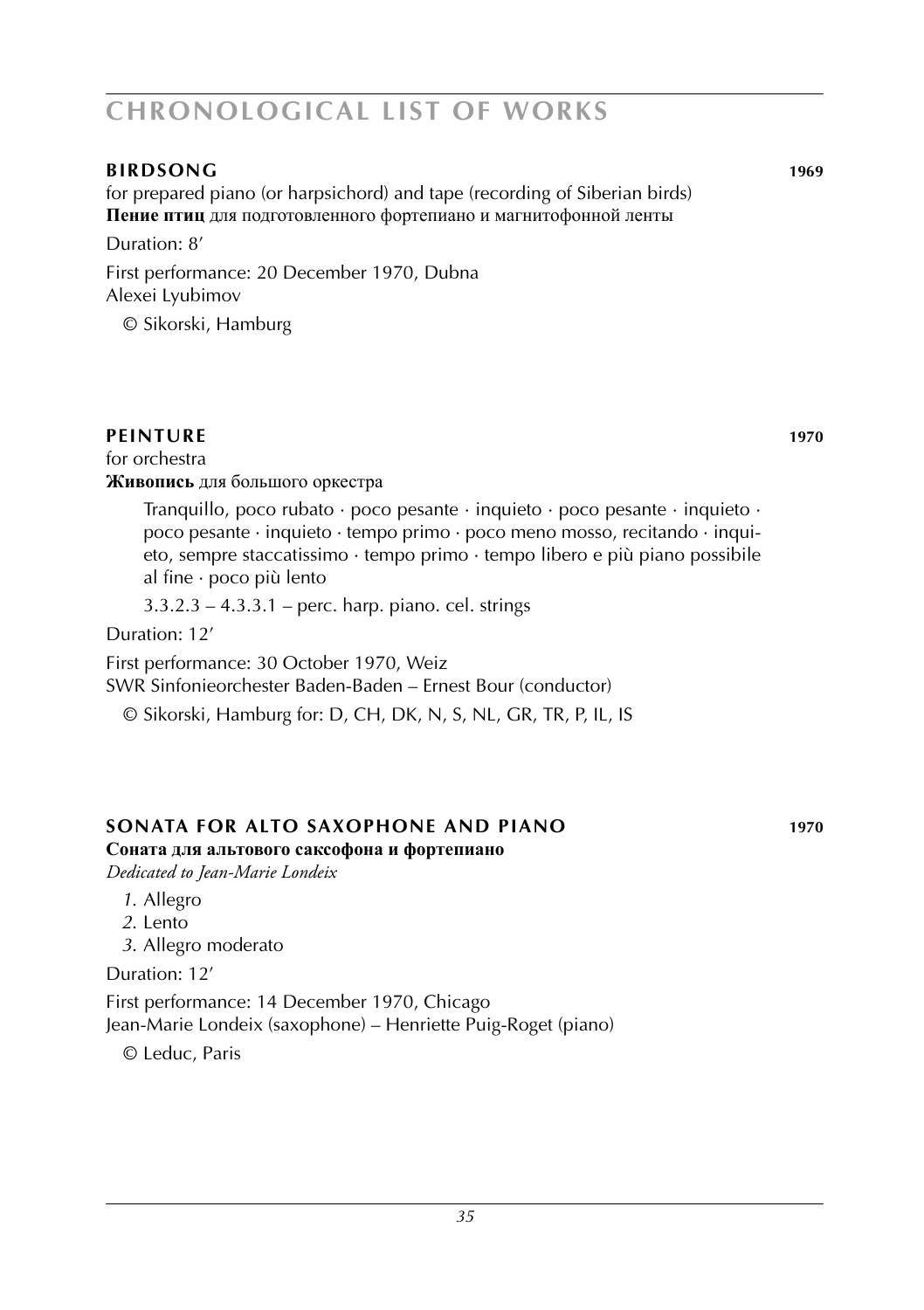# CHRONOLOGICAL LIST OF WORKS

## BIRDSONG — 1969

for prepared piano (or harpsichord) and tape (recording of Siberian birds)
**Пение птиц** для подготовленного фортепиано и магнитофонной ленты

Duration: 8'

First performance: 20 December 1970, Dubna
Alexei Lyubimov

© Sikorski, Hamburg

## PEINTURE — 1970

for orchestra
**Живопись** для большого оркестра

Tranquillo, poco rubato · poco pesante · inquieto · poco pesante · inquieto · poco pesante · inquieto · tempo primo · poco meno mosso, recitando · inquieto, sempre staccatissimo · tempo primo · tempo libero e più piano possibile al fine · poco più lento

3.3.2.3 – 4.3.3.1 – perc. harp. piano. cel. strings

Duration: 12'

First performance: 30 October 1970, Weiz
SWR Sinfonieorchester Baden-Baden – Ernest Bour (conductor)

© Sikorski, Hamburg for: D, CH, DK, N, S, NL, GR, TR, P, IL, IS

## SONATA FOR ALTO SAXOPHONE AND PIANO — 1970

**Соната для альтового саксофона и фортепиано**
*Dedicated to Jean-Marie Londeix*

*1.* Allegro
*2.* Lento
*3.* Allegro moderato

Duration: 12'

First performance: 14 December 1970, Chicago
Jean-Marie Londeix (saxophone) – Henriette Puig-Roget (piano)

© Leduc, Paris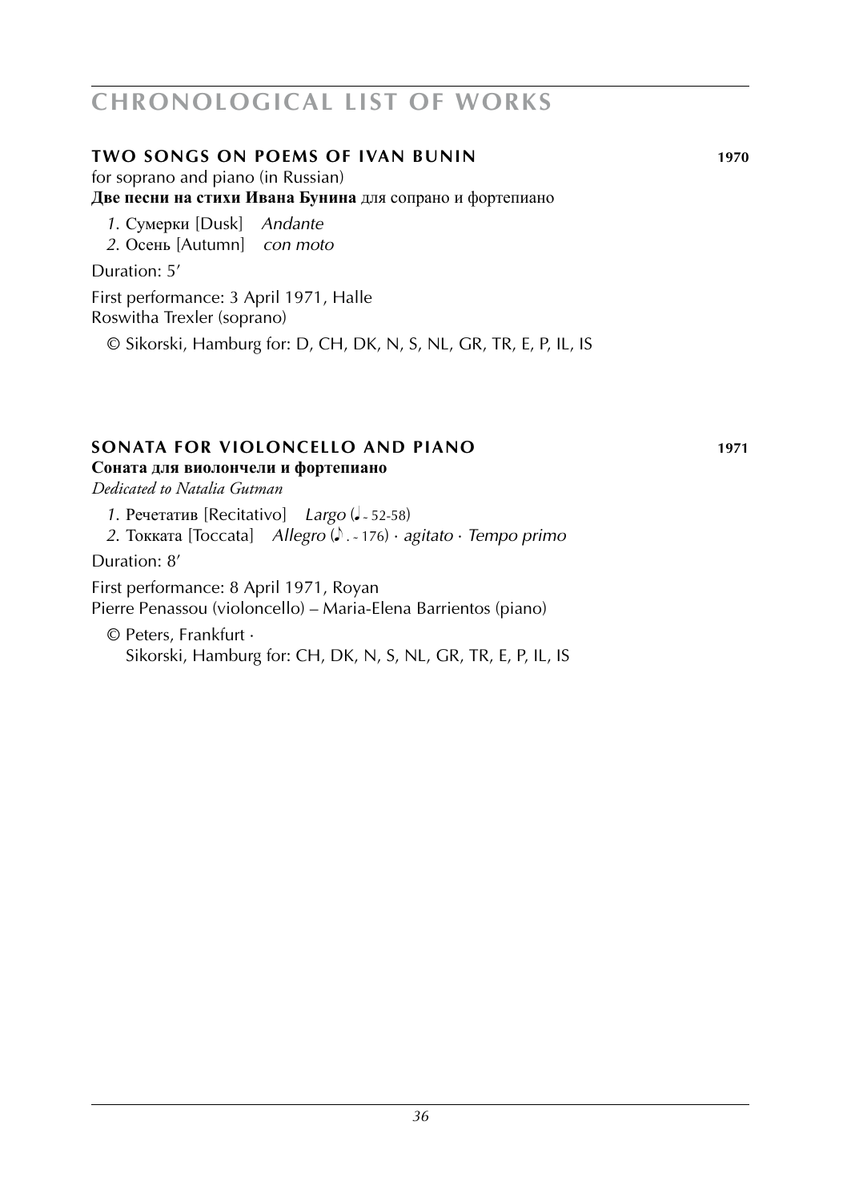# CHRONOLOGICAL LIST OF WORKS

### TWO SONGS ON POEMS OF IVAN BUNIN — 1970

for soprano and piano (in Russian)
**Две песни на стихи Ивана Бунина** для сопрано и фортепиано

*1.* Сумерки [Dusk] *Andante*
*2.* Осень [Autumn] *con moto*

Duration: 5'

First performance: 3 April 1971, Halle
Roswitha Trexler (soprano)

© Sikorski, Hamburg for: D, CH, DK, N, S, NL, GR, TR, E, P, IL, IS

### SONATA FOR VIOLONCELLO AND PIANO — 1971

**Соната для виолончели и фортепиано**
*Dedicated to Natalia Gutman*

*1.* Речетатив [Recitativo] *Largo* (♩ ~ 52-58)
*2.* Токката [Toccata] *Allegro* (♪. ~ 176) · *agitato* · *Tempo primo*

Duration: 8'

First performance: 8 April 1971, Royan
Pierre Penassou (violoncello) – Maria-Elena Barrientos (piano)

© Peters, Frankfurt ·
Sikorski, Hamburg for: CH, DK, N, S, NL, GR, TR, E, P, IL, IS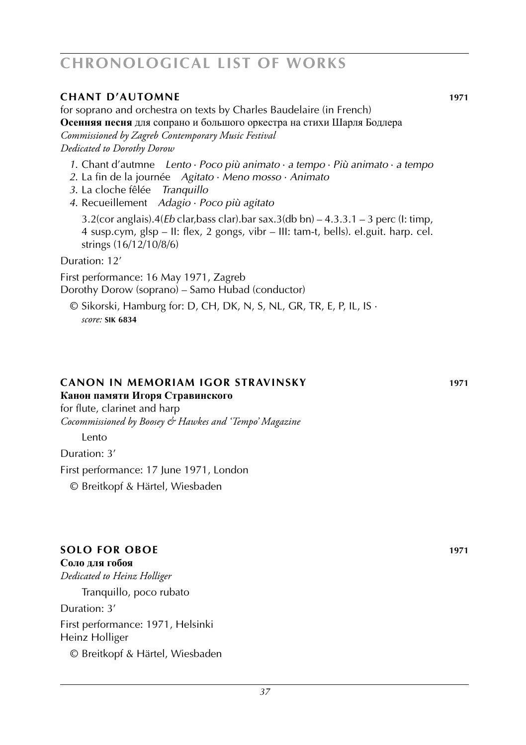# CHRONOLOGICAL LIST OF WORKS

## CHANT D'AUTOMNE 1971

for soprano and orchestra on texts by Charles Baudelaire (in French)
**Осенняя песня** для сопрано и большого оркестра на стихи Шарля Бодлера
*Commissioned by Zagreb Contemporary Music Festival*
*Dedicated to Dorothy Dorow*

*1.* Chant d'autmne *Lento · Poco più animato · a tempo · Più animato · a tempo*
*2.* La fin de la journée *Agitato · Meno mosso · Animato*
*3.* La cloche fêlée *Tranquillo*
*4.* Recueillement *Adagio · Poco più agitato*

3.2(cor anglais).4(*Eb* clar,bass clar).bar sax.3(db bn) – 4.3.3.1 – 3 perc (I: timp, 4 susp.cym, glsp – II: flex, 2 gongs, vibr – III: tam-t, bells). el.guit. harp. cel. strings (16/12/10/8/6)

Duration: 12'

First performance: 16 May 1971, Zagreb
Dorothy Dorow (soprano) – Samo Hubad (conductor)

© Sikorski, Hamburg for: D, CH, DK, N, S, NL, GR, TR, E, P, IL, IS ·
*score:* **SIK 6834**

## CANON IN MEMORIAM IGOR STRAVINSKY 1971

**Канон памяти Игоря Стравинского**
for flute, clarinet and harp
*Cocommissioned by Boosey & Hawkes and 'Tempo' Magazine*

Lento

Duration: 3'

First performance: 17 June 1971, London

© Breitkopf & Härtel, Wiesbaden

## SOLO FOR OBOE 1971

**Соло для гобоя**
*Dedicated to Heinz Holliger*

Tranquillo, poco rubato

Duration: 3'

First performance: 1971, Helsinki
Heinz Holliger

© Breitkopf & Härtel, Wiesbaden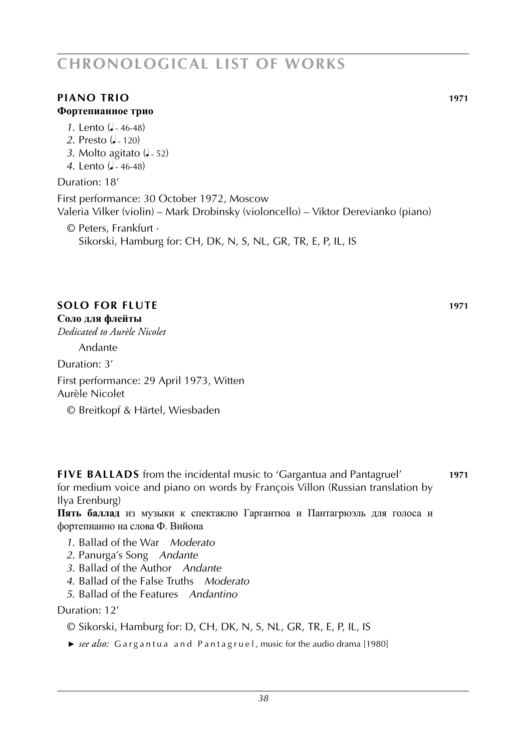# CHRONOLOGICAL LIST OF WORKS

### PIANO TRIO 1971

**Фортепианное трио**

*1.* Lento (♩ ~ 46-48)
*2.* Presto (♩ ~ 120)
*3.* Molto agitato (♩ ~ 52)
*4.* Lento (♩ ~ 46-48)

Duration: 18′

First performance: 30 October 1972, Moscow
Valeria Vilker (violin) – Mark Drobinsky (violoncello) – Viktor Derevianko (piano)

© Peters, Frankfurt ·
Sikorski, Hamburg for: CH, DK, N, S, NL, GR, TR, E, P, IL, IS

### SOLO FOR FLUTE 1971

**Соло для флейты**
*Dedicated to Aurèle Nicolet*

Andante

Duration: 3′

First performance: 29 April 1973, Witten
Aurèle Nicolet

© Breitkopf & Härtel, Wiesbaden

**FIVE BALLADS** from the incidental music to 'Gargantua and Pantagruel' **1971**
for medium voice and piano on words by François Villon (Russian translation by Ilya Erenburg)

**Пять баллад** из музыки к спектаклю Гаргантюа и Пантагрюэль для голоса и фортепианно на слова Ф. Вийона

*1.* Ballad of the War *Moderato*
*2.* Panurga's Song *Andante*
*3.* Ballad of the Author *Andante*
*4.* Ballad of the False Truths *Moderato*
*5.* Ballad of the Features *Andantino*

Duration: 12′

© Sikorski, Hamburg for: D, CH, DK, N, S, NL, GR, TR, E, P, IL, IS

► *see also:* Gargantua and Pantagruel, music for the audio drama [1980]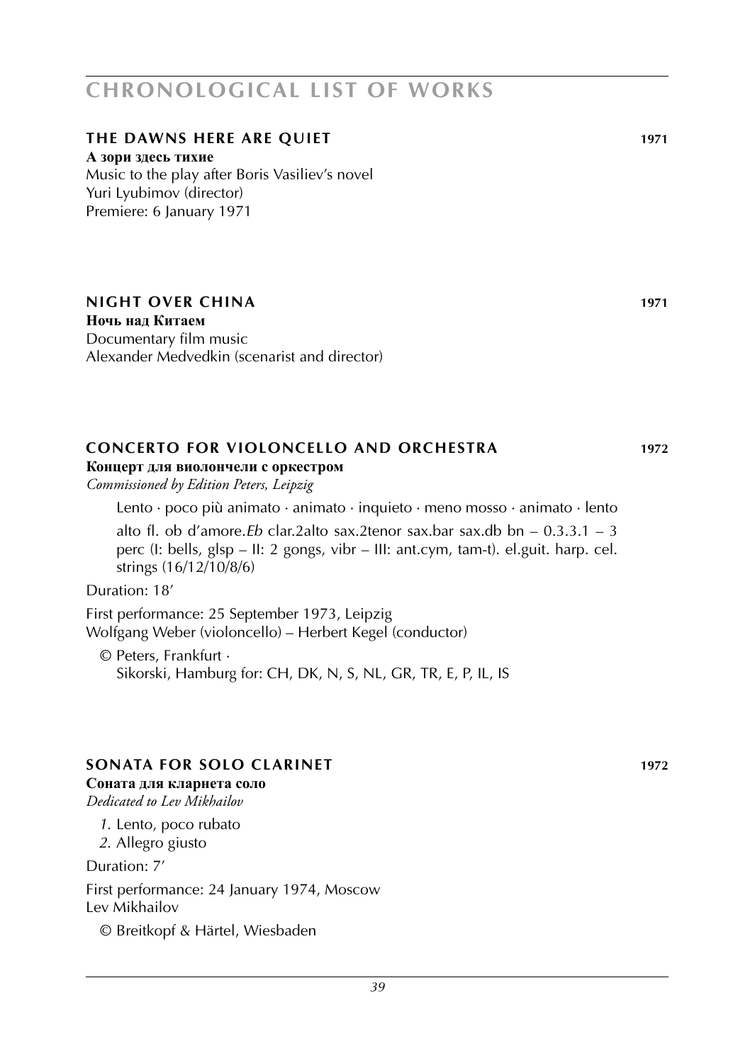# CHRONOLOGICAL LIST OF WORKS

## THE DAWNS HERE ARE QUIET 1971

**А зори здесь тихие**
Music to the play after Boris Vasiliev's novel
Yuri Lyubimov (director)
Premiere: 6 January 1971

## NIGHT OVER CHINA 1971

**Ночь над Китаем**
Documentary film music
Alexander Medvedkin (scenarist and director)

## CONCERTO FOR VIOLONCELLO AND ORCHESTRA 1972

**Концерт для виолончели с оркестром**
*Commissioned by Edition Peters, Leipzig*

Lento · poco più animato · animato · inquieto · meno mosso · animato · lento

alto fl. ob d'amore.*Eb* clar.2alto sax.2tenor sax.bar sax.db bn – 0.3.3.1 – 3 perc (I: bells, glsp – II: 2 gongs, vibr – III: ant.cym, tam-t). el.guit. harp. cel. strings (16/12/10/8/6)

Duration: 18'

First performance: 25 September 1973, Leipzig
Wolfgang Weber (violoncello) – Herbert Kegel (conductor)

© Peters, Frankfurt ·
Sikorski, Hamburg for: CH, DK, N, S, NL, GR, TR, E, P, IL, IS

## SONATA FOR SOLO CLARINET 1972

**Соната для кларнета соло**
*Dedicated to Lev Mikhailov*

*1.* Lento, poco rubato
*2.* Allegro giusto

Duration: 7'

First performance: 24 January 1974, Moscow
Lev Mikhailov

© Breitkopf & Härtel, Wiesbaden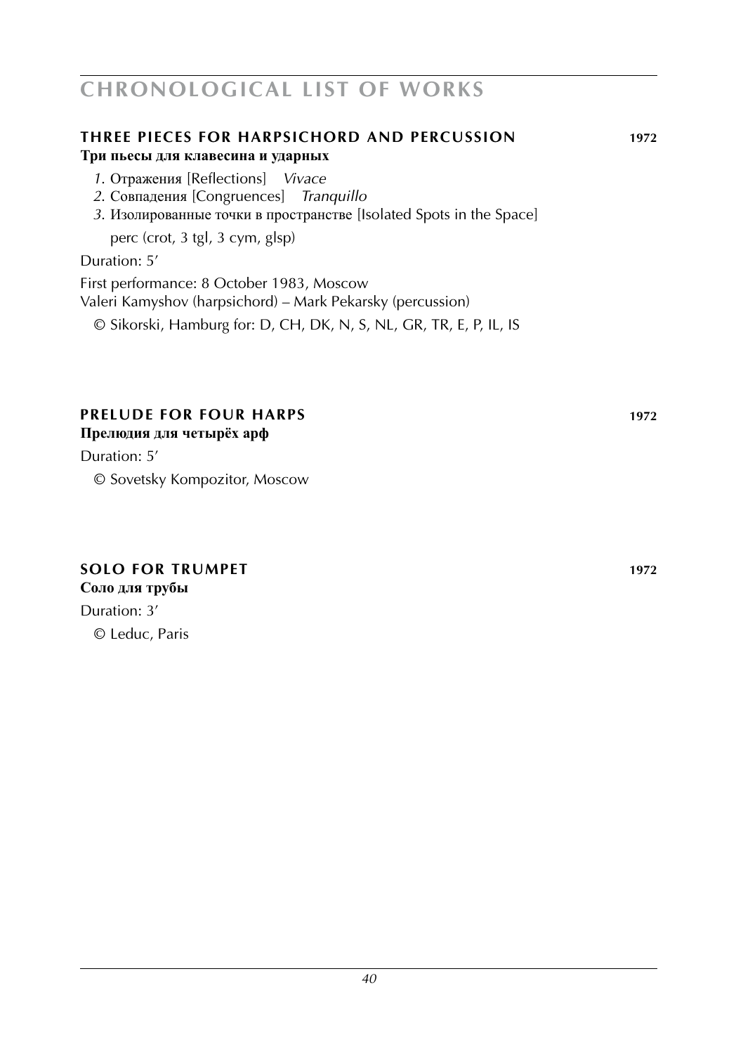## THREE PIECES FOR HARPSICHORD AND PERCUSSION 1972

**Три пьесы для клавесина и ударных**

*1.* Отражения [Reflections] *Vivace*
*2.* Совпадения [Congruences] *Tranquillo*
*3.* Изолированные точки в пространстве [Isolated Spots in the Space]

perc (crot, 3 tgl, 3 cym, glsp)

Duration: 5′

First performance: 8 October 1983, Moscow
Valeri Kamyshov (harpsichord) – Mark Pekarsky (percussion)

© Sikorski, Hamburg for: D, CH, DK, N, S, NL, GR, TR, E, P, IL, IS

## PRELUDE FOR FOUR HARPS 1972

**Прелюдия для четырёх арф**

Duration: 5′

© Sovetsky Kompozitor, Moscow

## SOLO FOR TRUMPET 1972

**Соло для трубы**

Duration: 3′

© Leduc, Paris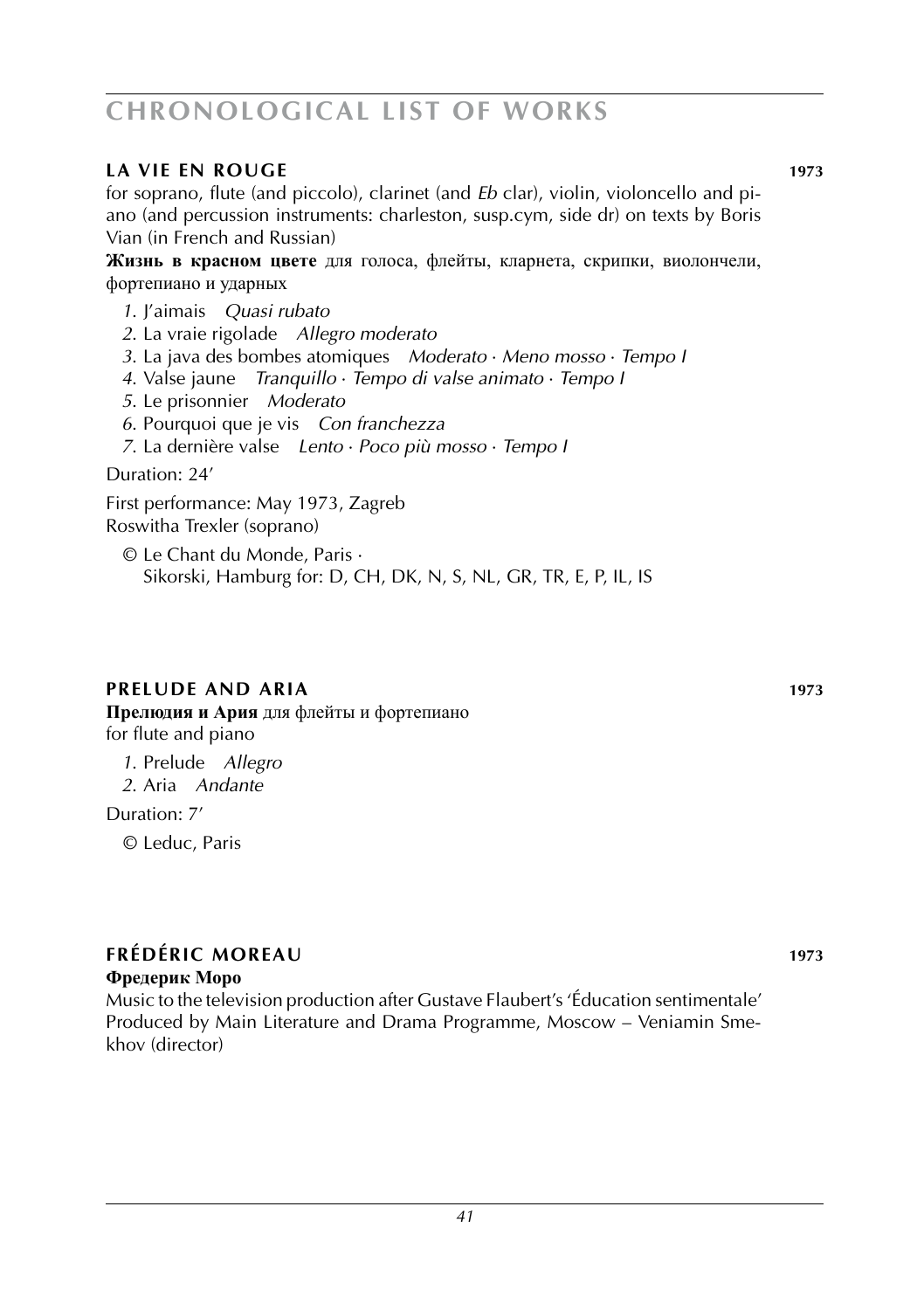# CHRONOLOGICAL LIST OF WORKS

### LA VIE EN ROUGE 1973

for soprano, flute (and piccolo), clarinet (and *Eb* clar), violin, violoncello and piano (and percussion instruments: charleston, susp.cym, side dr) on texts by Boris Vian (in French and Russian)

**Жизнь в красном цвете** для голоса, флейты, кларнета, скрипки, виолончели, фортепиано и ударных

*1.* J'aimais *Quasi rubato*
*2.* La vraie rigolade *Allegro moderato*
*3.* La java des bombes atomiques *Moderato · Meno mosso · Tempo I*
*4.* Valse jaune *Tranquillo · Tempo di valse animato · Tempo I*
*5.* Le prisonnier *Moderato*
*6.* Pourquoi que je vis *Con franchezza*
*7.* La dernière valse *Lento · Poco più mosso · Tempo I*

Duration: 24'

First performance: May 1973, Zagreb
Roswitha Trexler (soprano)

© Le Chant du Monde, Paris ·
Sikorski, Hamburg for: D, CH, DK, N, S, NL, GR, TR, E, P, IL, IS

### PRELUDE AND ARIA 1973

**Прелюдия и Ария** для флейты и фортепиано
for flute and piano

*1.* Prelude *Allegro*
*2.* Aria *Andante*

Duration: 7'

© Leduc, Paris

### FRÉDÉRIC MOREAU 1973

**Фредерик Моро**

Music to the television production after Gustave Flaubert's 'Éducation sentimentale'
Produced by Main Literature and Drama Programme, Moscow – Veniamin Smekhov (director)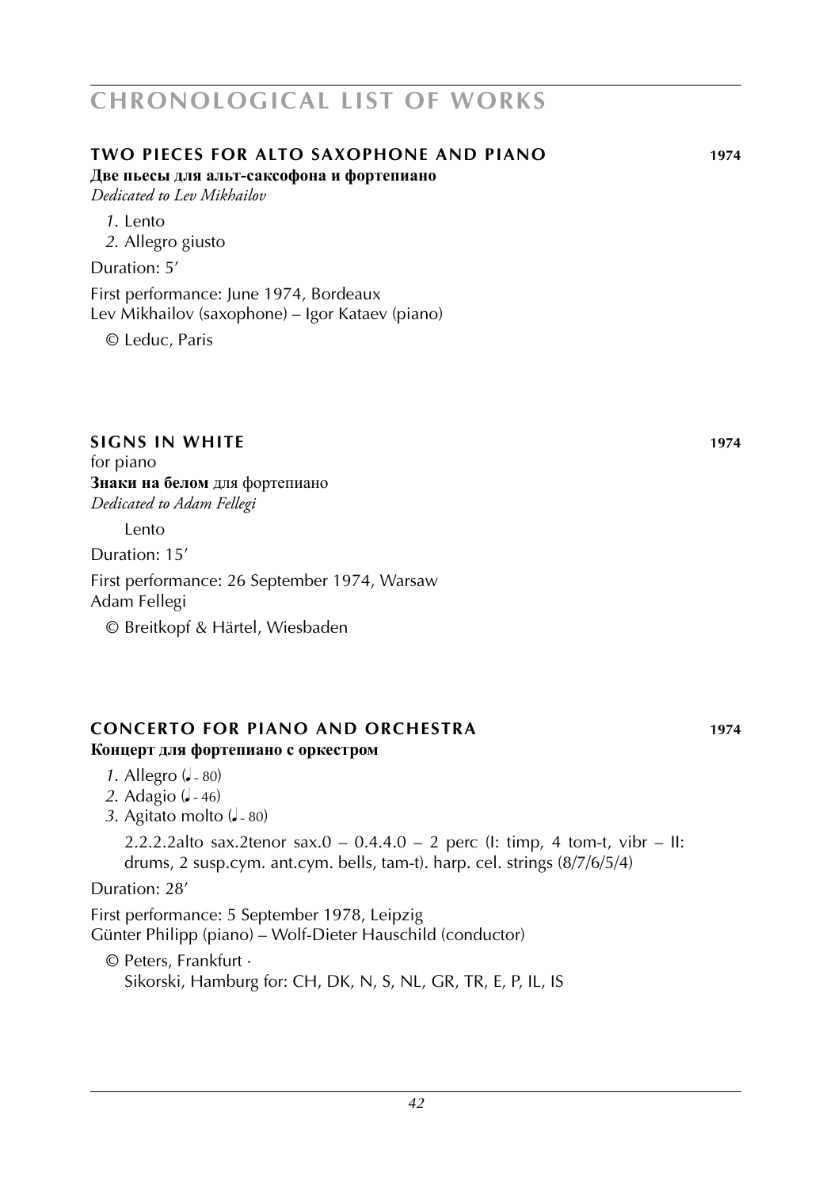# CHRONOLOGICAL LIST OF WORKS

## TWO PIECES FOR ALTO SAXOPHONE AND PIANO 1974

**Две пьесы для альт-саксофона и фортепиано**
*Dedicated to Lev Mikhailov*

*1.* Lento
*2.* Allegro giusto

Duration: 5’

First performance: June 1974, Bordeaux
Lev Mikhailov (saxophone) – Igor Kataev (piano)

© Leduc, Paris

## SIGNS IN WHITE 1974

for piano
**Знаки на белом** для фортепиано
*Dedicated to Adam Fellegi*

Lento

Duration: 15’

First performance: 26 September 1974, Warsaw
Adam Fellegi

© Breitkopf & Härtel, Wiesbaden

## CONCERTO FOR PIANO AND ORCHESTRA 1974

**Концерт для фортепиано с оркестром**

*1.* Allegro (♩ ~ 80)
*2.* Adagio (♩ ~ 46)
*3.* Agitato molto (♩ ~ 80)

2.2.2.2alto sax.2tenor sax.0 – 0.4.4.0 – 2 perc (I: timp, 4 tom-t, vibr – II: drums, 2 susp.cym. ant.cym. bells, tam-t). harp. cel. strings (8/7/6/5/4)

Duration: 28’

First performance: 5 September 1978, Leipzig
Günter Philipp (piano) – Wolf-Dieter Hauschild (conductor)

© Peters, Frankfurt ·
Sikorski, Hamburg for: CH, DK, N, S, NL, GR, TR, E, P, IL, IS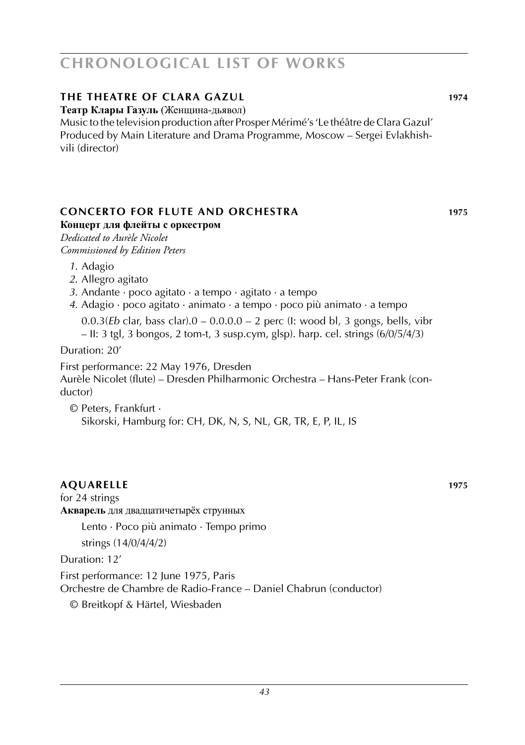# CHRONOLOGICAL LIST OF WORKS

## THE THEATRE OF CLARA GAZUL 1974

**Театр Клары Газуль** (Женщина-дьявол)

Music to the television production after Prosper Mérimé's 'Le théâtre de Clara Gazul'
Produced by Main Literature and Drama Programme, Moscow – Sergei Evlakhishvili (director)

## CONCERTO FOR FLUTE AND ORCHESTRA 1975

**Концерт для флейты с оркестром**

*Dedicated to Aurèle Nicolet*
*Commissioned by Edition Peters*

*1.* Adagio
*2.* Allegro agitato
*3.* Andante · poco agitato · a tempo · agitato · a tempo
*4.* Adagio · poco agitato · animato · a tempo · poco più animato · a tempo

0.0.3(*Eb* clar, bass clar).0 – 0.0.0.0 – 2 perc (I: wood bl, 3 gongs, bells, vibr – II: 3 tgl, 3 bongos, 2 tom-t, 3 susp.cym, glsp). harp. cel. strings (6/0/5/4/3)

Duration: 20'

First performance: 22 May 1976, Dresden
Aurèle Nicolet (flute) – Dresden Philharmonic Orchestra – Hans-Peter Frank (conductor)

© Peters, Frankfurt ·
Sikorski, Hamburg for: CH, DK, N, S, NL, GR, TR, E, P, IL, IS

## AQUARELLE 1975

for 24 strings

**Акварель** для двадцатичетырёх струнных

Lento · Poco più animato · Tempo primo

strings (14/0/4/4/2)

Duration: 12'

First performance: 12 June 1975, Paris
Orchestre de Chambre de Radio-France – Daniel Chabrun (conductor)

© Breitkopf & Härtel, Wiesbaden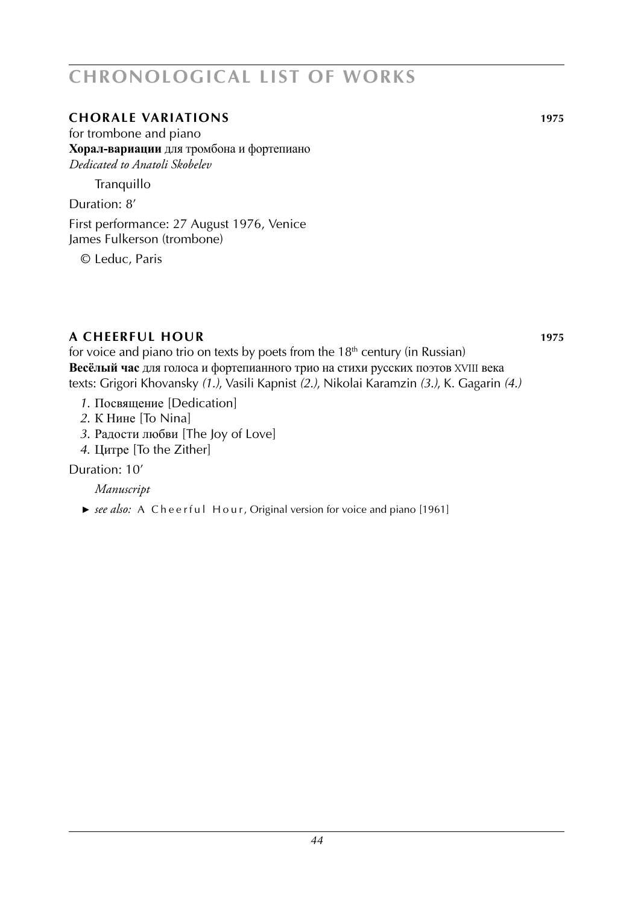# CHRONOLOGICAL LIST OF WORKS

## CHORALE VARIATIONS 1975

for trombone and piano
**Хорал-вариации** для тромбона и фортепиано
*Dedicated to Anatoli Skobelev*

Tranquillo

Duration: 8′

First performance: 27 August 1976, Venice
James Fulkerson (trombone)

© Leduc, Paris

## A CHEERFUL HOUR 1975

for voice and piano trio on texts by poets from the 18th century (in Russian)
**Весёлый час** для голоса и фортепианного трио на стихи русских поэтов XVIII века
texts: Grigori Khovansky *(1.)*, Vasili Kapnist *(2.)*, Nikolai Karamzin *(3.)*, K. Gagarin *(4.)*

*1.* Посвящение [Dedication]
*2.* К Нине [To Nina]
*3.* Радости любви [The Joy of Love]
*4.* Цитре [To the Zither]

Duration: 10′

*Manuscript*

► *see also:* A Cheerful Hour, Original version for voice and piano [1961]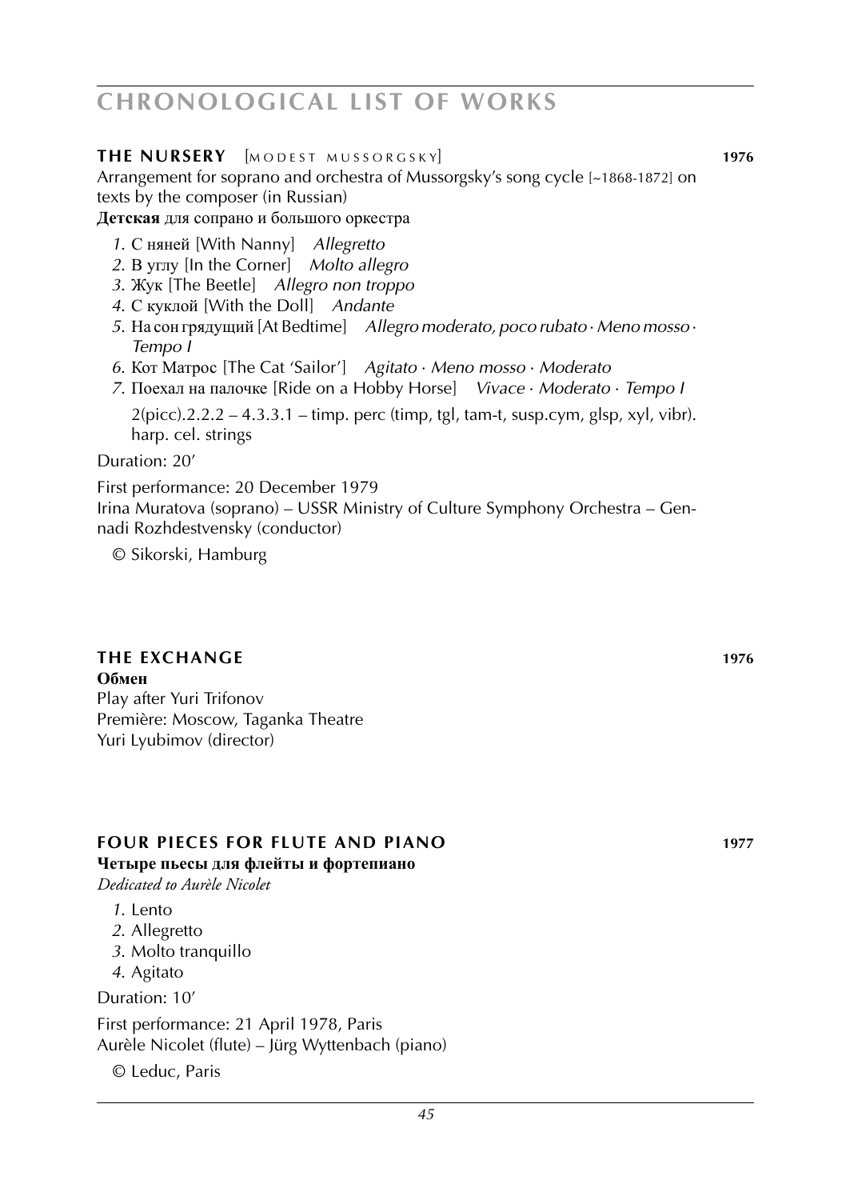## **THE NURSERY** [MODEST MUSSORGSKY] **1976**

Arrangement for soprano and orchestra of Mussorgsky's song cycle [~1868-1872] on texts by the composer (in Russian)

**Детская** для сопрано и большого оркестра

*1.* С няней [With Nanny] *Allegretto*
*2.* В углу [In the Corner] *Molto allegro*
*3.* Жук [The Beetle] *Allegro non troppo*
*4.* С куклой [With the Doll] *Andante*
*5.* На сон грядущий [At Bedtime] *Allegro moderato, poco rubato · Meno mosso · Tempo I*
*6.* Кот Матрос [The Cat 'Sailor'] *Agitato · Meno mosso · Moderato*
*7.* Поехал на палочке [Ride on a Hobby Horse] *Vivace · Moderato · Tempo I*

2(picc).2.2.2 – 4.3.3.1 – timp. perc (timp, tgl, tam-t, susp.cym, glsp, xyl, vibr). harp. cel. strings

Duration: 20'

First performance: 20 December 1979
Irina Muratova (soprano) – USSR Ministry of Culture Symphony Orchestra – Gennadi Rozhdestvensky (conductor)

© Sikorski, Hamburg

## **THE EXCHANGE** **1976**

**Обмен**
Play after Yuri Trifonov
Première: Moscow, Taganka Theatre
Yuri Lyubimov (director)

## **FOUR PIECES FOR FLUTE AND PIANO** **1977**

**Четыре пьесы для флейты и фортепиано**
*Dedicated to Aurèle Nicolet*

*1.* Lento
*2.* Allegretto
*3.* Molto tranquillo
*4.* Agitato

Duration: 10'

First performance: 21 April 1978, Paris
Aurèle Nicolet (flute) – Jürg Wyttenbach (piano)

© Leduc, Paris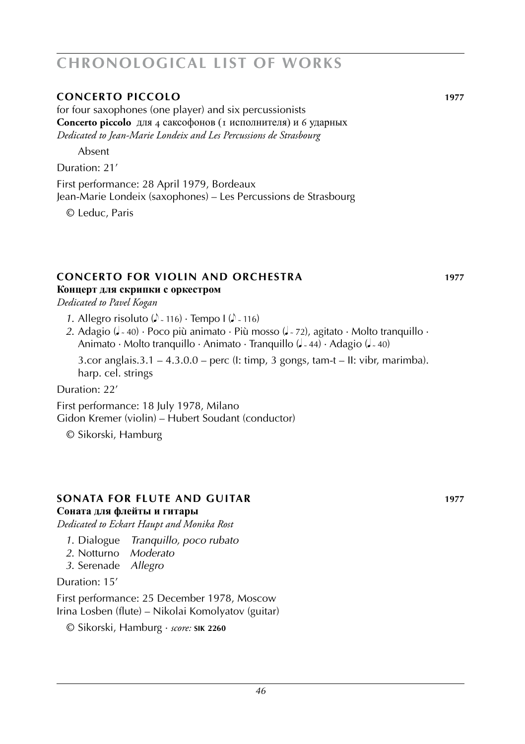## CHRONOLOGICAL LIST OF WORKS

### CONCERTO PICCOLO 1977

for four saxophones (one player) and six percussionists
**Concerto piccolo** для 4 саксофонов (1 исполнителя) и 6 ударных
*Dedicated to Jean-Marie Londeix and Les Percussions de Strasbourg*

Absent

Duration: 21'

First performance: 28 April 1979, Bordeaux
Jean-Marie Londeix (saxophones) – Les Percussions de Strasbourg

© Leduc, Paris

### CONCERTO FOR VIOLIN AND ORCHESTRA 1977

**Концерт для скрипки с оркестром**
*Dedicated to Pavel Kogan*

1. Allegro risoluto (♪ ~ 116) · Tempo I (♪ ~ 116)
2. Adagio (♩ ~ 40) · Poco più animato · Più mosso (♩ ~ 72), agitato · Molto tranquillo · Animato · Molto tranquillo · Animato · Tranquillo (♩ ~ 44) · Adagio (♩ ~ 40)

3.cor anglais.3.1 – 4.3.0.0 – perc (I: timp, 3 gongs, tam-t – II: vibr, marimba). harp. cel. strings

Duration: 22'

First performance: 18 July 1978, Milano
Gidon Kremer (violin) – Hubert Soudant (conductor)

© Sikorski, Hamburg

### SONATA FOR FLUTE AND GUITAR 1977

**Соната для флейты и гитары**
*Dedicated to Eckart Haupt and Monika Rost*

1. Dialogue *Tranquillo, poco rubato*
2. Notturno *Moderato*
3. Serenade *Allegro*

Duration: 15'

First performance: 25 December 1978, Moscow
Irina Losben (flute) – Nikolai Komolyatov (guitar)

© Sikorski, Hamburg · *score:* **SIK 2260**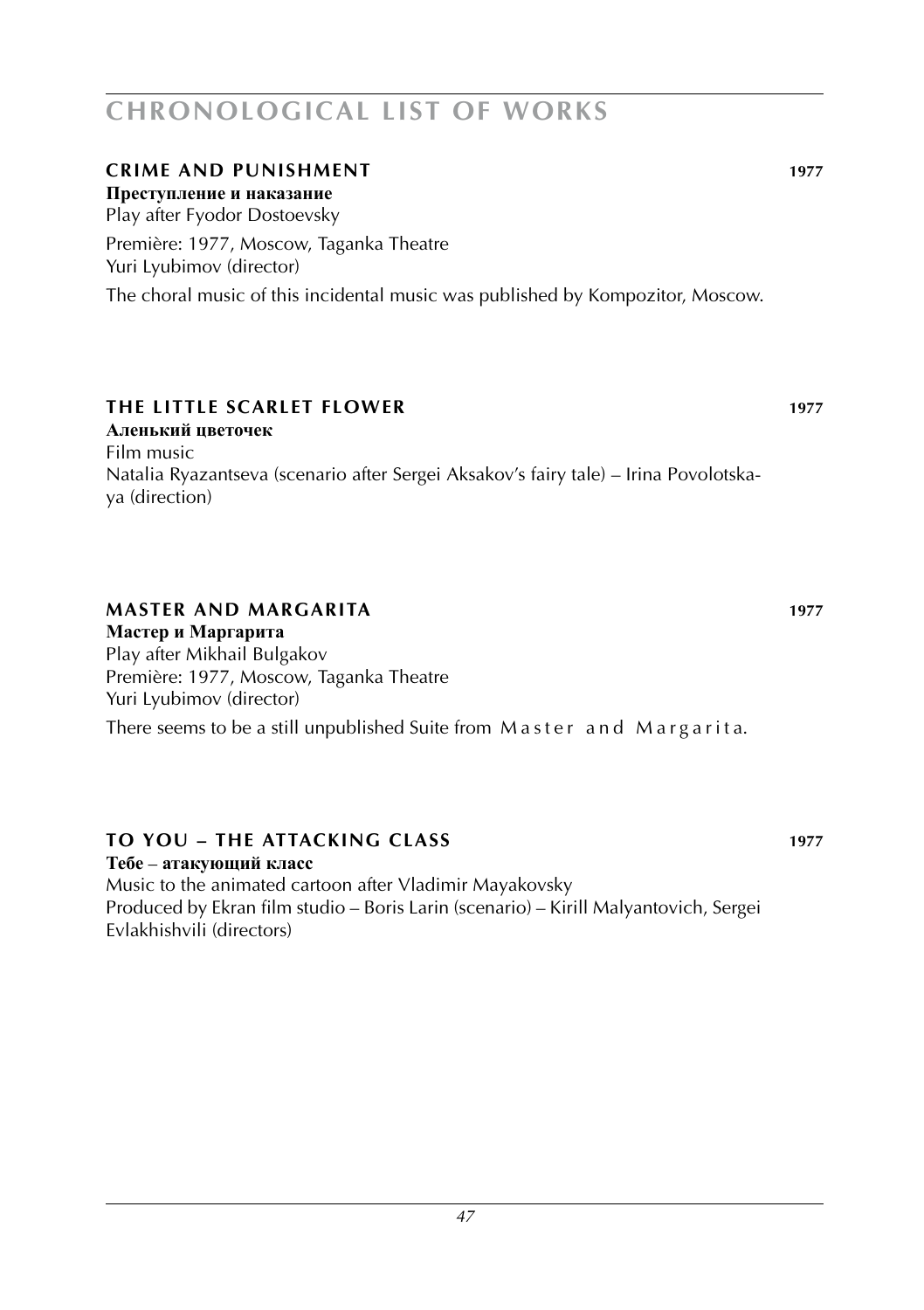## CHRONOLOGICAL LIST OF WORKS

### CRIME AND PUNISHMENT 1977

**Преступление и наказание**
Play after Fyodor Dostoevsky

Première: 1977, Moscow, Taganka Theatre
Yuri Lyubimov (director)

The choral music of this incidental music was published by Kompozitor, Moscow.

### THE LITTLE SCARLET FLOWER 1977

**Аленький цветочек**
Film music
Natalia Ryazantseva (scenario after Sergei Aksakov's fairy tale) – Irina Povolotskaya (direction)

### MASTER AND MARGARITA 1977

**Мастер и Маргарита**
Play after Mikhail Bulgakov
Première: 1977, Moscow, Taganka Theatre
Yuri Lyubimov (director)

There seems to be a still unpublished Suite from M a s t e r a n d M a r g a r i t a.

### TO YOU – THE ATTACKING CLASS 1977

**Тебе – атакующий класс**
Music to the animated cartoon after Vladimir Mayakovsky
Produced by Ekran film studio – Boris Larin (scenario) – Kirill Malyantovich, Sergei Evlakhishvili (directors)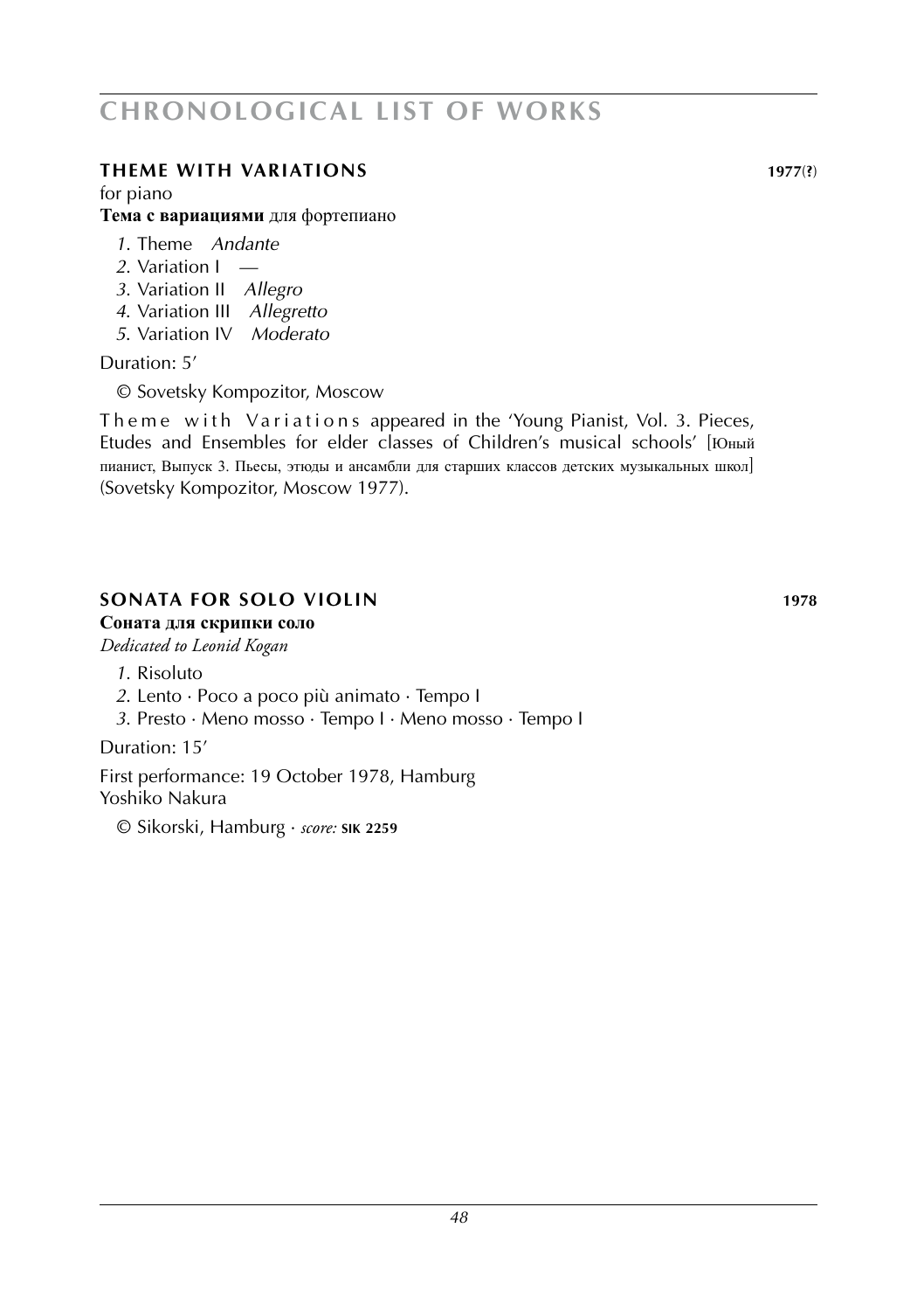## THEME WITH VARIATIONS 1977(?)

for piano

**Тема с вариациями** для фортепиано

1. Theme *Andante*
2. Variation I —
3. Variation II *Allegro*
4. Variation III *Allegretto*
5. Variation IV *Moderato*

Duration: 5′

© Sovetsky Kompozitor, Moscow

Theme with Variations appeared in the 'Young Pianist, Vol. 3. Pieces, Etudes and Ensembles for elder classes of Children's musical schools' [Юный пианист, Выпуск 3. Пьесы, этюды и ансамбли для старших классов детских музыкальных школ] (Sovetsky Kompozitor, Moscow 1977).

## SONATA FOR SOLO VIOLIN 1978

**Соната для скрипки соло**

*Dedicated to Leonid Kogan*

1. Risoluto
2. Lento · Poco a poco più animato · Tempo I
3. Presto · Meno mosso · Tempo I · Meno mosso · Tempo I

Duration: 15′

First performance: 19 October 1978, Hamburg
Yoshiko Nakura

© Sikorski, Hamburg · *score:* **SIK 2259**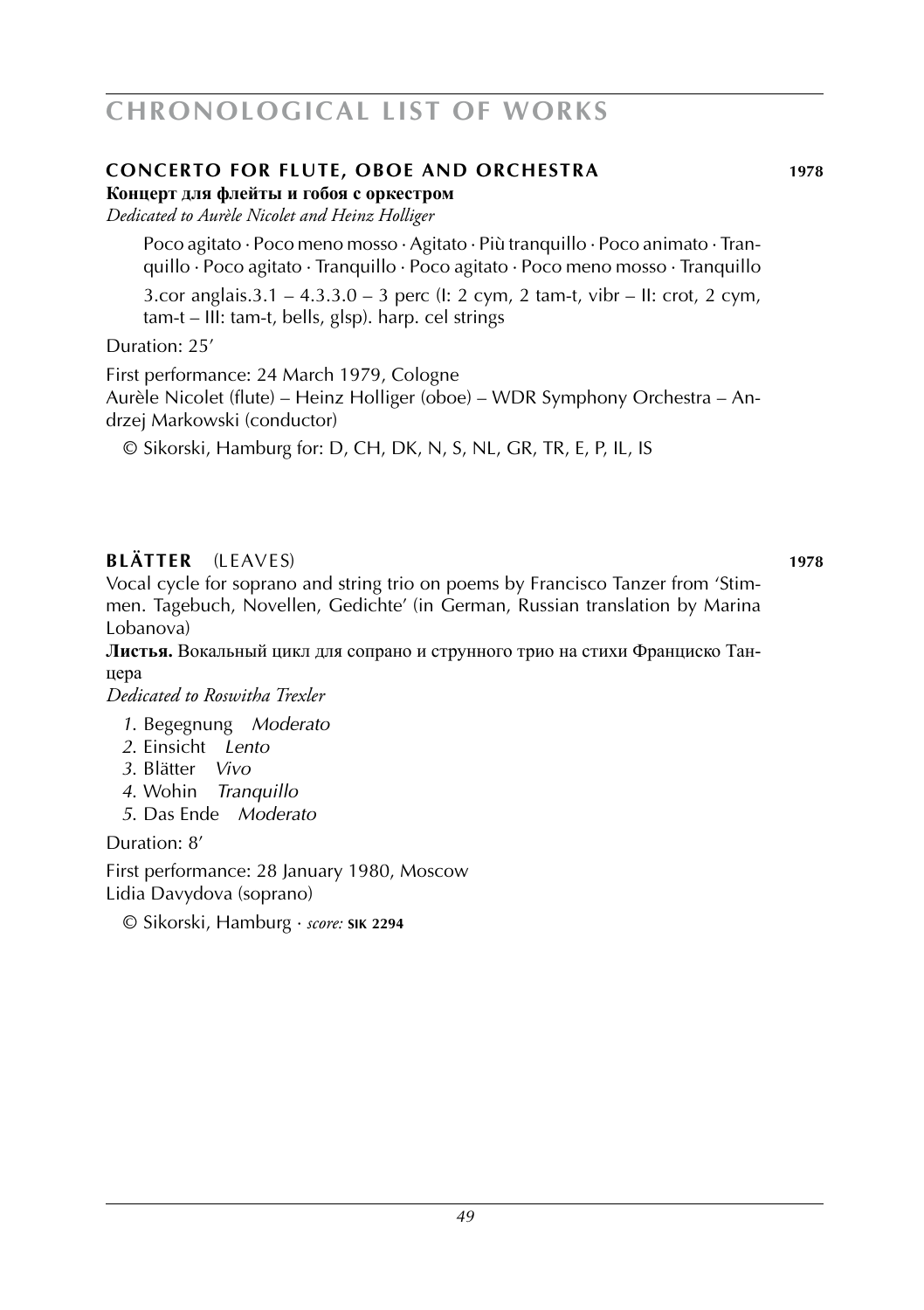## CONCERTO FOR FLUTE, OBOE AND ORCHESTRA 1978

**Концерт для флейты и гобоя с оркестром**

*Dedicated to Aurèle Nicolet and Heinz Holliger*

Poco agitato · Poco meno mosso · Agitato · Più tranquillo · Poco animato · Tranquillo · Poco agitato · Tranquillo · Poco agitato · Poco meno mosso · Tranquillo

3.cor anglais.3.1 – 4.3.3.0 – 3 perc (I: 2 cym, 2 tam-t, vibr – II: crot, 2 cym, tam-t – III: tam-t, bells, glsp). harp. cel strings

Duration: 25′

First performance: 24 March 1979, Cologne
Aurèle Nicolet (flute) – Heinz Holliger (oboe) – WDR Symphony Orchestra – Andrzej Markowski (conductor)

© Sikorski, Hamburg for: D, CH, DK, N, S, NL, GR, TR, E, P, IL, IS

## BLÄTTER (LEAVES) 1978

Vocal cycle for soprano and string trio on poems by Francisco Tanzer from 'Stimmen. Tagebuch, Novellen, Gedichte' (in German, Russian translation by Marina Lobanova)

**Листья.** Вокальный цикл для сопрано и струнного трио на стихи Франциско Танцера

*Dedicated to Roswitha Trexler*

1. Begegnung *Moderato*
2. Einsicht *Lento*
3. Blätter *Vivo*
4. Wohin *Tranquillo*
5. Das Ende *Moderato*

Duration: 8′

First performance: 28 January 1980, Moscow
Lidia Davydova (soprano)

© Sikorski, Hamburg · *score:* **SIK 2294**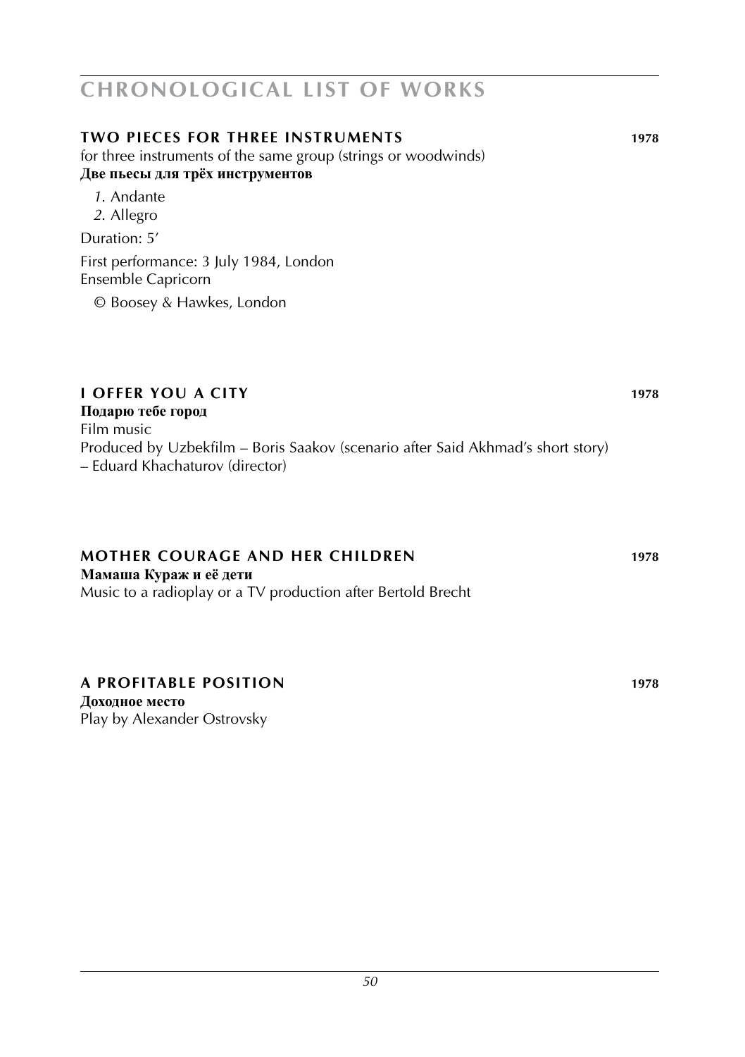## CHRONOLOGICAL LIST OF WORKS

### TWO PIECES FOR THREE INSTRUMENTS 1978

for three instruments of the same group (strings or woodwinds)
**Две пьесы для трёх инструментов**

*1.* Andante
*2.* Allegro

Duration: 5'

First performance: 3 July 1984, London
Ensemble Capricorn

© Boosey & Hawkes, London

### I OFFER YOU A CITY 1978

**Подарю тебе город**
Film music
Produced by Uzbekfilm – Boris Saakov (scenario after Said Akhmad's short story) – Eduard Khachaturov (director)

### MOTHER COURAGE AND HER CHILDREN 1978

**Мамаша Кураж и её дети**
Music to a radioplay or a TV production after Bertold Brecht

### A PROFITABLE POSITION 1978

**Доходное место**
Play by Alexander Ostrovsky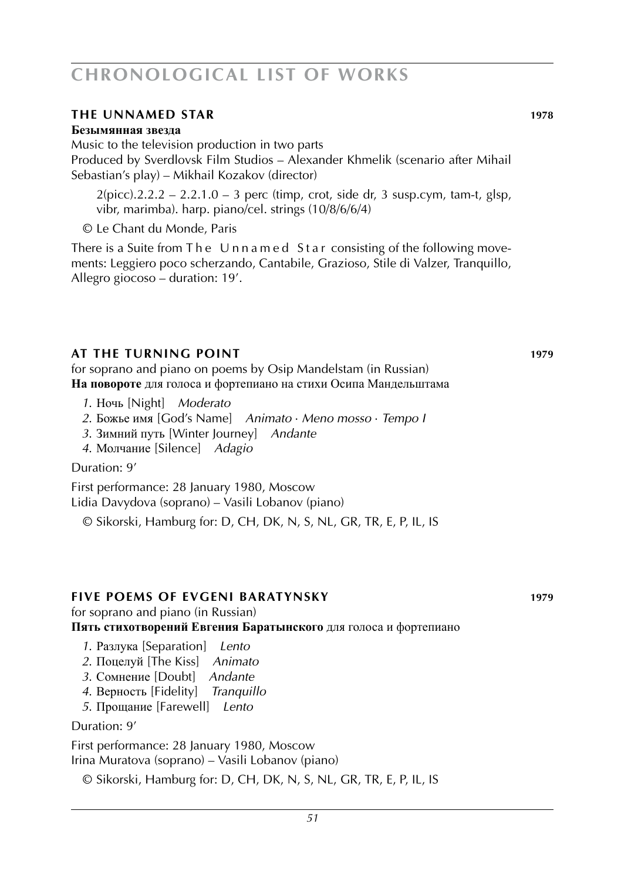# CHRONOLOGICAL LIST OF WORKS

## THE UNNAMED STAR 1978

**Безымянная звезда**

Music to the television production in two parts

Produced by Sverdlovsk Film Studios – Alexander Khmelik (scenario after Mihail Sebastian's play) – Mikhail Kozakov (director)

2(picc).2.2.2 – 2.2.1.0 – 3 perc (timp, crot, side dr, 3 susp.cym, tam-t, glsp, vibr, marimba). harp. piano/cel. strings (10/8/6/6/4)

© Le Chant du Monde, Paris

There is a Suite from The Unnamed Star consisting of the following movements: Leggiero poco scherzando, Cantabile, Grazioso, Stile di Valzer, Tranquillo, Allegro giocoso – duration: 19'.

## AT THE TURNING POINT 1979

for soprano and piano on poems by Osip Mandelstam (in Russian)

**На повороте** для голоса и фортепиано на стихи Осипа Мандельштама

1. Ночь [Night] *Moderato*
2. Божье имя [God's Name] *Animato · Meno mosso · Tempo I*
3. Зимний путь [Winter Journey] *Andante*
4. Молчание [Silence] *Adagio*

Duration: 9'

First performance: 28 January 1980, Moscow
Lidia Davydova (soprano) – Vasili Lobanov (piano)

© Sikorski, Hamburg for: D, CH, DK, N, S, NL, GR, TR, E, P, IL, IS

## FIVE POEMS OF EVGENI BARATYNSKY 1979

for soprano and piano (in Russian)

**Пять стихотворений Евгения Баратынского** для голоса и фортепиано

1. Разлука [Separation] *Lento*
2. Поцелуй [The Kiss] *Animato*
3. Сомнение [Doubt] *Andante*
4. Верность [Fidelity] *Tranquillo*
5. Прощание [Farewell] *Lento*

Duration: 9'

First performance: 28 January 1980, Moscow
Irina Muratova (soprano) – Vasili Lobanov (piano)

© Sikorski, Hamburg for: D, CH, DK, N, S, NL, GR, TR, E, P, IL, IS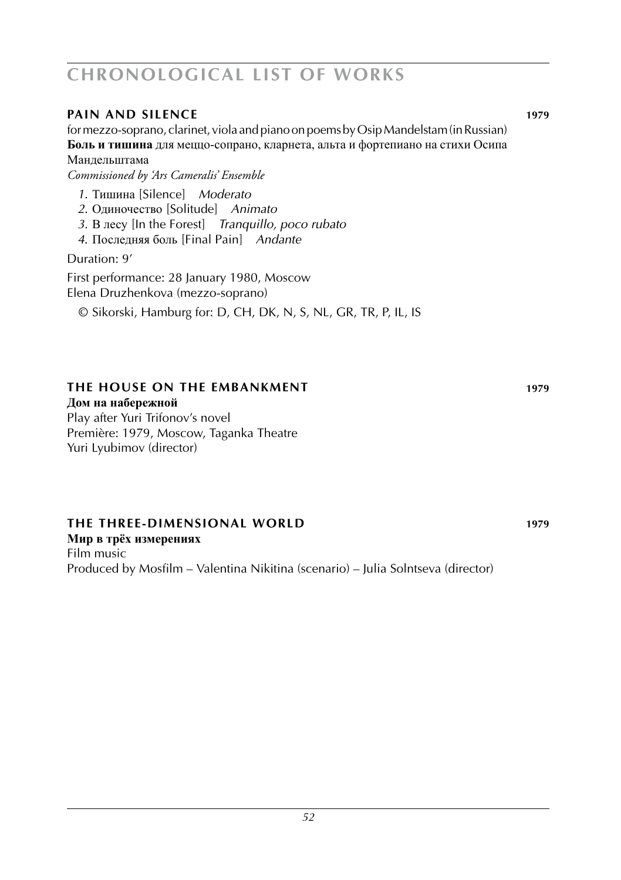# CHRONOLOGICAL LIST OF WORKS

### PAIN AND SILENCE 1979

for mezzo-soprano, clarinet, viola and piano on poems by Osip Mandelstam (in Russian)
**Боль и тишина** для меццо-сопрано, кларнета, альта и фортепиано на стихи Осипа Мандельштама
*Commissioned by 'Ars Cameralis' Ensemble*

*1.* Тишина [Silence] *Moderato*
*2.* Одиночество [Solitude] *Animato*
*3.* В лесу [In the Forest] *Tranquillo, poco rubato*
*4.* Последняя боль [Final Pain] *Andante*

Duration: 9'

First performance: 28 January 1980, Moscow
Elena Druzhenkova (mezzo-soprano)

© Sikorski, Hamburg for: D, CH, DK, N, S, NL, GR, TR, P, IL, IS

### THE HOUSE ON THE EMBANKMENT 1979

**Дом на набережной**
Play after Yuri Trifonov's novel
Première: 1979, Moscow, Taganka Theatre
Yuri Lyubimov (director)

### THE THREE-DIMENSIONAL WORLD 1979

**Мир в трёх измерениях**
Film music
Produced by Mosfilm – Valentina Nikitina (scenario) – Julia Solntseva (director)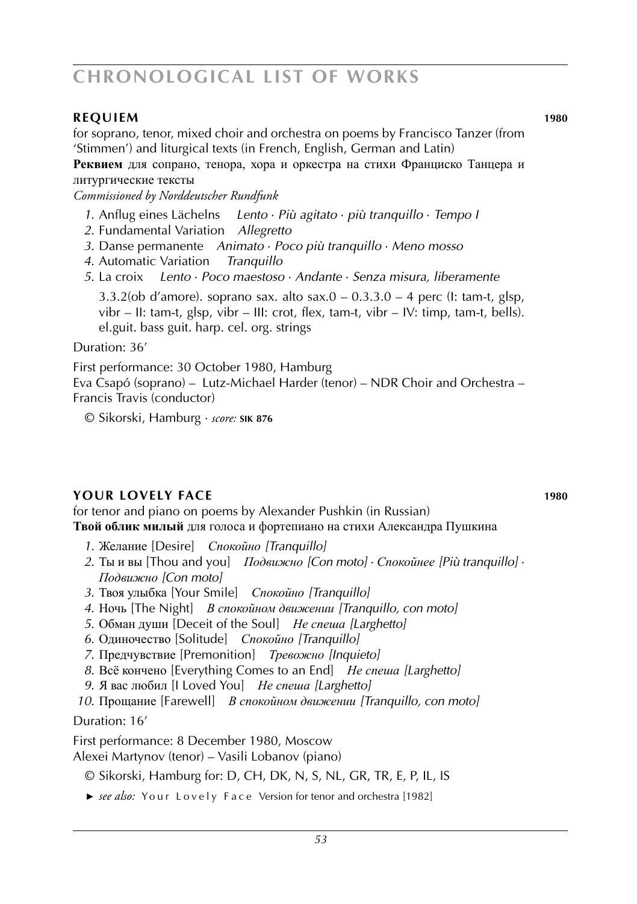# CHRONOLOGICAL LIST OF WORKS

## REQUIEM 1980

for soprano, tenor, mixed choir and orchestra on poems by Francisco Tanzer (from 'Stimmen') and liturgical texts (in French, English, German and Latin)

**Реквием** для сопрано, тенора, хора и оркестра на стихи Франциско Танцера и литургические тексты

*Commissioned by Norddeutscher Rundfunk*

1. Anflug eines Lächelns *Lento · Più agitato · più tranquillo · Tempo I*
2. Fundamental Variation *Allegretto*
3. Danse permanente *Animato · Poco più tranquillo · Meno mosso*
4. Automatic Variation *Tranquillo*
5. La croix *Lento · Poco maestoso · Andante · Senza misura, liberamente*

3.3.2(ob d'amore). soprano sax. alto sax.0 – 0.3.3.0 – 4 perc (I: tam-t, glsp, vibr – II: tam-t, glsp, vibr – III: crot, flex, tam-t, vibr – IV: timp, tam-t, bells). el.guit. bass guit. harp. cel. org. strings

Duration: 36'

First performance: 30 October 1980, Hamburg
Eva Csapó (soprano) – Lutz-Michael Harder (tenor) – NDR Choir and Orchestra – Francis Travis (conductor)

© Sikorski, Hamburg · *score:* **SIK 876**

## YOUR LOVELY FACE 1980

for tenor and piano on poems by Alexander Pushkin (in Russian)

**Твой облик милый** для голоса и фортепиано на стихи Александра Пушкина

1. Желание [Desire] *Спокойно [Tranquillo]*
2. Ты и вы [Thou and you] *Подвижно [Con moto] · Спокойнее [Più tranquillo] · Подвижно [Con moto]*
3. Твоя улыбка [Your Smile] *Спокойно [Tranquillo]*
4. Ночь [The Night] *В спокойном движении [Tranquillo, con moto]*
5. Обман души [Deceit of the Soul] *Не спеша [Larghetto]*
6. Одиночество [Solitude] *Спокойно [Tranquillo]*
7. Предчувствие [Premonition] *Тревожно [Inquieto]*
8. Всё кончено [Everything Comes to an End] *Не спеша [Larghetto]*
9. Я вас любил [I Loved You] *Не спеша [Larghetto]*
10. Прощание [Farewell] *В спокойном движении [Tranquillo, con moto]*

Duration: 16'

First performance: 8 December 1980, Moscow
Alexei Martynov (tenor) – Vasili Lobanov (piano)

© Sikorski, Hamburg for: D, CH, DK, N, S, NL, GR, TR, E, P, IL, IS

► *see also:* Your Lovely Face Version for tenor and orchestra [1982]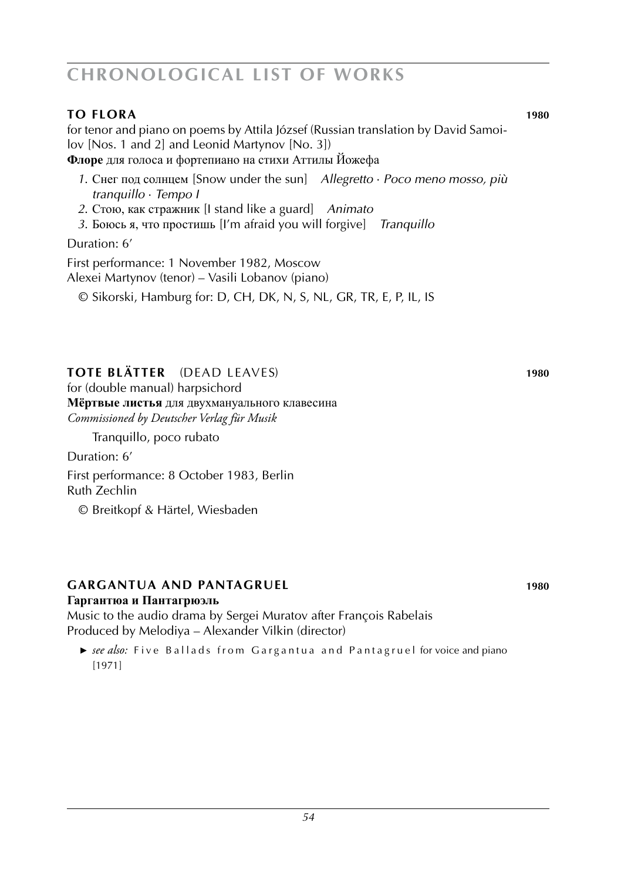## **TO FLORA** **1980**

for tenor and piano on poems by Attila József (Russian translation by David Samoilov [Nos. 1 and 2] and Leonid Martynov [No. 3])
**Флоре** для голоса и фортепиано на стихи Аттилы Йожефа

*1.* Снег под солнцем [Snow under the sun] *Allegretto · Poco meno mosso, più tranquillo · Tempo I*
*2.* Стою, как стражник [I stand like a guard] *Animato*
*3.* Боюсь я, что простишь [I'm afraid you will forgive] *Tranquillo*

Duration: 6'

First performance: 1 November 1982, Moscow
Alexei Martynov (tenor) – Vasili Lobanov (piano)

© Sikorski, Hamburg for: D, CH, DK, N, S, NL, GR, TR, E, P, IL, IS

## **TOTE BLÄTTER** (DEAD LEAVES) **1980**

for (double manual) harpsichord
**Мёртвые листья** для двухмануального клавесина
*Commissioned by Deutscher Verlag für Musik*

Tranquillo, poco rubato

Duration: 6'

First performance: 8 October 1983, Berlin
Ruth Zechlin

© Breitkopf & Härtel, Wiesbaden

## **GARGANTUA AND PANTAGRUEL** **1980**

**Гаргантюа и Пантагрюэль**
Music to the audio drama by Sergei Muratov after François Rabelais
Produced by Melodiya – Alexander Vilkin (director)

► *see also:* Five Ballads from Gargantua and Pantagruel for voice and piano [1971]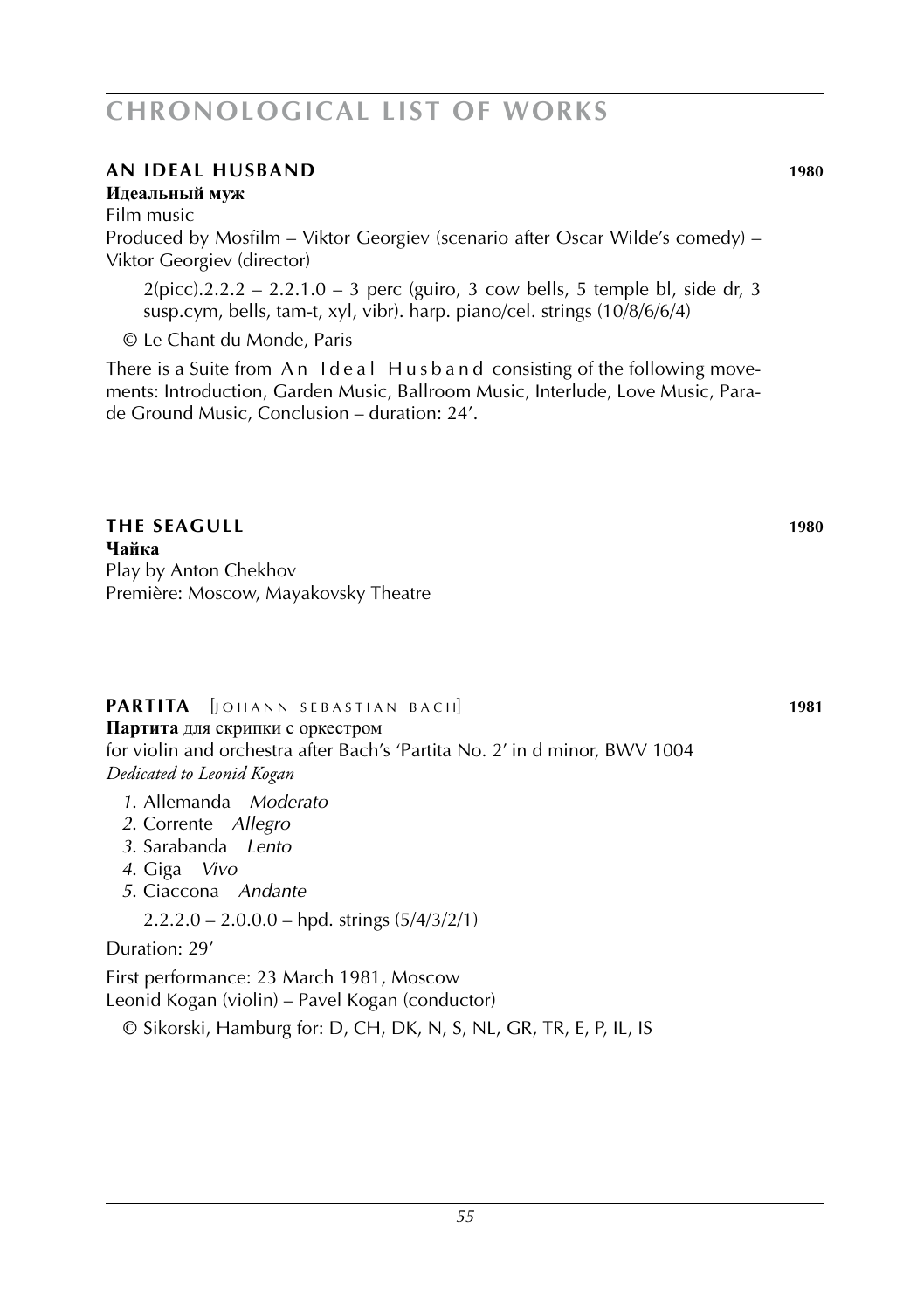## AN IDEAL HUSBAND 1980

**Идеальный муж**
Film music
Produced by Mosfilm – Viktor Georgiev (scenario after Oscar Wilde's comedy) – Viktor Georgiev (director)

2(picc).2.2.2 – 2.2.1.0 – 3 perc (guiro, 3 cow bells, 5 temple bl, side dr, 3 susp.cym, bells, tam-t, xyl, vibr). harp. piano/cel. strings (10/8/6/6/4)

© Le Chant du Monde, Paris

There is a Suite from An Ideal Husband consisting of the following movements: Introduction, Garden Music, Ballroom Music, Interlude, Love Music, Parade Ground Music, Conclusion – duration: 24'.

## THE SEAGULL 1980

**Чайка**
Play by Anton Chekhov
Première: Moscow, Mayakovsky Theatre

## PARTITA [JOHANN SEBASTIAN BACH] 1981

**Партита** для скрипки с оркестром
for violin and orchestra after Bach's 'Partita No. 2' in d minor, BWV 1004
*Dedicated to Leonid Kogan*

*1.* Allemanda *Moderato*
*2.* Corrente *Allegro*
*3.* Sarabanda *Lento*
*4.* Giga *Vivo*
*5.* Ciaccona *Andante*

2.2.2.0 – 2.0.0.0 – hpd. strings (5/4/3/2/1)

Duration: 29'

First performance: 23 March 1981, Moscow
Leonid Kogan (violin) – Pavel Kogan (conductor)

© Sikorski, Hamburg for: D, CH, DK, N, S, NL, GR, TR, E, P, IL, IS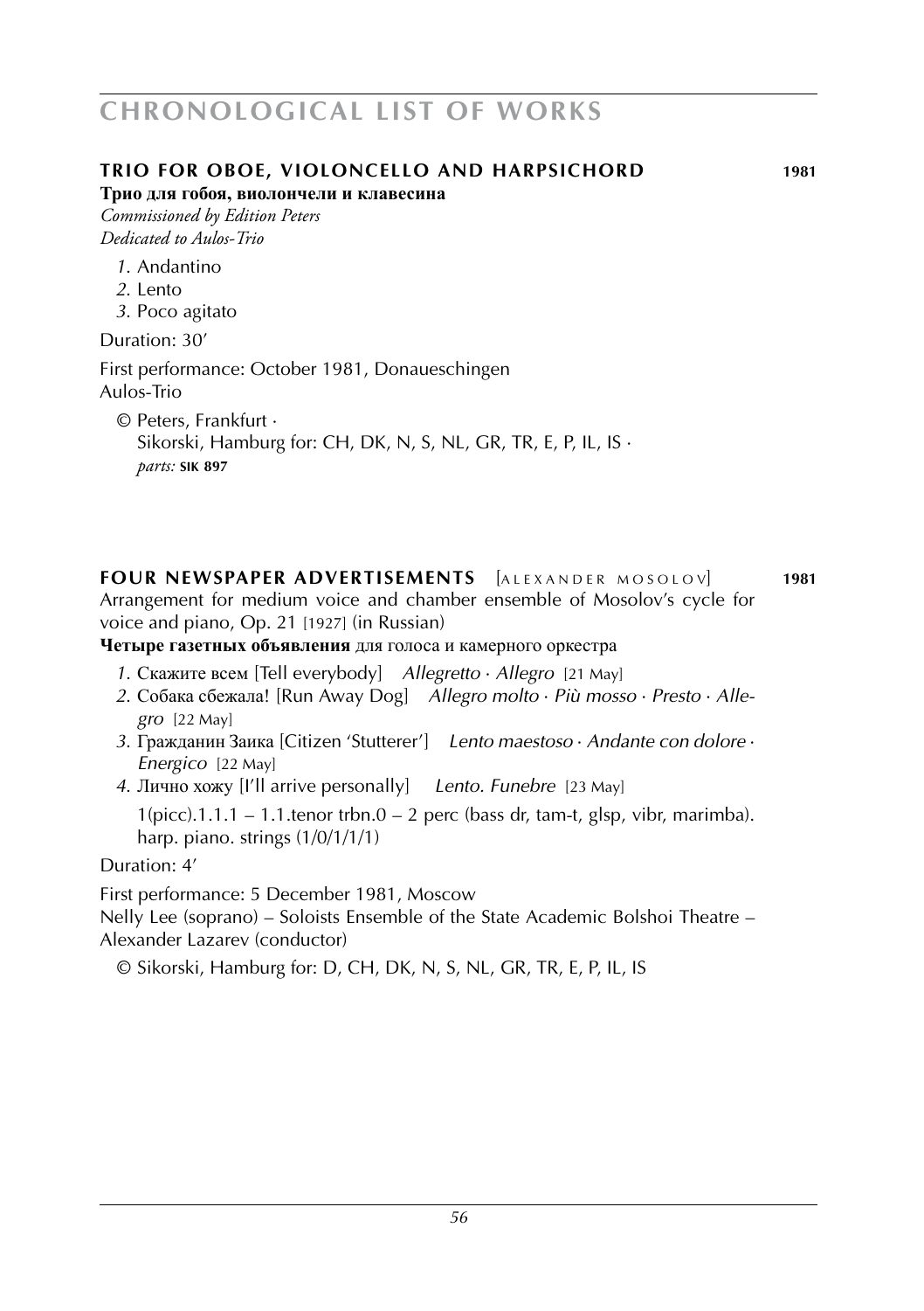## TRIO FOR OBOE, VIOLONCELLO AND HARPSICHORD 1981

**Трио для гобоя, виолончели и клавесина**
*Commissioned by Edition Peters*
*Dedicated to Aulos-Trio*

*1.* Andantino
*2.* Lento
*3.* Poco agitato

Duration: 30′

First performance: October 1981, Donaueschingen
Aulos-Trio

© Peters, Frankfurt ·
Sikorski, Hamburg for: CH, DK, N, S, NL, GR, TR, E, P, IL, IS ·
*parts:* **SIK 897**

## FOUR NEWSPAPER ADVERTISEMENTS [ALEXANDER MOSOLOV] 1981

Arrangement for medium voice and chamber ensemble of Mosolov's cycle for voice and piano, Op. 21 [1927] (in Russian)

**Четыре газетных объявления** для голоса и камерного оркестра

*1.* Скажите всем [Tell everybody] *Allegretto · Allegro* [21 May]
*2.* Собака сбежала! [Run Away Dog] *Allegro molto · Più mosso · Presto · Allegro* [22 May]
*3.* Гражданин Заика [Citizen 'Stutterer'] *Lento maestoso · Andante con dolore · Energico* [22 May]
*4.* Лично хожу [I'll arrive personally] *Lento. Funebre* [23 May]

1(picc).1.1.1 – 1.1.tenor trbn.0 – 2 perc (bass dr, tam-t, glsp, vibr, marimba). harp. piano. strings (1/0/1/1/1)

Duration: 4′

First performance: 5 December 1981, Moscow
Nelly Lee (soprano) – Soloists Ensemble of the State Academic Bolshoi Theatre – Alexander Lazarev (conductor)

© Sikorski, Hamburg for: D, CH, DK, N, S, NL, GR, TR, E, P, IL, IS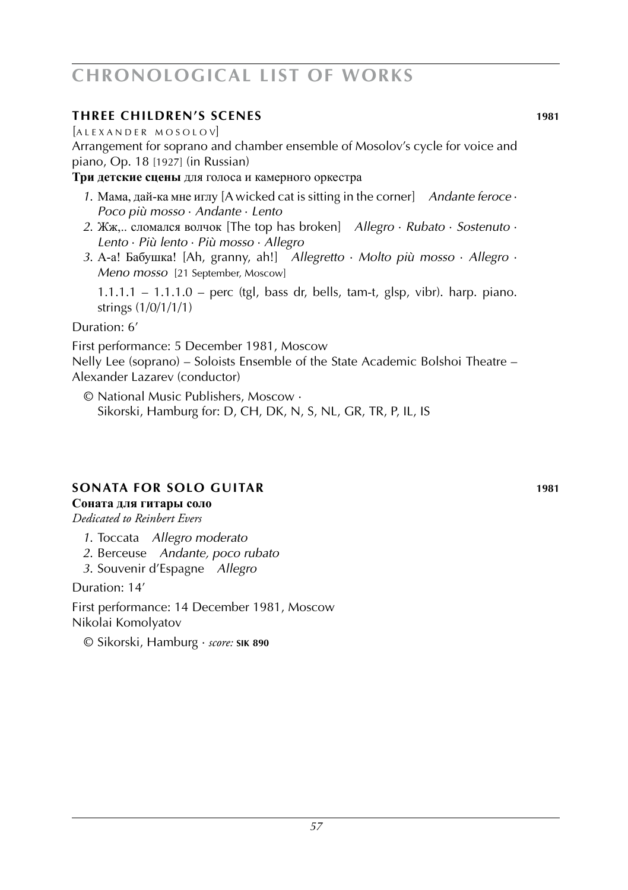## THREE CHILDREN'S SCENES **1981**

[ALEXANDER MOSOLOV]

Arrangement for soprano and chamber ensemble of Mosolov's cycle for voice and piano, Op. 18 [1927] (in Russian)

**Три детские сцены** для голоса и камерного оркестра

1. Мама, дай-ка мне иглу [A wicked cat is sitting in the corner] *Andante feroce · Poco più mosso · Andante · Lento*
2. Жж,.. сломался волчок [The top has broken] *Allegro · Rubato · Sostenuto · Lento · Più lento · Più mosso · Allegro*
3. А-а! Бабушка! [Ah, granny, ah!] *Allegretto · Molto più mosso · Allegro · Meno mosso* [21 September, Moscow]

1.1.1.1 – 1.1.1.0 – perc (tgl, bass dr, bells, tam-t, glsp, vibr). harp. piano. strings (1/0/1/1/1)

Duration: 6'

First performance: 5 December 1981, Moscow
Nelly Lee (soprano) – Soloists Ensemble of the State Academic Bolshoi Theatre – Alexander Lazarev (conductor)

© National Music Publishers, Moscow ·
Sikorski, Hamburg for: D, CH, DK, N, S, NL, GR, TR, P, IL, IS

## SONATA FOR SOLO GUITAR **1981**

**Соната для гитары соло**

*Dedicated to Reinbert Evers*

1. Toccata *Allegro moderato*
2. Berceuse *Andante, poco rubato*
3. Souvenir d'Espagne *Allegro*

Duration: 14'

First performance: 14 December 1981, Moscow
Nikolai Komolyatov

© Sikorski, Hamburg · *score:* **SIK 890**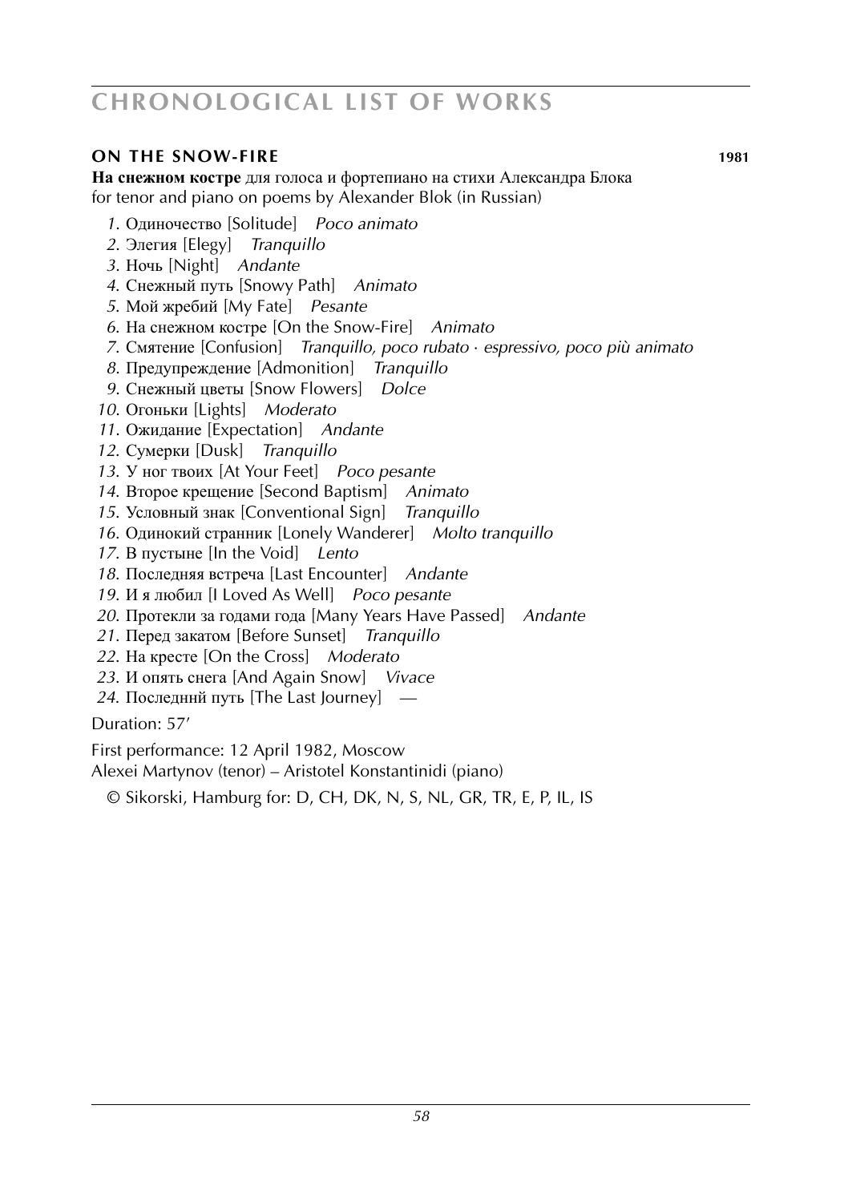# CHRONOLOGICAL LIST OF WORKS

## ON THE SNOW-FIRE 1981

**На снежном костре** для голоса и фортепиано на стихи Александра Блока
for tenor and piano on poems by Alexander Blok (in Russian)

1. Одиночество [Solitude] *Poco animato*
2. Элегия [Elegy] *Tranquillo*
3. Ночь [Night] *Andante*
4. Снежный путь [Snowy Path] *Animato*
5. Мой жребий [My Fate] *Pesante*
6. На снежном костре [On the Snow-Fire] *Animato*
7. Смятение [Confusion] *Tranquillo, poco rubato · espressivo, poco più animato*
8. Предупреждение [Admonition] *Tranquillo*
9. Снежный цветы [Snow Flowers] *Dolce*
10. Огоньки [Lights] *Moderato*
11. Ожидание [Expectation] *Andante*
12. Сумерки [Dusk] *Tranquillo*
13. У ног твоих [At Your Feet] *Poco pesante*
14. Второе крещение [Second Baptism] *Animato*
15. Условный знак [Conventional Sign] *Tranquillo*
16. Одинокий странник [Lonely Wanderer] *Molto tranquillo*
17. В пустыне [In the Void] *Lento*
18. Последняя встреча [Last Encounter] *Andante*
19. И я любил [I Loved As Well] *Poco pesante*
20. Протекли за годами года [Many Years Have Passed] *Andante*
21. Перед закатом [Before Sunset] *Tranquillo*
22. На кресте [On the Cross] *Moderato*
23. И опять снега [And Again Snow] *Vivace*
24. Последнний путь [The Last Journey] —

Duration: 57′

First performance: 12 April 1982, Moscow
Alexei Martynov (tenor) – Aristotel Konstantinidi (piano)

© Sikorski, Hamburg for: D, CH, DK, N, S, NL, GR, TR, E, P, IL, IS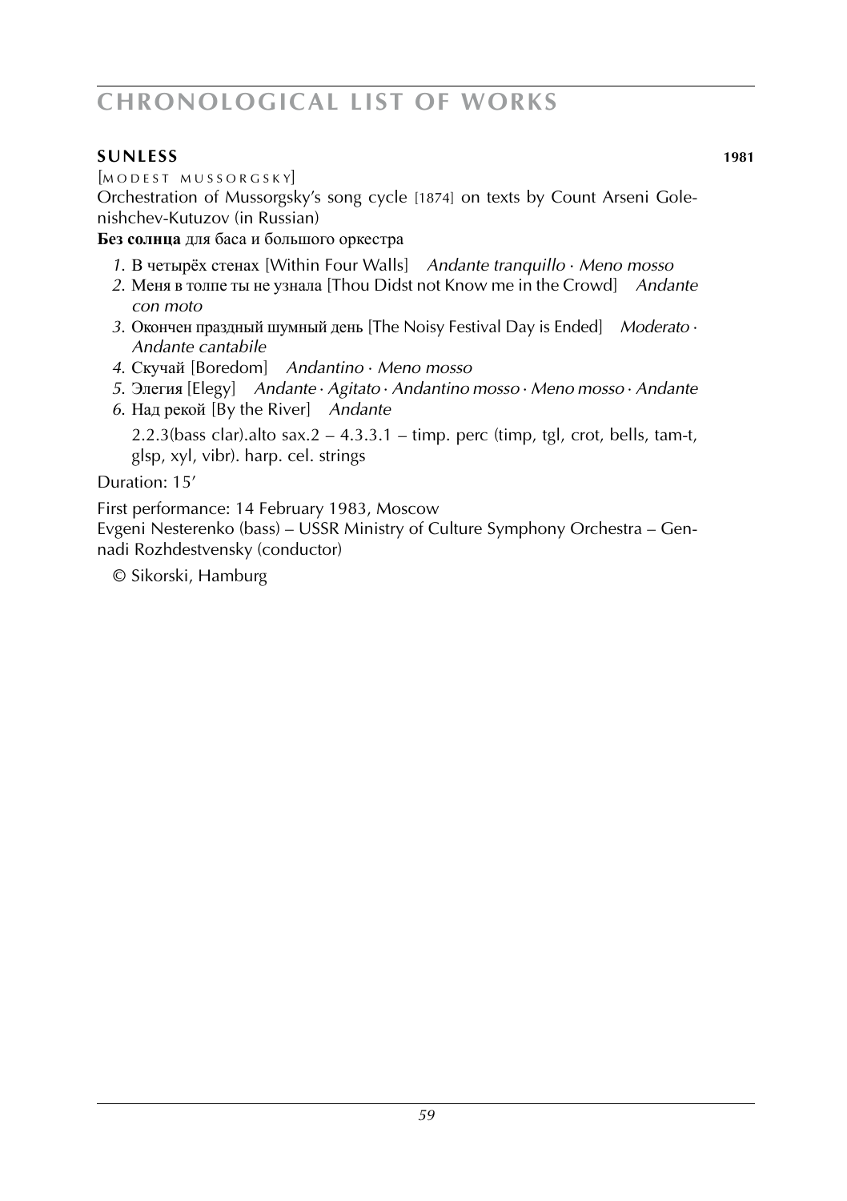## SUNLESS 1981

[MODEST MUSSORGSKY]

Orchestration of Mussorgsky's song cycle [1874] on texts by Count Arseni Golenishchev-Kutuzov (in Russian)

**Без солнца** для баса и большого оркестра

1. В четырёх стенах [Within Four Walls] *Andante tranquillo · Meno mosso*
2. Меня в толпе ты не узнала [Thou Didst not Know me in the Crowd] *Andante con moto*
3. Окончен праздный шумный день [The Noisy Festival Day is Ended] *Moderato · Andante cantabile*
4. Скучай [Boredom] *Andantino · Meno mosso*
5. Элегия [Elegy] *Andante · Agitato · Andantino mosso · Meno mosso · Andante*
6. Над рекой [By the River] *Andante*

   2.2.3(bass clar).alto sax.2 – 4.3.3.1 – timp. perc (timp, tgl, crot, bells, tam-t, glsp, xyl, vibr). harp. cel. strings

Duration: 15'

First performance: 14 February 1983, Moscow
Evgeni Nesterenko (bass) – USSR Ministry of Culture Symphony Orchestra – Gennadi Rozhdestvensky (conductor)

© Sikorski, Hamburg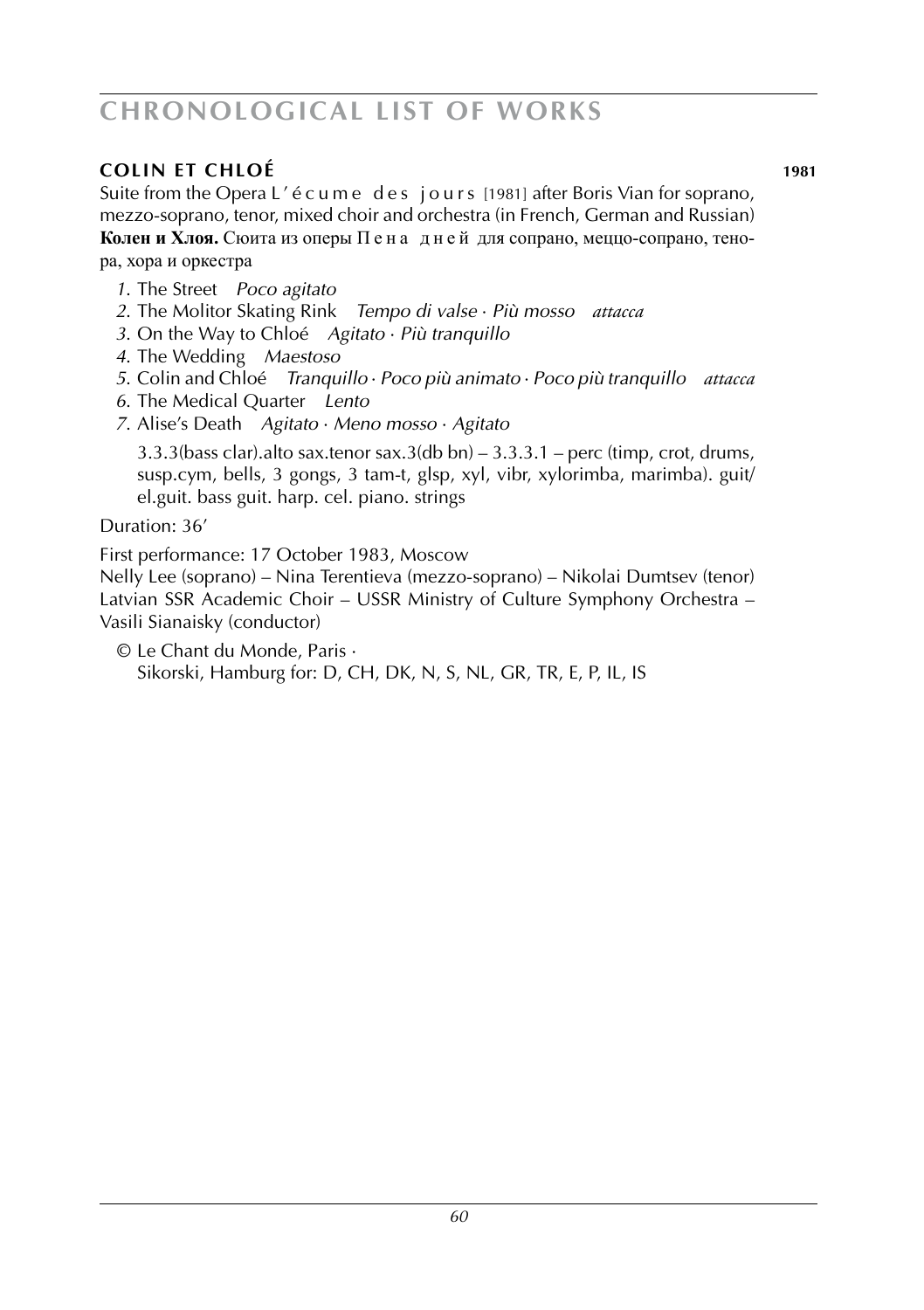## COLIN ET CHLOÉ **1981**

Suite from the Opera L'écume des jours [1981] after Boris Vian for soprano, mezzo-soprano, tenor, mixed choir and orchestra (in French, German and Russian)
**Колен и Хлоя.** Сюита из оперы Пена дней для сопрано, меццо-сопрано, тенора, хора и оркестра

1. The Street *Poco agitato*
2. The Molitor Skating Rink *Tempo di valse · Più mosso attacca*
3. On the Way to Chloé *Agitato · Più tranquillo*
4. The Wedding *Maestoso*
5. Colin and Chloé *Tranquillo · Poco più animato · Poco più tranquillo attacca*
6. The Medical Quarter *Lento*
7. Alise's Death *Agitato · Meno mosso · Agitato*

3.3.3(bass clar).alto sax.tenor sax.3(db bn) – 3.3.3.1 – perc (timp, crot, drums, susp.cym, bells, 3 gongs, 3 tam-t, glsp, xyl, vibr, xylorimba, marimba). guit/el.guit. bass guit. harp. cel. piano. strings

Duration: 36'

First performance: 17 October 1983, Moscow
Nelly Lee (soprano) – Nina Terentieva (mezzo-soprano) – Nikolai Dumtsev (tenor)
Latvian SSR Academic Choir – USSR Ministry of Culture Symphony Orchestra – Vasili Sianaisky (conductor)

© Le Chant du Monde, Paris ·
Sikorski, Hamburg for: D, CH, DK, N, S, NL, GR, TR, E, P, IL, IS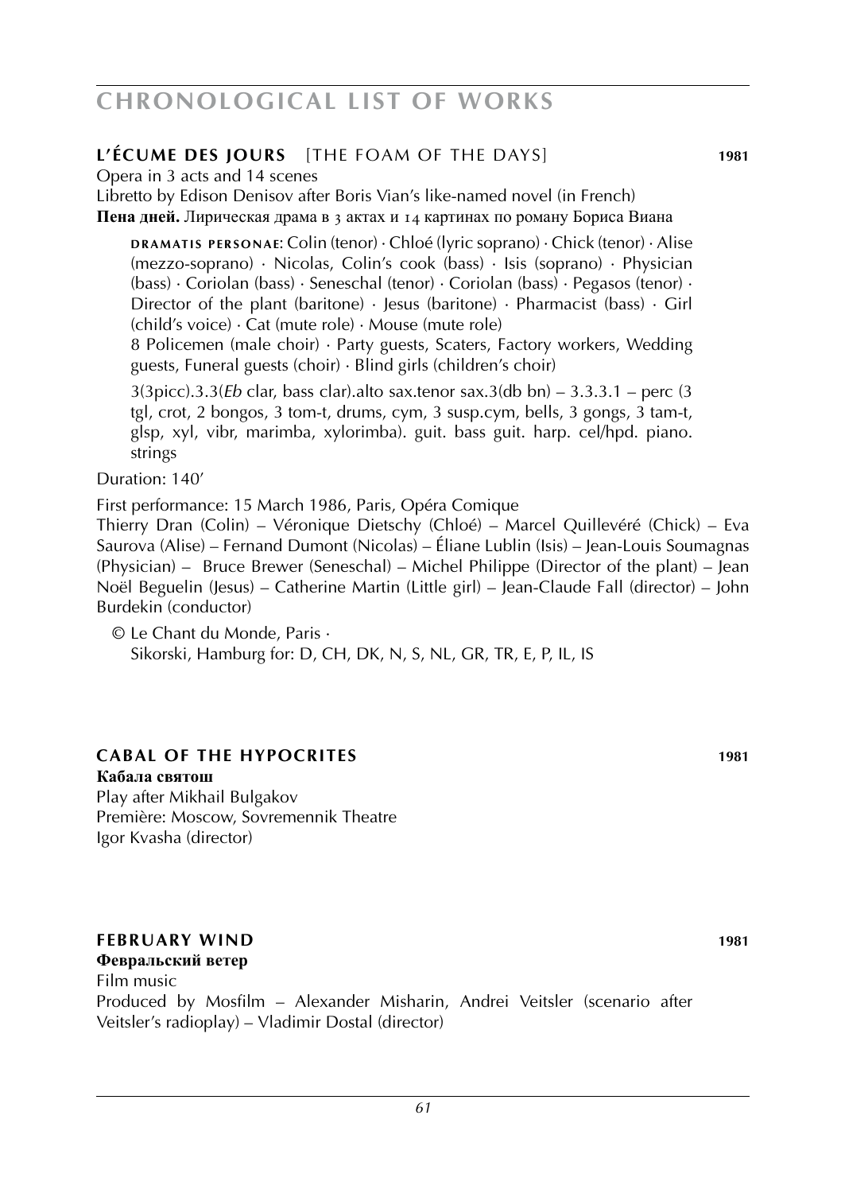# CHRONOLOGICAL LIST OF WORKS

## L'ÉCUME DES JOURS [THE FOAM OF THE DAYS] 1981

Opera in 3 acts and 14 scenes
Libretto by Edison Denisov after Boris Vian's like-named novel (in French)
**Пена дней.** Лирическая драма в 3 актах и 14 картинах по роману Бориса Виана

DRAMATIS PERSONAE: Colin (tenor) · Chloé (lyric soprano) · Chick (tenor) · Alise (mezzo-soprano) · Nicolas, Colin's cook (bass) · Isis (soprano) · Physician (bass) · Coriolan (bass) · Seneschal (tenor) · Coriolan (bass) · Pegasos (tenor) · Director of the plant (baritone) · Jesus (baritone) · Pharmacist (bass) · Girl (child's voice) · Cat (mute role) · Mouse (mute role)
8 Policemen (male choir) · Party guests, Scaters, Factory workers, Wedding guests, Funeral guests (choir) · Blind girls (children's choir)

3(3picc).3.3(*Eb* clar, bass clar).alto sax.tenor sax.3(db bn) – 3.3.3.1 – perc (3 tgl, crot, 2 bongos, 3 tom-t, drums, cym, 3 susp.cym, bells, 3 gongs, 3 tam-t, glsp, xyl, vibr, marimba, xylorimba). guit. bass guit. harp. cel/hpd. piano. strings

Duration: 140'

First performance: 15 March 1986, Paris, Opéra Comique
Thierry Dran (Colin) – Véronique Dietschy (Chloé) – Marcel Quillevéré (Chick) – Eva Saurova (Alise) – Fernand Dumont (Nicolas) – Éliane Lublin (Isis) – Jean-Louis Soumagnas (Physician) – Bruce Brewer (Seneschal) – Michel Philippe (Director of the plant) – Jean Noël Beguelin (Jesus) – Catherine Martin (Little girl) – Jean-Claude Fall (director) – John Burdekin (conductor)

© Le Chant du Monde, Paris ·
Sikorski, Hamburg for: D, CH, DK, N, S, NL, GR, TR, E, P, IL, IS

## CABAL OF THE HYPOCRITES 1981

**Кабала святош**
Play after Mikhail Bulgakov
Première: Moscow, Sovremennik Theatre
Igor Kvasha (director)

## FEBRUARY WIND 1981

**Февральский ветер**
Film music
Produced by Mosfilm – Alexander Misharin, Andrei Veitsler (scenario after Veitsler's radioplay) – Vladimir Dostal (director)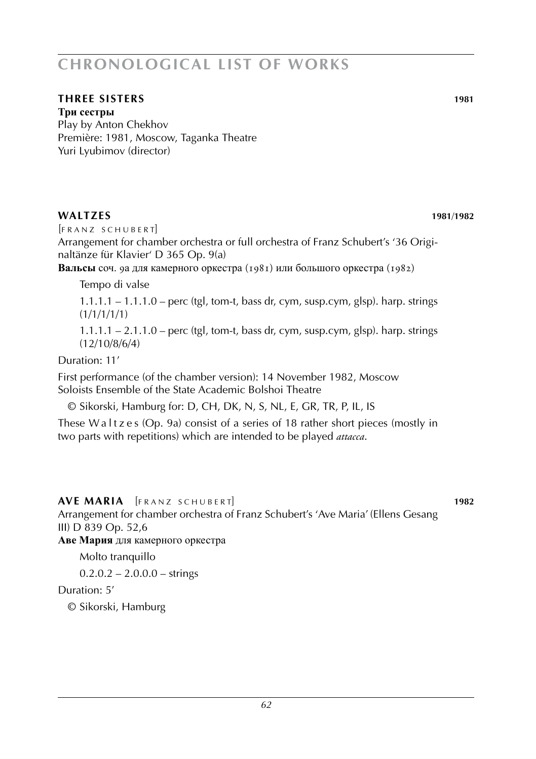# CHRONOLOGICAL LIST OF WORKS

## THREE SISTERS 1981

**Три сестры**
Play by Anton Chekhov
Première: 1981, Moscow, Taganka Theatre
Yuri Lyubimov (director)

## WALTZES 1981/1982

[FRANZ SCHUBERT]
Arrangement for chamber orchestra or full orchestra of Franz Schubert's '36 Originaltänze für Klavier' D 365 Op. 9(a)
**Вальсы** соч. 9а для камерного оркестра (1981) или большого оркестра (1982)

Tempo di valse

1.1.1.1 – 1.1.1.0 – perc (tgl, tom-t, bass dr, cym, susp.cym, glsp). harp. strings (1/1/1/1/1)

1.1.1.1 – 2.1.1.0 – perc (tgl, tom-t, bass dr, cym, susp.cym, glsp). harp. strings (12/10/8/6/4)

Duration: 11'

First performance (of the chamber version): 14 November 1982, Moscow
Soloists Ensemble of the State Academic Bolshoi Theatre

© Sikorski, Hamburg for: D, CH, DK, N, S, NL, E, GR, TR, P, IL, IS

These Waltzes (Op. 9a) consist of a series of 18 rather short pieces (mostly in two parts with repetitions) which are intended to be played *attacca*.

## AVE MARIA [FRANZ SCHUBERT] 1982

Arrangement for chamber orchestra of Franz Schubert's 'Ave Maria' (Ellens Gesang III) D 839 Op. 52,6
**Аве Мария** для камерного оркестра

Molto tranquillo

0.2.0.2 – 2.0.0.0 – strings

Duration: 5'

© Sikorski, Hamburg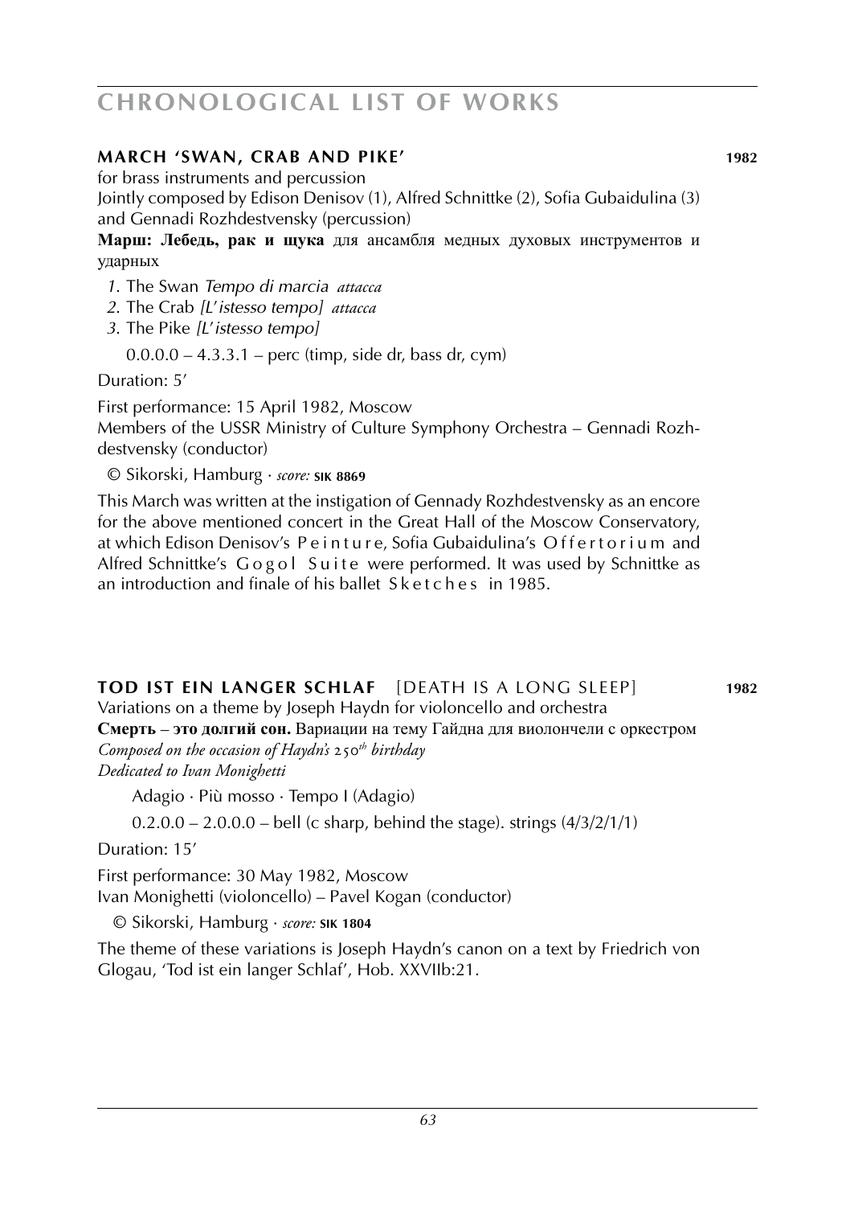## MARCH 'SWAN, CRAB AND PIKE' **1982**

for brass instruments and percussion
Jointly composed by Edison Denisov (1), Alfred Schnittke (2), Sofia Gubaidulina (3) and Gennadi Rozhdestvensky (percussion)

**Марш: Лебедь, рак и щука** для ансамбля медных духовых инструментов и ударных

1. The Swan *Tempo di marcia attacca*
2. The Crab *[L'istesso tempo] attacca*
3. The Pike *[L'istesso tempo]*

0.0.0.0 – 4.3.3.1 – perc (timp, side dr, bass dr, cym)

Duration: 5'

First performance: 15 April 1982, Moscow
Members of the USSR Ministry of Culture Symphony Orchestra – Gennadi Rozhdestvensky (conductor)

© Sikorski, Hamburg · *score:* **SIK 8869**

This March was written at the instigation of Gennady Rozhdestvensky as an encore for the above mentioned concert in the Great Hall of the Moscow Conservatory, at which Edison Denisov's Peinture, Sofia Gubaidulina's Offertorium and Alfred Schnittke's Gogol Suite were performed. It was used by Schnittke as an introduction and finale of his ballet Sketches in 1985.

## TOD IST EIN LANGER SCHLAF [DEATH IS A LONG SLEEP] **1982**

Variations on a theme by Joseph Haydn for violoncello and orchestra
**Смерть – это долгий сон.** Вариации на тему Гайдна для виолончели с оркестром
*Composed on the occasion of Haydn's 250th birthday*
*Dedicated to Ivan Monighetti*

Adagio · Più mosso · Tempo I (Adagio)

0.2.0.0 – 2.0.0.0 – bell (c sharp, behind the stage). strings (4/3/2/1/1)

Duration: 15'

First performance: 30 May 1982, Moscow
Ivan Monighetti (violoncello) – Pavel Kogan (conductor)

© Sikorski, Hamburg · *score:* **SIK 1804**

The theme of these variations is Joseph Haydn's canon on a text by Friedrich von Glogau, 'Tod ist ein langer Schlaf', Hob. XXVIIb:21.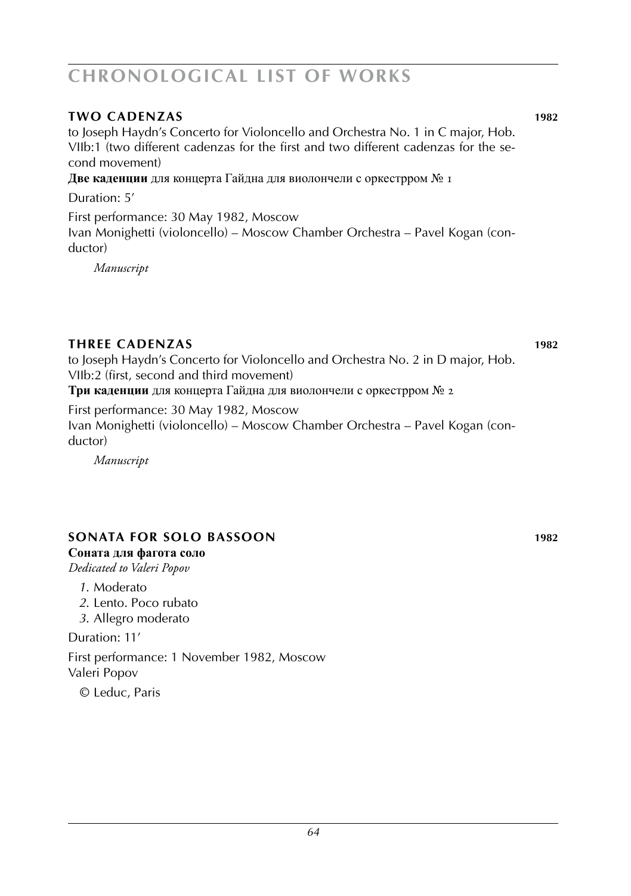# CHRONOLOGICAL LIST OF WORKS

### TWO CADENZAS 1982

to Joseph Haydn's Concerto for Violoncello and Orchestra No. 1 in C major, Hob. VIIb:1 (two different cadenzas for the first and two different cadenzas for the second movement)

**Две каденции** для концерта Гайдна для виолончели с оркестррom № 1

Duration: 5′

First performance: 30 May 1982, Moscow
Ivan Monighetti (violoncello) – Moscow Chamber Orchestra – Pavel Kogan (conductor)

*Manuscript*

### THREE CADENZAS 1982

to Joseph Haydn's Concerto for Violoncello and Orchestra No. 2 in D major, Hob. VIIb:2 (first, second and third movement)

**Три каденции** для концерта Гайдна для виолончели с оркестррom № 2

First performance: 30 May 1982, Moscow
Ivan Monighetti (violoncello) – Moscow Chamber Orchestra – Pavel Kogan (conductor)

*Manuscript*

### SONATA FOR SOLO BASSOON 1982

**Соната для фагота соло**

*Dedicated to Valeri Popov*

*1.* Moderato
*2.* Lento. Poco rubato
*3.* Allegro moderato

Duration: 11′

First performance: 1 November 1982, Moscow
Valeri Popov

© Leduc, Paris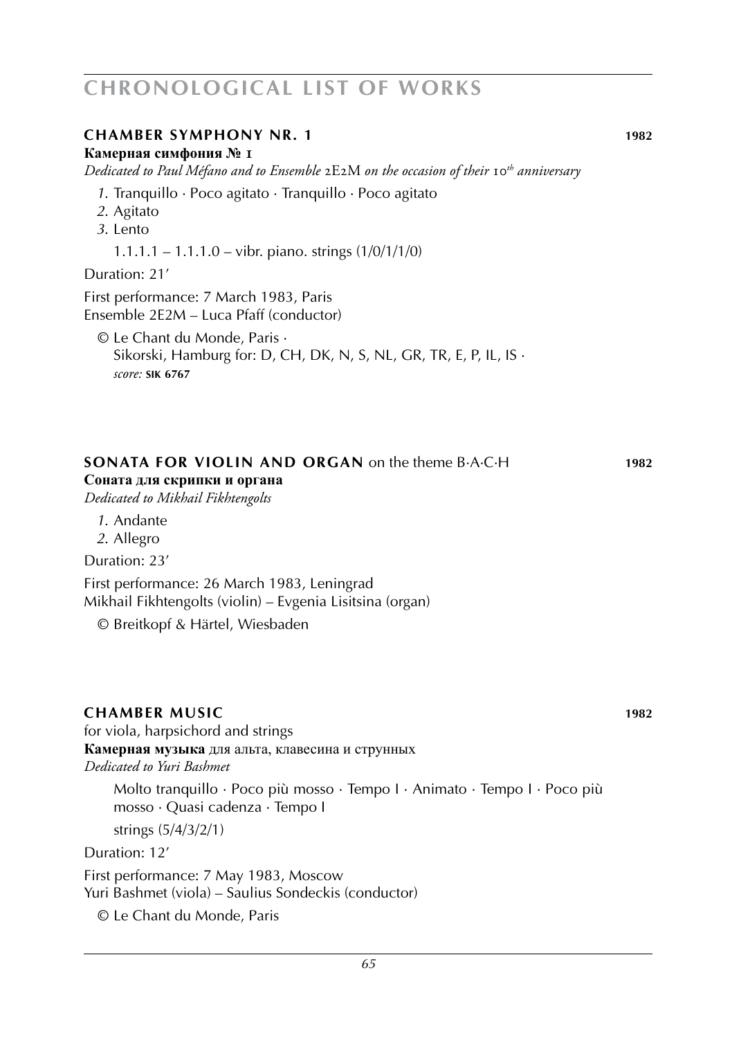# CHRONOLOGICAL LIST OF WORKS

## CHAMBER SYMPHONY NR. 1 — 1982

**Камерная симфония № 1**

*Dedicated to Paul Méfano and to Ensemble* 2E2M *on the occasion of their* 10*th* *anniversary*

*1.* Tranquillo · Poco agitato · Tranquillo · Poco agitato
*2.* Agitato
*3.* Lento

1.1.1.1 – 1.1.1.0 – vibr. piano. strings (1/0/1/1/0)

Duration: 21'

First performance: 7 March 1983, Paris
Ensemble 2E2M – Luca Pfaff (conductor)

© Le Chant du Monde, Paris ·
Sikorski, Hamburg for: D, CH, DK, N, S, NL, GR, TR, E, P, IL, IS ·
*score:* **SIK 6767**

## SONATA FOR VIOLIN AND ORGAN on the theme B·A·C·H — 1982

**Соната для скрипки и органа**

*Dedicated to Mikhail Fikhtengolts*

*1.* Andante
*2.* Allegro

Duration: 23'

First performance: 26 March 1983, Leningrad
Mikhail Fikhtengolts (violin) – Evgenia Lisitsina (organ)

© Breitkopf & Härtel, Wiesbaden

## CHAMBER MUSIC — 1982

for viola, harpsichord and strings

**Камерная музыка** для альта, клавесина и струнных

*Dedicated to Yuri Bashmet*

Molto tranquillo · Poco più mosso · Tempo I · Animato · Tempo I · Poco più mosso · Quasi cadenza · Tempo I

strings (5/4/3/2/1)

Duration: 12'

First performance: 7 May 1983, Moscow
Yuri Bashmet (viola) – Saulius Sondeckis (conductor)

© Le Chant du Monde, Paris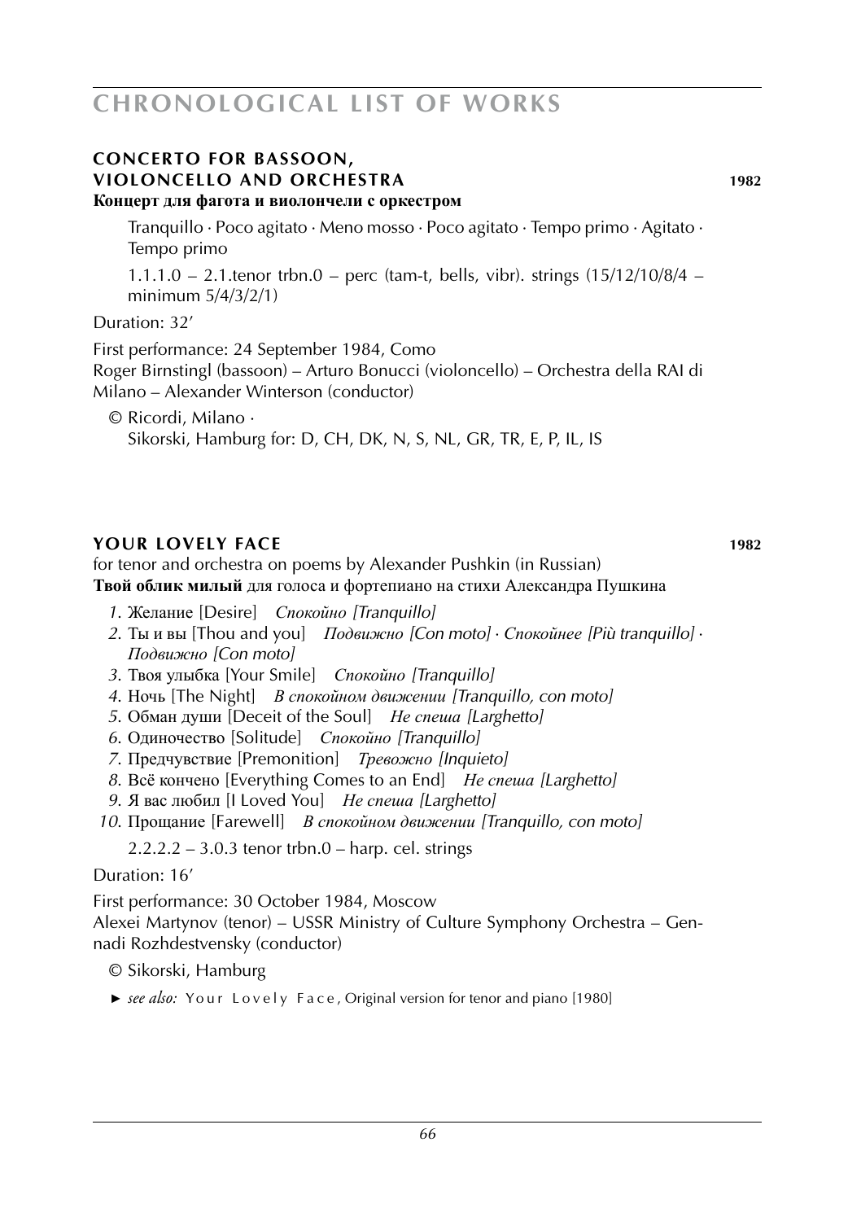## CONCERTO FOR BASSOON, VIOLONCELLO AND ORCHESTRA — 1982

**Концерт для фагота и виолончели с оркестром**

Tranquillo · Poco agitato · Meno mosso · Poco agitato · Tempo primo · Agitato · Tempo primo

1.1.1.0 – 2.1.tenor trbn.0 – perc (tam-t, bells, vibr). strings (15/12/10/8/4 – minimum 5/4/3/2/1)

Duration: 32′

First performance: 24 September 1984, Como
Roger Birnstingl (bassoon) – Arturo Bonucci (violoncello) – Orchestra della RAI di Milano – Alexander Winterson (conductor)

© Ricordi, Milano ·
Sikorski, Hamburg for: D, CH, DK, N, S, NL, GR, TR, E, P, IL, IS

## YOUR LOVELY FACE — 1982

for tenor and orchestra on poems by Alexander Pushkin (in Russian)
**Твой облик милый** для голоса и фортепиано на стихи Александра Пушкина

1. Желание [Desire] *Спокойно [Tranquillo]*
2. Ты и вы [Thou and you] *Подвижно [Con moto] · Спокойнее [Più tranquillo] · Подвижно [Con moto]*
3. Твоя улыбка [Your Smile] *Спокойно [Tranquillo]*
4. Ночь [The Night] *В спокойном движении [Tranquillo, con moto]*
5. Обман души [Deceit of the Soul] *Не спеша [Larghetto]*
6. Одиночество [Solitude] *Спокойно [Tranquillo]*
7. Предчувствие [Premonition] *Тревожно [Inquieto]*
8. Всё кончено [Everything Comes to an End] *Не спеша [Larghetto]*
9. Я вас любил [I Loved You] *Не спеша [Larghetto]*
10. Прощание [Farewell] *В спокойном движении [Tranquillo, con moto]*

2.2.2.2 – 3.0.3 tenor trbn.0 – harp. cel. strings

Duration: 16′

First performance: 30 October 1984, Moscow
Alexei Martynov (tenor) – USSR Ministry of Culture Symphony Orchestra – Gennadi Rozhdestvensky (conductor)

© Sikorski, Hamburg

► *see also:* Your Lovely Face, Original version for tenor and piano [1980]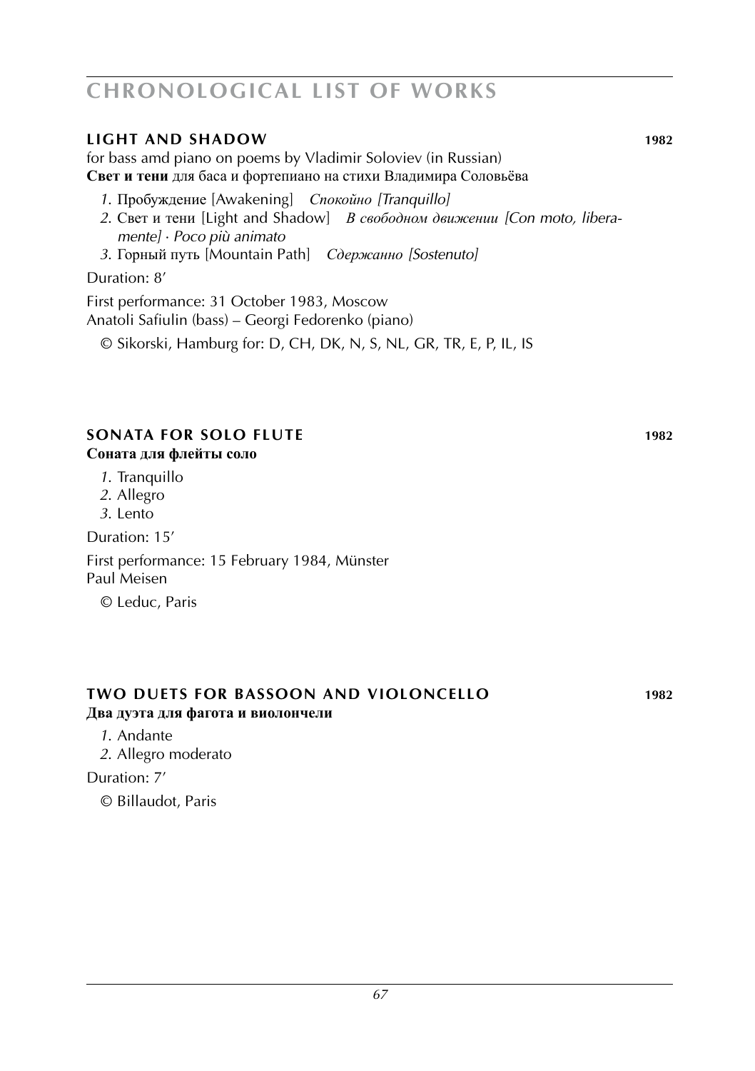# CHRONOLOGICAL LIST OF WORKS

## LIGHT AND SHADOW 1982

for bass amd piano on poems by Vladimir Soloviev (in Russian)
**Свет и тени** для баса и фортепиано на стихи Владимира Соловьёва

1. Пробуждение [Awakening] *Спокойно [Tranquillo]*
2. Свет и тени [Light and Shadow] *В свободном движении [Con moto, liberamente] · Poco più animato*
3. Горный путь [Mountain Path] *Сдержанно [Sostenuto]*

Duration: 8′

First performance: 31 October 1983, Moscow
Anatoli Safiulin (bass) – Georgi Fedorenko (piano)

© Sikorski, Hamburg for: D, CH, DK, N, S, NL, GR, TR, E, P, IL, IS

## SONATA FOR SOLO FLUTE 1982

**Соната для флейты соло**

1. Tranquillo
2. Allegro
3. Lento

Duration: 15′

First performance: 15 February 1984, Münster
Paul Meisen

© Leduc, Paris

## TWO DUETS FOR BASSOON AND VIOLONCELLO 1982

**Два дуэта для фагота и виолончели**

1. Andante
2. Allegro moderato

Duration: 7′

© Billaudot, Paris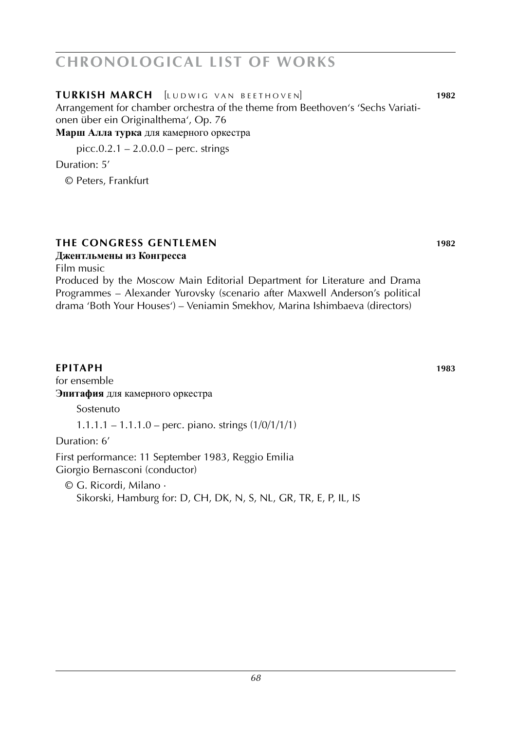**TURKISH MARCH** [LUDWIG VAN BEETHOVEN] **1982**

Arrangement for chamber orchestra of the theme from Beethoven's 'Sechs Variationen über ein Originalthema', Op. 76

**Марш Алла турка** для камерного оркестра

picc.0.2.1 – 2.0.0.0 – perc. strings

Duration: 5'

© Peters, Frankfurt

**THE CONGRESS GENTLEMEN** **1982**

**Джентльмены из Конгресса**

Film music

Produced by the Moscow Main Editorial Department for Literature and Drama Programmes – Alexander Yurovsky (scenario after Maxwell Anderson's political drama 'Both Your Houses') – Veniamin Smekhov, Marina Ishimbaeva (directors)

**EPITAPH** **1983**

for ensemble

**Эпитафия** для камерного оркестра

Sostenuto

1.1.1.1 – 1.1.1.0 – perc. piano. strings (1/0/1/1/1)

Duration: 6'

First performance: 11 September 1983, Reggio Emilia
Giorgio Bernasconi (conductor)

© G. Ricordi, Milano ·
Sikorski, Hamburg for: D, CH, DK, N, S, NL, GR, TR, E, P, IL, IS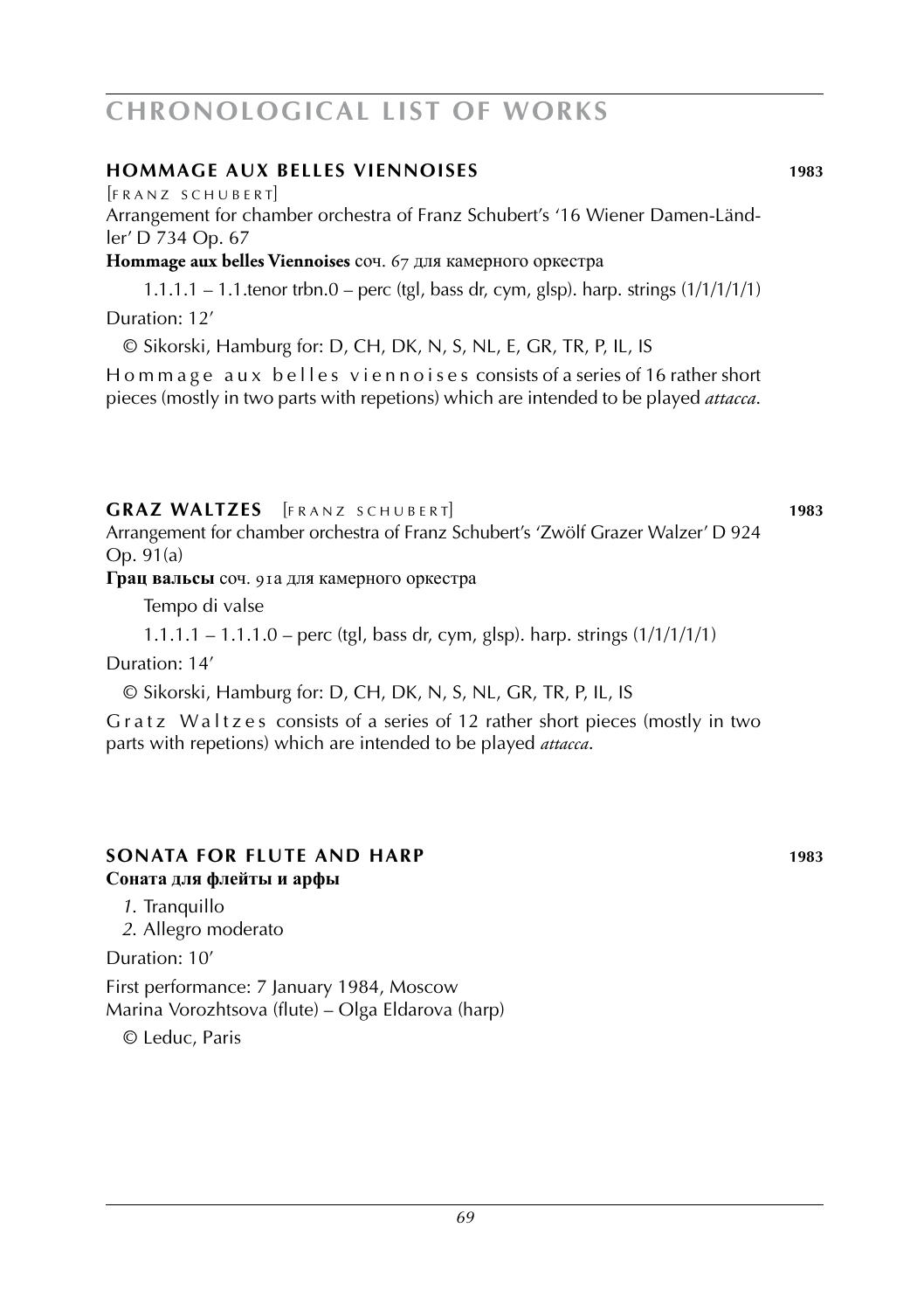## HOMMAGE AUX BELLES VIENNOISES 1983

[FRANZ SCHUBERT]

Arrangement for chamber orchestra of Franz Schubert's '16 Wiener Damen-Ländler' D 734 Op. 67

**Hommage aux belles Viennoises** соч. 67 для камерного оркестра

1.1.1.1 – 1.1.tenor trbn.0 – perc (tgl, bass dr, cym, glsp). harp. strings (1/1/1/1/1)

Duration: 12′

© Sikorski, Hamburg for: D, CH, DK, N, S, NL, E, GR, TR, P, IL, IS

Hommage aux belles viennoises consists of a series of 16 rather short pieces (mostly in two parts with repetions) which are intended to be played *attacca*.

## GRAZ WALTZES [FRANZ SCHUBERT] 1983

Arrangement for chamber orchestra of Franz Schubert's 'Zwölf Grazer Walzer' D 924 Op. 91(a)

**Грац вальсы** соч. 91a для камерного оркестра

Tempo di valse

1.1.1.1 – 1.1.1.0 – perc (tgl, bass dr, cym, glsp). harp. strings (1/1/1/1/1)

Duration: 14′

© Sikorski, Hamburg for: D, CH, DK, N, S, NL, GR, TR, P, IL, IS

Gratz Waltzes consists of a series of 12 rather short pieces (mostly in two parts with repetions) which are intended to be played *attacca*.

## SONATA FOR FLUTE AND HARP 1983

**Соната для флейты и арфы**

*1.* Tranquillo
*2.* Allegro moderato

Duration: 10′

First performance: 7 January 1984, Moscow
Marina Vorozhtsova (flute) – Olga Eldarova (harp)

© Leduc, Paris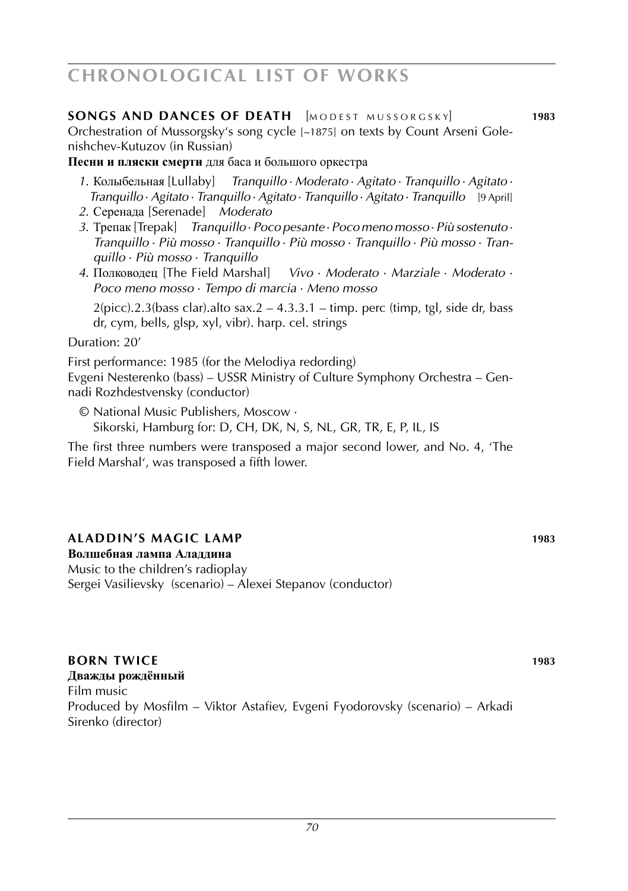# CHRONOLOGICAL LIST OF WORKS

### SONGS AND DANCES OF DEATH [MODEST MUSSORGSKY] 1983

Orchestration of Mussorgsky's song cycle [~1875] on texts by Count Arseni Golenishchev-Kutuzov (in Russian)

**Песни и пляски смерти** для баса и большого оркестра

1. Колыбельная [Lullaby] *Tranquillo · Moderato · Agitato · Tranquillo · Agitato · Tranquillo · Agitato · Tranquillo · Agitato · Tranquillo · Agitato · Tranquillo* [9 April]
2. Серенада [Serenade] *Moderato*
3. Трепак [Trepak] *Tranquillo · Poco pesante · Poco meno mosso · Più sostenuto · Tranquillo · Più mosso · Tranquillo · Più mosso · Tranquillo · Più mosso · Tranquillo · Più mosso · Tranquillo*
4. Полководец [The Field Marshal] *Vivo · Moderato · Marziale · Moderato · Poco meno mosso · Tempo di marcia · Meno mosso*

   2(picc).2.3(bass clar).alto sax.2 – 4.3.3.1 – timp. perc (timp, tgl, side dr, bass dr, cym, bells, glsp, xyl, vibr). harp. cel. strings

Duration: 20'

First performance: 1985 (for the Melodiya redording)
Evgeni Nesterenko (bass) – USSR Ministry of Culture Symphony Orchestra – Gennadi Rozhdestvensky (conductor)

© National Music Publishers, Moscow ·
Sikorski, Hamburg for: D, CH, DK, N, S, NL, GR, TR, E, P, IL, IS

The first three numbers were transposed a major second lower, and No. 4, 'The Field Marshal', was transposed a fifth lower.

### ALADDIN'S MAGIC LAMP 1983

**Волшебная лампа Аладдина**
Music to the children's radioplay
Sergei Vasilievsky (scenario) – Alexei Stepanov (conductor)

### BORN TWICE 1983

**Дважды рождённый**
Film music
Produced by Mosfilm – Viktor Astafiev, Evgeni Fyodorovsky (scenario) – Arkadi Sirenko (director)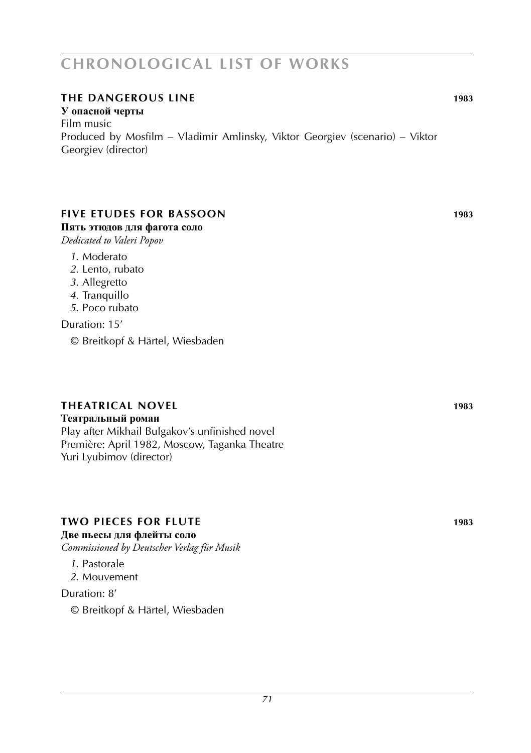# CHRONOLOGICAL LIST OF WORKS

## THE DANGEROUS LINE 1983

**У опасной черты**
Film music
Produced by Mosfilm – Vladimir Amlinsky, Viktor Georgiev (scenario) – Viktor Georgiev (director)

## FIVE ETUDES FOR BASSOON 1983

**Пять этюдов для фагота соло**
*Dedicated to Valeri Popov*

*1.* Moderato
*2.* Lento, rubato
*3.* Allegretto
*4.* Tranquillo
*5.* Poco rubato

Duration: 15'

© Breitkopf & Härtel, Wiesbaden

## THEATRICAL NOVEL 1983

**Театральный роман**
Play after Mikhail Bulgakov's unfinished novel
Première: April 1982, Moscow, Taganka Theatre
Yuri Lyubimov (director)

## TWO PIECES FOR FLUTE 1983

**Две пьесы для флейты соло**
*Commissioned by Deutscher Verlag für Musik*

*1.* Pastorale
*2.* Mouvement

Duration: 8'

© Breitkopf & Härtel, Wiesbaden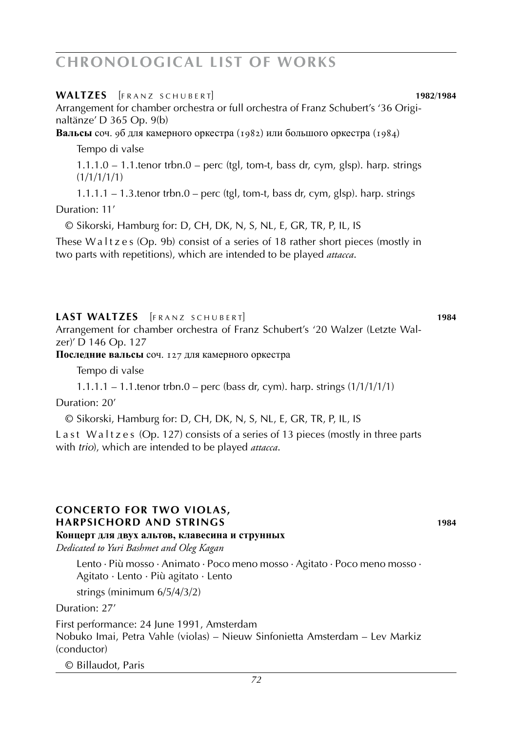## **WALTZES** [FRANZ SCHUBERT] **1982/1984**

Arrangement for chamber orchestra or full orchestra of Franz Schubert's '36 Originaltänze' D 365 Op. 9(b)

**Вальсы** соч. 9б для камерного оркестра (1982) или большого оркестра (1984)

Tempo di valse

1.1.1.0 – 1.1.tenor trbn.0 – perc (tgl, tom-t, bass dr, cym, glsp). harp. strings (1/1/1/1/1)

1.1.1.1 – 1.3.tenor trbn.0 – perc (tgl, tom-t, bass dr, cym, glsp). harp. strings

Duration: 11'

© Sikorski, Hamburg for: D, CH, DK, N, S, NL, E, GR, TR, P, IL, IS

These Waltzes (Op. 9b) consist of a series of 18 rather short pieces (mostly in two parts with repetitions), which are intended to be played *attacca*.

## **LAST WALTZES** [FRANZ SCHUBERT] **1984**

Arrangement for chamber orchestra of Franz Schubert's '20 Walzer (Letzte Walzer)' D 146 Op. 127

**Последние вальсы** соч. 127 для камерного оркестра

Tempo di valse

1.1.1.1 – 1.1.tenor trbn.0 – perc (bass dr, cym). harp. strings (1/1/1/1/1)

Duration: 20'

© Sikorski, Hamburg for: D, CH, DK, N, S, NL, E, GR, TR, P, IL, IS

Last Waltzes (Op. 127) consists of a series of 13 pieces (mostly in three parts with *trio*), which are intended to be played *attacca*.

## **CONCERTO FOR TWO VIOLAS, HARPSICHORD AND STRINGS** **1984**

**Концерт для двух альтов, клавесина и струнных**

*Dedicated to Yuri Bashmet and Oleg Kagan*

Lento · Più mosso · Animato · Poco meno mosso · Agitato · Poco meno mosso · Agitato · Lento · Più agitato · Lento

strings (minimum 6/5/4/3/2)

Duration: 27'

First performance: 24 June 1991, Amsterdam
Nobuko Imai, Petra Vahle (violas) – Nieuw Sinfonietta Amsterdam – Lev Markiz (conductor)

© Billaudot, Paris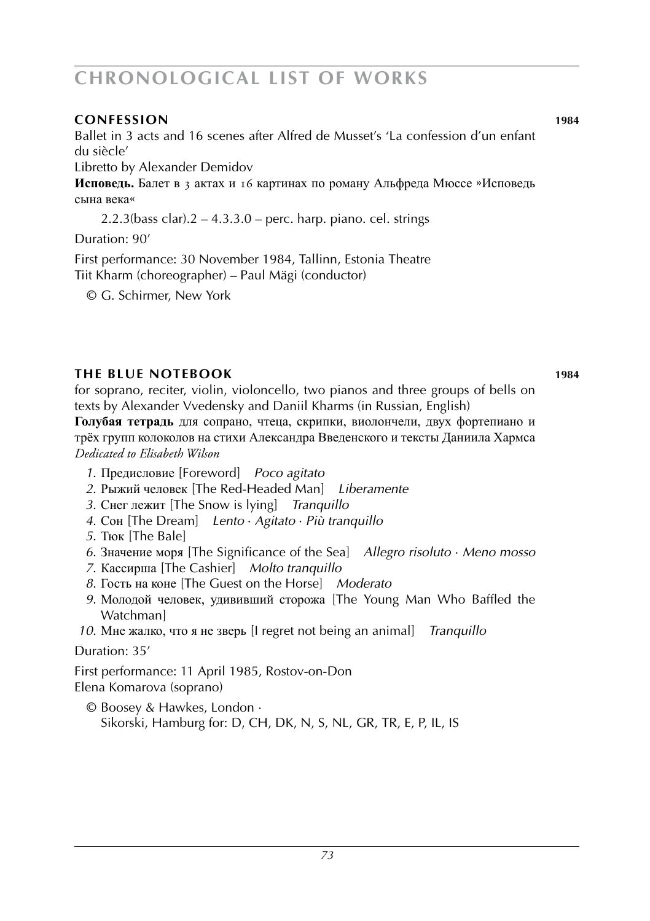## CHRONOLOGICAL LIST OF WORKS

### CONFESSION 1984

Ballet in 3 acts and 16 scenes after Alfred de Musset's 'La confession d'un enfant du siècle'

Libretto by Alexander Demidov

**Исповедь.** Балет в 3 актах и 16 картинах по роману Альфреда Мюссе »Исповедь сына века«

2.2.3(bass clar).2 – 4.3.3.0 – perc. harp. piano. cel. strings

Duration: 90'

First performance: 30 November 1984, Tallinn, Estonia Theatre
Tiit Kharm (choreographer) – Paul Mägi (conductor)

© G. Schirmer, New York

### THE BLUE NOTEBOOK 1984

for soprano, reciter, violin, violoncello, two pianos and three groups of bells on texts by Alexander Vvedensky and Daniil Kharms (in Russian, English)

**Голубая тетрадь** для сопрано, чтеца, скрипки, виолончели, двух фортепиано и трёх групп колоколов на стихи Александра Введенского и тексты Даниила Хармса

*Dedicated to Elisabeth Wilson*

1. Предисловие [Foreword] *Poco agitato*
2. Рыжий человек [The Red-Headed Man] *Liberamente*
3. Снег лежит [The Snow is lying] *Tranquillo*
4. Сон [The Dream] *Lento · Agitato · Più tranquillo*
5. Тюк [The Bale]
6. Значение моря [The Significance of the Sea] *Allegro risoluto · Meno mosso*
7. Кассирша [The Cashier] *Molto tranquillo*
8. Гость на коне [The Guest on the Horse] *Moderato*
9. Молодой человек, удививший сторожа [The Young Man Who Baffled the Watchman]
10. Мне жалко, что я не зверь [I regret not being an animal] *Tranquillo*

Duration: 35'

First performance: 11 April 1985, Rostov-on-Don
Elena Komarova (soprano)

© Boosey & Hawkes, London ·
Sikorski, Hamburg for: D, CH, DK, N, S, NL, GR, TR, E, P, IL, IS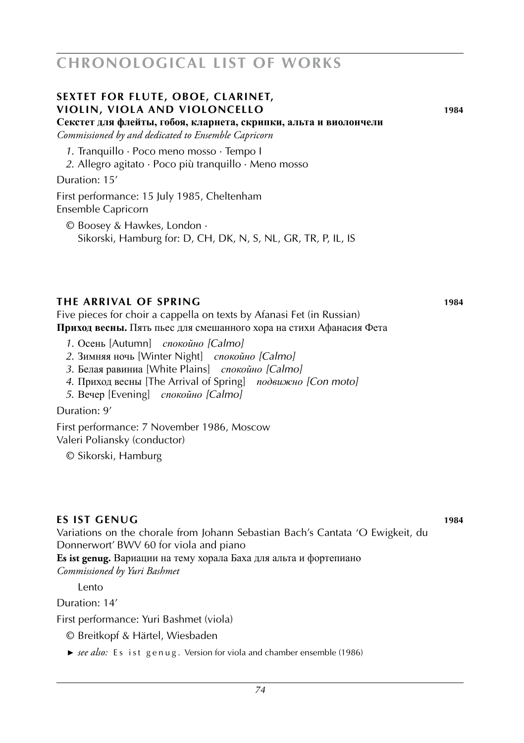# CHRONOLOGICAL LIST OF WORKS

## SEXTET FOR FLUTE, OBOE, CLARINET, VIOLIN, VIOLA AND VIOLONCELLO 1984

**Секстет для флейты, гобоя, кларнета, скрипки, альта и виолончели**

*Commissioned by and dedicated to Ensemble Capricorn*

*1.* Tranquillo · Poco meno mosso · Tempo I
*2.* Allegro agitato · Poco più tranquillo · Meno mosso

Duration: 15′

First performance: 15 July 1985, Cheltenham
Ensemble Capricorn

© Boosey & Hawkes, London ·
Sikorski, Hamburg for: D, CH, DK, N, S, NL, GR, TR, P, IL, IS

## THE ARRIVAL OF SPRING 1984

Five pieces for choir a cappella on texts by Afanasi Fet (in Russian)
**Приход весны.** Пять пьес для смешанного хора на стихи Афанасия Фета

*1.* Осень [Autumn] *спокойно [Calmo]*
*2.* Зимняя ночь [Winter Night] *спокойно [Calmo]*
*3.* Белая равиниа [White Plains] *спокойно [Calmo]*
*4.* Приход весны [The Arrival of Spring] *подвижно [Con moto]*
*5.* Вечер [Evening] *спокойно [Calmo]*

Duration: 9′

First performance: 7 November 1986, Moscow
Valeri Poliansky (conductor)

© Sikorski, Hamburg

## ES IST GENUG 1984

Variations on the chorale from Johann Sebastian Bach's Cantata 'O Ewigkeit, du Donnerwort' BWV 60 for viola and piano
**Es ist genug.** Вариации на тему хорала Баха для альта и фортепиано
*Commissioned by Yuri Bashmet*

Lento

Duration: 14′

First performance: Yuri Bashmet (viola)

© Breitkopf & Härtel, Wiesbaden

► *see also:* Es ist genug. Version for viola and chamber ensemble (1986)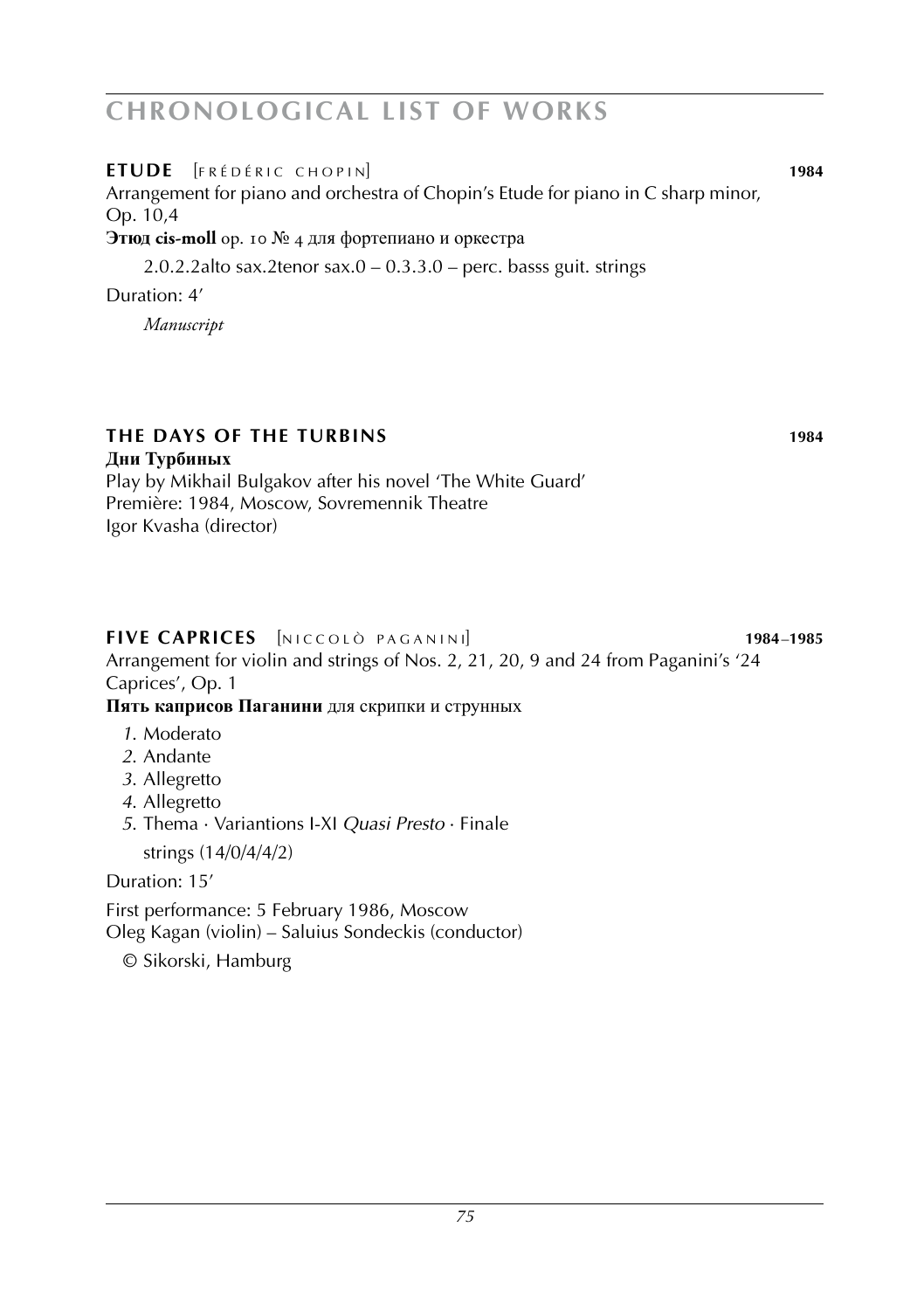# CHRONOLOGICAL LIST OF WORKS

**ETUDE** [FRÉDÉRIC CHOPIN] **1984**

Arrangement for piano and orchestra of Chopin's Etude for piano in C sharp minor, Op. 10,4

**Этюд cis-moll** op. 10 № 4 для фортепиано и оркестра

2.0.2.2alto sax.2tenor sax.0 – 0.3.3.0 – perc. basss guit. strings

Duration: 4'

*Manuscript*

**THE DAYS OF THE TURBINS** **1984**

**Дни Турбиных**

Play by Mikhail Bulgakov after his novel 'The White Guard'
Première: 1984, Moscow, Sovremennik Theatre
Igor Kvasha (director)

**FIVE CAPRICES** [NICCOLÒ PAGANINI] **1984–1985**

Arrangement for violin and strings of Nos. 2, 21, 20, 9 and 24 from Paganini's '24 Caprices', Op. 1

**Пять каприсов Паганини** для скрипки и струнных

1. Moderato
2. Andante
3. Allegretto
4. Allegretto
5. Thema · Variantions I-XI *Quasi Presto* · Finale

strings (14/0/4/4/2)

Duration: 15'

First performance: 5 February 1986, Moscow
Oleg Kagan (violin) – Saluius Sondeckis (conductor)

© Sikorski, Hamburg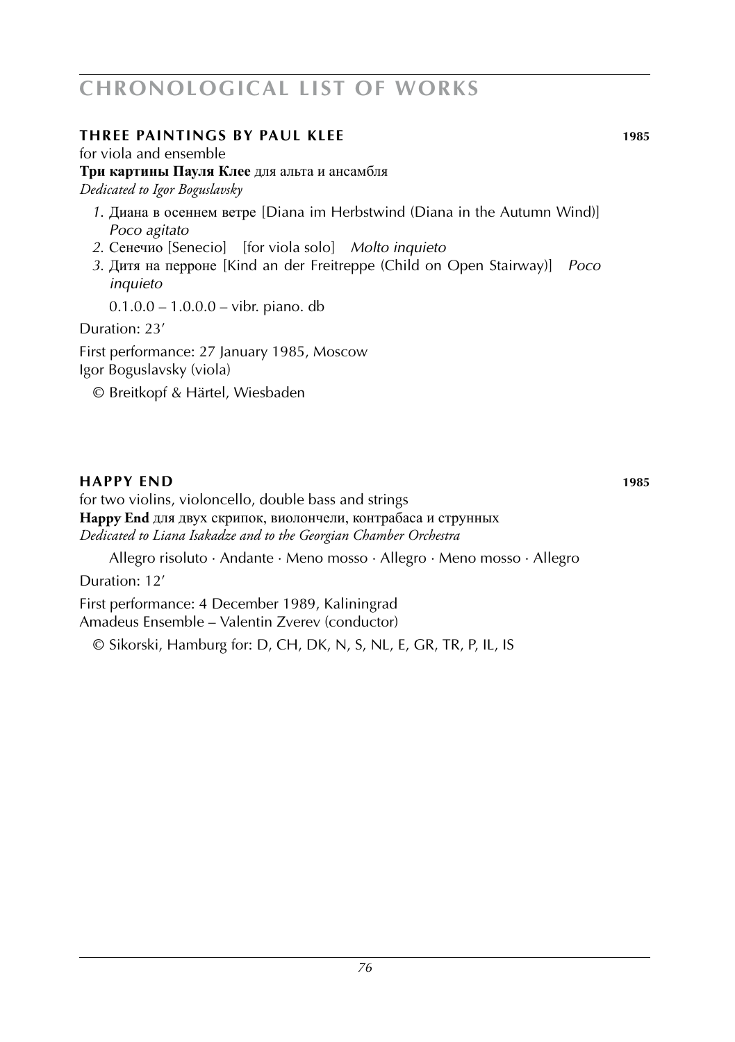## THREE PAINTINGS BY PAUL KLEE 1985

for viola and ensemble

**Три картины Пауля Клее** для альта и ансамбля

*Dedicated to Igor Boguslavsky*

*1.* Диана в осеннем ветре [Diana im Herbstwind (Diana in the Autumn Wind)] *Poco agitato*
*2.* Сенечио [Senecio] [for viola solo] *Molto inquieto*
*3.* Дитя на перроне [Kind an der Freitreppe (Child on Open Stairway)] *Poco inquieto*

0.1.0.0 – 1.0.0.0 – vibr. piano. db

Duration: 23′

First performance: 27 January 1985, Moscow
Igor Boguslavsky (viola)

© Breitkopf & Härtel, Wiesbaden

## HAPPY END 1985

for two violins, violoncello, double bass and strings

**Happy End** для двух скрипок, виолончели, контрабаса и струнных

*Dedicated to Liana Isakadze and to the Georgian Chamber Orchestra*

Allegro risoluto · Andante · Meno mosso · Allegro · Meno mosso · Allegro

Duration: 12′

First performance: 4 December 1989, Kaliningrad
Amadeus Ensemble – Valentin Zverev (conductor)

© Sikorski, Hamburg for: D, CH, DK, N, S, NL, E, GR, TR, P, IL, IS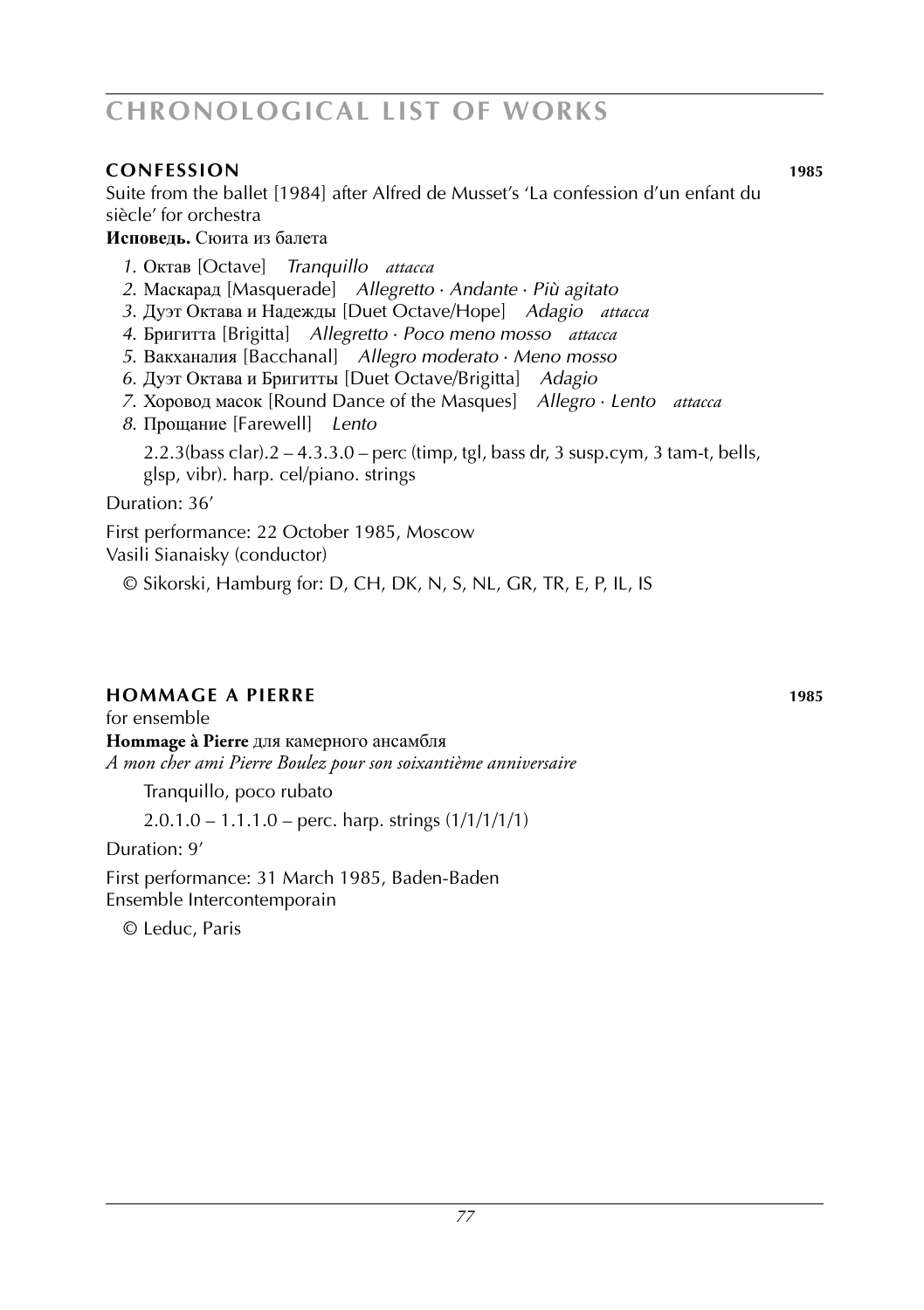## CONFESSION 1985

Suite from the ballet [1984] after Alfred de Musset's 'La confession d'un enfant du siècle' for orchestra

**Исповедь.** Сюита из балета

1. Октав [Octave] *Tranquillo attacca*
2. Маскарад [Masquerade] *Allegretto · Andante · Più agitato*
3. Дуэт Октава и Надежды [Duet Octave/Hope] *Adagio attacca*
4. Бригитта [Brigitta] *Allegretto · Poco meno mosso attacca*
5. Вакханалия [Bacchanal] *Allegro moderato · Meno mosso*
6. Дуэт Октава и Бригитты [Duet Octave/Brigitta] *Adagio*
7. Хоровод масок [Round Dance of the Masques] *Allegro · Lento attacca*
8. Прощание [Farewell] *Lento*

2.2.3(bass clar).2 – 4.3.3.0 – perc (timp, tgl, bass dr, 3 susp.cym, 3 tam-t, bells, glsp, vibr). harp. cel/piano. strings

Duration: 36'

First performance: 22 October 1985, Moscow
Vasili Sianaisky (conductor)

© Sikorski, Hamburg for: D, CH, DK, N, S, NL, GR, TR, E, P, IL, IS

## HOMMAGE A PIERRE 1985

for ensemble

**Hommage à Pierre** для камерного ансамбля

*A mon cher ami Pierre Boulez pour son soixantième anniversaire*

Tranquillo, poco rubato

2.0.1.0 – 1.1.1.0 – perc. harp. strings (1/1/1/1/1)

Duration: 9'

First performance: 31 March 1985, Baden-Baden
Ensemble Intercontemporain

© Leduc, Paris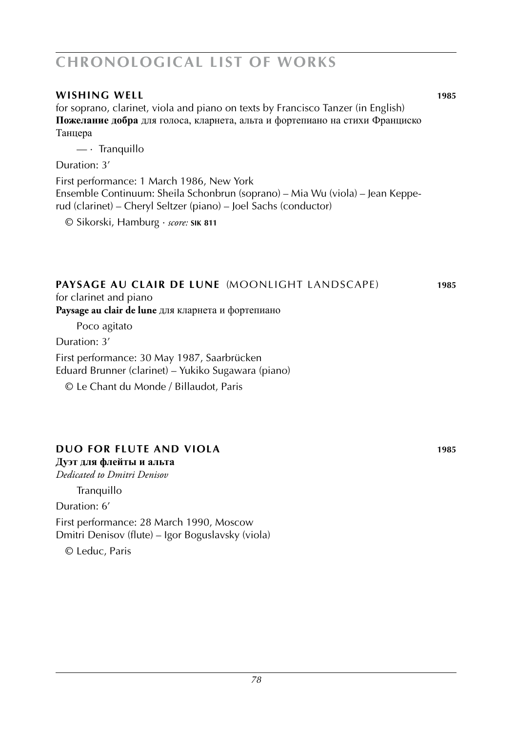# CHRONOLOGICAL LIST OF WORKS

### WISHING WELL 1985

for soprano, clarinet, viola and piano on texts by Francisco Tanzer (in English)
**Пожелание добра** для голоса, кларнета, альта и фортепиано на стихи Франциско Танцера

— · Tranquillo

Duration: 3′

First performance: 1 March 1986, New York
Ensemble Continuum: Sheila Schonbrun (soprano) – Mia Wu (viola) – Jean Kepperud (clarinet) – Cheryl Seltzer (piano) – Joel Sachs (conductor)

© Sikorski, Hamburg · *score:* **SIK 811**

### PAYSAGE AU CLAIR DE LUNE (MOONLIGHT LANDSCAPE) 1985

for clarinet and piano
**Paysage au clair de lune** для кларнета и фортепиано

Poco agitato

Duration: 3′

First performance: 30 May 1987, Saarbrücken
Eduard Brunner (clarinet) – Yukiko Sugawara (piano)

© Le Chant du Monde / Billaudot, Paris

### DUO FOR FLUTE AND VIOLA 1985

**Дуэт для флейты и альта**
*Dedicated to Dmitri Denisov*

Tranquillo

Duration: 6′

First performance: 28 March 1990, Moscow
Dmitri Denisov (flute) – Igor Boguslavsky (viola)

© Leduc, Paris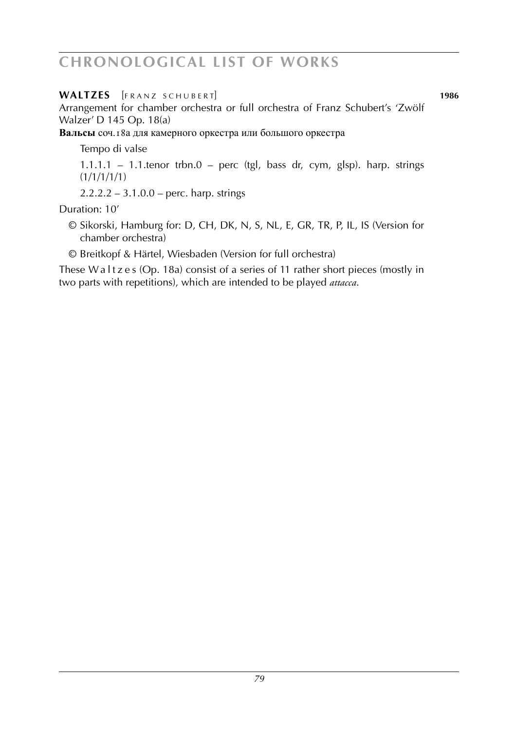**WALTZES** [FRANZ SCHUBERT] **1986**

Arrangement for chamber orchestra or full orchestra of Franz Schubert's 'Zwölf Walzer' D 145 Op. 18(a)

**Вальсы** соч.18a для камерного оркестра или большого оркестра

Tempo di valse

1.1.1.1 – 1.1.tenor trbn.0 – perc (tgl, bass dr, cym, glsp). harp. strings (1/1/1/1/1)

2.2.2.2 – 3.1.0.0 – perc. harp. strings

Duration: 10'

© Sikorski, Hamburg for: D, CH, DK, N, S, NL, E, GR, TR, P, IL, IS (Version for chamber orchestra)

© Breitkopf & Härtel, Wiesbaden (Version for full orchestra)

These Waltzes (Op. 18a) consist of a series of 11 rather short pieces (mostly in two parts with repetitions), which are intended to be played *attacca*.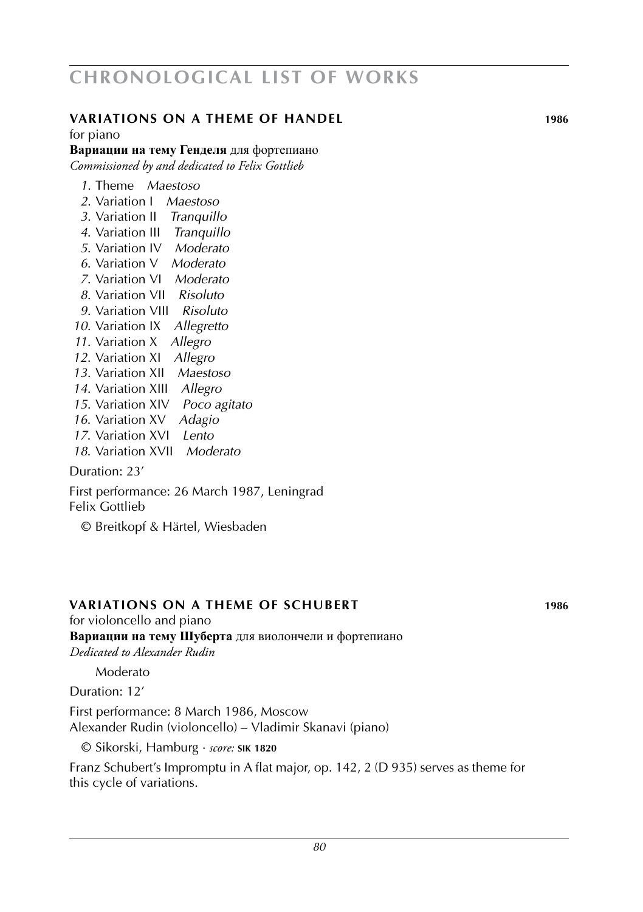# CHRONOLOGICAL LIST OF WORKS

## VARIATIONS ON A THEME OF HANDEL — 1986

for piano

**Вариации на тему Генделя** для фортепиано

*Commissioned by and dedicated to Felix Gottlieb*

1. Theme *Maestoso*
2. Variation I *Maestoso*
3. Variation II *Tranquillo*
4. Variation III *Tranquillo*
5. Variation IV *Moderato*
6. Variation V *Moderato*
7. Variation VI *Moderato*
8. Variation VII *Risoluto*
9. Variation VIII *Risoluto*
10. Variation IX *Allegretto*
11. Variation X *Allegro*
12. Variation XI *Allegro*
13. Variation XII *Maestoso*
14. Variation XIII *Allegro*
15. Variation XIV *Poco agitato*
16. Variation XV *Adagio*
17. Variation XVI *Lento*
18. Variation XVII *Moderato*

Duration: 23'

First performance: 26 March 1987, Leningrad
Felix Gottlieb

© Breitkopf & Härtel, Wiesbaden

## VARIATIONS ON A THEME OF SCHUBERT — 1986

for violoncello and piano

**Вариации на тему Шуберта** для виолончели и фортепиано

*Dedicated to Alexander Rudin*

Moderato

Duration: 12'

First performance: 8 March 1986, Moscow
Alexander Rudin (violoncello) – Vladimir Skanavi (piano)

© Sikorski, Hamburg · *score:* **SIK 1820**

Franz Schubert's Impromptu in A flat major, op. 142, 2 (D 935) serves as theme for this cycle of variations.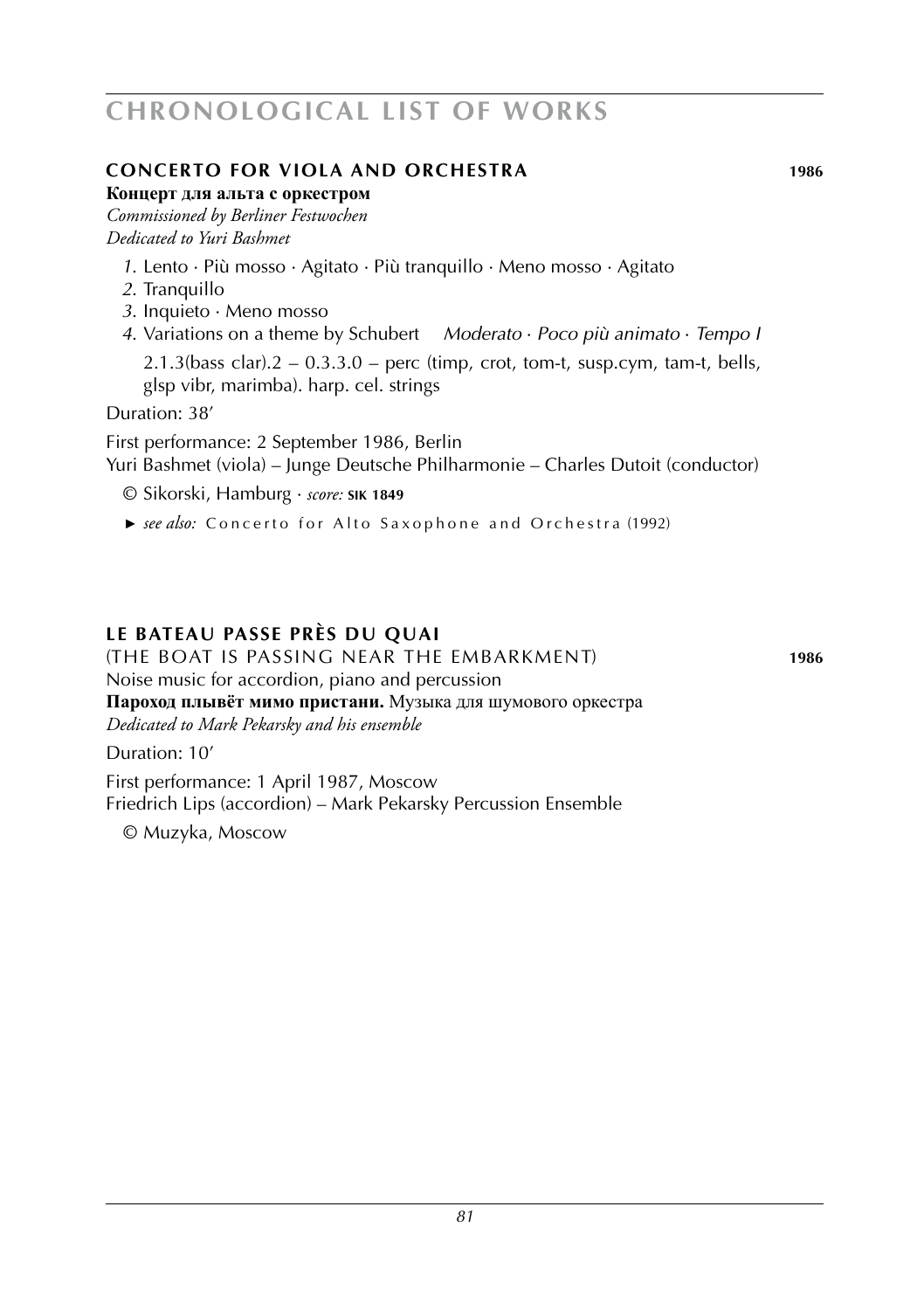## CONCERTO FOR VIOLA AND ORCHESTRA 1986

**Концерт для альта с оркестром**
*Commissioned by Berliner Festwochen*
*Dedicated to Yuri Bashmet*

*1.* Lento · Più mosso · Agitato · Più tranquillo · Meno mosso · Agitato
*2.* Tranquillo
*3.* Inquieto · Meno mosso
*4.* Variations on a theme by Schubert *Moderato · Poco più animato · Tempo I*

2.1.3(bass clar).2 – 0.3.3.0 – perc (timp, crot, tom-t, susp.cym, tam-t, bells, glsp vibr, marimba). harp. cel. strings

Duration: 38’

First performance: 2 September 1986, Berlin
Yuri Bashmet (viola) – Junge Deutsche Philharmonie – Charles Dutoit (conductor)

© Sikorski, Hamburg · *score:* **SIK 1849**

► *see also:* Concerto for Alto Saxophone and Orchestra (1992)

## LE BATEAU PASSE PRÈS DU QUAI

(THE BOAT IS PASSING NEAR THE EMBARKMENT) 1986
Noise music for accordion, piano and percussion
**Пароход плывёт мимо пристани.** Музыка для шумового оркестра
*Dedicated to Mark Pekarsky and his ensemble*

Duration: 10’

First performance: 1 April 1987, Moscow
Friedrich Lips (accordion) – Mark Pekarsky Percussion Ensemble

© Muzyka, Moscow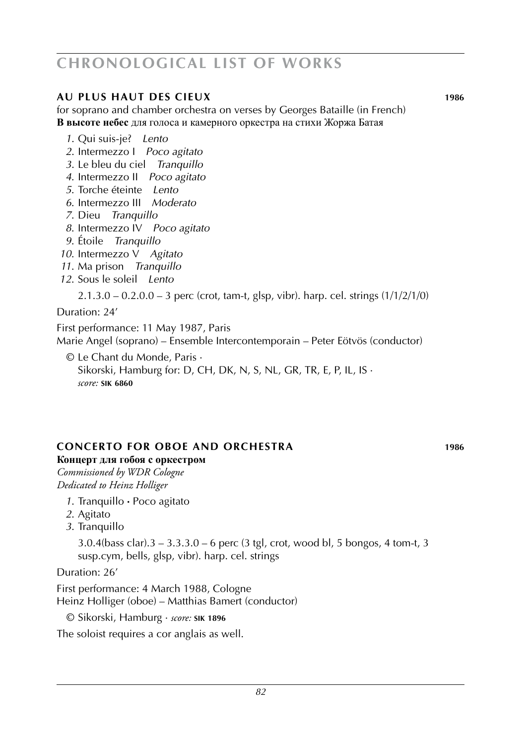# CHRONOLOGICAL LIST OF WORKS

## AU PLUS HAUT DES CIEUX 1986

for soprano and chamber orchestra on verses by Georges Bataille (in French)
**В высоте небес** для голоса и камерного оркестра на стихи Жоржа Батая

1. Qui suis-je? *Lento*
2. Intermezzo I *Poco agitato*
3. Le bleu du ciel *Tranquillo*
4. Intermezzo II *Poco agitato*
5. Torche éteinte *Lento*
6. Intermezzo III *Moderato*
7. Dieu *Tranquillo*
8. Intermezzo IV *Poco agitato*
9. Étoile *Tranquillo*
10. Intermezzo V *Agitato*
11. Ma prison *Tranquillo*
12. Sous le soleil *Lento*

2.1.3.0 – 0.2.0.0 – 3 perc (crot, tam-t, glsp, vibr). harp. cel. strings (1/1/2/1/0)

Duration: 24′

First performance: 11 May 1987, Paris
Marie Angel (soprano) – Ensemble Intercontemporain – Peter Eötvös (conductor)

© Le Chant du Monde, Paris ·
Sikorski, Hamburg for: D, CH, DK, N, S, NL, GR, TR, E, P, IL, IS ·
*score:* **SIK 6860**

## CONCERTO FOR OBOE AND ORCHESTRA 1986

**Концерт для гобоя с оркестром**
*Commissioned by WDR Cologne*
*Dedicated to Heinz Holliger*

1. Tranquillo • Poco agitato
2. Agitato
3. Tranquillo

3.0.4(bass clar).3 – 3.3.3.0 – 6 perc (3 tgl, crot, wood bl, 5 bongos, 4 tom-t, 3 susp.cym, bells, glsp, vibr). harp. cel. strings

Duration: 26′

First performance: 4 March 1988, Cologne
Heinz Holliger (oboe) – Matthias Bamert (conductor)

© Sikorski, Hamburg · *score:* **SIK 1896**

The soloist requires a cor anglais as well.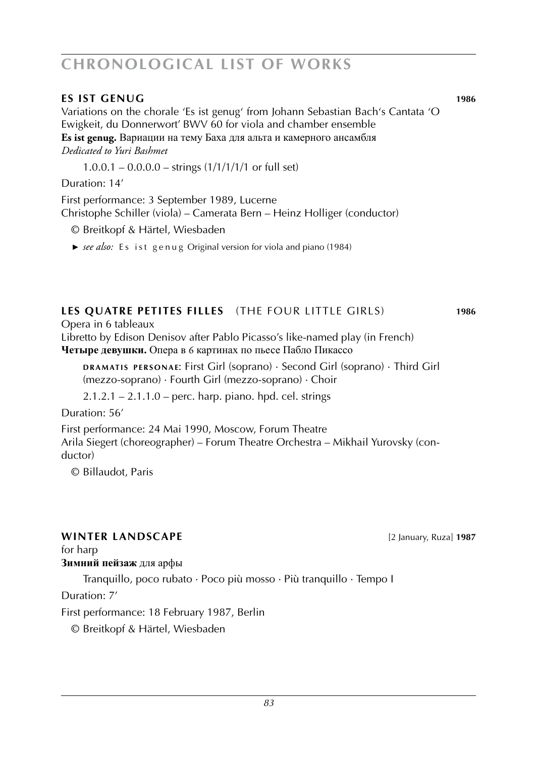## CHRONOLOGICAL LIST OF WORKS

### ES IST GENUG **1986**

Variations on the chorale 'Es ist genug' from Johann Sebastian Bach's Cantata 'O Ewigkeit, du Donnerwort' BWV 60 for viola and chamber ensemble
**Es ist genug.** Вариации на тему Баха для альта и камерного ансамбля
*Dedicated to Yuri Bashmet*

1.0.0.1 – 0.0.0.0 – strings (1/1/1/1/1 or full set)

Duration: 14'

First performance: 3 September 1989, Lucerne
Christophe Schiller (viola) – Camerata Bern – Heinz Holliger (conductor)

© Breitkopf & Härtel, Wiesbaden

► *see also:* Es ist genug Original version for viola and piano (1984)

### LES QUATRE PETITES FILLES (THE FOUR LITTLE GIRLS) **1986**

Opera in 6 tableaux
Libretto by Edison Denisov after Pablo Picasso's like-named play (in French)
**Четыре девушки.** Опера в 6 картинах по пьесе Пабло Пикассо

DRAMATIS PERSONAE: First Girl (soprano) · Second Girl (soprano) · Third Girl (mezzo-soprano) · Fourth Girl (mezzo-soprano) · Choir

2.1.2.1 – 2.1.1.0 – perc. harp. piano. hpd. cel. strings

Duration: 56'

First performance: 24 Mai 1990, Moscow, Forum Theatre
Arila Siegert (choreographer) – Forum Theatre Orchestra – Mikhail Yurovsky (conductor)

© Billaudot, Paris

### WINTER LANDSCAPE [2 January, Ruza] **1987**

for harp
**Зимний пейзаж** для арфы

Tranquillo, poco rubato · Poco più mosso · Più tranquillo · Tempo I

Duration: 7'

First performance: 18 February 1987, Berlin

© Breitkopf & Härtel, Wiesbaden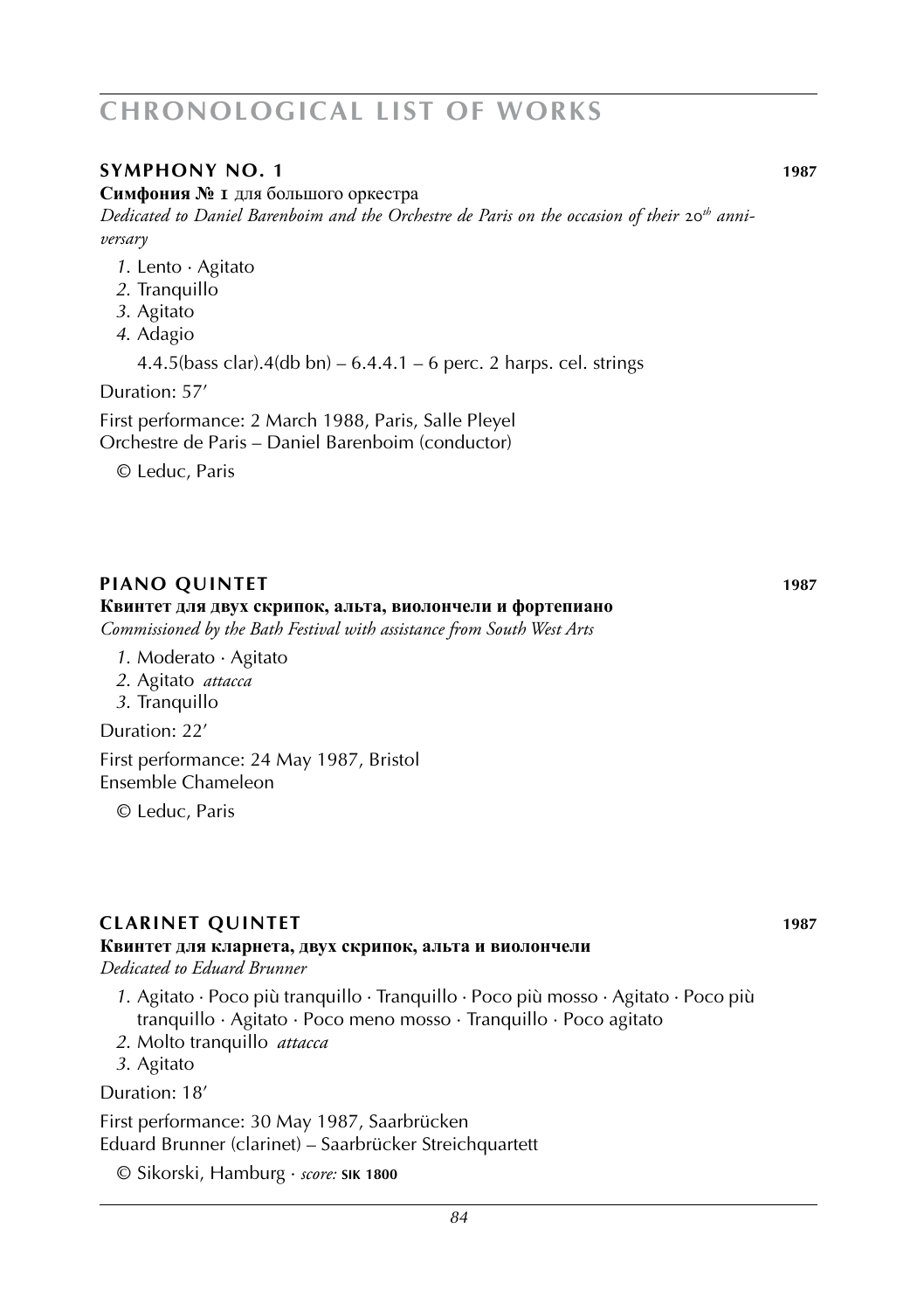# CHRONOLOGICAL LIST OF WORKS

## SYMPHONY NO. 1 — 1987

**Симфония № 1** для большого оркестра

*Dedicated to Daniel Barenboim and the Orchestre de Paris on the occasion of their 20th anniversary*

1. Lento · Agitato
2. Tranquillo
3. Agitato
4. Adagio

4.4.5(bass clar).4(db bn) – 6.4.4.1 – 6 perc. 2 harps. cel. strings

Duration: 57′

First performance: 2 March 1988, Paris, Salle Pleyel
Orchestre de Paris – Daniel Barenboim (conductor)

© Leduc, Paris

## PIANO QUINTET — 1987

**Квинтет для двух скрипок, альта, виолончели и фортепиано**

*Commissioned by the Bath Festival with assistance from South West Arts*

1. Moderato · Agitato
2. Agitato *attacca*
3. Tranquillo

Duration: 22′

First performance: 24 May 1987, Bristol
Ensemble Chameleon

© Leduc, Paris

## CLARINET QUINTET — 1987

**Квинтет для кларнета, двух скрипок, альта и виолончели**

*Dedicated to Eduard Brunner*

1. Agitato · Poco più tranquillo · Tranquillo · Poco più mosso · Agitato · Poco più tranquillo · Agitato · Poco meno mosso · Tranquillo · Poco agitato
2. Molto tranquillo *attacca*
3. Agitato

Duration: 18′

First performance: 30 May 1987, Saarbrücken
Eduard Brunner (clarinet) – Saarbrücker Streichquartett

© Sikorski, Hamburg · *score:* **SIK 1800**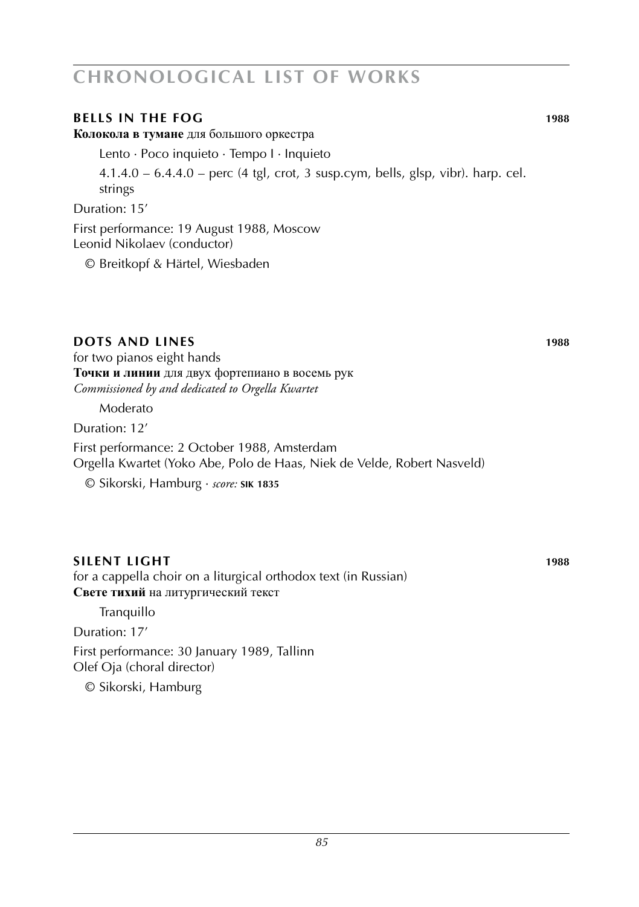# CHRONOLOGICAL LIST OF WORKS

## BELLS IN THE FOG 1988

**Колокола в тумане** для большого оркестра

Lento · Poco inquieto · Tempo I · Inquieto

4.1.4.0 – 6.4.4.0 – perc (4 tgl, crot, 3 susp.cym, bells, glsp, vibr). harp. cel. strings

Duration: 15’

First performance: 19 August 1988, Moscow
Leonid Nikolaev (conductor)

© Breitkopf & Härtel, Wiesbaden

## DOTS AND LINES 1988

for two pianos eight hands
**Точки и линии** для двух фортепиано в восемь рук
*Commissioned by and dedicated to Orgella Kwartet*

Moderato

Duration: 12’

First performance: 2 October 1988, Amsterdam
Orgella Kwartet (Yoko Abe, Polo de Haas, Niek de Velde, Robert Nasveld)

© Sikorski, Hamburg · *score:* **SIK 1835**

## SILENT LIGHT 1988

for a cappella choir on a liturgical orthodox text (in Russian)
**Свете тихий** на литургический текст

Tranquillo

Duration: 17’

First performance: 30 January 1989, Tallinn
Olef Oja (choral director)

© Sikorski, Hamburg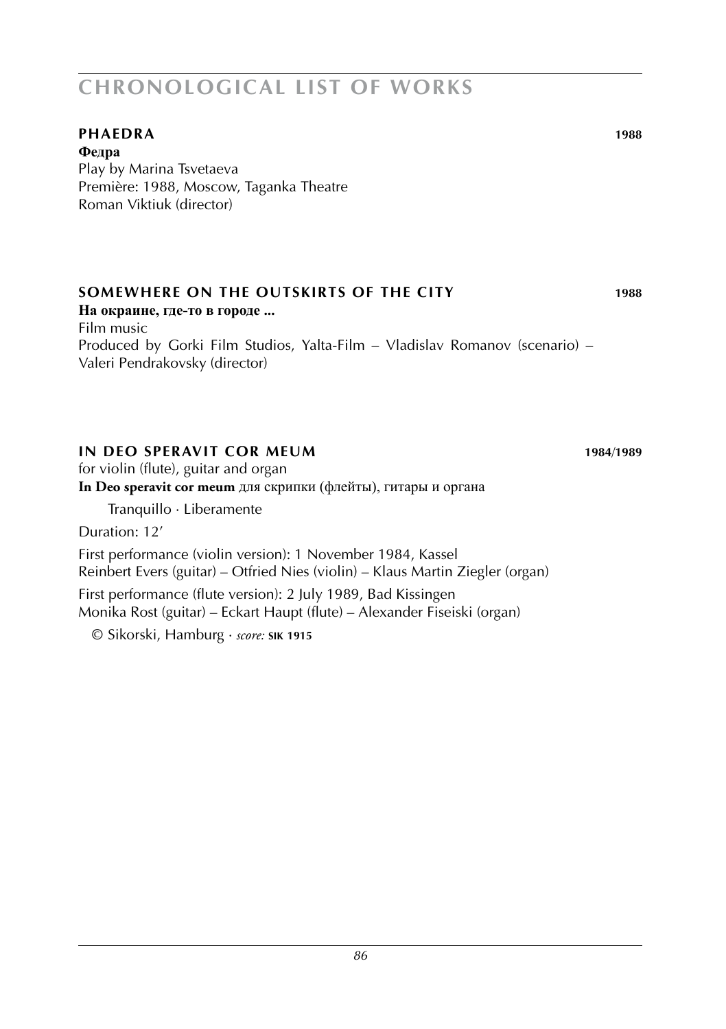# CHRONOLOGICAL LIST OF WORKS

## PHAEDRA 1988

**Федра**
Play by Marina Tsvetaeva
Première: 1988, Moscow, Taganka Theatre
Roman Viktiuk (director)

## SOMEWHERE ON THE OUTSKIRTS OF THE CITY 1988

**На окраине, где-то в городе ...**
Film music
Produced by Gorki Film Studios, Yalta-Film – Vladislav Romanov (scenario) – Valeri Pendrakovsky (director)

## IN DEO SPERAVIT COR MEUM 1984/1989

for violin (flute), guitar and organ
**In Deo speravit cor meum** для скрипки (флейты), гитары и органа

Tranquillo · Liberamente

Duration: 12′

First performance (violin version): 1 November 1984, Kassel
Reinbert Evers (guitar) – Otfried Nies (violin) – Klaus Martin Ziegler (organ)

First performance (flute version): 2 July 1989, Bad Kissingen
Monika Rost (guitar) – Eckart Haupt (flute) – Alexander Fiseiski (organ)

© Sikorski, Hamburg · *score:* **SIK 1915**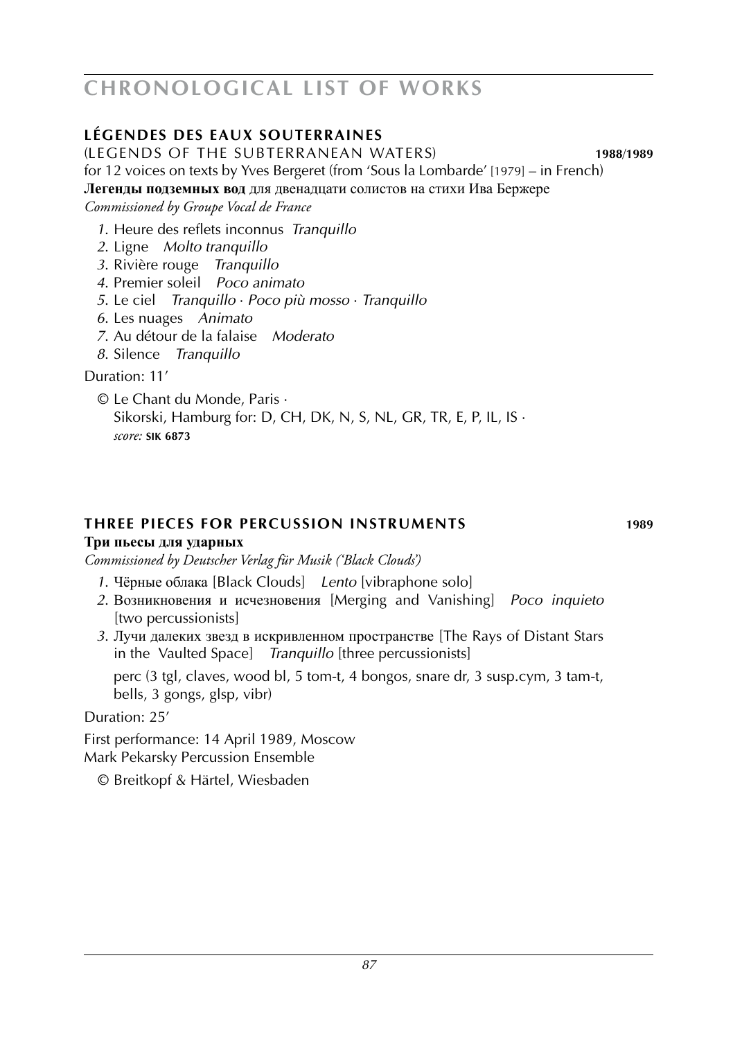## LÉGENDES DES EAUX SOUTERRAINES

(LEGENDS OF THE SUBTERRANEAN WATERS) **1988/1989**

for 12 voices on texts by Yves Bergeret (from 'Sous la Lombarde' [1979] – in French)

**Легенды подземных вод** для двенадцати солистов на стихи Ива Бержере

*Commissioned by Groupe Vocal de France*

1. Heure des reflets inconnus *Tranquillo*
2. Ligne *Molto tranquillo*
3. Rivière rouge *Tranquillo*
4. Premier soleil *Poco animato*
5. Le ciel *Tranquillo · Poco più mosso · Tranquillo*
6. Les nuages *Animato*
7. Au détour de la falaise *Moderato*
8. Silence *Tranquillo*

Duration: 11'

© Le Chant du Monde, Paris ·
Sikorski, Hamburg for: D, CH, DK, N, S, NL, GR, TR, E, P, IL, IS ·
*score:* **SIK 6873**

## THREE PIECES FOR PERCUSSION INSTRUMENTS **1989**

**Три пьесы для ударных**

*Commissioned by Deutscher Verlag für Musik ('Black Clouds')*

1. Чёрные облака [Black Clouds] *Lento* [vibraphone solo]
2. Возникновения и исчезновения [Merging and Vanishing] *Poco inquieto* [two percussionists]
3. Лучи далеких звезд в искривленном пространстве [The Rays of Distant Stars in the Vaulted Space] *Tranquillo* [three percussionists]

perc (3 tgl, claves, wood bl, 5 tom-t, 4 bongos, snare dr, 3 susp.cym, 3 tam-t, bells, 3 gongs, glsp, vibr)

Duration: 25'

First performance: 14 April 1989, Moscow
Mark Pekarsky Percussion Ensemble

© Breitkopf & Härtel, Wiesbaden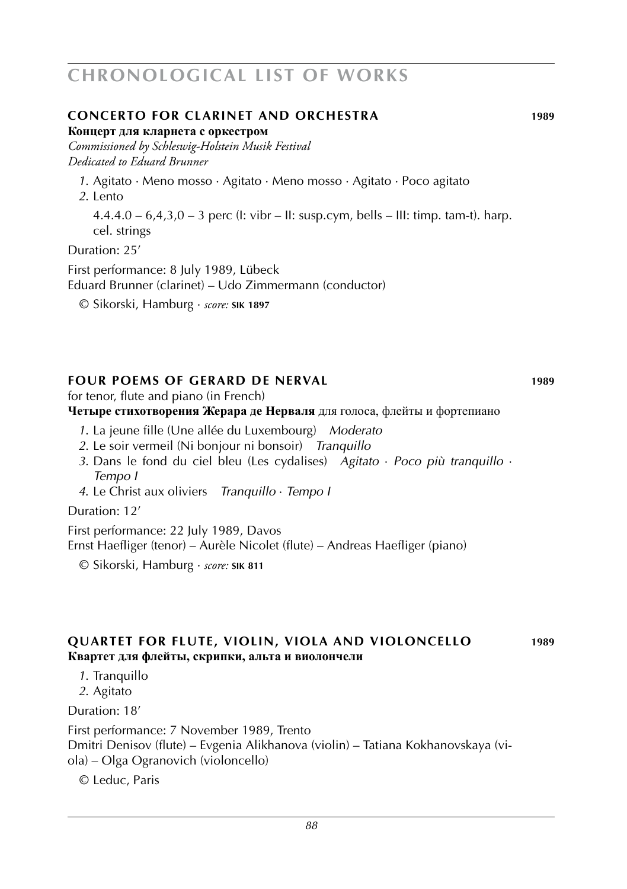## CONCERTO FOR CLARINET AND ORCHESTRA 1989

**Концерт для кларнета с оркестром**

*Commissioned by Schleswig-Holstein Musik Festival*
*Dedicated to Eduard Brunner*

*1.* Agitato · Meno mosso · Agitato · Meno mosso · Agitato · Poco agitato
*2.* Lento

4.4.4.0 – 6,4,3,0 – 3 perc (I: vibr – II: susp.cym, bells – III: timp. tam-t). harp. cel. strings

Duration: 25'

First performance: 8 July 1989, Lübeck
Eduard Brunner (clarinet) – Udo Zimmermann (conductor)

© Sikorski, Hamburg · *score:* **SIK 1897**

## FOUR POEMS OF GERARD DE NERVAL 1989

for tenor, flute and piano (in French)
**Четыре стихотворения Жерара де Нерваля** для голоса, флейты и фортепиано

*1.* La jeune fille (Une allée du Luxembourg) *Moderato*
*2.* Le soir vermeil (Ni bonjour ni bonsoir) *Tranquillo*
*3.* Dans le fond du ciel bleu (Les cydalises) *Agitato · Poco più tranquillo · Tempo I*
*4.* Le Christ aux oliviers *Tranquillo · Tempo I*

Duration: 12'

First performance: 22 July 1989, Davos
Ernst Haefliger (tenor) – Aurèle Nicolet (flute) – Andreas Haefliger (piano)

© Sikorski, Hamburg · *score:* **SIK 811**

## QUARTET FOR FLUTE, VIOLIN, VIOLA AND VIOLONCELLO 1989

**Квартет для флейты, скрипки, альта и виолончели**

*1.* Tranquillo
*2.* Agitato

Duration: 18'

First performance: 7 November 1989, Trento
Dmitri Denisov (flute) – Evgenia Alikhanova (violin) – Tatiana Kokhanovskaya (viola) – Olga Ogranovich (violoncello)

© Leduc, Paris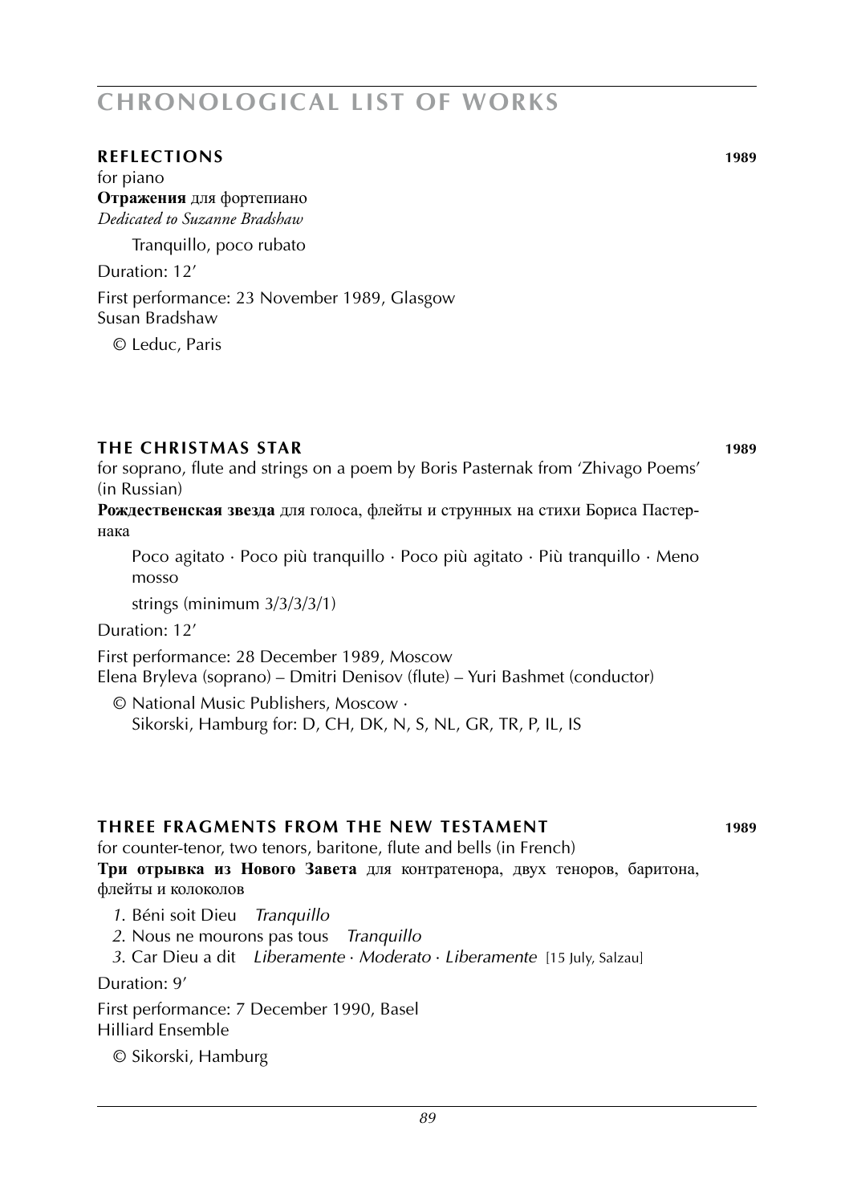# CHRONOLOGICAL LIST OF WORKS

## REFLECTIONS 1989

for piano
**Отражения** для фортепиано
*Dedicated to Suzanne Bradshaw*

Tranquillo, poco rubato

Duration: 12’

First performance: 23 November 1989, Glasgow
Susan Bradshaw

© Leduc, Paris

## THE CHRISTMAS STAR 1989

for soprano, flute and strings on a poem by Boris Pasternak from ‘Zhivago Poems’ (in Russian)
**Рождественская звезда** для голоса, флейты и струнных на стихи Бориса Пастернака

Poco agitato · Poco più tranquillo · Poco più agitato · Più tranquillo · Meno mosso

strings (minimum 3/3/3/3/1)

Duration: 12’

First performance: 28 December 1989, Moscow
Elena Bryleva (soprano) – Dmitri Denisov (flute) – Yuri Bashmet (conductor)

© National Music Publishers, Moscow ·
Sikorski, Hamburg for: D, CH, DK, N, S, NL, GR, TR, P, IL, IS

## THREE FRAGMENTS FROM THE NEW TESTAMENT 1989

for counter-tenor, two tenors, baritone, flute and bells (in French)
**Три отрывка из Нового Завета** для контратенора, двух теноров, баритона, флейты и колоколов

*1.* Béni soit Dieu *Tranquillo*
*2.* Nous ne mourons pas tous *Tranquillo*
*3.* Car Dieu a dit *Liberamente · Moderato · Liberamente* [15 July, Salzau]

Duration: 9’

First performance: 7 December 1990, Basel
Hilliard Ensemble

© Sikorski, Hamburg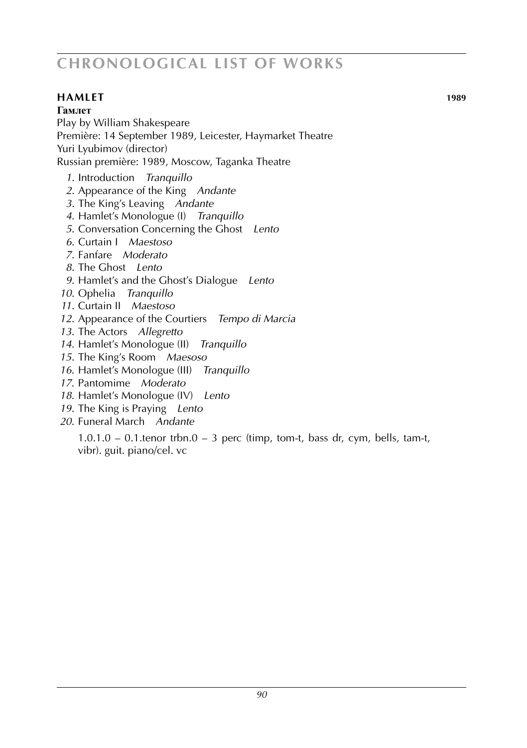## HAMLET 1989

**Гамлет**

Play by William Shakespeare
Première: 14 September 1989, Leicester, Haymarket Theatre
Yuri Lyubimov (director)
Russian première: 1989, Moscow, Taganka Theatre

1. Introduction *Tranquillo*
2. Appearance of the King *Andante*
3. The King's Leaving *Andante*
4. Hamlet's Monologue (I) *Tranquillo*
5. Conversation Concerning the Ghost *Lento*
6. Curtain I *Maestoso*
7. Fanfare *Moderato*
8. The Ghost *Lento*
9. Hamlet's and the Ghost's Dialogue *Lento*
10. Ophelia *Tranquillo*
11. Curtain II *Maestoso*
12. Appearance of the Courtiers *Tempo di Marcia*
13. The Actors *Allegretto*
14. Hamlet's Monologue (II) *Tranquillo*
15. The King's Room *Maesoso*
16. Hamlet's Monologue (III) *Tranquillo*
17. Pantomime *Moderato*
18. Hamlet's Monologue (IV) *Lento*
19. The King is Praying *Lento*
20. Funeral March *Andante*

1.0.1.0 – 0.1.tenor trbn.0 – 3 perc (timp, tom-t, bass dr, cym, bells, tam-t, vibr). guit. piano/cel. vc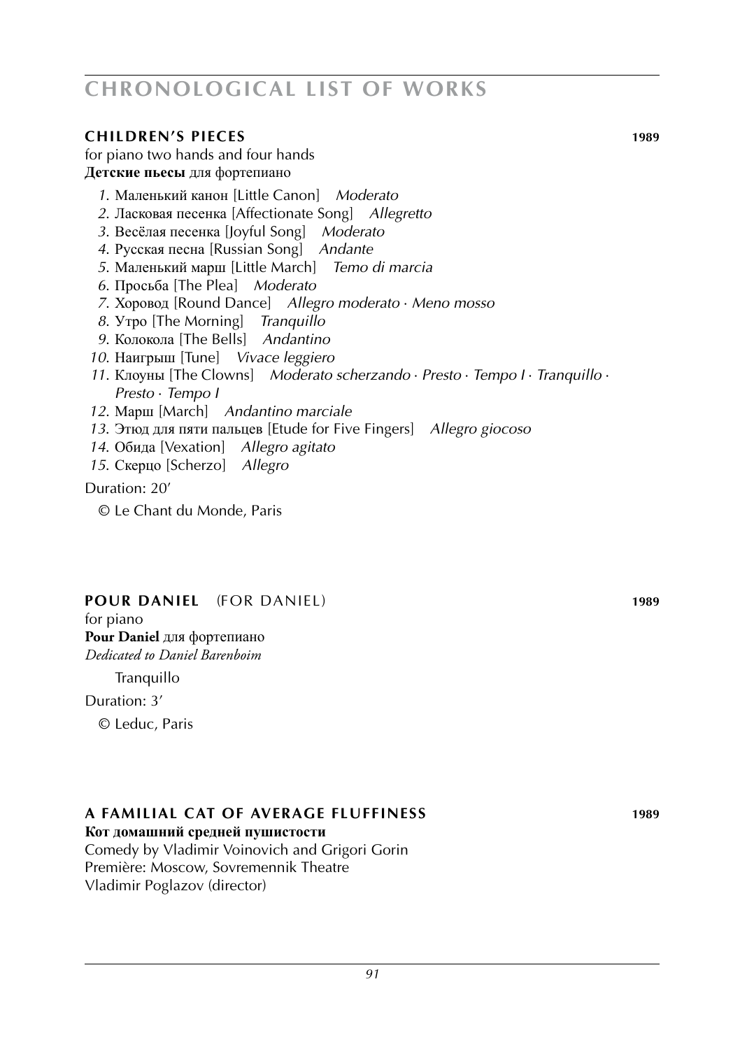# CHRONOLOGICAL LIST OF WORKS

## CHILDREN'S PIECES — 1989

for piano two hands and four hands
**Детские пьесы** для фортепиано

1. Маленький канон [Little Canon] *Moderato*
2. Ласковая песенка [Affectionate Song] *Allegretto*
3. Весёлая песенка [Joyful Song] *Moderato*
4. Русская песна [Russian Song] *Andante*
5. Маленький марш [Little March] *Temo di marcia*
6. Просьба [The Plea] *Moderato*
7. Хоровод [Round Dance] *Allegro moderato · Meno mosso*
8. Утро [The Morning] *Tranquillo*
9. Колокола [The Bells] *Andantino*
10. Наигрыш [Tune] *Vivace leggiero*
11. Клоуны [The Clowns] *Moderato scherzando · Presto · Tempo I · Tranquillo · Presto · Tempo I*
12. Марш [March] *Andantino marciale*
13. Этюд для пяти пальцев [Etude for Five Fingers] *Allegro giocoso*
14. Обида [Vexation] *Allegro agitato*
15. Скерцо [Scherzo] *Allegro*

Duration: 20′

© Le Chant du Monde, Paris

## POUR DANIEL (FOR DANIEL) — 1989

for piano
**Pour Daniel** для фортепиано
*Dedicated to Daniel Barenboim*

Tranquillo

Duration: 3′

© Leduc, Paris

## A FAMILIAL CAT OF AVERAGE FLUFFINESS — 1989

**Кот домашний средней пушистости**
Comedy by Vladimir Voinovich and Grigori Gorin
Première: Moscow, Sovremennik Theatre
Vladimir Poglazov (director)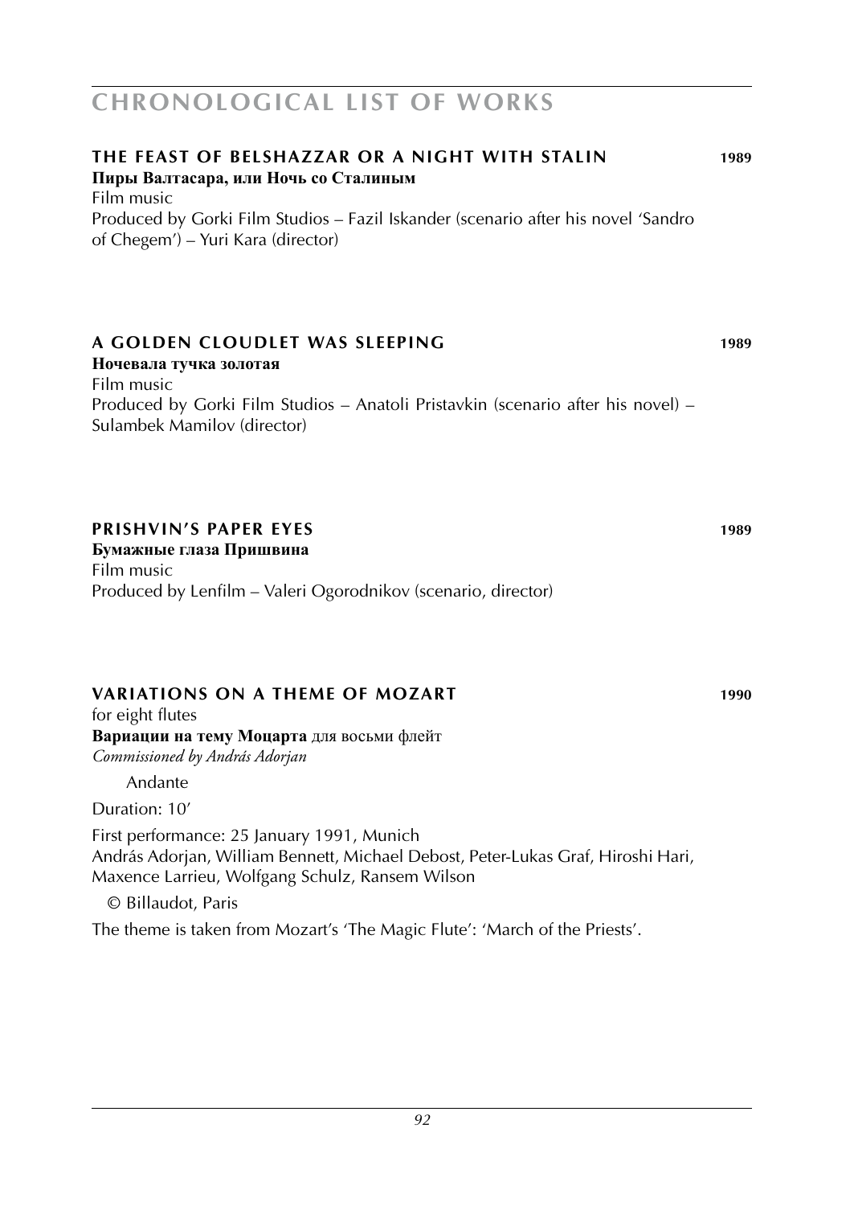## CHRONOLOGICAL LIST OF WORKS

### THE FEAST OF BELSHAZZAR OR A NIGHT WITH STALIN 1989

**Пиры Валтасара, или Ночь со Сталиным**

Film music

Produced by Gorki Film Studios – Fazil Iskander (scenario after his novel 'Sandro of Chegem') – Yuri Kara (director)

### A GOLDEN CLOUDLET WAS SLEEPING 1989

**Ночевала тучка золотая**

Film music

Produced by Gorki Film Studios – Anatoli Pristavkin (scenario after his novel) – Sulambek Mamilov (director)

### PRISHVIN'S PAPER EYES 1989

**Бумажные глаза Пришвина**

Film music

Produced by Lenfilm – Valeri Ogorodnikov (scenario, director)

### VARIATIONS ON A THEME OF MOZART 1990

for eight flutes

**Вариации на тему Моцарта** для восьми флейт

*Commissioned by András Adorjan*

Andante

Duration: 10'

First performance: 25 January 1991, Munich
András Adorjan, William Bennett, Michael Debost, Peter-Lukas Graf, Hiroshi Hari, Maxence Larrieu, Wolfgang Schulz, Ransem Wilson

© Billaudot, Paris

The theme is taken from Mozart's 'The Magic Flute': 'March of the Priests'.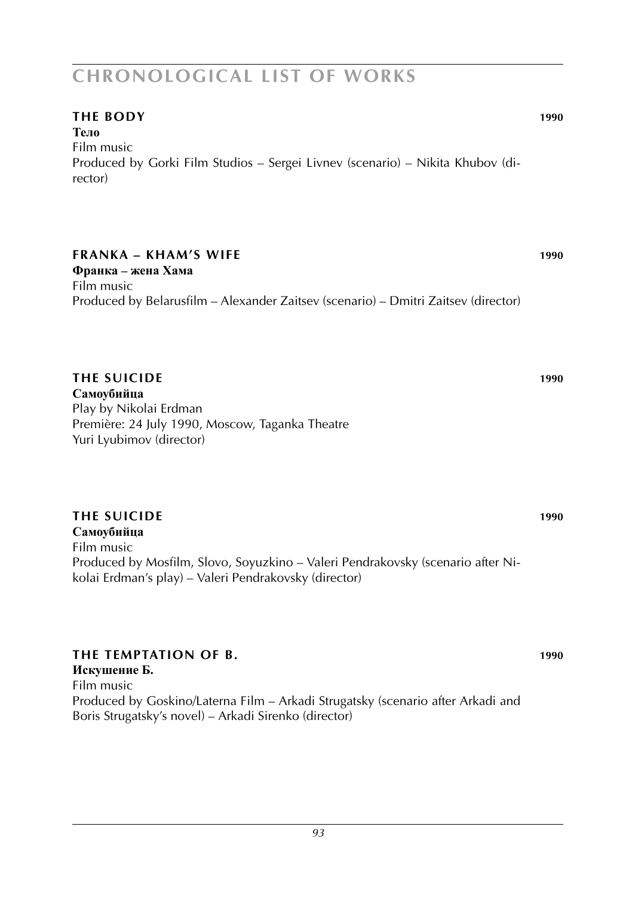## CHRONOLOGICAL LIST OF WORKS

**THE BODY** **1990**
**Тело**
Film music
Produced by Gorki Film Studios – Sergei Livnev (scenario) – Nikita Khubov (director)

**FRANKA – KHAM'S WIFE** **1990**
**Франка – жена Хама**
Film music
Produced by Belarusfilm – Alexander Zaitsev (scenario) – Dmitri Zaitsev (director)

**THE SUICIDE** **1990**
**Самоубийца**
Play by Nikolai Erdman
Première: 24 July 1990, Moscow, Taganka Theatre
Yuri Lyubimov (director)

**THE SUICIDE** **1990**
**Самоубийца**
Film music
Produced by Mosfilm, Slovo, Soyuzkino – Valeri Pendrakovsky (scenario after Nikolai Erdman's play) – Valeri Pendrakovsky (director)

**THE TEMPTATION OF B.** **1990**
**Искушение Б.**
Film music
Produced by Goskino/Laterna Film – Arkadi Strugatsky (scenario after Arkadi and Boris Strugatsky's novel) – Arkadi Sirenko (director)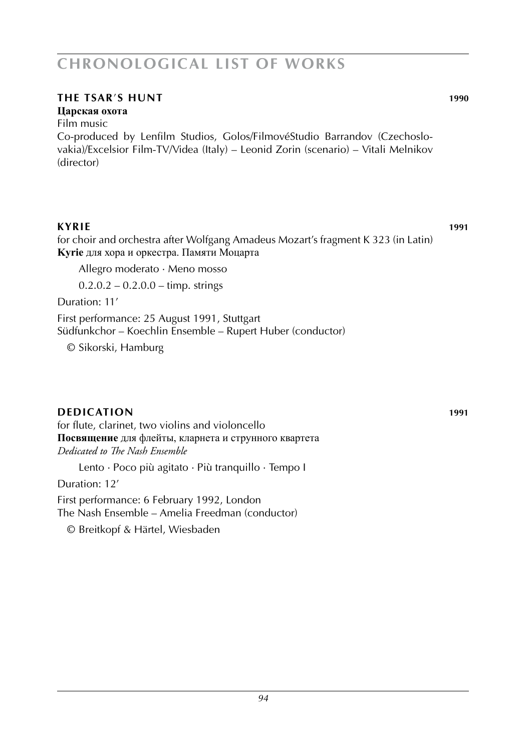# CHRONOLOGICAL LIST OF WORKS

## THE TSAR'S HUNT 1990

**Царская охота**

Film music

Co-produced by Lenfilm Studios, Golos/FilmovéStudio Barrandov (Czechoslovakia)/Excelsior Film-TV/Videa (Italy) – Leonid Zorin (scenario) – Vitali Melnikov (director)

## KYRIE 1991

for choir and orchestra after Wolfgang Amadeus Mozart's fragment K 323 (in Latin)

**Kyrie** для хора и оркестра. Памяти Моцарта

Allegro moderato · Meno mosso

0.2.0.2 – 0.2.0.0 – timp. strings

Duration: 11'

First performance: 25 August 1991, Stuttgart
Südfunkchor – Koechlin Ensemble – Rupert Huber (conductor)

© Sikorski, Hamburg

## DEDICATION 1991

for flute, clarinet, two violins and violoncello

**Посвящение** для флейты, кларнета и струнного квартета

*Dedicated to The Nash Ensemble*

Lento · Poco più agitato · Più tranquillo · Tempo I

Duration: 12'

First performance: 6 February 1992, London
The Nash Ensemble – Amelia Freedman (conductor)

© Breitkopf & Härtel, Wiesbaden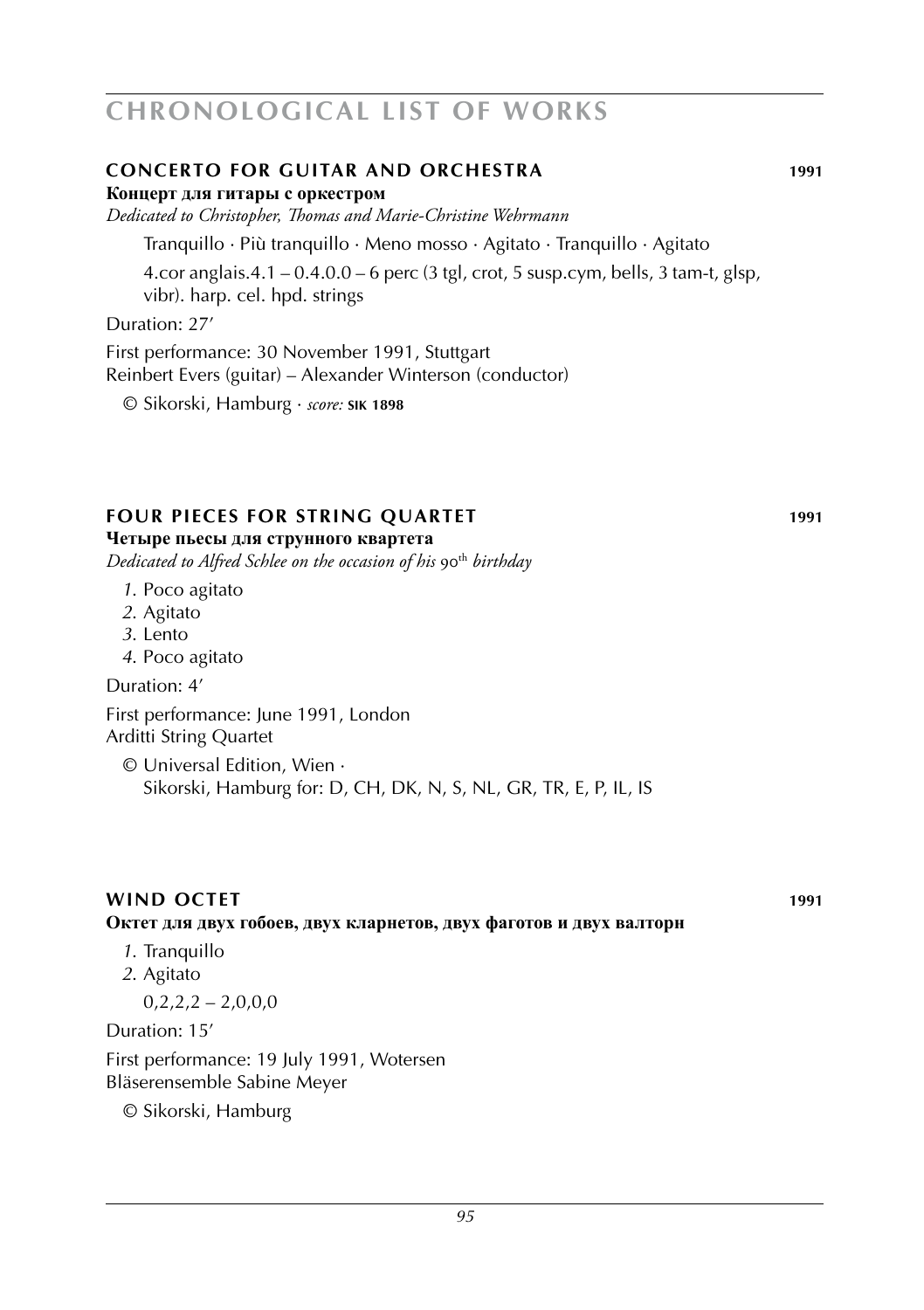## CONCERTO FOR GUITAR AND ORCHESTRA 1991

**Концерт для гитары с оркестром**

*Dedicated to Christopher, Thomas and Marie-Christine Wehrmann*

Tranquillo · Più tranquillo · Meno mosso · Agitato · Tranquillo · Agitato

4.cor anglais.4.1 – 0.4.0.0 – 6 perc (3 tgl, crot, 5 susp.cym, bells, 3 tam-t, glsp, vibr). harp. cel. hpd. strings

Duration: 27′

First performance: 30 November 1991, Stuttgart
Reinbert Evers (guitar) – Alexander Winterson (conductor)

© Sikorski, Hamburg · *score:* **SIK 1898**

## FOUR PIECES FOR STRING QUARTET 1991

**Четыре пьесы для струнного квартета**

*Dedicated to Alfred Schlee on the occasion of his 90th birthday*

1. Poco agitato
2. Agitato
3. Lento
4. Poco agitato

Duration: 4′

First performance: June 1991, London
Arditti String Quartet

© Universal Edition, Wien ·
Sikorski, Hamburg for: D, CH, DK, N, S, NL, GR, TR, E, P, IL, IS

## WIND OCTET 1991

**Октет для двух гобоев, двух кларнетов, двух фаготов и двух валторн**

1. Tranquillo
2. Agitato

0,2,2,2 – 2,0,0,0

Duration: 15′

First performance: 19 July 1991, Wotersen
Bläserensemble Sabine Meyer

© Sikorski, Hamburg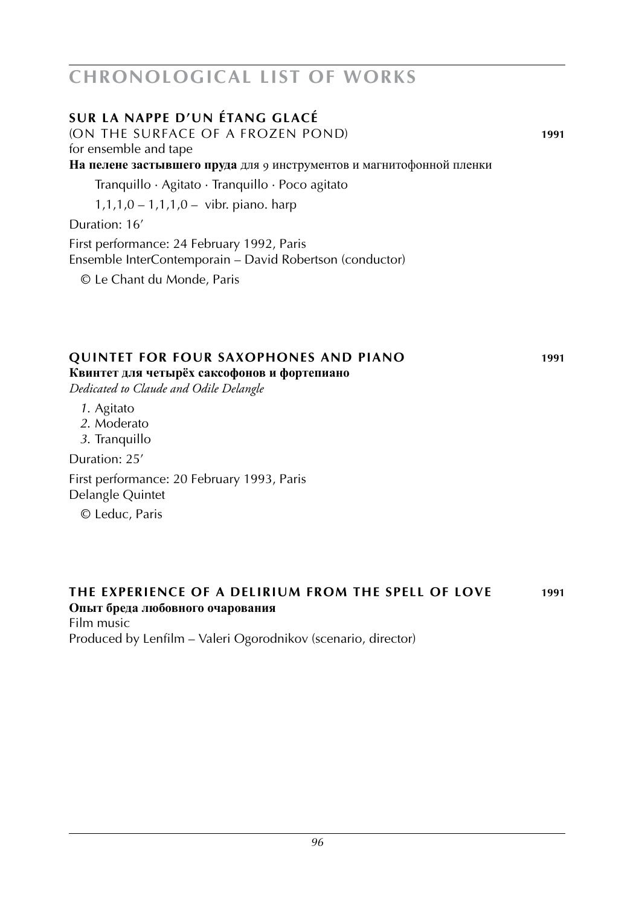# CHRONOLOGICAL LIST OF WORKS

## SUR LA NAPPE D'UN ÉTANG GLACÉ

(ON THE SURFACE OF A FROZEN POND) **1991**

for ensemble and tape

**На пелене застывшего пруда** для 9 инструментов и магнитофонной пленки

Tranquillo · Agitato · Tranquillo · Poco agitato

1,1,1,0 – 1,1,1,0 – vibr. piano. harp

Duration: 16'

First performance: 24 February 1992, Paris
Ensemble InterContemporain – David Robertson (conductor)

© Le Chant du Monde, Paris

## QUINTET FOR FOUR SAXOPHONES AND PIANO **1991**

**Квинтет для четырёх саксофонов и фортепиано**

*Dedicated to Claude and Odile Delangle*

*1.* Agitato
*2.* Moderato
*3.* Tranquillo

Duration: 25'

First performance: 20 February 1993, Paris
Delangle Quintet

© Leduc, Paris

## THE EXPERIENCE OF A DELIRIUM FROM THE SPELL OF LOVE **1991**

**Опыт бреда любовного очарования**

Film music
Produced by Lenfilm – Valeri Ogorodnikov (scenario, director)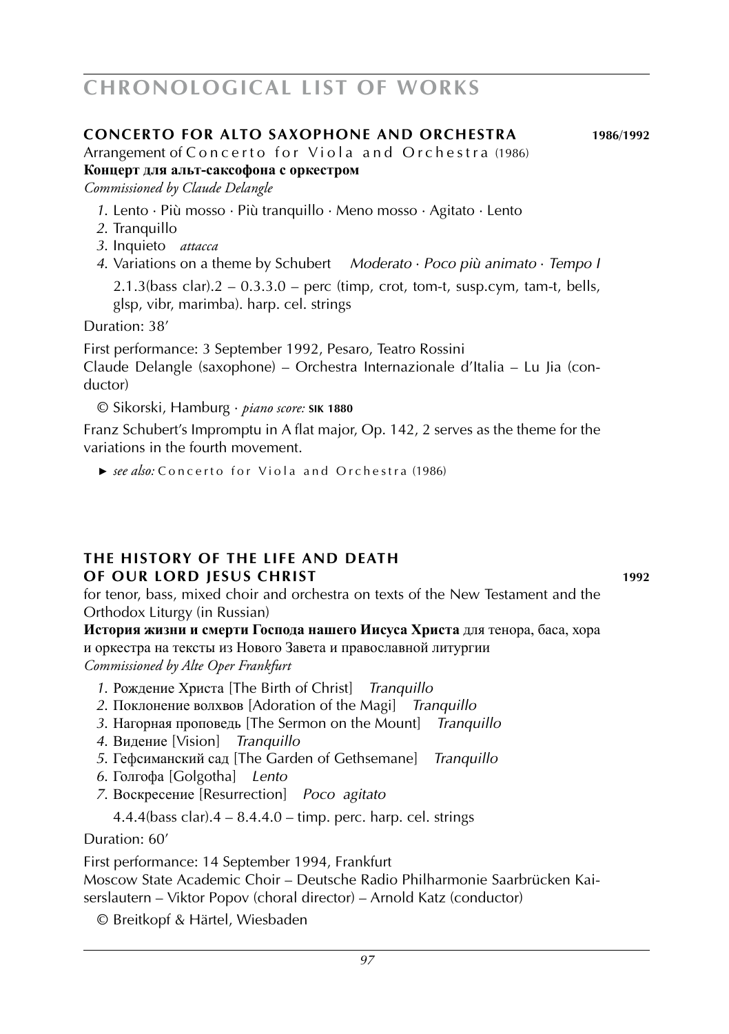# CHRONOLOGICAL LIST OF WORKS

## CONCERTO FOR ALTO SAXOPHONE AND ORCHESTRA 1986/1992

Arrangement of Concerto for Viola and Orchestra (1986)

**Концерт для альт-саксофона с оркестром**

*Commissioned by Claude Delangle*

1. Lento · Più mosso · Più tranquillo · Meno mosso · Agitato · Lento
2. Tranquillo
3. Inquieto *attacca*
4. Variations on a theme by Schubert *Moderato · Poco più animato · Tempo I*

   2.1.3(bass clar).2 – 0.3.3.0 – perc (timp, crot, tom-t, susp.cym, tam-t, bells, glsp, vibr, marimba). harp. cel. strings

Duration: 38′

First performance: 3 September 1992, Pesaro, Teatro Rossini
Claude Delangle (saxophone) – Orchestra Internazionale d'Italia – Lu Jia (conductor)

© Sikorski, Hamburg · *piano score:* **SIK 1880**

Franz Schubert's Impromptu in A flat major, Op. 142, 2 serves as the theme for the variations in the fourth movement.

► *see also:* Concerto for Viola and Orchestra (1986)

## THE HISTORY OF THE LIFE AND DEATH OF OUR LORD JESUS CHRIST 1992

for tenor, bass, mixed choir and orchestra on texts of the New Testament and the Orthodox Liturgy (in Russian)

**История жизни и смерти Господа нашего Иисуса Христа** для тенора, баса, хора и оркестра на тексты из Нового Завета и православной литургии

*Commissioned by Alte Oper Frankfurt*

1. Рождение Христа [The Birth of Christ] *Tranquillo*
2. Поклонение волхвов [Adoration of the Magi] *Tranquillo*
3. Нагорная проповедь [The Sermon on the Mount] *Tranquillo*
4. Видение [Vision] *Tranquillo*
5. Гефсиманский сад [The Garden of Gethsemane] *Tranquillo*
6. Голгофа [Golgotha] *Lento*
7. Воскресение [Resurrection] *Poco agitato*

   4.4.4(bass clar).4 – 8.4.4.0 – timp. perc. harp. cel. strings

Duration: 60′

First performance: 14 September 1994, Frankfurt
Moscow State Academic Choir – Deutsche Radio Philharmonie Saarbrücken Kaiserslautern – Viktor Popov (choral director) – Arnold Katz (conductor)

© Breitkopf & Härtel, Wiesbaden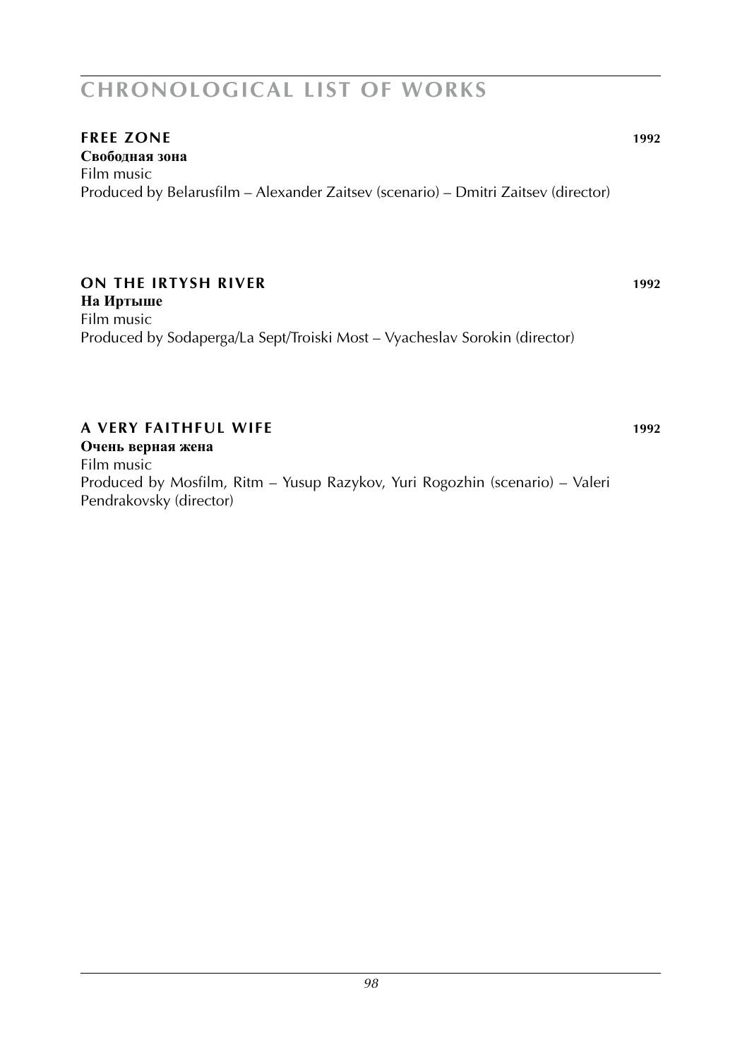### FREE ZONE 1992

**Свободная зона**
Film music
Produced by Belarusfilm – Alexander Zaitsev (scenario) – Dmitri Zaitsev (director)

### ON THE IRTYSH RIVER 1992

**На Иртыше**
Film music
Produced by Sodaperga/La Sept/Troiski Most – Vyacheslav Sorokin (director)

### A VERY FAITHFUL WIFE 1992

**Очень верная жена**
Film music
Produced by Mosfilm, Ritm – Yusup Razykov, Yuri Rogozhin (scenario) – Valeri Pendrakovsky (director)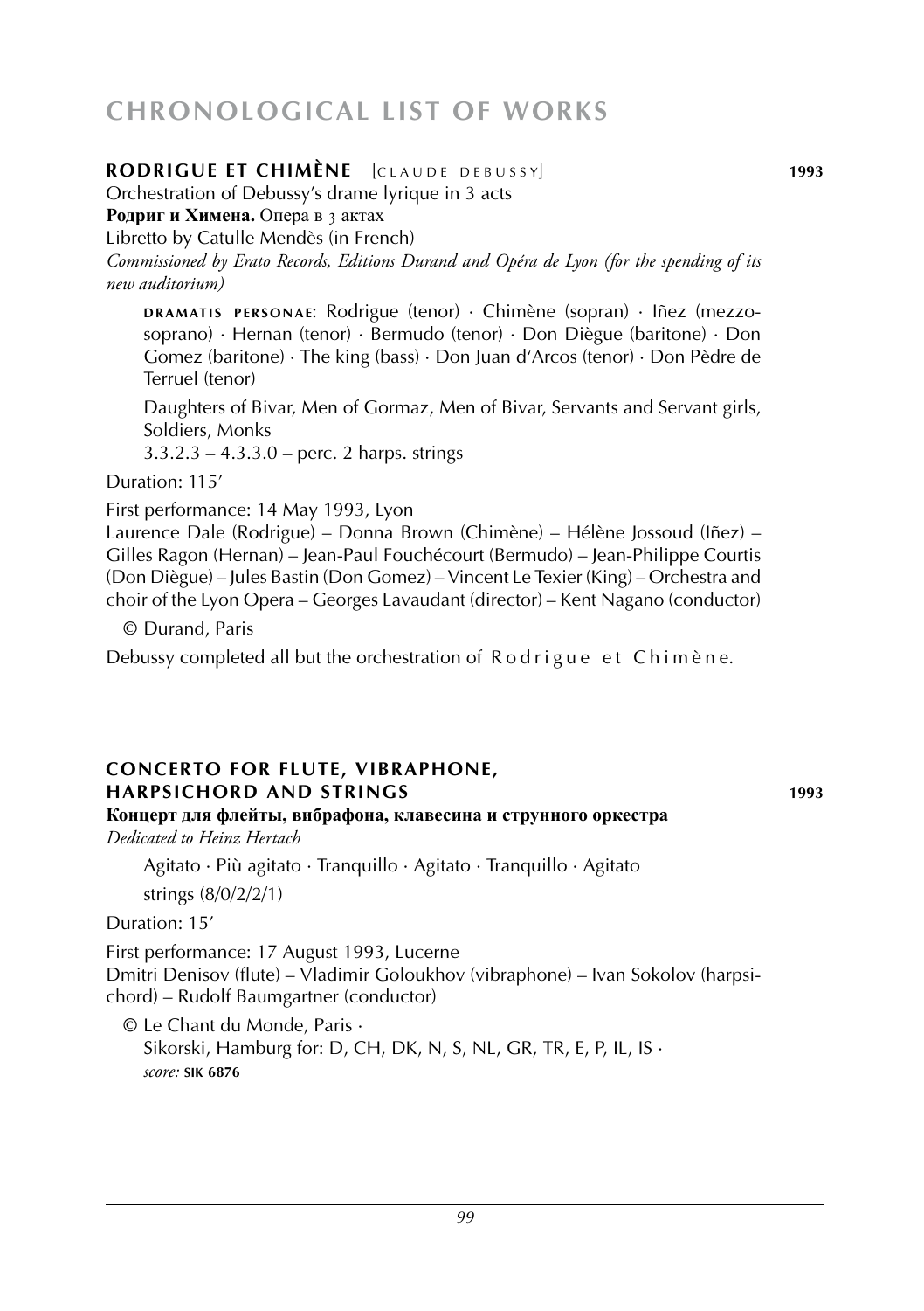# CHRONOLOGICAL LIST OF WORKS

## RODRIGUE ET CHIMÈNE [CLAUDE DEBUSSY] 1993

Orchestration of Debussy's drame lyrique in 3 acts

**Родриг и Химена.** Опера в 3 актах

Libretto by Catulle Mendès (in French)

*Commissioned by Erato Records, Editions Durand and Opéra de Lyon (for the spending of its new auditorium)*

**DRAMATIS PERSONAE**: Rodrigue (tenor) · Chimène (sopran) · Iñez (mezzosoprano) · Hernan (tenor) · Bermudo (tenor) · Don Diègue (baritone) · Don Gomez (baritone) · The king (bass) · Don Juan d'Arcos (tenor) · Don Pèdre de Terruel (tenor)

Daughters of Bivar, Men of Gormaz, Men of Bivar, Servants and Servant girls, Soldiers, Monks

3.3.2.3 – 4.3.3.0 – perc. 2 harps. strings

Duration: 115'

First performance: 14 May 1993, Lyon

Laurence Dale (Rodrigue) – Donna Brown (Chimène) – Hélène Jossoud (Iñez) – Gilles Ragon (Hernan) – Jean-Paul Fouchécourt (Bermudo) – Jean-Philippe Courtis (Don Diègue) – Jules Bastin (Don Gomez) – Vincent Le Texier (King) – Orchestra and choir of the Lyon Opera – Georges Lavaudant (director) – Kent Nagano (conductor)

© Durand, Paris

Debussy completed all but the orchestration of *Rodrigue et Chimène*.

## CONCERTO FOR FLUTE, VIBRAPHONE, HARPSICHORD AND STRINGS 1993

**Концерт для флейты, вибрафона, клавесина и струнного оркестра**

*Dedicated to Heinz Hertach*

Agitato · Più agitato · Tranquillo · Agitato · Tranquillo · Agitato

strings (8/0/2/2/1)

Duration: 15'

First performance: 17 August 1993, Lucerne

Dmitri Denisov (flute) – Vladimir Goloukhov (vibraphone) – Ivan Sokolov (harpsichord) – Rudolf Baumgartner (conductor)

© Le Chant du Monde, Paris ·
Sikorski, Hamburg for: D, CH, DK, N, S, NL, GR, TR, E, P, IL, IS ·
*score:* **SIK 6876**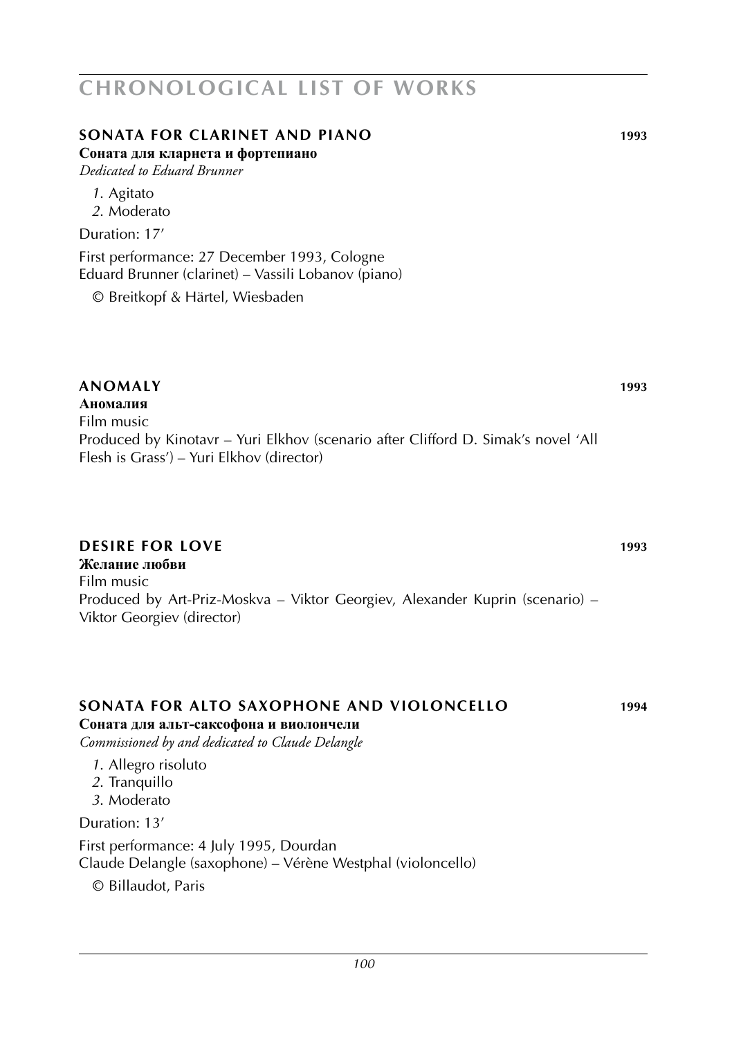# CHRONOLOGICAL LIST OF WORKS

## SONATA FOR CLARINET AND PIANO 1993

**Соната для кларнета и фортепиано**

*Dedicated to Eduard Brunner*

1. Agitato
2. Moderato

Duration: 17'

First performance: 27 December 1993, Cologne
Eduard Brunner (clarinet) – Vassili Lobanov (piano)

© Breitkopf & Härtel, Wiesbaden

## ANOMALY 1993

**Аномалия**

Film music
Produced by Kinotavr – Yuri Elkhov (scenario after Clifford D. Simak's novel 'All Flesh is Grass') – Yuri Elkhov (director)

## DESIRE FOR LOVE 1993

**Желание любви**

Film music
Produced by Art-Priz-Moskva – Viktor Georgiev, Alexander Kuprin (scenario) – Viktor Georgiev (director)

## SONATA FOR ALTO SAXOPHONE AND VIOLONCELLO 1994

**Соната для альт-саксофона и виолончели**

*Commissioned by and dedicated to Claude Delangle*

1. Allegro risoluto
2. Tranquillo
3. Moderato

Duration: 13'

First performance: 4 July 1995, Dourdan
Claude Delangle (saxophone) – Vérène Westphal (violoncello)

© Billaudot, Paris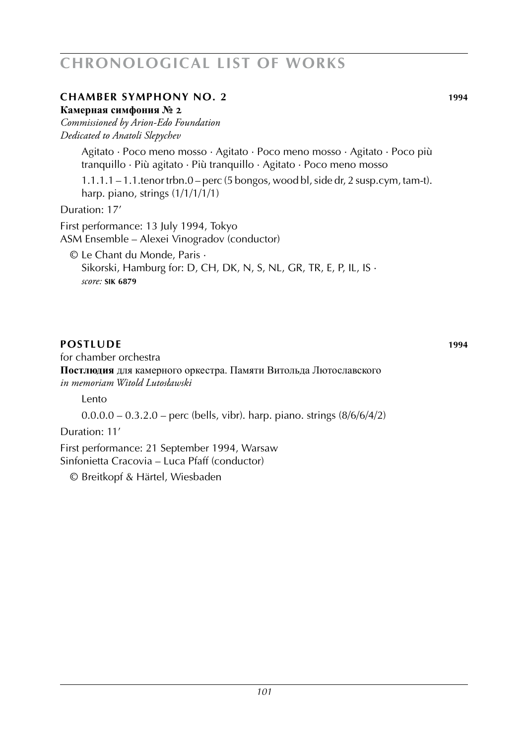## CHAMBER SYMPHONY NO. 2 — 1994

**Камерная симфония № 2**
*Commissioned by Arion-Edo Foundation*
*Dedicated to Anatoli Slepychev*

Agitato · Poco meno mosso · Agitato · Poco meno mosso · Agitato · Poco più tranquillo · Più agitato · Più tranquillo · Agitato · Poco meno mosso

1.1.1.1 – 1.1.tenor trbn.0 – perc (5 bongos, wood bl, side dr, 2 susp.cym, tam-t). harp. piano, strings (1/1/1/1/1)

Duration: 17′

First performance: 13 July 1994, Tokyo
ASM Ensemble – Alexei Vinogradov (conductor)

© Le Chant du Monde, Paris ·
Sikorski, Hamburg for: D, CH, DK, N, S, NL, GR, TR, E, P, IL, IS ·
*score:* **SIK 6879**

## POSTLUDE — 1994

for chamber orchestra
**Постлюдия** для камерного оркестра. Памяти Витольда Лютославского
*in memoriam Witold Lutosławski*

Lento

0.0.0.0 – 0.3.2.0 – perc (bells, vibr). harp. piano. strings (8/6/6/4/2)

Duration: 11′

First performance: 21 September 1994, Warsaw
Sinfonietta Cracovia – Luca Pfaff (conductor)

© Breitkopf & Härtel, Wiesbaden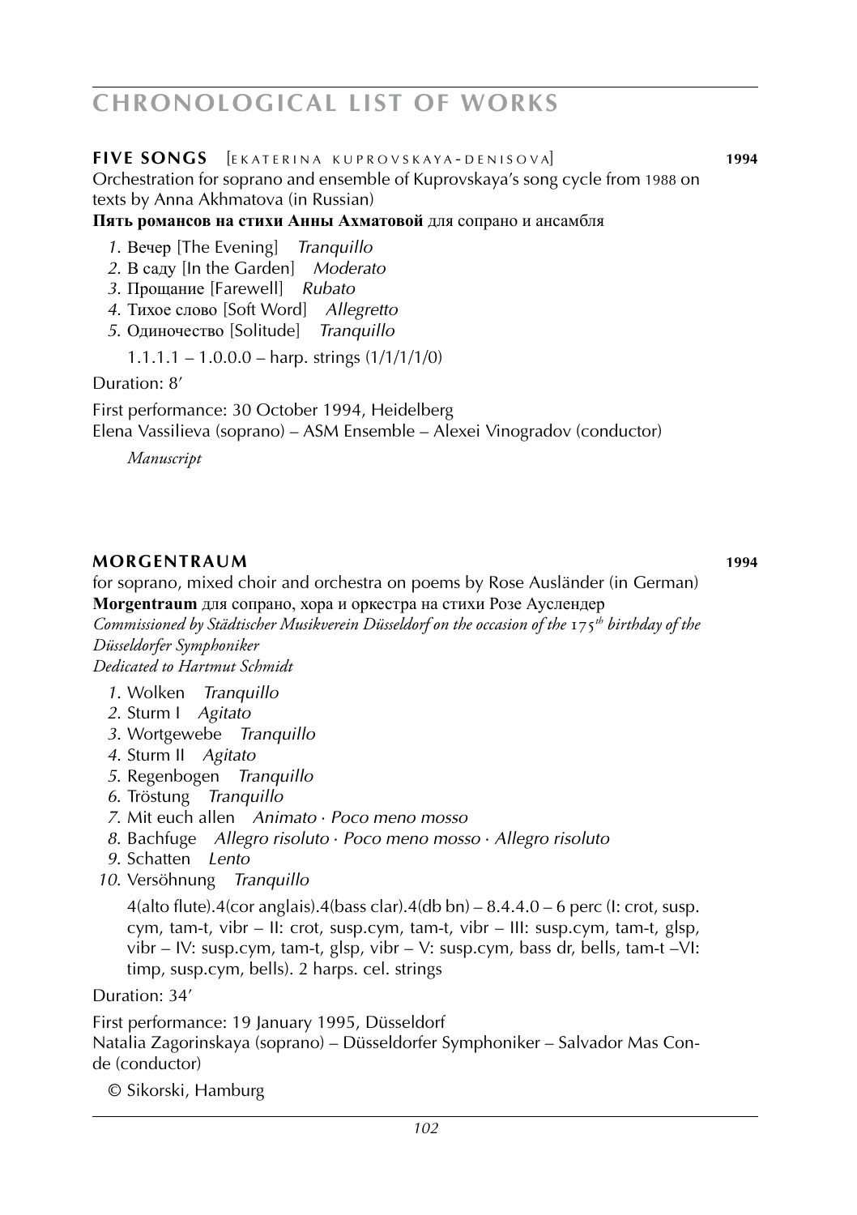**FIVE SONGS** [EKATERINA KUPROVSKAYA-DENISOVA] **1994**

Orchestration for soprano and ensemble of Kuprovskaya's song cycle from 1988 on texts by Anna Akhmatova (in Russian)

**Пять романсов на стихи Анны Ахматовой** для сопрано и ансамбля

1. Вечер [The Evening] *Tranquillo*
2. В саду [In the Garden] *Moderato*
3. Прощание [Farewell] *Rubato*
4. Тихое слово [Soft Word] *Allegretto*
5. Одиночество [Solitude] *Tranquillo*

1.1.1.1 – 1.0.0.0 – harp. strings (1/1/1/1/0)

Duration: 8'

First performance: 30 October 1994, Heidelberg
Elena Vassilieva (soprano) – ASM Ensemble – Alexei Vinogradov (conductor)

*Manuscript*

**MORGENTRAUM** **1994**

for soprano, mixed choir and orchestra on poems by Rose Ausländer (in German)

**Morgentraum** для сопрано, хора и оркестра на стихи Розе Ауслендер

*Commissioned by Städtischer Musikverein Düsseldorf on the occasion of the 175th birthday of the Düsseldorfer Symphoniker*

*Dedicated to Hartmut Schmidt*

1. Wolken *Tranquillo*
2. Sturm I *Agitato*
3. Wortgewebe *Tranquillo*
4. Sturm II *Agitato*
5. Regenbogen *Tranquillo*
6. Tröstung *Tranquillo*
7. Mit euch allen *Animato · Poco meno mosso*
8. Bachfuge *Allegro risoluto · Poco meno mosso · Allegro risoluto*
9. Schatten *Lento*
10. Versöhnung *Tranquillo*

4(alto flute).4(cor anglais).4(bass clar).4(db bn) – 8.4.4.0 – 6 perc (I: crot, susp. cym, tam-t, vibr – II: crot, susp.cym, tam-t, vibr – III: susp.cym, tam-t, glsp, vibr – IV: susp.cym, tam-t, glsp, vibr – V: susp.cym, bass dr, bells, tam-t –VI: timp, susp.cym, bells). 2 harps. cel. strings

Duration: 34'

First performance: 19 January 1995, Düsseldorf
Natalia Zagorinskaya (soprano) – Düsseldorfer Symphoniker – Salvador Mas Conde (conductor)

© Sikorski, Hamburg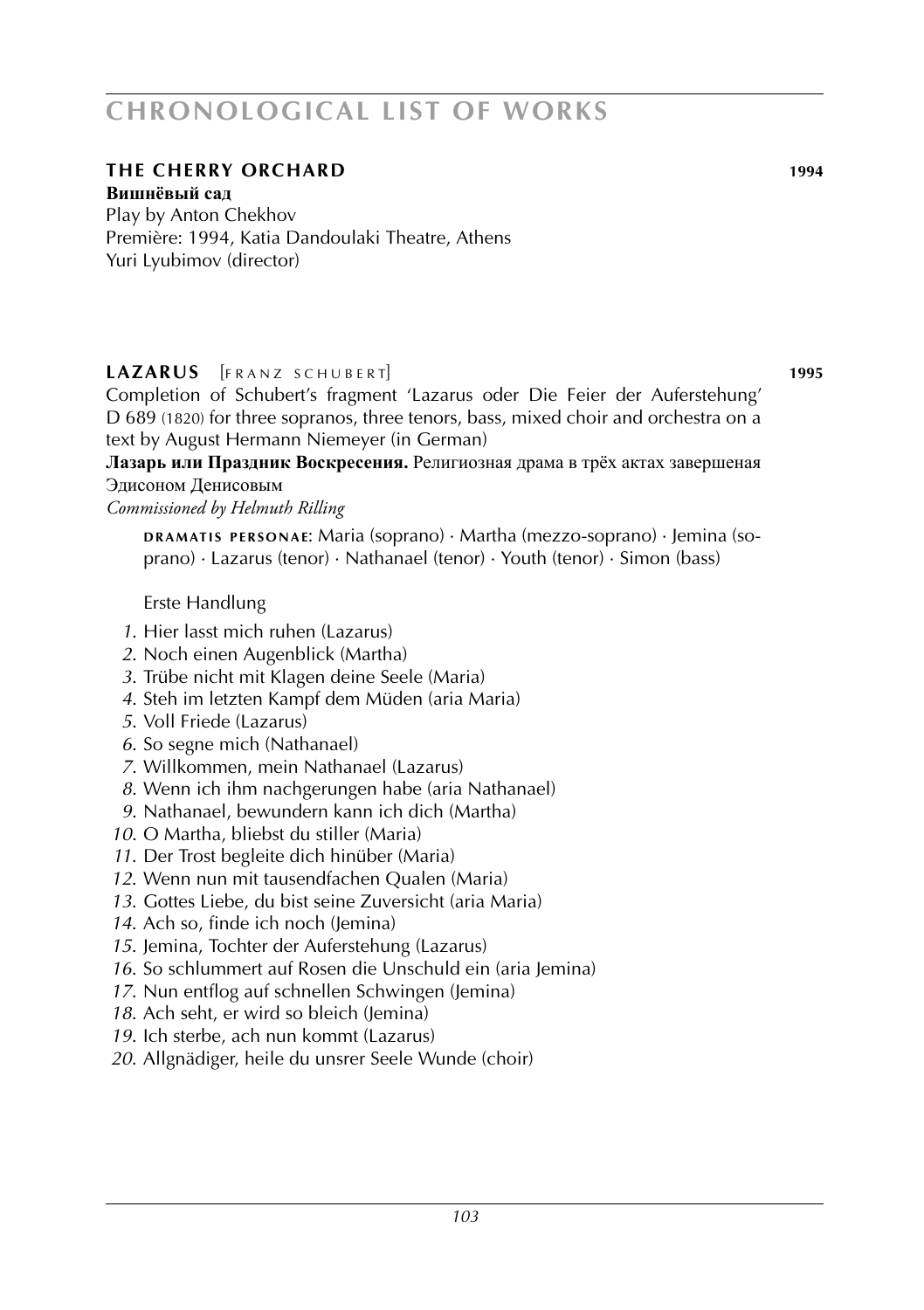## THE CHERRY ORCHARD 1994

**Вишнёвый сад**
Play by Anton Chekhov
Première: 1994, Katia Dandoulaki Theatre, Athens
Yuri Lyubimov (director)

## LAZARUS [FRANZ SCHUBERT] 1995

Completion of Schubert's fragment 'Lazarus oder Die Feier der Auferstehung' D 689 (1820) for three sopranos, three tenors, bass, mixed choir and orchestra on a text by August Hermann Niemeyer (in German)

**Лазарь или Праздник Воскресения.** Религиозная драма в трёх актах завершеная Эдисоном Денисовым

*Commissioned by Helmuth Rilling*

DRAMATIS PERSONAE: Maria (soprano) · Martha (mezzo-soprano) · Jemina (soprano) · Lazarus (tenor) · Nathanael (tenor) · Youth (tenor) · Simon (bass)

Erste Handlung

1. Hier lasst mich ruhen (Lazarus)
2. Noch einen Augenblick (Martha)
3. Trübe nicht mit Klagen deine Seele (Maria)
4. Steh im letzten Kampf dem Müden (aria Maria)
5. Voll Friede (Lazarus)
6. So segne mich (Nathanael)
7. Willkommen, mein Nathanael (Lazarus)
8. Wenn ich ihm nachgerungen habe (aria Nathanael)
9. Nathanael, bewundern kann ich dich (Martha)
10. O Martha, bliebst du stiller (Maria)
11. Der Trost begleite dich hinüber (Maria)
12. Wenn nun mit tausendfachen Qualen (Maria)
13. Gottes Liebe, du bist seine Zuversicht (aria Maria)
14. Ach so, finde ich noch (Jemina)
15. Jemina, Tochter der Auferstehung (Lazarus)
16. So schlummert auf Rosen die Unschuld ein (aria Jemina)
17. Nun entflog auf schnellen Schwingen (Jemina)
18. Ach seht, er wird so bleich (Jemina)
19. Ich sterbe, ach nun kommt (Lazarus)
20. Allgnädiger, heile du unsrer Seele Wunde (choir)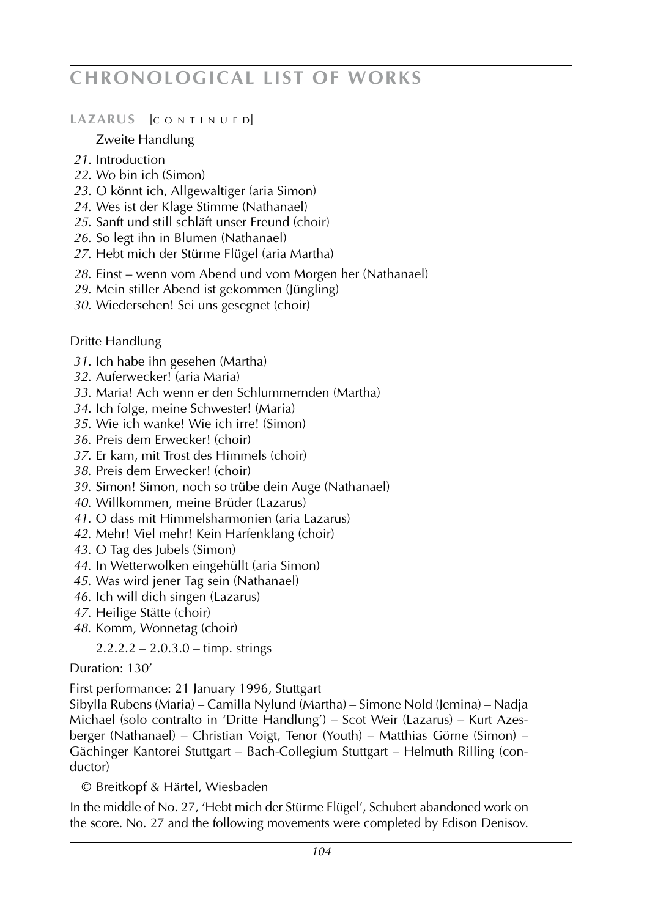# CHRONOLOGICAL LIST OF WORKS

**LAZARUS** [CONTINUED]

Zweite Handlung

*21.* Introduction
*22.* Wo bin ich (Simon)
*23.* O könnt ich, Allgewaltiger (aria Simon)
*24.* Wes ist der Klage Stimme (Nathanael)
*25.* Sanft und still schläft unser Freund (choir)
*26.* So legt ihn in Blumen (Nathanael)
*27.* Hebt mich der Stürme Flügel (aria Martha)
*28.* Einst – wenn vom Abend und vom Morgen her (Nathanael)
*29.* Mein stiller Abend ist gekommen (Jüngling)
*30.* Wiedersehen! Sei uns gesegnet (choir)

Dritte Handlung

*31.* Ich habe ihn gesehen (Martha)
*32.* Auferwecker! (aria Maria)
*33.* Maria! Ach wenn er den Schlummernden (Martha)
*34.* Ich folge, meine Schwester! (Maria)
*35.* Wie ich wanke! Wie ich irre! (Simon)
*36.* Preis dem Erwecker! (choir)
*37.* Er kam, mit Trost des Himmels (choir)
*38.* Preis dem Erwecker! (choir)
*39.* Simon! Simon, noch so trübe dein Auge (Nathanael)
*40.* Willkommen, meine Brüder (Lazarus)
*41.* O dass mit Himmelsharmonien (aria Lazarus)
*42.* Mehr! Viel mehr! Kein Harfenklang (choir)
*43.* O Tag des Jubels (Simon)
*44.* In Wetterwolken eingehüllt (aria Simon)
*45.* Was wird jener Tag sein (Nathanael)
*46.* Ich will dich singen (Lazarus)
*47.* Heilige Stätte (choir)
*48.* Komm, Wonnetag (choir)

2.2.2.2 – 2.0.3.0 – timp. strings

Duration: 130'

First performance: 21 January 1996, Stuttgart
Sibylla Rubens (Maria) – Camilla Nylund (Martha) – Simone Nold (Jemina) – Nadja Michael (solo contralto in 'Dritte Handlung') – Scot Weir (Lazarus) – Kurt Azesberger (Nathanael) – Christian Voigt, Tenor (Youth) – Matthias Görne (Simon) – Gächinger Kantorei Stuttgart – Bach-Collegium Stuttgart – Helmuth Rilling (conductor)

© Breitkopf & Härtel, Wiesbaden

In the middle of No. 27, 'Hebt mich der Stürme Flügel', Schubert abandoned work on the score. No. 27 and the following movements were completed by Edison Denisov.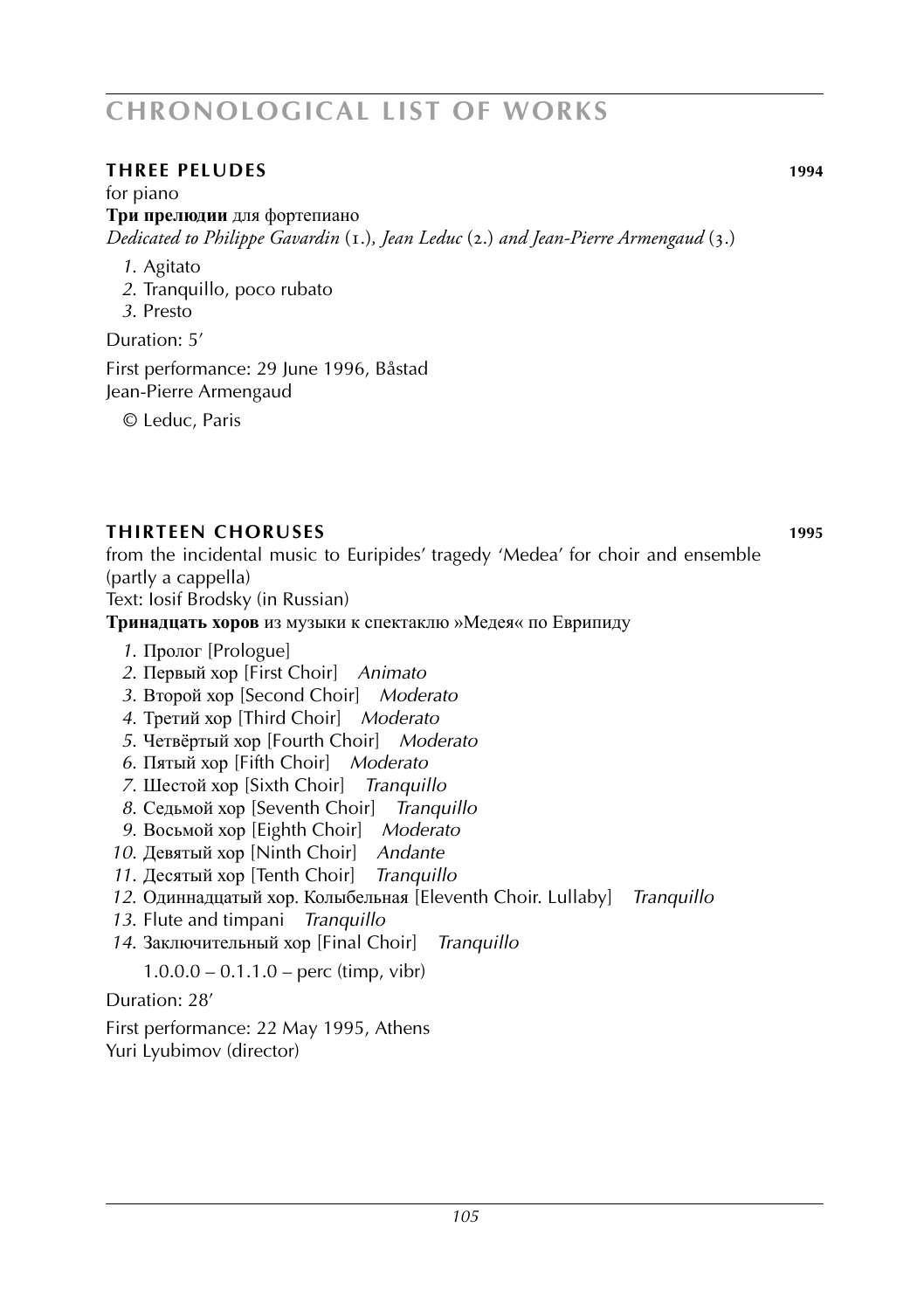## THREE PELUDES 1994

for piano

**Три прелюдии** для фортепиано

*Dedicated to Philippe Gavardin* (1.), *Jean Leduc* (2.) *and Jean-Pierre Armengaud* (3.)

1. Agitato
2. Tranquillo, poco rubato
3. Presto

Duration: 5′

First performance: 29 June 1996, Båstad
Jean-Pierre Armengaud

© Leduc, Paris

## THIRTEEN CHORUSES 1995

from the incidental music to Euripides' tragedy 'Medea' for choir and ensemble (partly a cappella)

Text: Iosif Brodsky (in Russian)

**Тринадцать хоров** из музыки к спектаклю »Медея« по Еврипиду

1. Пролог [Prologue]
2. Первый хор [First Choir] *Animato*
3. Второй хор [Second Choir] *Moderato*
4. Третий хор [Third Choir] *Moderato*
5. Четвёртый хор [Fourth Choir] *Moderato*
6. Пятый хор [Fifth Choir] *Moderato*
7. Шестой хор [Sixth Choir] *Tranquillo*
8. Седьмой хор [Seventh Choir] *Tranquillo*
9. Восьмой хор [Eighth Choir] *Moderato*
10. Девятый хор [Ninth Choir] *Andante*
11. Десятый хор [Tenth Choir] *Tranquillo*
12. Одиннадцатый хор. Колыбельная [Eleventh Choir. Lullaby] *Tranquillo*
13. Flute and timpani *Tranquillo*
14. Заключительный хор [Final Choir] *Tranquillo*

1.0.0.0 – 0.1.1.0 – perc (timp, vibr)

Duration: 28′

First performance: 22 May 1995, Athens
Yuri Lyubimov (director)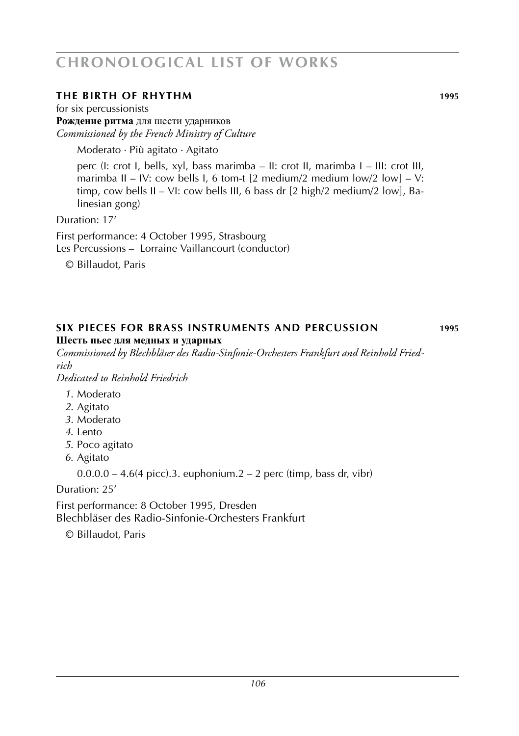## THE BIRTH OF RHYTHM 1995

for six percussionists
**Рождение ритма** для шести ударников
*Commissioned by the French Ministry of Culture*

Moderato · Più agitato · Agitato

perc (I: crot I, bells, xyl, bass marimba – II: crot II, marimba I – III: crot III, marimba II – IV: cow bells I, 6 tom-t [2 medium/2 medium low/2 low] – V: timp, cow bells II – VI: cow bells III, 6 bass dr [2 high/2 medium/2 low], Balinesian gong)

Duration: 17’

First performance: 4 October 1995, Strasbourg
Les Percussions – Lorraine Vaillancourt (conductor)

© Billaudot, Paris

## SIX PIECES FOR BRASS INSTRUMENTS AND PERCUSSION 1995

**Шесть пьес для медных и ударных**
*Commissioned by Blechbläser des Radio-Sinfonie-Orchesters Frankfurt and Reinhold Friedrich*
*Dedicated to Reinhold Friedrich*

*1.* Moderato
*2.* Agitato
*3.* Moderato
*4.* Lento
*5.* Poco agitato
*6.* Agitato

0.0.0.0 – 4.6(4 picc).3. euphonium.2 – 2 perc (timp, bass dr, vibr)

Duration: 25’

First performance: 8 October 1995, Dresden
Blechbläser des Radio-Sinfonie-Orchesters Frankfurt

© Billaudot, Paris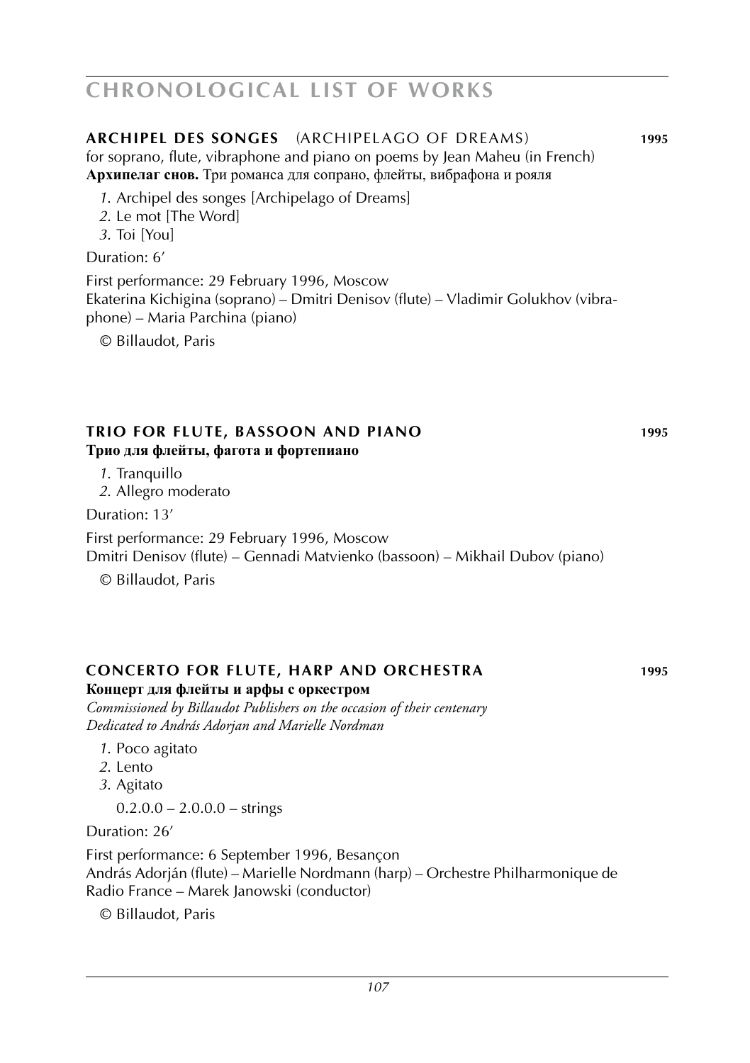# CHRONOLOGICAL LIST OF WORKS

## ARCHIPEL DES SONGES (ARCHIPELAGO OF DREAMS) 1995

for soprano, flute, vibraphone and piano on poems by Jean Maheu (in French)
**Архипелаг снов.** Три романса для сопрано, флейты, вибрафона и рояля

*1.* Archipel des songes [Archipelago of Dreams]
*2.* Le mot [The Word]
*3.* Toi [You]

Duration: 6′

First performance: 29 February 1996, Moscow
Ekaterina Kichigina (soprano) – Dmitri Denisov (flute) – Vladimir Golukhov (vibraphone) – Maria Parchina (piano)

© Billaudot, Paris

## TRIO FOR FLUTE, BASSOON AND PIANO 1995

**Трио для флейты, фагота и фортепиано**

*1.* Tranquillo
*2.* Allegro moderato

Duration: 13′

First performance: 29 February 1996, Moscow
Dmitri Denisov (flute) – Gennadi Matvienko (bassoon) – Mikhail Dubov (piano)

© Billaudot, Paris

## CONCERTO FOR FLUTE, HARP AND ORCHESTRA 1995

**Концерт для флейты и арфы с оркестром**

*Commissioned by Billaudot Publishers on the occasion of their centenary*
*Dedicated to András Adorjan and Marielle Nordman*

*1.* Poco agitato
*2.* Lento
*3.* Agitato

0.2.0.0 – 2.0.0.0 – strings

Duration: 26′

First performance: 6 September 1996, Besançon
András Adorján (flute) – Marielle Nordmann (harp) – Orchestre Philharmonique de Radio France – Marek Janowski (conductor)

© Billaudot, Paris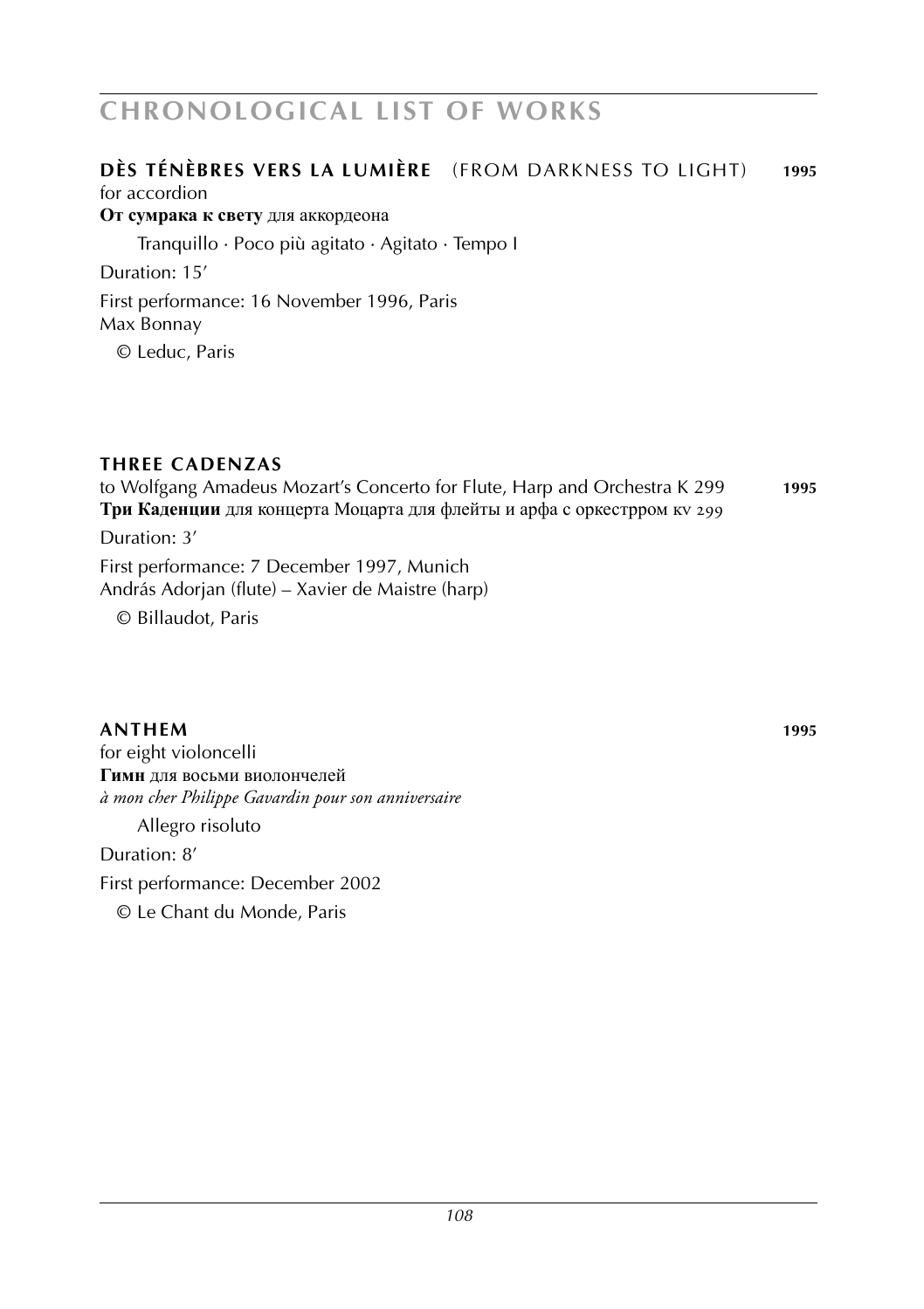## CHRONOLOGICAL LIST OF WORKS

### DÈS TÉNÈBRES VERS LA LUMIÈRE (FROM DARKNESS TO LIGHT) **1995**

for accordion
**От сумрака к свету** для аккордеона

Tranquillo · Poco più agitato · Agitato · Tempo I

Duration: 15′

First performance: 16 November 1996, Paris
Max Bonnay

© Leduc, Paris

### THREE CADENZAS

to Wolfgang Amadeus Mozart's Concerto for Flute, Harp and Orchestra K 299 **1995**
**Три Каденции** для концерта Моцарта для флейты и арфа с оркестррom кv 299

Duration: 3′

First performance: 7 December 1997, Munich
András Adorjan (flute) – Xavier de Maistre (harp)

© Billaudot, Paris

### ANTHEM **1995**

for eight violoncelli
**Гимн** для восьми виолончелей
*à mon cher Philippe Gavardin pour son anniversaire*

Allegro risoluto

Duration: 8′

First performance: December 2002

© Le Chant du Monde, Paris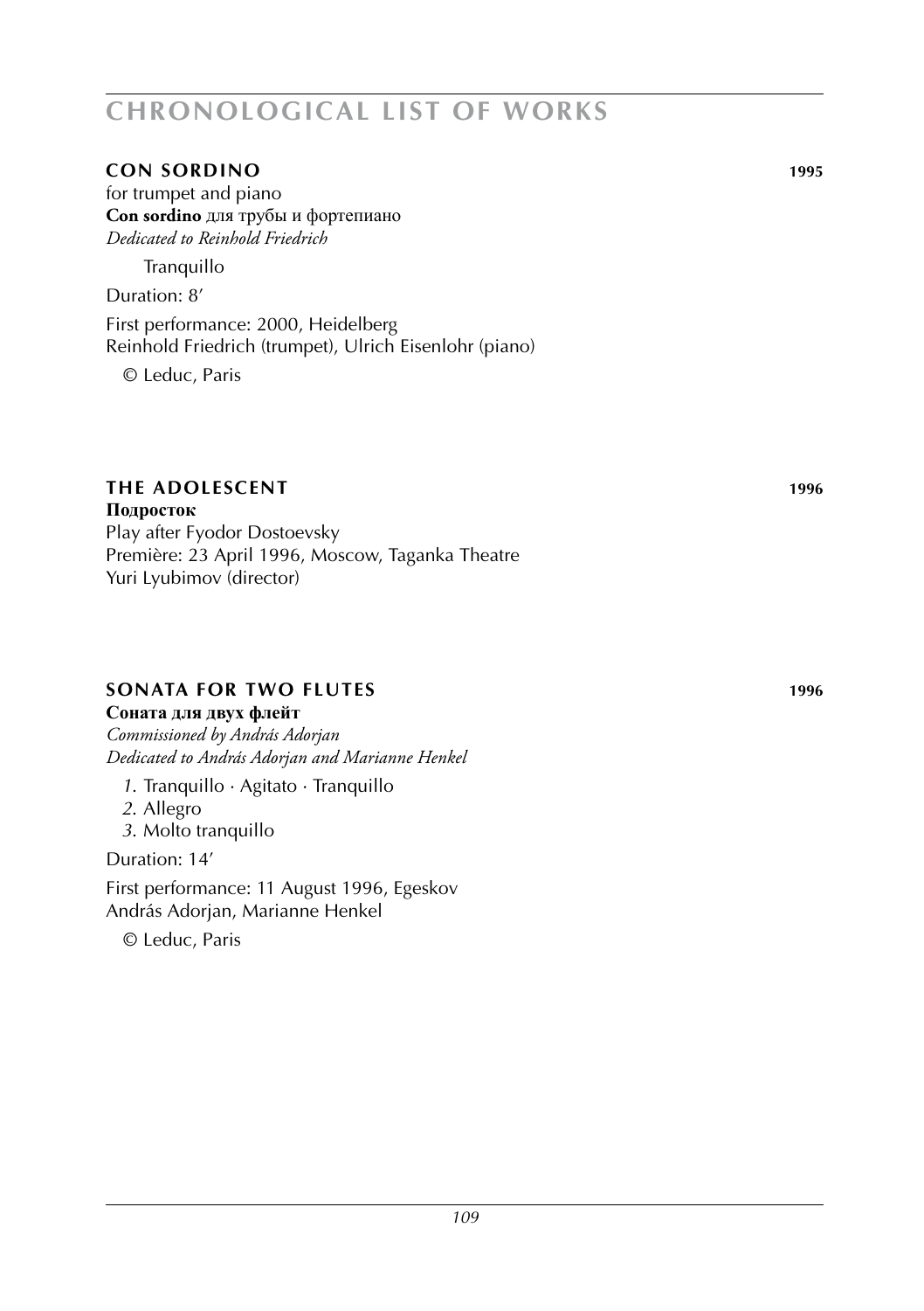### **CON SORDINO** **1995**

for trumpet and piano
**Con sordino** для трубы и фортепиано
*Dedicated to Reinhold Friedrich*

Tranquillo

Duration: 8′

First performance: 2000, Heidelberg
Reinhold Friedrich (trumpet), Ulrich Eisenlohr (piano)

© Leduc, Paris

### **THE ADOLESCENT** **1996**

**Подросток**
Play after Fyodor Dostoevsky
Première: 23 April 1996, Moscow, Taganka Theatre
Yuri Lyubimov (director)

### **SONATA FOR TWO FLUTES** **1996**

**Соната для двух флейт**
*Commissioned by András Adorjan*
*Dedicated to András Adorjan and Marianne Henkel*

*1.* Tranquillo · Agitato · Tranquillo
*2.* Allegro
*3.* Molto tranquillo

Duration: 14′

First performance: 11 August 1996, Egeskov
András Adorjan, Marianne Henkel

© Leduc, Paris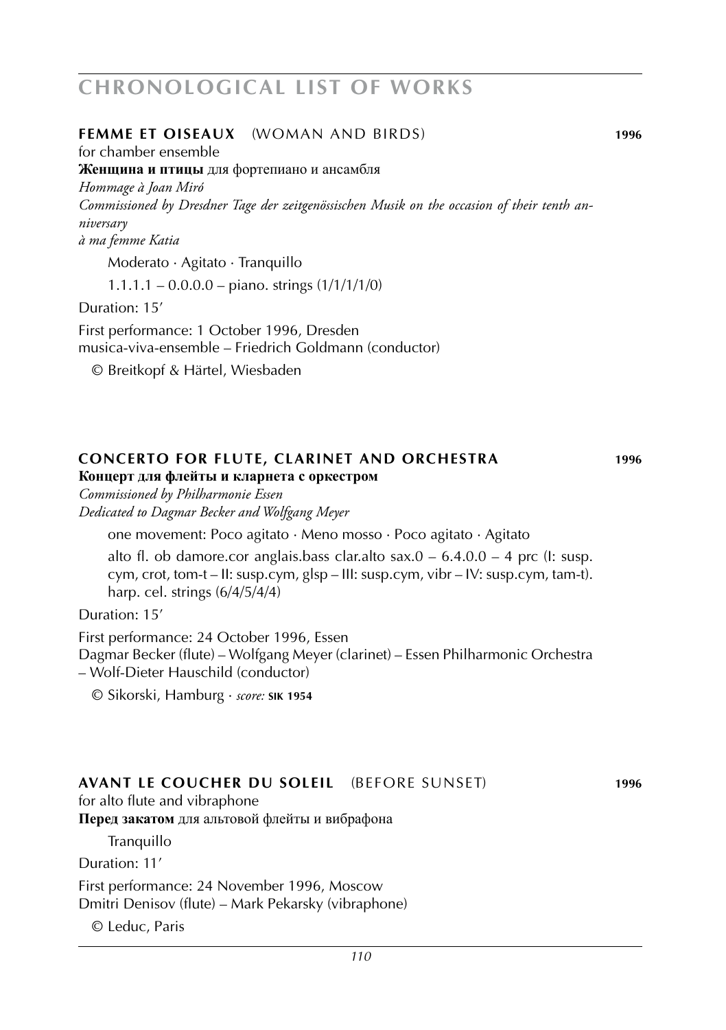# CHRONOLOGICAL LIST OF WORKS

## FEMME ET OISEAUX (WOMAN AND BIRDS) 1996

for chamber ensemble

**Женщина и птицы** для фортепиано и ансамбля

*Hommage à Joan Miró*

*Commissioned by Dresdner Tage der zeitgenössischen Musik on the occasion of their tenth anniversary*

*à ma femme Katia*

Moderato · Agitato · Tranquillo

1.1.1.1 – 0.0.0.0 – piano. strings (1/1/1/1/0)

Duration: 15′

First performance: 1 October 1996, Dresden
musica-viva-ensemble – Friedrich Goldmann (conductor)

© Breitkopf & Härtel, Wiesbaden

## CONCERTO FOR FLUTE, CLARINET AND ORCHESTRA 1996

**Концерт для флейты и кларнета с оркестром**

*Commissioned by Philharmonie Essen*

*Dedicated to Dagmar Becker and Wolfgang Meyer*

one movement: Poco agitato · Meno mosso · Poco agitato · Agitato

alto fl. ob damore.cor anglais.bass clar.alto sax.0 – 6.4.0.0 – 4 prc (I: susp. cym, crot, tom-t – II: susp.cym, glsp – III: susp.cym, vibr – IV: susp.cym, tam-t). harp. cel. strings (6/4/5/4/4)

Duration: 15′

First performance: 24 October 1996, Essen
Dagmar Becker (flute) – Wolfgang Meyer (clarinet) – Essen Philharmonic Orchestra – Wolf-Dieter Hauschild (conductor)

© Sikorski, Hamburg · *score:* **SIK 1954**

## AVANT LE COUCHER DU SOLEIL (BEFORE SUNSET) 1996

for alto flute and vibraphone

**Перед закатом** для альтовой флейты и вибрафона

Tranquillo

Duration: 11′

First performance: 24 November 1996, Moscow
Dmitri Denisov (flute) – Mark Pekarsky (vibraphone)

© Leduc, Paris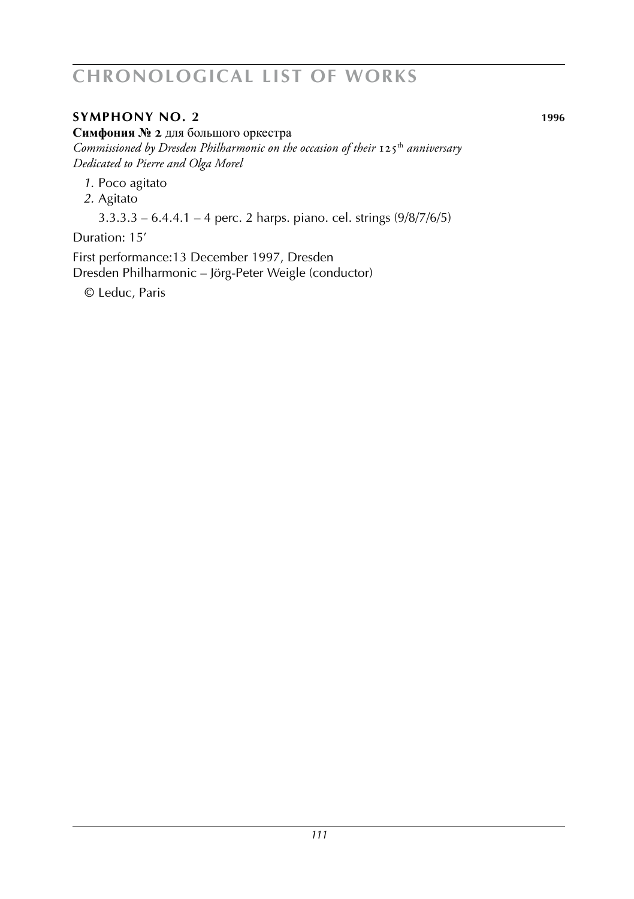## SYMPHONY NO. 2 1996

**Симфония № 2** для большого оркестра
*Commissioned by Dresden Philharmonic on the occasion of their 125th anniversary*
*Dedicated to Pierre and Olga Morel*

*1.* Poco agitato
*2.* Agitato

3.3.3.3 – 6.4.4.1 – 4 perc. 2 harps. piano. cel. strings (9/8/7/6/5)

Duration: 15′

First performance:13 December 1997, Dresden
Dresden Philharmonic – Jörg-Peter Weigle (conductor)

© Leduc, Paris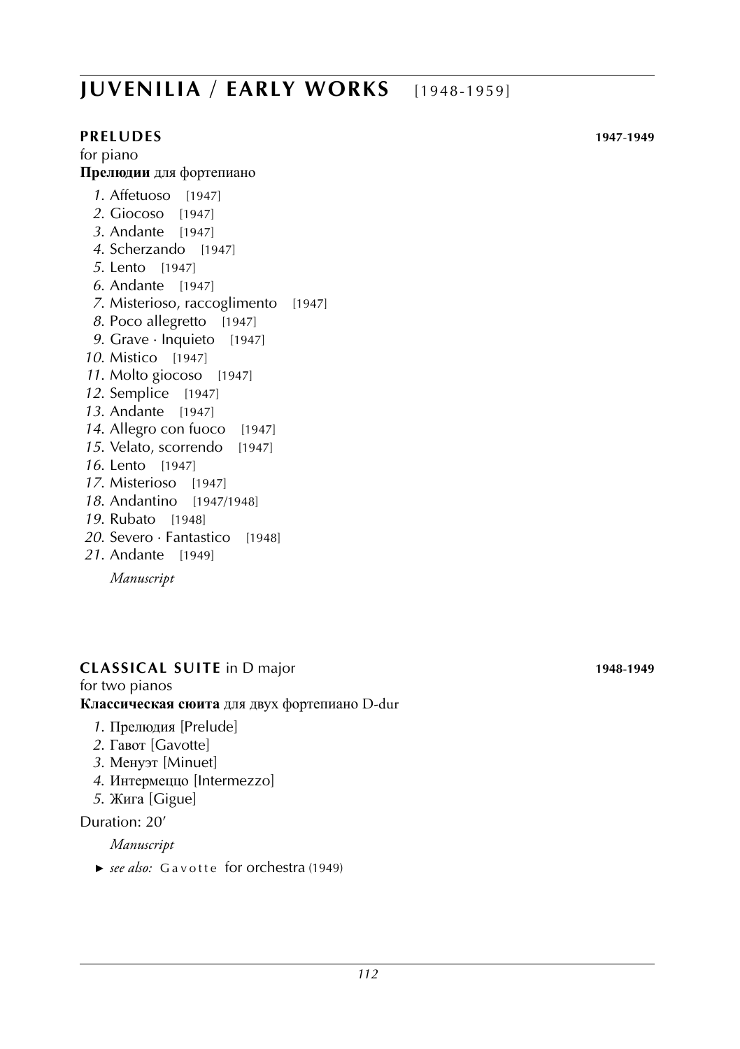# JUVENILIA / EARLY WORKS [1948-1959]

## PRELUDES 1947-1949

for piano

**Прелюдии** для фортепиано

*1.* Affetuoso [1947]
*2.* Giocoso [1947]
*3.* Andante [1947]
*4.* Scherzando [1947]
*5.* Lento [1947]
*6.* Andante [1947]
*7.* Misterioso, raccoglimento [1947]
*8.* Poco allegretto [1947]
*9.* Grave · Inquieto [1947]
*10.* Mistico [1947]
*11.* Molto giocoso [1947]
*12.* Semplice [1947]
*13.* Andante [1947]
*14.* Allegro con fuoco [1947]
*15.* Velato, scorrendo [1947]
*16.* Lento [1947]
*17.* Misterioso [1947]
*18.* Andantino [1947/1948]
*19.* Rubato [1948]
*20.* Severo · Fantastico [1948]
*21.* Andante [1949]

*Manuscript*

## CLASSICAL SUITE in D major 1948-1949

for two pianos

**Классическая сюита** для двух фортепиано D-dur

*1.* Прелюдия [Prelude]
*2.* Гавот [Gavotte]
*3.* Менуэт [Minuet]
*4.* Интермеццо [Intermezzo]
*5.* Жига [Gigue]

Duration: 20'

*Manuscript*

► *see also:* Gavotte for orchestra (1949)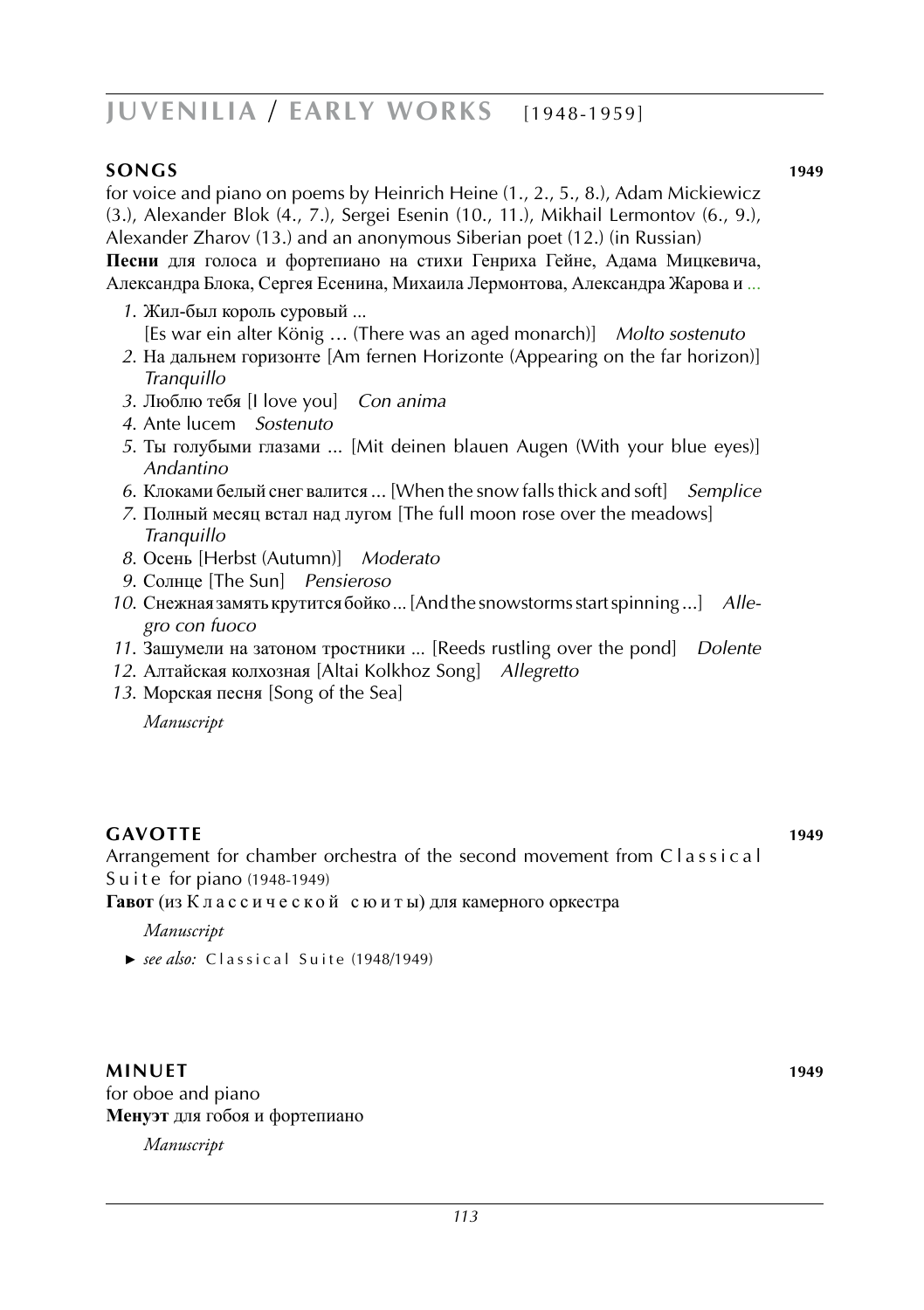# JUVENILIA / EARLY WORKS [1948-1959]

## SONGS 1949

for voice and piano on poems by Heinrich Heine (1., 2., 5., 8.), Adam Mickiewicz (3.), Alexander Blok (4., 7.), Sergei Esenin (10., 11.), Mikhail Lermontov (6., 9.), Alexander Zharov (13.) and an anonymous Siberian poet (12.) (in Russian)

**Песни** для голоса и фортепиано на стихи Генриха Гейне, Адама Мицкевича, Александра Блока, Сергея Есенина, Михаила Лермонтова, Александра Жарова и ...

1. Жил-был король суровый ... [Es war ein alter König … (There was an aged monarch)] *Molto sostenuto*
2. На дальнем горизонте [Am fernen Horizonte (Appearing on the far horizon)] *Tranquillo*
3. Люблю тебя [I love you] *Con anima*
4. Ante lucem *Sostenuto*
5. Ты голубыми глазами ... [Mit deinen blauen Augen (With your blue eyes)] *Andantino*
6. Клоками белый снег валится ... [When the snow falls thick and soft] *Semplice*
7. Полный месяц встал над лугом [The full moon rose over the meadows] *Tranquillo*
8. Осень [Herbst (Autumn)] *Moderato*
9. Солнце [The Sun] *Pensieroso*
10. Снежная замять крутится бойко ... [And the snowstorms start spinning ...] *Allegro con fuoco*
11. Зашумели на затоном тростники ... [Reeds rustling over the pond] *Dolente*
12. Алтайская колхозная [Altai Kolkhoz Song] *Allegretto*
13. Морская песня [Song of the Sea]

*Manuscript*

## GAVOTTE 1949

Arrangement for chamber orchestra of the second movement from Classical Suite for piano (1948-1949)

**Гавот** (из Классической сюиты) для камерного оркестра

*Manuscript*

► *see also:* Classical Suite (1948/1949)

## MINUET 1949

for oboe and piano

**Менуэт** для гобоя и фортепиано

*Manuscript*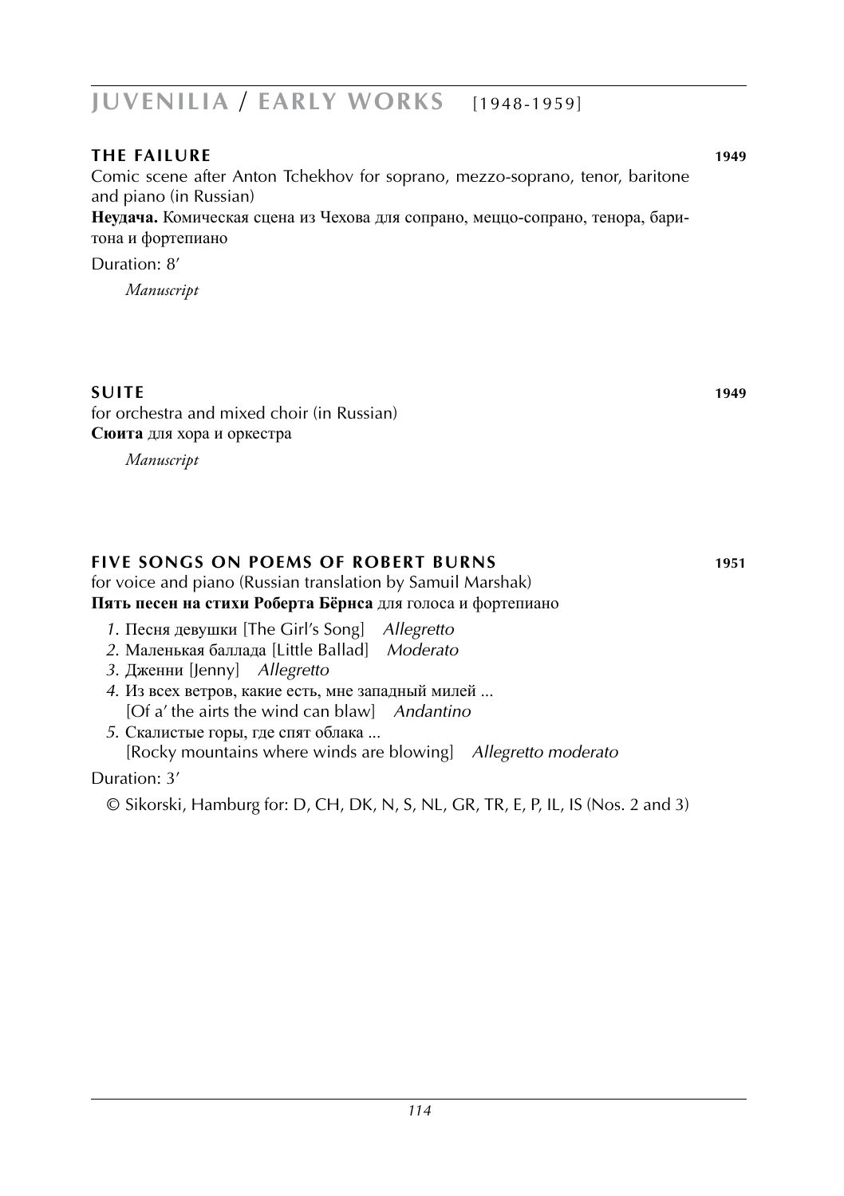# JUVENILIA / EARLY WORKS [1948-1959]

### THE FAILURE 1949

Comic scene after Anton Tchekhov for soprano, mezzo-soprano, tenor, baritone and piano (in Russian)

**Неудача.** Комическая сцена из Чехова для сопрано, меццо-сопрано, тенора, баритона и фортепиано

Duration: 8′

*Manuscript*

### SUITE 1949

for orchestra and mixed choir (in Russian)

**Сюита** для хора и оркестра

*Manuscript*

### FIVE SONGS ON POEMS OF ROBERT BURNS 1951

for voice and piano (Russian translation by Samuil Marshak)

**Пять песен на стихи Роберта Бёрнса** для голоса и фортепиано

1. Песня девушки [The Girl's Song] *Allegretto*
2. Маленькая баллада [Little Ballad] *Moderato*
3. Дженни [Jenny] *Allegretto*
4. Из всех ветров, какие есть, мне западный милей ...
   [Of a' the airts the wind can blaw] *Andantino*
5. Скалистые горы, где спят облака ...
   [Rocky mountains where winds are blowing] *Allegretto moderato*

Duration: 3′

© Sikorski, Hamburg for: D, CH, DK, N, S, NL, GR, TR, E, P, IL, IS (Nos. 2 and 3)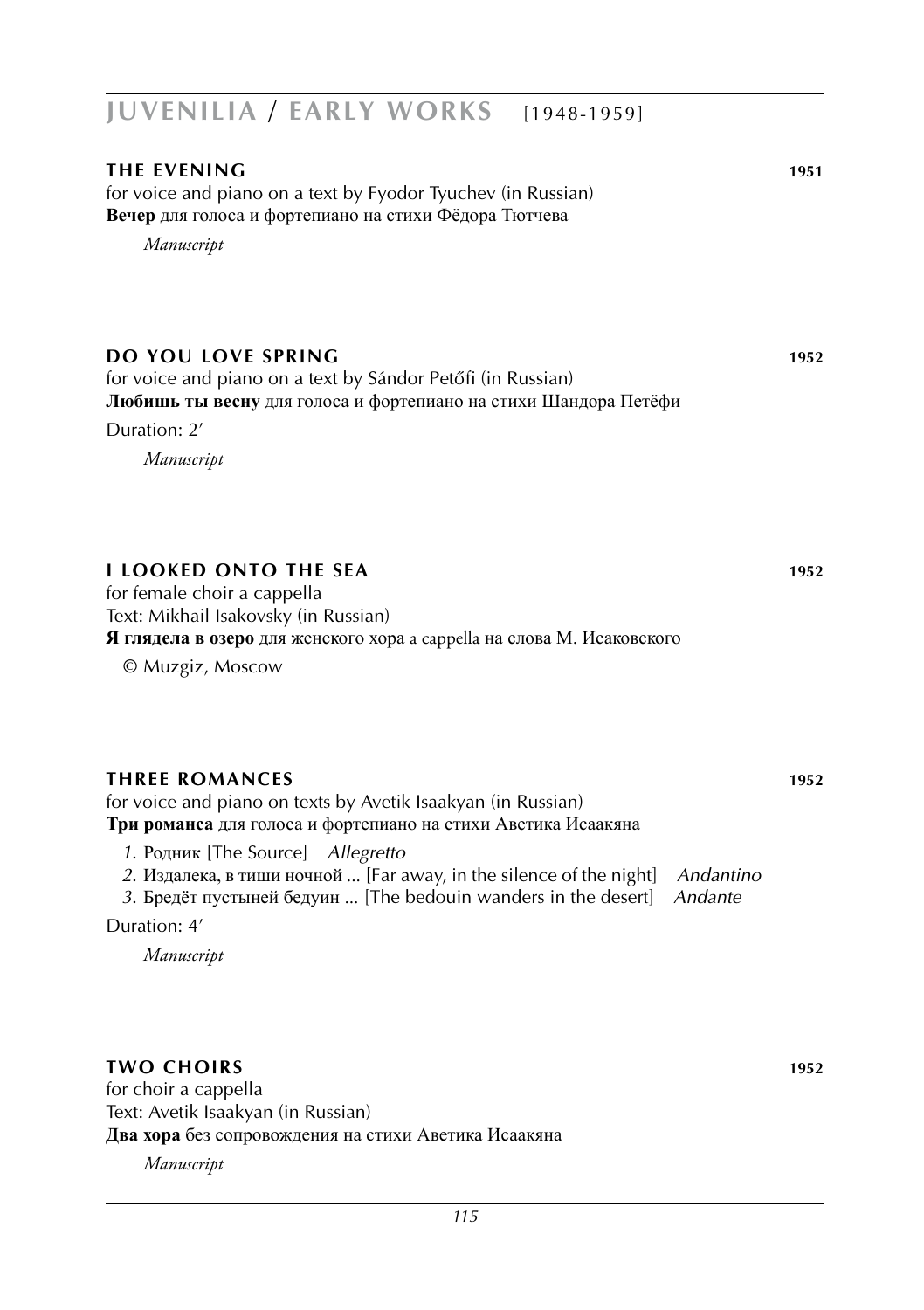# JUVENILIA / EARLY WORKS [1948-1959]

## THE EVENING 1951

for voice and piano on a text by Fyodor Tyuchev (in Russian)
**Вечер** для голоса и фортепиано на стихи Фёдора Тютчева

*Manuscript*

## DO YOU LOVE SPRING 1952

for voice and piano on a text by Sándor Petőfi (in Russian)
**Любишь ты весну** для голоса и фортепиано на стихи Шандора Петёфи

Duration: 2′

*Manuscript*

## I LOOKED ONTO THE SEA 1952

for female choir a cappella
Text: Mikhail Isakovsky (in Russian)
**Я глядела в озеро** для женского хора a cappella на слова М. Исаковского

© Muzgiz, Moscow

## THREE ROMANCES 1952

for voice and piano on texts by Avetik Isaakyan (in Russian)
**Три романса** для голоса и фортепиано на стихи Аветика Исаакяна

1. Родник [The Source] *Allegretto*
2. Издалека, в тиши ночной ... [Far away, in the silence of the night] *Andantino*
3. Бредёт пустыней бедуин ... [The bedouin wanders in the desert] *Andante*

Duration: 4′

*Manuscript*

## TWO CHOIRS 1952

for choir a cappella
Text: Avetik Isaakyan (in Russian)
**Два хора** без сопровождения на стихи Аветика Исаакяна

*Manuscript*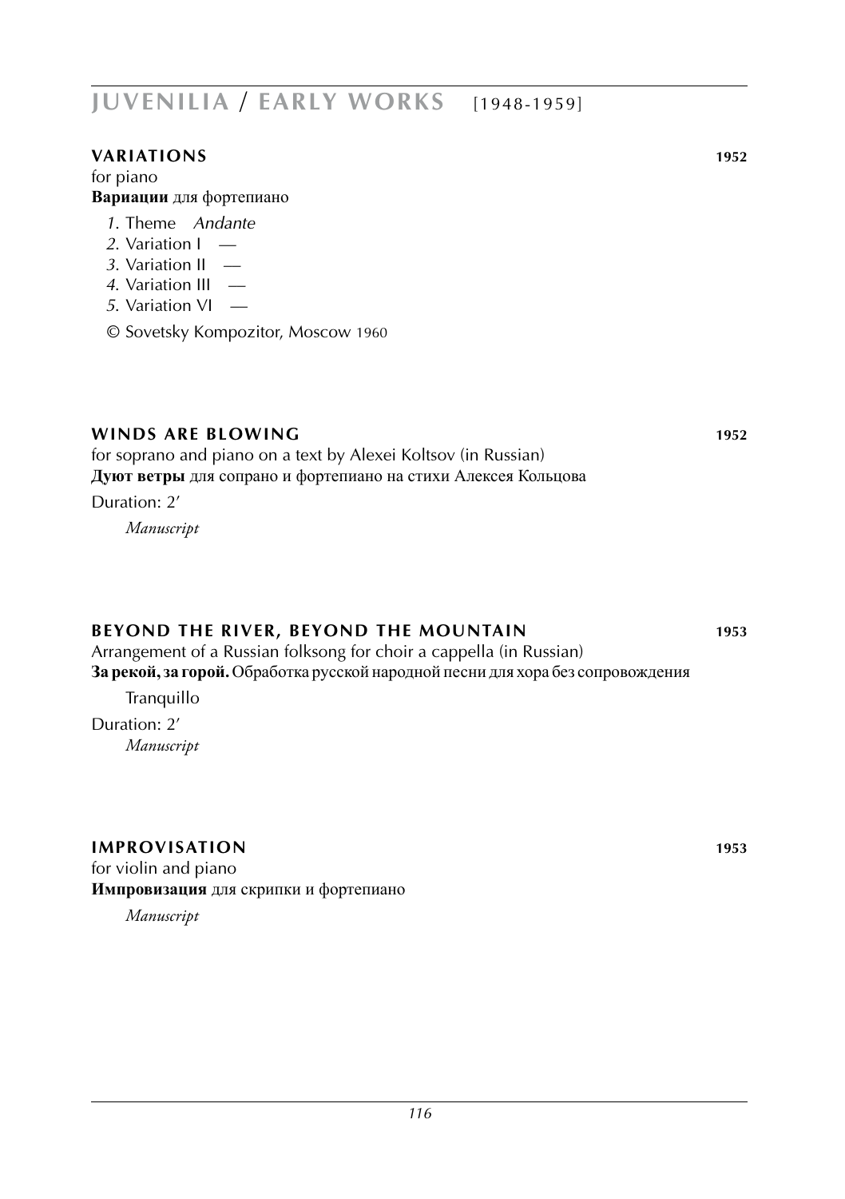## **VARIATIONS** 1952

for piano
**Вариации** для фортепиано

*1*. Theme *Andante*
*2*. Variation I —
*3*. Variation II —
*4*. Variation III —
*5*. Variation VI —

© Sovetsky Kompozitor, Moscow 1960

## **WINDS ARE BLOWING** 1952

for soprano and piano on a text by Alexei Koltsov (in Russian)
**Дуют ветры** для сопрано и фортепиано на стихи Алексея Кольцова

Duration: 2'

*Manuscript*

## **BEYOND THE RIVER, BEYOND THE MOUNTAIN** 1953

Arrangement of a Russian folksong for choir a cappella (in Russian)
**За рекой, за горой.** Обработка русской народной песни для хора без сопровождения

Tranquillo

Duration: 2'

*Manuscript*

## **IMPROVISATION** 1953

for violin and piano
**Импровизация** для скрипки и фортепиано

*Manuscript*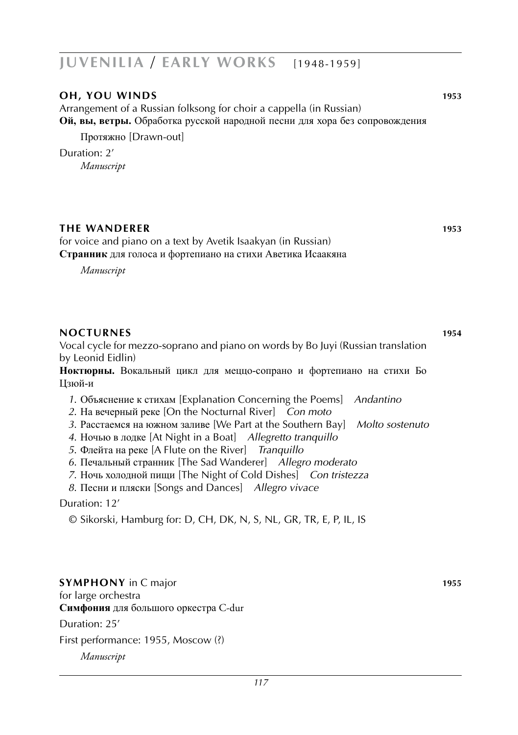# JUVENILIA / EARLY WORKS [1948-1959]

## OH, YOU WINDS 1953

Arrangement of a Russian folksong for choir a cappella (in Russian)

**Ой, вы, ветры.** Обработка русской народной песни для хора без сопровождения

Протяжно [Drawn-out]

Duration: 2′

*Manuscript*

## THE WANDERER 1953

for voice and piano on a text by Avetik Isaakyan (in Russian)

**Странник** для голоса и фортепиано на стихи Аветика Исаакяна

*Manuscript*

## NOCTURNES 1954

Vocal cycle for mezzo-soprano and piano on words by Bo Juyi (Russian translation by Leonid Eidlin)

**Ноктюрны.** Вокальный цикл для меццо-сопрано и фортепиано на стихи Бо Цзюй-и

1. Объяснение к стихам [Explanation Concerning the Poems] *Andantino*
2. На вечерный реке [On the Nocturnal River] *Con moto*
3. Расстаемся на южном заливе [We Part at the Southern Bay] *Molto sostenuto*
4. Ночью в лодке [At Night in a Boat] *Allegretto tranquillo*
5. Флейта на реке [A Flute on the River] *Tranquillo*
6. Печальный странник [The Sad Wanderer] *Allegro moderato*
7. Ночь холодной пищи [The Night of Cold Dishes] *Con tristezza*
8. Песни и пляски [Songs and Dances] *Allegro vivace*

Duration: 12′

© Sikorski, Hamburg for: D, CH, DK, N, S, NL, GR, TR, E, P, IL, IS

## SYMPHONY in C major 1955

for large orchestra

**Симфония** для большого оркестра C-dur

Duration: 25′

First performance: 1955, Moscow (?)

*Manuscript*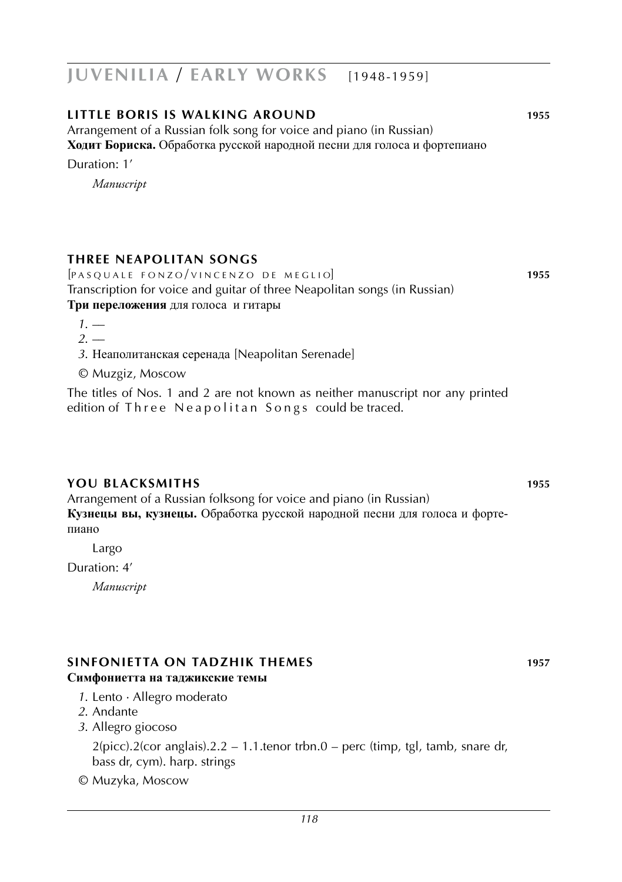# JUVENILIA / EARLY WORKS [1948-1959]

## LITTLE BORIS IS WALKING AROUND 1955

Arrangement of a Russian folk song for voice and piano (in Russian)
**Ходит Бориска.** Обработка русской народной песни для голоса и фортепиано

Duration: 1′

*Manuscript*

## THREE NEAPOLITAN SONGS

[PASQUALE FONZO/VINCENZO DE MEGLIO] 1955

Transcription for voice and guitar of three Neapolitan songs (in Russian)
**Три переложения** для голоса и гитары

*1.* —
*2.* —
*3.* Неаполитанская серенада [Neapolitan Serenade]

© Muzgiz, Moscow

The titles of Nos. 1 and 2 are not known as neither manuscript nor any printed edition of Three Neapolitan Songs could be traced.

## YOU BLACKSMITHS 1955

Arrangement of a Russian folksong for voice and piano (in Russian)
**Кузнецы вы, кузнецы.** Обработка русской народной песни для голоса и фортепиано

Largo

Duration: 4′

*Manuscript*

## SINFONIETTA ON TADZHIK THEMES 1957

**Симфониетта на таджикские темы**

*1.* Lento · Allegro moderato
*2.* Andante
*3.* Allegro giocoso

2(picc).2(cor anglais).2.2 – 1.1.tenor trbn.0 – perc (timp, tgl, tamb, snare dr, bass dr, cym). harp. strings

© Muzyka, Moscow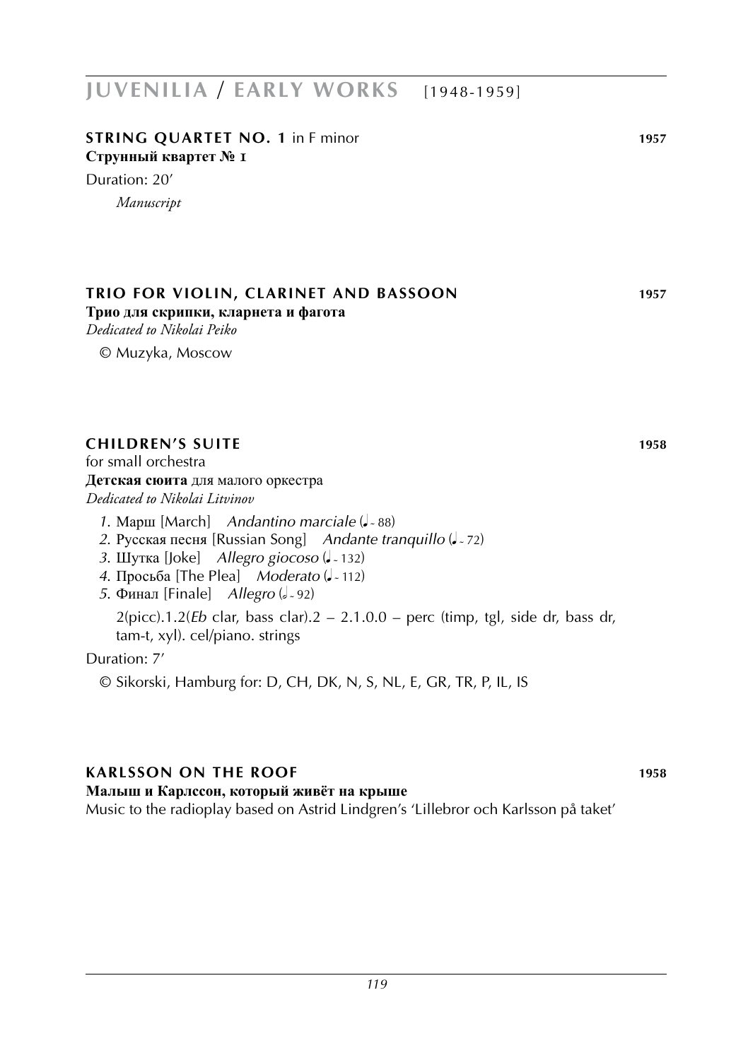# JUVENILIA / EARLY WORKS [1948-1959]

## STRING QUARTET NO. 1 in F minor 1957

**Струнный квартет № 1**

Duration: 20’

*Manuscript*

## TRIO FOR VIOLIN, CLARINET AND BASSOON 1957

**Трио для скрипки, кларнета и фагота**

*Dedicated to Nikolai Peiko*

© Muzyka, Moscow

## CHILDREN’S SUITE 1958

for small orchestra

**Детская сюита** для малого оркестра

*Dedicated to Nikolai Litvinov*

1. Марш [March] *Andantino marciale* (♩ ~ 88)
2. Русская песня [Russian Song] *Andante tranquillo* (♩ ~ 72)
3. Шутка [Joke] *Allegro giocoso* (♩ ~ 132)
4. Просьба [The Plea] *Moderato* (♩ ~ 112)
5. Финал [Finale] *Allegro* (𝅗𝅥 ~ 92)

2(picc).1.2(*Eb* clar, bass clar).2 – 2.1.0.0 – perc (timp, tgl, side dr, bass dr, tam-t, xyl). cel/piano. strings

Duration: 7’

© Sikorski, Hamburg for: D, CH, DK, N, S, NL, E, GR, TR, P, IL, IS

## KARLSSON ON THE ROOF 1958

**Малыш и Карлссон, который живёт на крыше**

Music to the radioplay based on Astrid Lindgren’s ‘Lillebror och Karlsson på taket’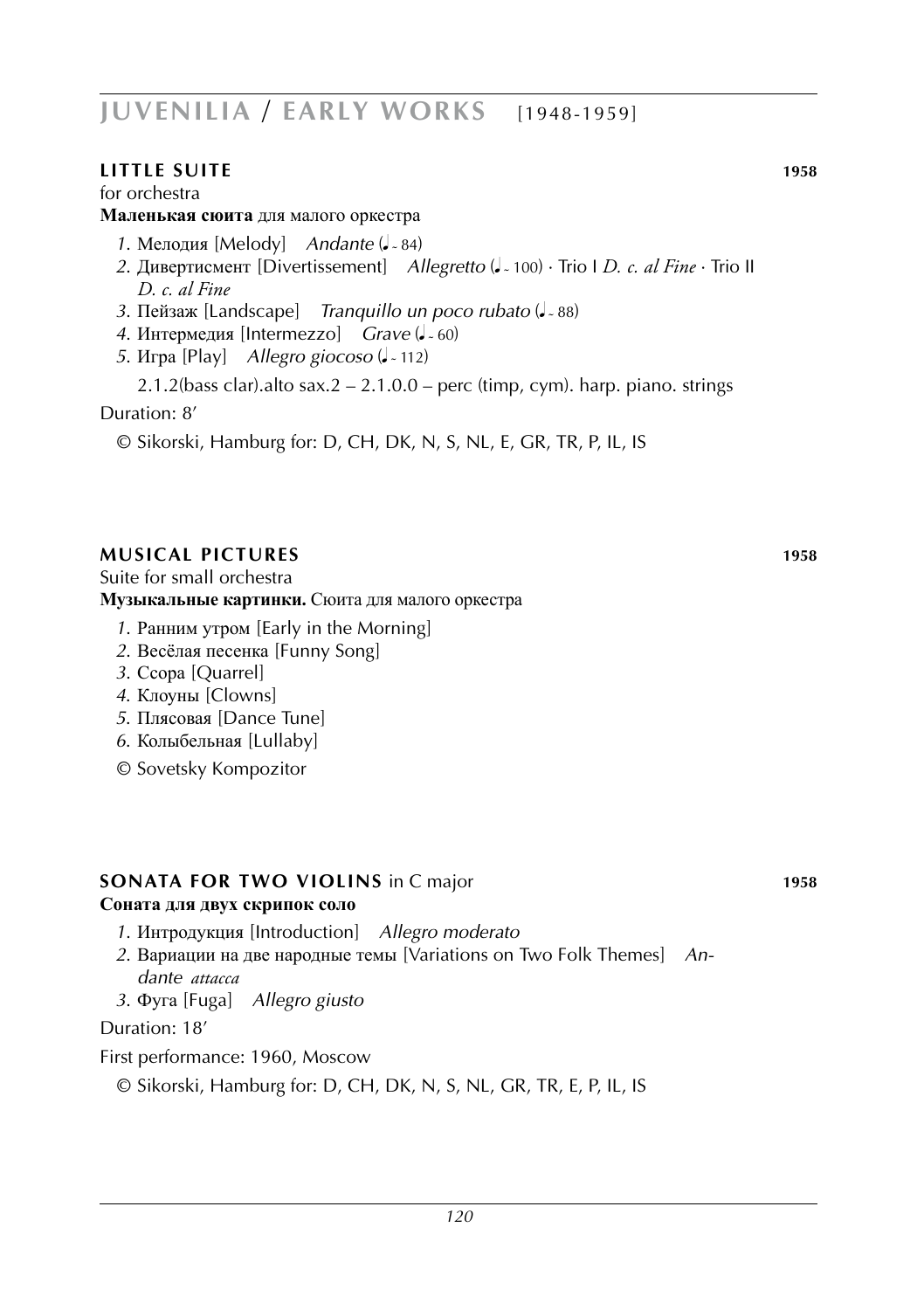# JUVENILIA / EARLY WORKS [1948-1959]

## LITTLE SUITE 1958

for orchestra

**Маленькая сюита** для малого оркестра

1. Мелодия [Melody] *Andante* (♩ ~ 84)
2. Дивертисмент [Divertissement] *Allegretto* (♩ ~ 100) · Trio I *D. c. al Fine* · Trio II *D. c. al Fine*
3. Пейзаж [Landscape] *Tranquillo un poco rubato* (♩ ~ 88)
4. Интермедия [Intermezzo] *Grave* (♩ ~ 60)
5. Игра [Play] *Allegro giocoso* (♩ ~ 112)

2.1.2(bass clar).alto sax.2 – 2.1.0.0 – perc (timp, cym). harp. piano. strings

Duration: 8′

© Sikorski, Hamburg for: D, CH, DK, N, S, NL, E, GR, TR, P, IL, IS

## MUSICAL PICTURES 1958

Suite for small orchestra

**Музыкальные картинки.** Сюита для малого оркестра

1. Ранним утром [Early in the Morning]
2. Весёлая песенка [Funny Song]
3. Ссора [Quarrel]
4. Клоуны [Clowns]
5. Плясовая [Dance Tune]
6. Колыбельная [Lullaby]

© Sovetsky Kompozitor

## SONATA FOR TWO VIOLINS in C major 1958

**Соната для двух скрипок соло**

1. Интродукция [Introduction] *Allegro moderato*
2. Вариации на две народные темы [Variations on Two Folk Themes] *Andante attacca*
3. Фуга [Fuga] *Allegro giusto*

Duration: 18′

First performance: 1960, Moscow

© Sikorski, Hamburg for: D, CH, DK, N, S, NL, GR, TR, E, P, IL, IS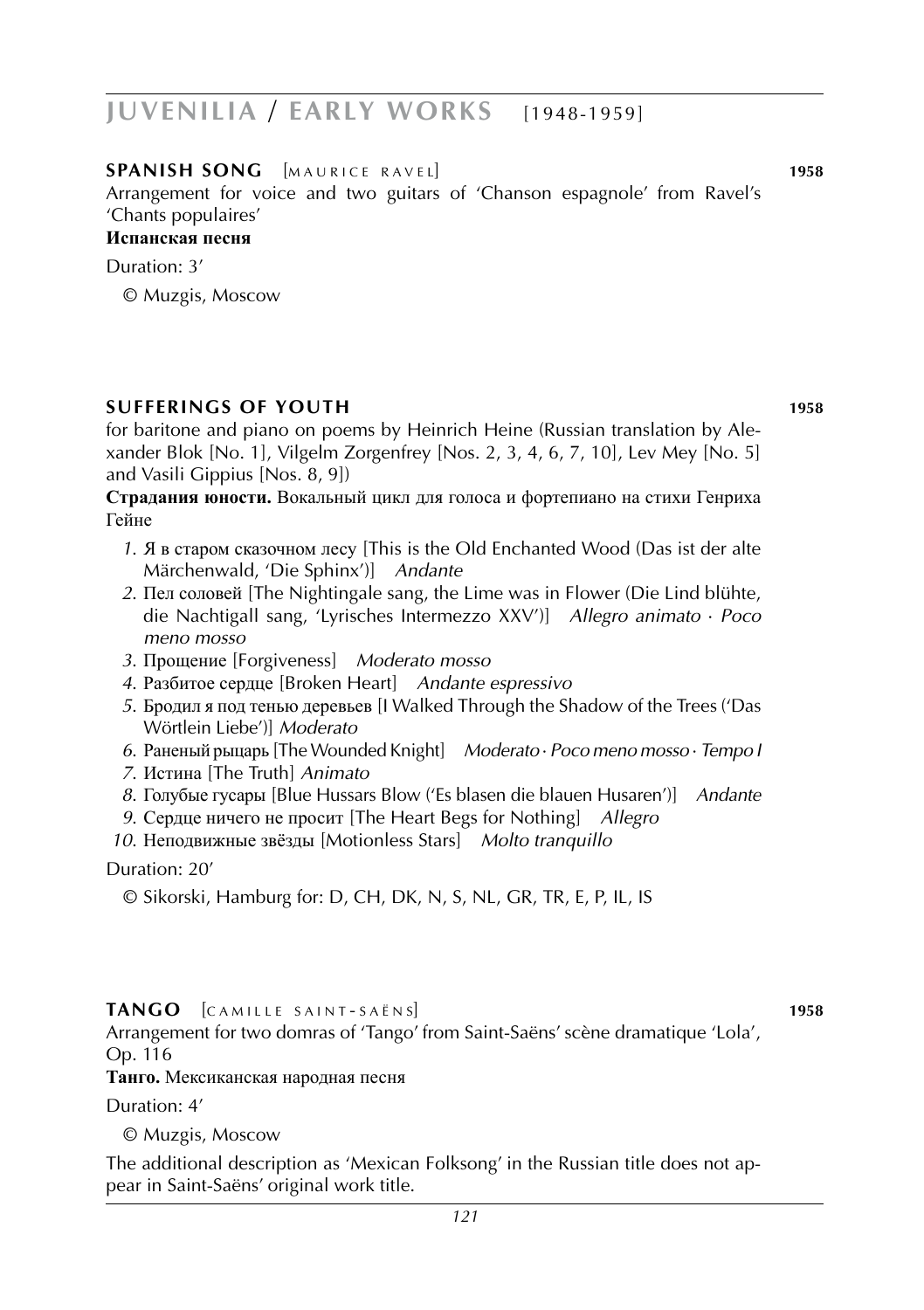## **SPANISH SONG** [MAURICE RAVEL] **1958**

Arrangement for voice and two guitars of 'Chanson espagnole' from Ravel's 'Chants populaires'

**Испанская песня**

Duration: 3'

© Muzgis, Moscow

## **SUFFERINGS OF YOUTH** **1958**

for baritone and piano on poems by Heinrich Heine (Russian translation by Alexander Blok [No. 1], Vilgelm Zorgenfrey [Nos. 2, 3, 4, 6, 7, 10], Lev Mey [No. 5] and Vasili Gippius [Nos. 8, 9])

**Страдания юности.** Вокальный цикл для голоса и фортепиано на стихи Генриха Гейне

1. Я в старом сказочном лесу [This is the Old Enchanted Wood (Das ist der alte Märchenwald, 'Die Sphinx')] *Andante*
2. Пел соловей [The Nightingale sang, the Lime was in Flower (Die Lind blühte, die Nachtigall sang, 'Lyrisches Intermezzo XXV')] *Allegro animato · Poco meno mosso*
3. Прощение [Forgiveness] *Moderato mosso*
4. Разбитое сердце [Broken Heart] *Andante espressivo*
5. Бродил я под тенью деревьев [I Walked Through the Shadow of the Trees ('Das Wörtlein Liebe')] *Moderato*
6. Раненый рыцарь [The Wounded Knight] *Moderato · Poco meno mosso · Tempo I*
7. Истина [The Truth] *Animato*
8. Голубые гусары [Blue Hussars Blow ('Es blasen die blauen Husaren')] *Andante*
9. Сердце ничего не просит [The Heart Begs for Nothing] *Allegro*
10. Неподвижные звёзды [Motionless Stars] *Molto tranquillo*

Duration: 20'

© Sikorski, Hamburg for: D, CH, DK, N, S, NL, GR, TR, E, P, IL, IS

## **TANGO** [CAMILLE SAINT-SAËNS] **1958**

Arrangement for two domras of 'Tango' from Saint-Saëns' scène dramatique 'Lola', Op. 116

**Танго.** Мексиканская народная песня

Duration: 4'

© Muzgis, Moscow

The additional description as 'Mexican Folksong' in the Russian title does not appear in Saint-Saëns' original work title.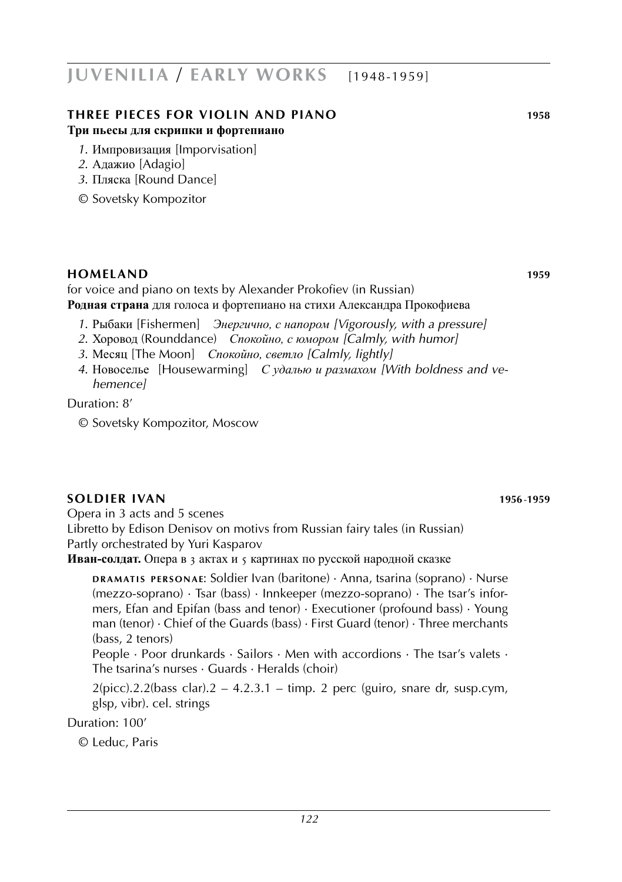# JUVENILIA / EARLY WORKS [1948-1959]

## THREE PIECES FOR VIOLIN AND PIANO 1958

**Три пьесы для скрипки и фортепиано**

*1.* Импровизация [Imporvisation]
*2.* Адажио [Adagio]
*3.* Пляска [Round Dance]

© Sovetsky Kompozitor

## HOMELAND 1959

for voice and piano on texts by Alexander Prokofiev (in Russian)
**Родная страна** для голоса и фортепиано на стихи Александра Прокофиева

*1.* Рыбаки [Fishermen] *Энергично, с напором [Vigorously, with a pressure]*
*2.* Хоровод (Rounddance) *Спокойно, с юмором [Calmly, with humor]*
*3.* Месяц [The Moon] *Спокойно, светло [Calmly, lightly]*
*4.* Новоселье [Housewarming] *С удалью и размахом [With boldness and vehemence]*

Duration: 8'

© Sovetsky Kompozitor, Moscow

## SOLDIER IVAN 1956-1959

Opera in 3 acts and 5 scenes
Libretto by Edison Denisov on motivs from Russian fairy tales (in Russian)
Partly orchestrated by Yuri Kasparov
**Иван-солдат.** Опера в 3 актах и 5 картинах по русской народной сказке

DRAMATIS PERSONAE: Soldier Ivan (baritone) · Anna, tsarina (soprano) · Nurse (mezzo-soprano) · Tsar (bass) · Innkeeper (mezzo-soprano) · The tsar's informers, Efan and Epifan (bass and tenor) · Executioner (profound bass) · Young man (tenor) · Chief of the Guards (bass) · First Guard (tenor) · Three merchants (bass, 2 tenors)

People · Poor drunkards · Sailors · Men with accordions · The tsar's valets · The tsarina's nurses · Guards · Heralds (choir)

2(picc).2.2(bass clar).2 – 4.2.3.1 – timp. 2 perc (guiro, snare dr, susp.cym, glsp, vibr). cel. strings

Duration: 100'

© Leduc, Paris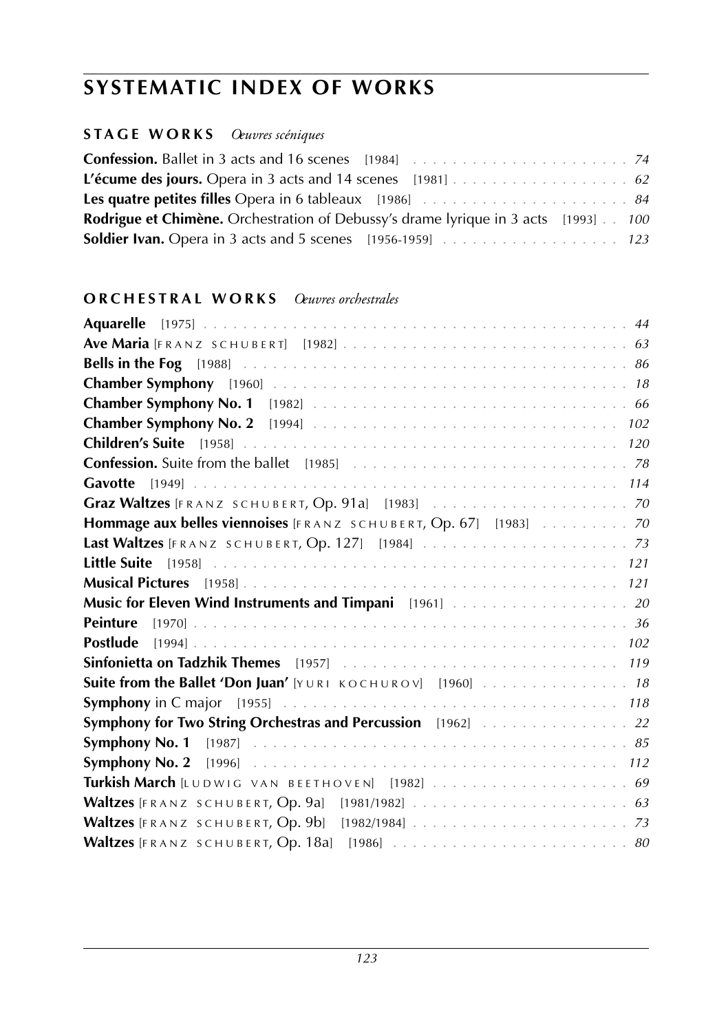# SYSTEMATIC INDEX OF WORKS

## STAGE WORKS *Œuvres scéniques*

**Confession.** Ballet in 3 acts and 16 scenes [1984] . . . . . . . . . . . . . . . . . . . . . . *74*
**L'écume des jours.** Opera in 3 acts and 14 scenes [1981] . . . . . . . . . . . . . . . . . . *62*
**Les quatre petites filles** Opera in 6 tableaux [1986] . . . . . . . . . . . . . . . . . . . . . *84*
**Rodrigue et Chimène.** Orchestration of Debussy's drame lyrique in 3 acts [1993] . . *100*
**Soldier Ivan.** Opera in 3 acts and 5 scenes [1956-1959] . . . . . . . . . . . . . . . . . . *123*

## ORCHESTRAL WORKS *Œuvres orchestrales*

**Aquarelle** [1975] . . . . . . . . . . . . . . . . . . . . . . . . . . . . . . . . . . . . . . . . . *44*
**Ave Maria** [FRANZ SCHUBERT] [1982] . . . . . . . . . . . . . . . . . . . . . . . . . . . . *63*
**Bells in the Fog** [1988] . . . . . . . . . . . . . . . . . . . . . . . . . . . . . . . . . . . . . *86*
**Chamber Symphony** [1960] . . . . . . . . . . . . . . . . . . . . . . . . . . . . . . . . . . . *18*
**Chamber Symphony No. 1** [1982] . . . . . . . . . . . . . . . . . . . . . . . . . . . . . . . *66*
**Chamber Symphony No. 2** [1994] . . . . . . . . . . . . . . . . . . . . . . . . . . . . . . . *102*
**Children's Suite** [1958] . . . . . . . . . . . . . . . . . . . . . . . . . . . . . . . . . . . . *120*
**Confession.** Suite from the ballet [1985] . . . . . . . . . . . . . . . . . . . . . . . . . . *78*
**Gavotte** [1949] . . . . . . . . . . . . . . . . . . . . . . . . . . . . . . . . . . . . . . . . . *114*
**Graz Waltzes** [FRANZ SCHUBERT, Op. 91a] [1983] . . . . . . . . . . . . . . . . . . . . *70*
**Hommage aux belles viennoises** [FRANZ SCHUBERT, Op. 67] [1983] . . . . . . . . . *70*
**Last Waltzes** [FRANZ SCHUBERT, Op. 127] [1984] . . . . . . . . . . . . . . . . . . . . *73*
**Little Suite** [1958] . . . . . . . . . . . . . . . . . . . . . . . . . . . . . . . . . . . . . . . *121*
**Musical Pictures** [1958] . . . . . . . . . . . . . . . . . . . . . . . . . . . . . . . . . . . . *121*
**Music for Eleven Wind Instruments and Timpani** [1961] . . . . . . . . . . . . . . . . . *20*
**Peinture** [1970] . . . . . . . . . . . . . . . . . . . . . . . . . . . . . . . . . . . . . . . . . *36*
**Postlude** [1994] . . . . . . . . . . . . . . . . . . . . . . . . . . . . . . . . . . . . . . . . . *102*
**Sinfonietta on Tadzhik Themes** [1957] . . . . . . . . . . . . . . . . . . . . . . . . . . . *119*
**Suite from the Ballet 'Don Juan'** [YURI KOCHUROV] [1960] . . . . . . . . . . . . . . . *18*
**Symphony** in C major [1955] . . . . . . . . . . . . . . . . . . . . . . . . . . . . . . . . . . *118*
**Symphony for Two String Orchestras and Percussion** [1962] . . . . . . . . . . . . . . . *22*
**Symphony No. 1** [1987] . . . . . . . . . . . . . . . . . . . . . . . . . . . . . . . . . . . . . *85*
**Symphony No. 2** [1996] . . . . . . . . . . . . . . . . . . . . . . . . . . . . . . . . . . . . . *112*
**Turkish March** [LUDWIG VAN BEETHOVEN] [1982] . . . . . . . . . . . . . . . . . . . . . *69*
**Waltzes** [FRANZ SCHUBERT, Op. 9a] [1981/1982] . . . . . . . . . . . . . . . . . . . . . . *63*
**Waltzes** [FRANZ SCHUBERT, Op. 9b] [1982/1984] . . . . . . . . . . . . . . . . . . . . . . *73*
**Waltzes** [FRANZ SCHUBERT, Op. 18a] [1986] . . . . . . . . . . . . . . . . . . . . . . . . *80*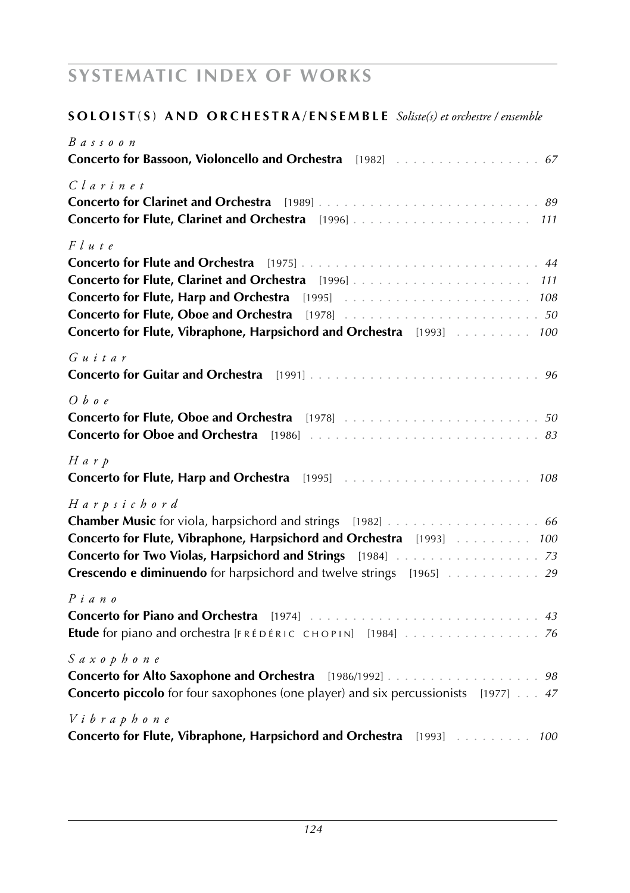# SYSTEMATIC INDEX OF WORKS

## SOLOIST(S) AND ORCHESTRA/ENSEMBLE *Soliste(s) et orchestre / ensemble*

*Bassoon*

**Concerto for Bassoon, Violoncello and Orchestra** [1982] . . . . . . . . . . . . . . . . . *67*

*Clarinet*

**Concerto for Clarinet and Orchestra** [1989] . . . . . . . . . . . . . . . . . . . . . . . . . . *89*
**Concerto for Flute, Clarinet and Orchestra** [1996] . . . . . . . . . . . . . . . . . . . . . *111*

*Flute*

**Concerto for Flute and Orchestra** [1975] . . . . . . . . . . . . . . . . . . . . . . . . . . . . *44*
**Concerto for Flute, Clarinet and Orchestra** [1996] . . . . . . . . . . . . . . . . . . . . . *111*
**Concerto for Flute, Harp and Orchestra** [1995] . . . . . . . . . . . . . . . . . . . . . . *108*
**Concerto for Flute, Oboe and Orchestra** [1978] . . . . . . . . . . . . . . . . . . . . . . . *50*
**Concerto for Flute, Vibraphone, Harpsichord and Orchestra** [1993] . . . . . . . . . *100*

*Guitar*

**Concerto for Guitar and Orchestra** [1991] . . . . . . . . . . . . . . . . . . . . . . . . . . . *96*

*Oboe*

**Concerto for Flute, Oboe and Orchestra** [1978] . . . . . . . . . . . . . . . . . . . . . . . *50*
**Concerto for Oboe and Orchestra** [1986] . . . . . . . . . . . . . . . . . . . . . . . . . . . *83*

*Harp*

**Concerto for Flute, Harp and Orchestra** [1995] . . . . . . . . . . . . . . . . . . . . . . *108*

*Harpsichord*

**Chamber Music** for viola, harpsichord and strings [1982] . . . . . . . . . . . . . . . . . . *66*
**Concerto for Flute, Vibraphone, Harpsichord and Orchestra** [1993] . . . . . . . . . *100*
**Concerto for Two Violas, Harpsichord and Strings** [1984] . . . . . . . . . . . . . . . . . *73*
**Crescendo e diminuendo** for harpsichord and twelve strings [1965] . . . . . . . . . . . *29*

*Piano*

**Concerto for Piano and Orchestra** [1974] . . . . . . . . . . . . . . . . . . . . . . . . . . . *43*
**Etude** for piano and orchestra [FRÉDÉRIC CHOPIN] [1984] . . . . . . . . . . . . . . . . *76*

*Saxophone*

**Concerto for Alto Saxophone and Orchestra** [1986/1992] . . . . . . . . . . . . . . . . . . *98*
**Concerto piccolo** for four saxophones (one player) and six percussionists [1977] . . . *47*

*Vibraphone*

**Concerto for Flute, Vibraphone, Harpsichord and Orchestra** [1993] . . . . . . . . . *100*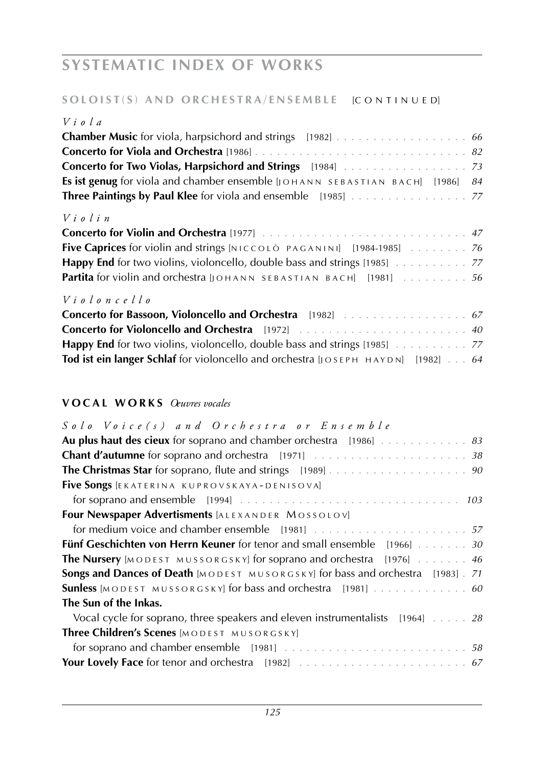# SYSTEMATIC INDEX OF WORKS

## SOLOIST(S) AND ORCHESTRA/ENSEMBLE [CONTINUED]

### *Viola*

**Chamber Music** for viola, harpsichord and strings [1982] . . . . . . . . . . . . . . . . . . *66*
**Concerto for Viola and Orchestra** [1986] . . . . . . . . . . . . . . . . . . . . . . . . . . . . *82*
**Concerto for Two Violas, Harpsichord and Strings** [1984] . . . . . . . . . . . . . . . . *73*
**Es ist genug** for viola and chamber ensemble [JOHANN SEBASTIAN BACH] [1986] *84*
**Three Paintings by Paul Klee** for viola and ensemble [1985] . . . . . . . . . . . . . . . . *77*

### *Violin*

**Concerto for Violin and Orchestra** [1977] . . . . . . . . . . . . . . . . . . . . . . . . . . . . *47*
**Five Caprices** for violin and strings [NICCOLÒ PAGANINI] [1984-1985] . . . . . . . . *76*
**Happy End** for two violins, violoncello, double bass and strings [1985] . . . . . . . . . . *77*
**Partita** for violin and orchestra [JOHANN SEBASTIAN BACH] [1981] . . . . . . . . . *56*

### *Violoncello*

**Concerto for Bassoon, Violoncello and Orchestra** [1982] . . . . . . . . . . . . . . . . . *67*
**Concerto for Violoncello and Orchestra** [1972] . . . . . . . . . . . . . . . . . . . . . . . *40*
**Happy End** for two violins, violoncello, double bass and strings [1985] . . . . . . . . . . *77*
**Tod ist ein langer Schlaf** for violoncello and orchestra [JOSEPH HAYDN] [1982] . . . *64*

## VOCAL WORKS *Œuvres vocales*

### *Solo Voice(s) and Orchestra or Ensemble*

**Au plus haut des cieux** for soprano and chamber orchestra [1986] . . . . . . . . . . . . *83*
**Chant d'automne** for soprano and orchestra [1971] . . . . . . . . . . . . . . . . . . . . . . *38*
**The Christmas Star** for soprano, flute and strings [1989] . . . . . . . . . . . . . . . . . . . *90*
**Five Songs** [EKATERINA KUPROVSKAYA-DENISOVA]
for soprano and ensemble [1994] . . . . . . . . . . . . . . . . . . . . . . . . . . . . . . . . *103*
**Four Newspaper Advertisments** [ALEXANDER MOSSOLOV]
for medium voice and chamber ensemble [1981] . . . . . . . . . . . . . . . . . . . . . . *57*
**Fünf Geschichten von Herrn Keuner** for tenor and small ensemble [1966] . . . . . . . *30*
**The Nursery** [MODEST MUSSORGSKY] for soprano and orchestra [1976] . . . . . . . *46*
**Songs and Dances of Death** [MODEST MUSORGSKY] for bass and orchestra [1983] . *71*
**Sunless** [MODEST MUSSORGSKY] for bass and orchestra [1981] . . . . . . . . . . . . . *60*
**The Sun of the Inkas.**
Vocal cycle for soprano, three speakers and eleven instrumentalists [1964] . . . . . *28*
**Three Children's Scenes** [MODEST MUSORGSKY]
for soprano and chamber ensemble [1981] . . . . . . . . . . . . . . . . . . . . . . . . . . *58*
**Your Lovely Face** for tenor and orchestra [1982] . . . . . . . . . . . . . . . . . . . . . . . *67*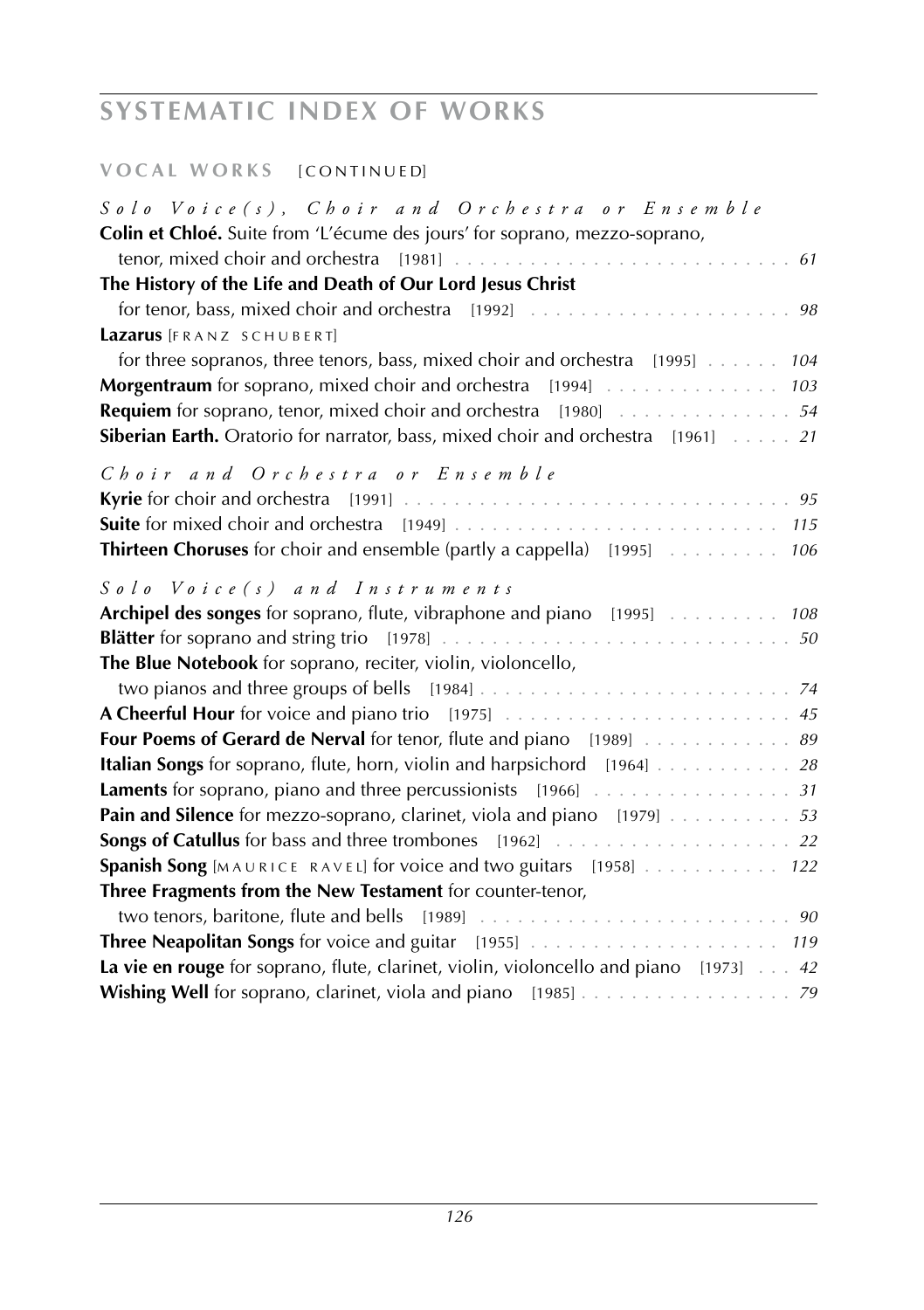# SYSTEMATIC INDEX OF WORKS

## VOCAL WORKS [CONTINUED]

### *Solo Voice(s), Choir and Orchestra or Ensemble*

**Colin et Chloé.** Suite from 'L'écume des jours' for soprano, mezzo-soprano, tenor, mixed choir and orchestra [1981] . . . *61*

**The History of the Life and Death of Our Lord Jesus Christ** for tenor, bass, mixed choir and orchestra [1992] . . . *98*

**Lazarus** [FRANZ SCHUBERT] for three sopranos, three tenors, bass, mixed choir and orchestra [1995] . . . *104*

**Morgentraum** for soprano, mixed choir and orchestra [1994] . . . *103*

**Requiem** for soprano, tenor, mixed choir and orchestra [1980] . . . *54*

**Siberian Earth.** Oratorio for narrator, bass, mixed choir and orchestra [1961] . . . *21*

### *Choir and Orchestra or Ensemble*

**Kyrie** for choir and orchestra [1991] . . . *95*

**Suite** for mixed choir and orchestra [1949] . . . *115*

**Thirteen Choruses** for choir and ensemble (partly a cappella) [1995] . . . *106*

### *Solo Voice(s) and Instruments*

**Archipel des songes** for soprano, flute, vibraphone and piano [1995] . . . *108*

**Blätter** for soprano and string trio [1978] . . . *50*

**The Blue Notebook** for soprano, reciter, violin, violoncello, two pianos and three groups of bells [1984] . . . *74*

**A Cheerful Hour** for voice and piano trio [1975] . . . *45*

**Four Poems of Gerard de Nerval** for tenor, flute and piano [1989] . . . *89*

**Italian Songs** for soprano, flute, horn, violin and harpsichord [1964] . . . *28*

**Laments** for soprano, piano and three percussionists [1966] . . . *31*

**Pain and Silence** for mezzo-soprano, clarinet, viola and piano [1979] . . . *53*

**Songs of Catullus** for bass and three trombones [1962] . . . *22*

**Spanish Song** [MAURICE RAVEL] for voice and two guitars [1958] . . . *122*

**Three Fragments from the New Testament** for counter-tenor, two tenors, baritone, flute and bells [1989] . . . *90*

**Three Neapolitan Songs** for voice and guitar [1955] . . . *119*

**La vie en rouge** for soprano, flute, clarinet, violin, violoncello and piano [1973] . . . *42*

**Wishing Well** for soprano, clarinet, viola and piano [1985] . . . *79*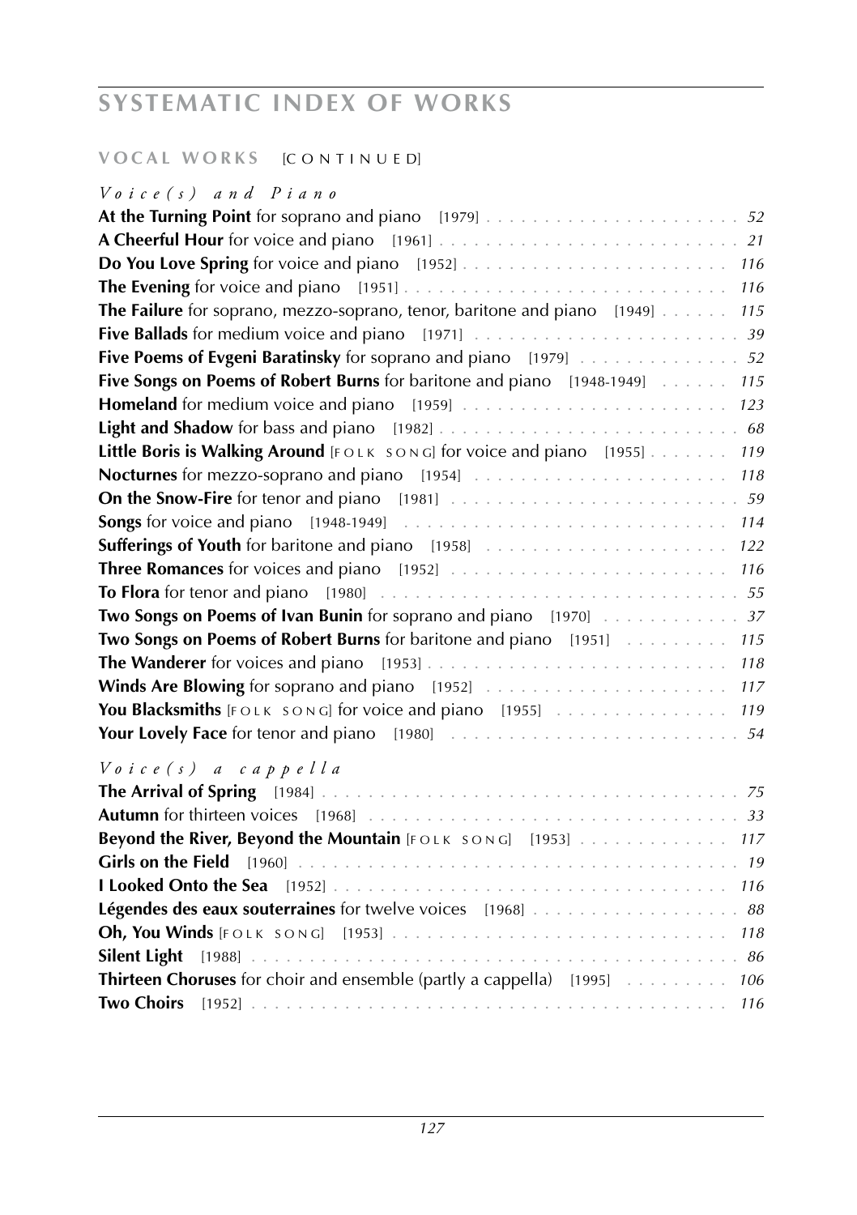# SYSTEMATIC INDEX OF WORKS

## VOCAL WORKS [CONTINUED]

### *Voice(s) and Piano*

**At the Turning Point** for soprano and piano [1979] . . . . . . . . . . *52*
**A Cheerful Hour** for voice and piano [1961] . . . . . . . . . . *21*
**Do You Love Spring** for voice and piano [1952] . . . . . . . . . . *116*
**The Evening** for voice and piano [1951] . . . . . . . . . . *116*
**The Failure** for soprano, mezzo-soprano, tenor, baritone and piano [1949] . . . . . . *115*
**Five Ballads** for medium voice and piano [1971] . . . . . . . . . . *39*
**Five Poems of Evgeni Baratinsky** for soprano and piano [1979] . . . . . . . . . . *52*
**Five Songs on Poems of Robert Burns** for baritone and piano [1948-1949] . . . . . . *115*
**Homeland** for medium voice and piano [1959] . . . . . . . . . . *123*
**Light and Shadow** for bass and piano [1982] . . . . . . . . . . *68*
**Little Boris is Walking Around** [FOLK SONG] for voice and piano [1955] . . . . . . . *119*
**Nocturnes** for mezzo-soprano and piano [1954] . . . . . . . . . . *118*
**On the Snow-Fire** for tenor and piano [1981] . . . . . . . . . . *59*
**Songs** for voice and piano [1948-1949] . . . . . . . . . . *114*
**Sufferings of Youth** for baritone and piano [1958] . . . . . . . . . . *122*
**Three Romances** for voices and piano [1952] . . . . . . . . . . *116*
**To Flora** for tenor and piano [1980] . . . . . . . . . . *55*
**Two Songs on Poems of Ivan Bunin** for soprano and piano [1970] . . . . . . . . . . *37*
**Two Songs on Poems of Robert Burns** for baritone and piano [1951] . . . . . . . . . *115*
**The Wanderer** for voices and piano [1953] . . . . . . . . . . *118*
**Winds Are Blowing** for soprano and piano [1952] . . . . . . . . . . *117*
**You Blacksmiths** [FOLK SONG] for voice and piano [1955] . . . . . . . . . . *119*
**Your Lovely Face** for tenor and piano [1980] . . . . . . . . . . *54*

### *Voice(s) a cappella*

**The Arrival of Spring** [1984] . . . . . . . . . . *75*
**Autumn** for thirteen voices [1968] . . . . . . . . . . *33*
**Beyond the River, Beyond the Mountain** [FOLK SONG] [1953] . . . . . . . . . . *117*
**Girls on the Field** [1960] . . . . . . . . . . *19*
**I Looked Onto the Sea** [1952] . . . . . . . . . . *116*
**Légendes des eaux souterraines** for twelve voices [1968] . . . . . . . . . . *88*
**Oh, You Winds** [FOLK SONG] [1953] . . . . . . . . . . *118*
**Silent Light** [1988] . . . . . . . . . . *86*
**Thirteen Choruses** for choir and ensemble (partly a cappella) [1995] . . . . . . . . . *106*
**Two Choirs** [1952] . . . . . . . . . . *116*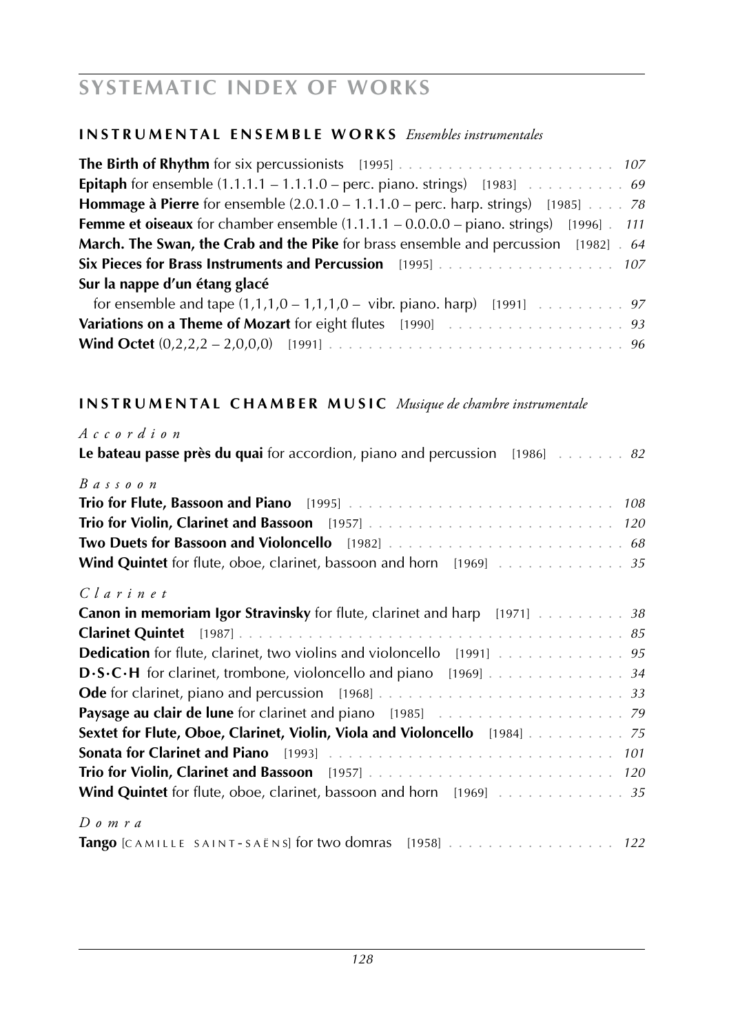# SYSTEMATIC INDEX OF WORKS

## INSTRUMENTAL ENSEMBLE WORKS *Ensembles instrumentales*

**The Birth of Rhythm** for six percussionists [1995] . . . . . . . . . . . . . . . . . . . . . . *107*
**Epitaph** for ensemble (1.1.1.1 – 1.1.1.0 – perc. piano. strings) [1983] . . . . . . . . . . *69*
**Hommage à Pierre** for ensemble (2.0.1.0 – 1.1.1.0 – perc. harp. strings) [1985] . . . . *78*
**Femme et oiseaux** for chamber ensemble (1.1.1.1 – 0.0.0.0 – piano. strings) [1996] . *111*
**March. The Swan, the Crab and the Pike** for brass ensemble and percussion [1982] . *64*
**Six Pieces for Brass Instruments and Percussion** [1995] . . . . . . . . . . . . . . . . . . *107*
**Sur la nappe d'un étang glacé**
for ensemble and tape (1,1,1,0 – 1,1,1,0 – vibr. piano. harp) [1991] . . . . . . . . . . *97*
**Variations on a Theme of Mozart** for eight flutes [1990] . . . . . . . . . . . . . . . . . . *93*
**Wind Octet** (0,2,2,2 – 2,0,0,0) [1991] . . . . . . . . . . . . . . . . . . . . . . . . . . . . . *96*

## INSTRUMENTAL CHAMBER MUSIC *Musique de chambre instrumentale*

*Accordion*

**Le bateau passe près du quai** for accordion, piano and percussion [1986] . . . . . . . *82*

*Bassoon*

**Trio for Flute, Bassoon and Piano** [1995] . . . . . . . . . . . . . . . . . . . . . . . . . . *108*
**Trio for Violin, Clarinet and Bassoon** [1957] . . . . . . . . . . . . . . . . . . . . . . . . *120*
**Two Duets for Bassoon and Violoncello** [1982] . . . . . . . . . . . . . . . . . . . . . . . *68*
**Wind Quintet** for flute, oboe, clarinet, bassoon and horn [1969] . . . . . . . . . . . . . *35*

*Clarinet*

**Canon in memoriam Igor Stravinsky** for flute, clarinet and harp [1971] . . . . . . . . . *38*
**Clarinet Quintet** [1987] . . . . . . . . . . . . . . . . . . . . . . . . . . . . . . . . . . . . . *85*
**Dedication** for flute, clarinet, two violins and violoncello [1991] . . . . . . . . . . . . . *95*
**D·S·C·H** for clarinet, trombone, violoncello and piano [1969] . . . . . . . . . . . . . . *34*
**Ode** for clarinet, piano and percussion [1968] . . . . . . . . . . . . . . . . . . . . . . . . *33*
**Paysage au clair de lune** for clarinet and piano [1985] . . . . . . . . . . . . . . . . . . *79*
**Sextet for Flute, Oboe, Clarinet, Violin, Viola and Violoncello** [1984] . . . . . . . . . . *75*
**Sonata for Clarinet and Piano** [1993] . . . . . . . . . . . . . . . . . . . . . . . . . . . . *101*
**Trio for Violin, Clarinet and Bassoon** [1957] . . . . . . . . . . . . . . . . . . . . . . . . *120*
**Wind Quintet** for flute, oboe, clarinet, bassoon and horn [1969] . . . . . . . . . . . . . *35*

*Domra*

**Tango** [CAMILLE SAINT-SAËNS] for two domras [1958] . . . . . . . . . . . . . . . . . *122*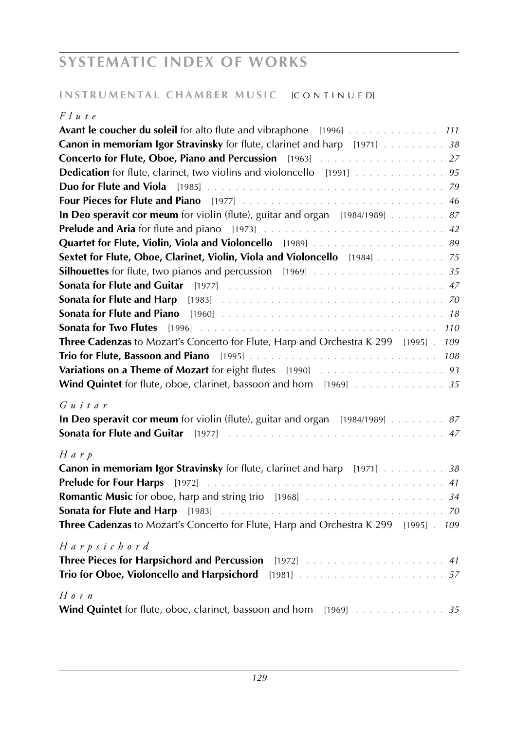# SYSTEMATIC INDEX OF WORKS

## INSTRUMENTAL CHAMBER MUSIC [CONTINUED]

*Flute*

**Avant le coucher du soleil** for alto flute and vibraphone [1996] . . . . . . . . . . . . . *111*
**Canon in memoriam Igor Stravinsky** for flute, clarinet and harp [1971] . . . . . . . . . *38*
**Concerto for Flute, Oboe, Piano and Percussion** [1963] . . . . . . . . . . . . . . . . . . *27*
**Dedication** for flute, clarinet, two violins and violoncello [1991] . . . . . . . . . . . . . *95*
**Duo for Flute and Viola** [1985] . . . . . . . . . . . . . . . . . . . . . . . . . . . . . . . . . . . *79*
**Four Pieces for Flute and Piano** [1977] . . . . . . . . . . . . . . . . . . . . . . . . . . . . *46*
**In Deo speravit cor meum** for violin (flute), guitar and organ [1984/1989] . . . . . . . . *87*
**Prelude and Aria** for flute and piano [1973] . . . . . . . . . . . . . . . . . . . . . . . . . . *42*
**Quartet for Flute, Violin, Viola and Violoncello** [1989] . . . . . . . . . . . . . . . . . . . *89*
**Sextet for Flute, Oboe, Clarinet, Violin, Viola and Violoncello** [1984] . . . . . . . . . . *75*
**Silhouettes** for flute, two pianos and percussion [1969] . . . . . . . . . . . . . . . . . . . *35*
**Sonata for Flute and Guitar** [1977] . . . . . . . . . . . . . . . . . . . . . . . . . . . . . . . *47*
**Sonata for Flute and Harp** [1983] . . . . . . . . . . . . . . . . . . . . . . . . . . . . . . . . *70*
**Sonata for Flute and Piano** [1960] . . . . . . . . . . . . . . . . . . . . . . . . . . . . . . . . *18*
**Sonata for Two Flutes** [1996] . . . . . . . . . . . . . . . . . . . . . . . . . . . . . . . . . . *110*
**Three Cadenzas** to Mozart's Concerto for Flute, Harp and Orchestra K 299 [1995] . *109*
**Trio for Flute, Bassoon and Piano** [1995] . . . . . . . . . . . . . . . . . . . . . . . . . . *108*
**Variations on a Theme of Mozart** for eight flutes [1990] . . . . . . . . . . . . . . . . . . *93*
**Wind Quintet** for flute, oboe, clarinet, bassoon and horn [1969] . . . . . . . . . . . . . *35*

*Guitar*

**In Deo speravit cor meum** for violin (flute), guitar and organ [1984/1989] . . . . . . . . *87*
**Sonata for Flute and Guitar** [1977] . . . . . . . . . . . . . . . . . . . . . . . . . . . . . . . *47*

*Harp*

**Canon in memoriam Igor Stravinsky** for flute, clarinet and harp [1971] . . . . . . . . . *38*
**Prelude for Four Harps** [1972] . . . . . . . . . . . . . . . . . . . . . . . . . . . . . . . . . . *41*
**Romantic Music** for oboe, harp and string trio [1968] . . . . . . . . . . . . . . . . . . . . *34*
**Sonata for Flute and Harp** [1983] . . . . . . . . . . . . . . . . . . . . . . . . . . . . . . . . *70*
**Three Cadenzas** to Mozart's Concerto for Flute, Harp and Orchestra K 299 [1995] . *109*

*Harpsichord*

**Three Pieces for Harpsichord and Percussion** [1972] . . . . . . . . . . . . . . . . . . . . *41*
**Trio for Oboe, Violoncello and Harpsichord** [1981] . . . . . . . . . . . . . . . . . . . . . *57*

*Horn*

**Wind Quintet** for flute, oboe, clarinet, bassoon and horn [1969] . . . . . . . . . . . . . *35*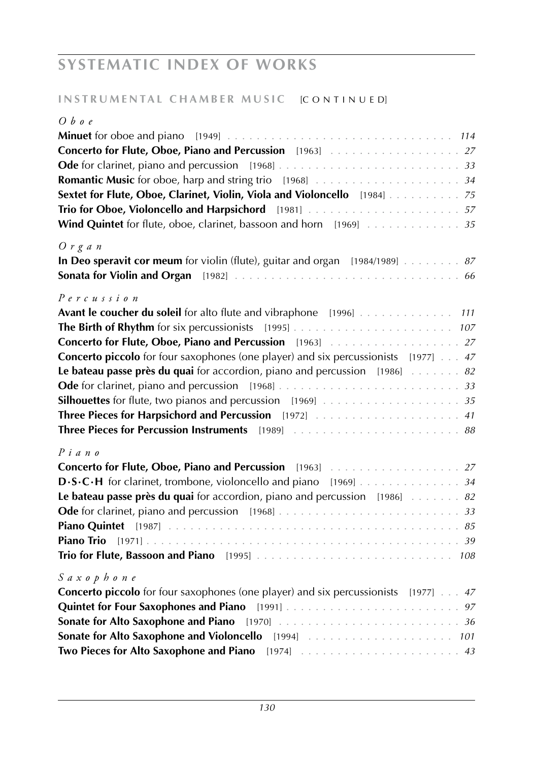# SYSTEMATIC INDEX OF WORKS

## INSTRUMENTAL CHAMBER MUSIC [CONTINUED]

*Oboe*

**Minuet** for oboe and piano [1949] . . . . . . . . . . . . . . . . . . . . . . . . . . . . . . . *114*
**Concerto for Flute, Oboe, Piano and Percussion** [1963] . . . . . . . . . . . . . . . . . . *27*
**Ode** for clarinet, piano and percussion [1968] . . . . . . . . . . . . . . . . . . . . . . . . . *33*
**Romantic Music** for oboe, harp and string trio [1968] . . . . . . . . . . . . . . . . . . . . *34*
**Sextet for Flute, Oboe, Clarinet, Violin, Viola and Violoncello** [1984] . . . . . . . . . . *75*
**Trio for Oboe, Violoncello and Harpsichord** [1981] . . . . . . . . . . . . . . . . . . . . . *57*
**Wind Quintet** for flute, oboe, clarinet, bassoon and horn [1969] . . . . . . . . . . . . . *35*

*Organ*

**In Deo speravit cor meum** for violin (flute), guitar and organ [1984/1989] . . . . . . . . *87*
**Sonata for Violin and Organ** [1982] . . . . . . . . . . . . . . . . . . . . . . . . . . . . . . *66*

*Percussion*

**Avant le coucher du soleil** for alto flute and vibraphone [1996] . . . . . . . . . . . . . *111*
**The Birth of Rhythm** for six percussionists [1995] . . . . . . . . . . . . . . . . . . . . . . *107*
**Concerto for Flute, Oboe, Piano and Percussion** [1963] . . . . . . . . . . . . . . . . . . *27*
**Concerto piccolo** for four saxophones (one player) and six percussionists [1977] . . . *47*
**Le bateau passe près du quai** for accordion, piano and percussion [1986] . . . . . . . *82*
**Ode** for clarinet, piano and percussion [1968] . . . . . . . . . . . . . . . . . . . . . . . . . *33*
**Silhouettes** for flute, two pianos and percussion [1969] . . . . . . . . . . . . . . . . . . . *35*
**Three Pieces for Harpsichord and Percussion** [1972] . . . . . . . . . . . . . . . . . . . . *41*
**Three Pieces for Percussion Instruments** [1989] . . . . . . . . . . . . . . . . . . . . . . . *88*

*Piano*

**Concerto for Flute, Oboe, Piano and Percussion** [1963] . . . . . . . . . . . . . . . . . . *27*
**D·S·C·H** for clarinet, trombone, violoncello and piano [1969] . . . . . . . . . . . . . . *34*
**Le bateau passe près du quai** for accordion, piano and percussion [1986] . . . . . . . *82*
**Ode** for clarinet, piano and percussion [1968] . . . . . . . . . . . . . . . . . . . . . . . . . *33*
**Piano Quintet** [1987] . . . . . . . . . . . . . . . . . . . . . . . . . . . . . . . . . . . . . . . *85*
**Piano Trio** [1971] . . . . . . . . . . . . . . . . . . . . . . . . . . . . . . . . . . . . . . . . . *39*
**Trio for Flute, Bassoon and Piano** [1995] . . . . . . . . . . . . . . . . . . . . . . . . . . *108*

*Saxophone*

**Concerto piccolo** for four saxophones (one player) and six percussionists [1977] . . . *47*
**Quintet for Four Saxophones and Piano** [1991] . . . . . . . . . . . . . . . . . . . . . . . . *97*
**Sonate for Alto Saxophone and Piano** [1970] . . . . . . . . . . . . . . . . . . . . . . . . . *36*
**Sonate for Alto Saxophone and Violoncello** [1994] . . . . . . . . . . . . . . . . . . . . . *101*
**Two Pieces for Alto Saxophone and Piano** [1974] . . . . . . . . . . . . . . . . . . . . . . *43*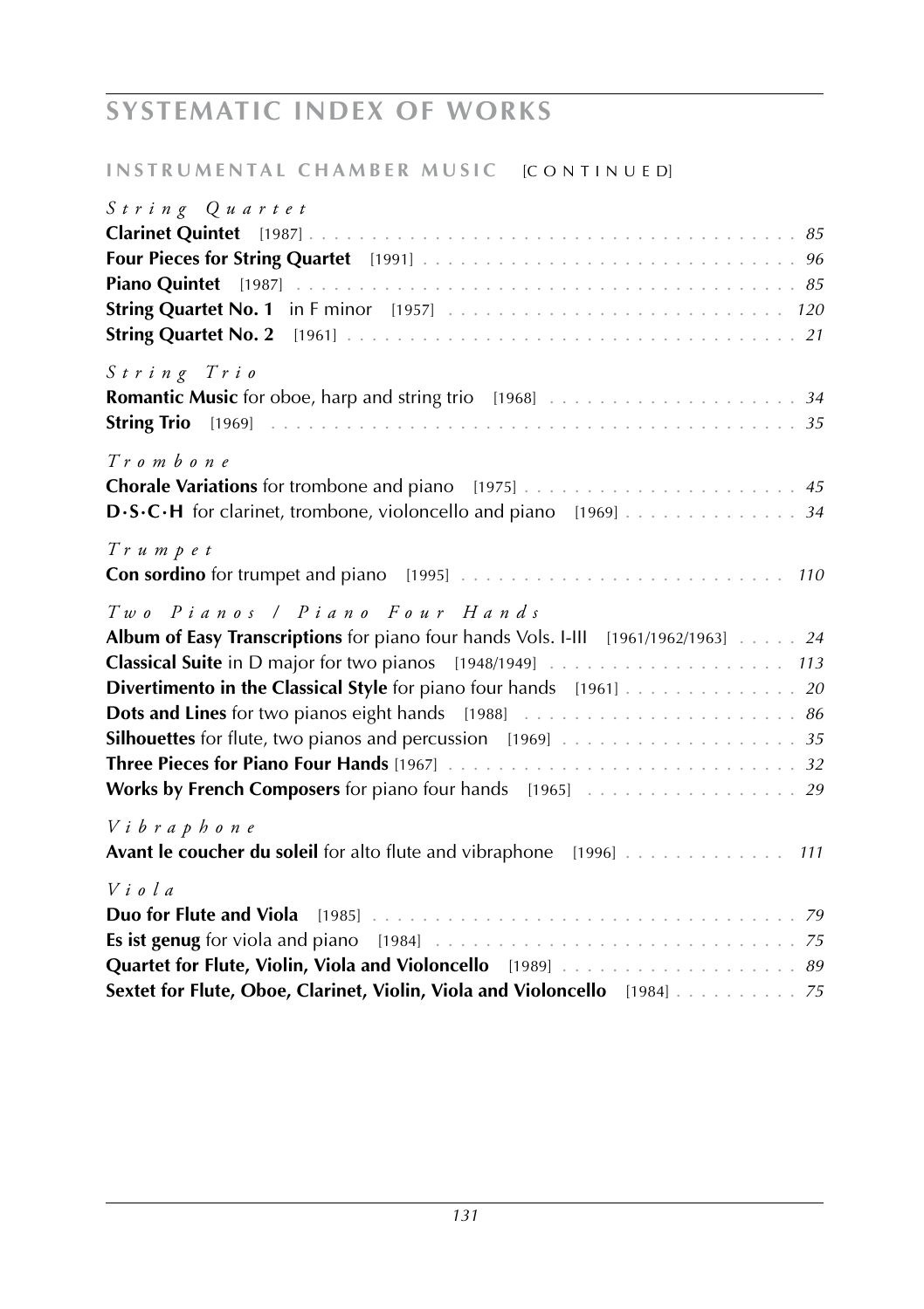# SYSTEMATIC INDEX OF WORKS

## INSTRUMENTAL CHAMBER MUSIC [CONTINUED]

*String Quartet*

**Clarinet Quintet** [1987] . . . . . . . . . . *85*
**Four Pieces for String Quartet** [1991] . . . . . . . . . . *96*
**Piano Quintet** [1987] . . . . . . . . . . *85*
**String Quartet No. 1** in F minor [1957] . . . . . . . . . . *120*
**String Quartet No. 2** [1961] . . . . . . . . . . *21*

*String Trio*

**Romantic Music** for oboe, harp and string trio [1968] . . . . . . . . . . *34*
**String Trio** [1969] . . . . . . . . . . *35*

*Trombone*

**Chorale Variations** for trombone and piano [1975] . . . . . . . . . . *45*
**D·S·C·H** for clarinet, trombone, violoncello and piano [1969] . . . . . . . . . . *34*

*Trumpet*

**Con sordino** for trumpet and piano [1995] . . . . . . . . . . *110*

*Two Pianos / Piano Four Hands*

**Album of Easy Transcriptions** for piano four hands Vols. I-III [1961/1962/1963] . . . . . *24*
**Classical Suite** in D major for two pianos [1948/1949] . . . . . . . . . . *113*
**Divertimento in the Classical Style** for piano four hands [1961] . . . . . . . . . . *20*
**Dots and Lines** for two pianos eight hands [1988] . . . . . . . . . . *86*
**Silhouettes** for flute, two pianos and percussion [1969] . . . . . . . . . . *35*
**Three Pieces for Piano Four Hands** [1967] . . . . . . . . . . *32*
**Works by French Composers** for piano four hands [1965] . . . . . . . . . . *29*

*Vibraphone*

**Avant le coucher du soleil** for alto flute and vibraphone [1996] . . . . . . . . . . *111*

*Viola*

**Duo for Flute and Viola** [1985] . . . . . . . . . . *79*
**Es ist genug** for viola and piano [1984] . . . . . . . . . . *75*
**Quartet for Flute, Violin, Viola and Violoncello** [1989] . . . . . . . . . . *89*
**Sextet for Flute, Oboe, Clarinet, Violin, Viola and Violoncello** [1984] . . . . . . . . . . *75*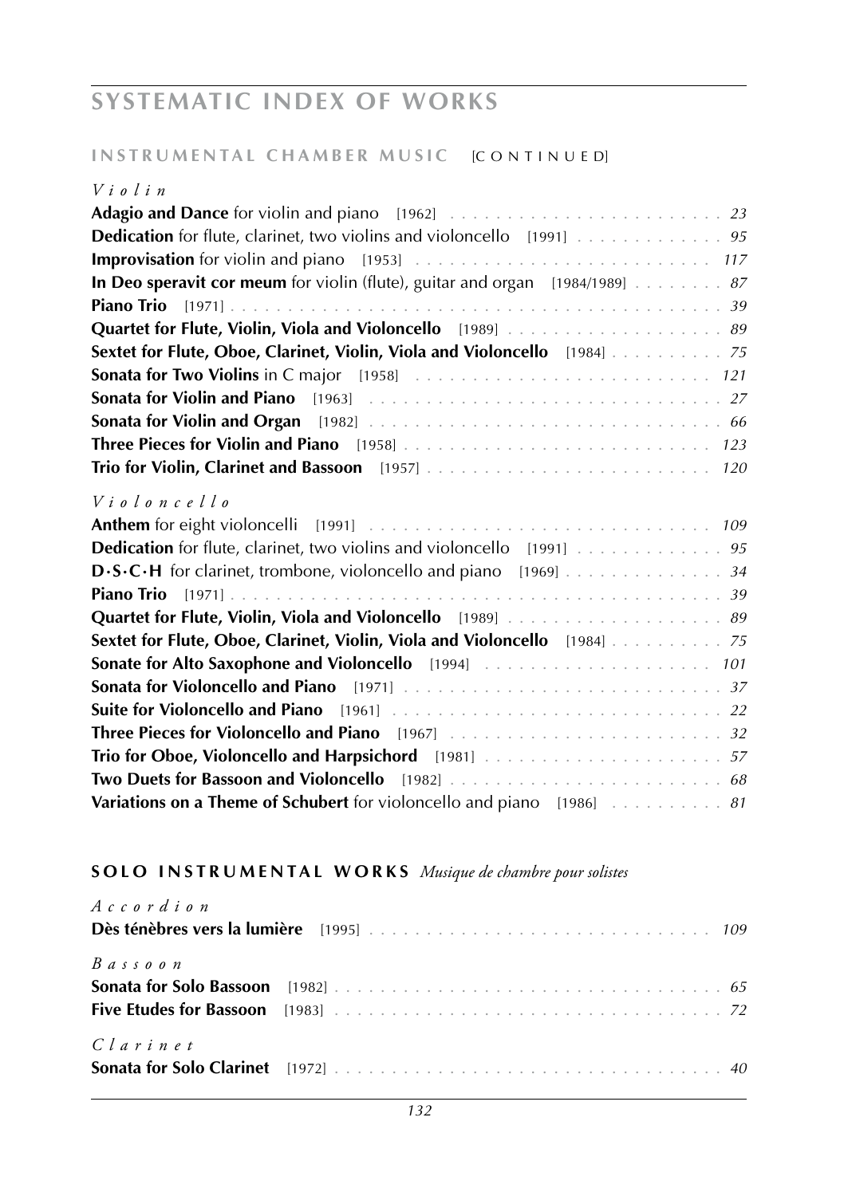# SYSTEMATIC INDEX OF WORKS

## INSTRUMENTAL CHAMBER MUSIC [CONTINUED]

*Violin*

**Adagio and Dance** for violin and piano [1962] . . . . . . . . . . 23
**Dedication** for flute, clarinet, two violins and violoncello [1991] . . . . . . . . . . 95
**Improvisation** for violin and piano [1953] . . . . . . . . . . 117
**In Deo speravit cor meum** for violin (flute), guitar and organ [1984/1989] . . . . . . . . . . 87
**Piano Trio** [1971] . . . . . . . . . . 39
**Quartet for Flute, Violin, Viola and Violoncello** [1989] . . . . . . . . . . 89
**Sextet for Flute, Oboe, Clarinet, Violin, Viola and Violoncello** [1984] . . . . . . . . . . 75
**Sonata for Two Violins** in C major [1958] . . . . . . . . . . 121
**Sonata for Violin and Piano** [1963] . . . . . . . . . . 27
**Sonata for Violin and Organ** [1982] . . . . . . . . . . 66
**Three Pieces for Violin and Piano** [1958] . . . . . . . . . . 123
**Trio for Violin, Clarinet and Bassoon** [1957] . . . . . . . . . . 120

*Violoncello*

**Anthem** for eight violoncelli [1991] . . . . . . . . . . 109
**Dedication** for flute, clarinet, two violins and violoncello [1991] . . . . . . . . . . 95
**D·S·C·H** for clarinet, trombone, violoncello and piano [1969] . . . . . . . . . . 34
**Piano Trio** [1971] . . . . . . . . . . 39
**Quartet for Flute, Violin, Viola and Violoncello** [1989] . . . . . . . . . . 89
**Sextet for Flute, Oboe, Clarinet, Violin, Viola and Violoncello** [1984] . . . . . . . . . . 75
**Sonate for Alto Saxophone and Violoncello** [1994] . . . . . . . . . . 101
**Sonata for Violoncello and Piano** [1971] . . . . . . . . . . 37
**Suite for Violoncello and Piano** [1961] . . . . . . . . . . 22
**Three Pieces for Violoncello and Piano** [1967] . . . . . . . . . . 32
**Trio for Oboe, Violoncello and Harpsichord** [1981] . . . . . . . . . . 57
**Two Duets for Bassoon and Violoncello** [1982] . . . . . . . . . . 68
**Variations on a Theme of Schubert** for violoncello and piano [1986] . . . . . . . . . . 81

## SOLO INSTRUMENTAL WORKS *Musique de chambre pour solistes*

*Accordion*

**Dès ténèbres vers la lumière** [1995] . . . . . . . . . . 109

*Bassoon*

**Sonata for Solo Bassoon** [1982] . . . . . . . . . . 65
**Five Etudes for Bassoon** [1983] . . . . . . . . . . 72

*Clarinet*

**Sonata for Solo Clarinet** [1972] . . . . . . . . . . 40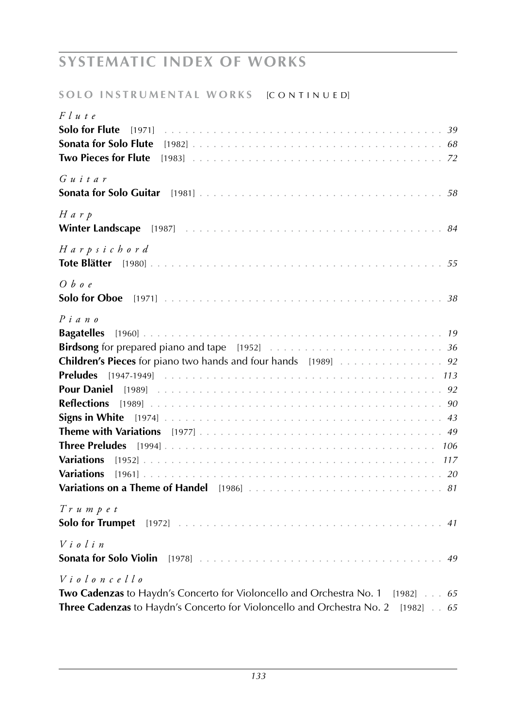# SYSTEMATIC INDEX OF WORKS

## SOLO INSTRUMENTAL WORKS [CONTINUED]

*Flute*

**Solo for Flute** [1971] . . . . . . . . . . . . . . . . . . . . . . . . . . . . . . . . . . . . . . . *39*
**Sonata for Solo Flute** [1982] . . . . . . . . . . . . . . . . . . . . . . . . . . . . . . . . . . . . *68*
**Two Pieces for Flute** [1983] . . . . . . . . . . . . . . . . . . . . . . . . . . . . . . . . . . . . *72*

*Guitar*

**Sonata for Solo Guitar** [1981] . . . . . . . . . . . . . . . . . . . . . . . . . . . . . . . . . . *58*

*Harp*

**Winter Landscape** [1987] . . . . . . . . . . . . . . . . . . . . . . . . . . . . . . . . . . . . . *84*

*Harpsichord*

**Tote Blätter** [1980] . . . . . . . . . . . . . . . . . . . . . . . . . . . . . . . . . . . . . . . . . *55*

*Oboe*

**Solo for Oboe** [1971] . . . . . . . . . . . . . . . . . . . . . . . . . . . . . . . . . . . . . . . . *38*

*Piano*

**Bagatelles** [1960] . . . . . . . . . . . . . . . . . . . . . . . . . . . . . . . . . . . . . . . . . . *19*
**Birdsong** for prepared piano and tape [1952] . . . . . . . . . . . . . . . . . . . . . . . . . *36*
**Children's Pieces** for piano two hands and four hands [1989] . . . . . . . . . . . . . . . *92*
**Preludes** [1947-1949] . . . . . . . . . . . . . . . . . . . . . . . . . . . . . . . . . . . . . . . *113*
**Pour Daniel** [1989] . . . . . . . . . . . . . . . . . . . . . . . . . . . . . . . . . . . . . . . . . *92*
**Reflections** [1989] . . . . . . . . . . . . . . . . . . . . . . . . . . . . . . . . . . . . . . . . . *90*
**Signs in White** [1974] . . . . . . . . . . . . . . . . . . . . . . . . . . . . . . . . . . . . . . . *43*
**Theme with Variations** [1977] . . . . . . . . . . . . . . . . . . . . . . . . . . . . . . . . . . *49*
**Three Preludes** [1994] . . . . . . . . . . . . . . . . . . . . . . . . . . . . . . . . . . . . . . *106*
**Variations** [1952] . . . . . . . . . . . . . . . . . . . . . . . . . . . . . . . . . . . . . . . . . *117*
**Variations** [1961] . . . . . . . . . . . . . . . . . . . . . . . . . . . . . . . . . . . . . . . . . . *20*
**Variations on a Theme of Handel** [1986] . . . . . . . . . . . . . . . . . . . . . . . . . . . *81*

*Trumpet*

**Solo for Trumpet** [1972] . . . . . . . . . . . . . . . . . . . . . . . . . . . . . . . . . . . . . *41*

*Violin*

**Sonata for Solo Violin** [1978] . . . . . . . . . . . . . . . . . . . . . . . . . . . . . . . . . . *49*

*Violoncello*

**Two Cadenzas** to Haydn's Concerto for Violoncello and Orchestra No. 1 [1982] . . . *65*
**Three Cadenzas** to Haydn's Concerto for Violoncello and Orchestra No. 2 [1982] . . *65*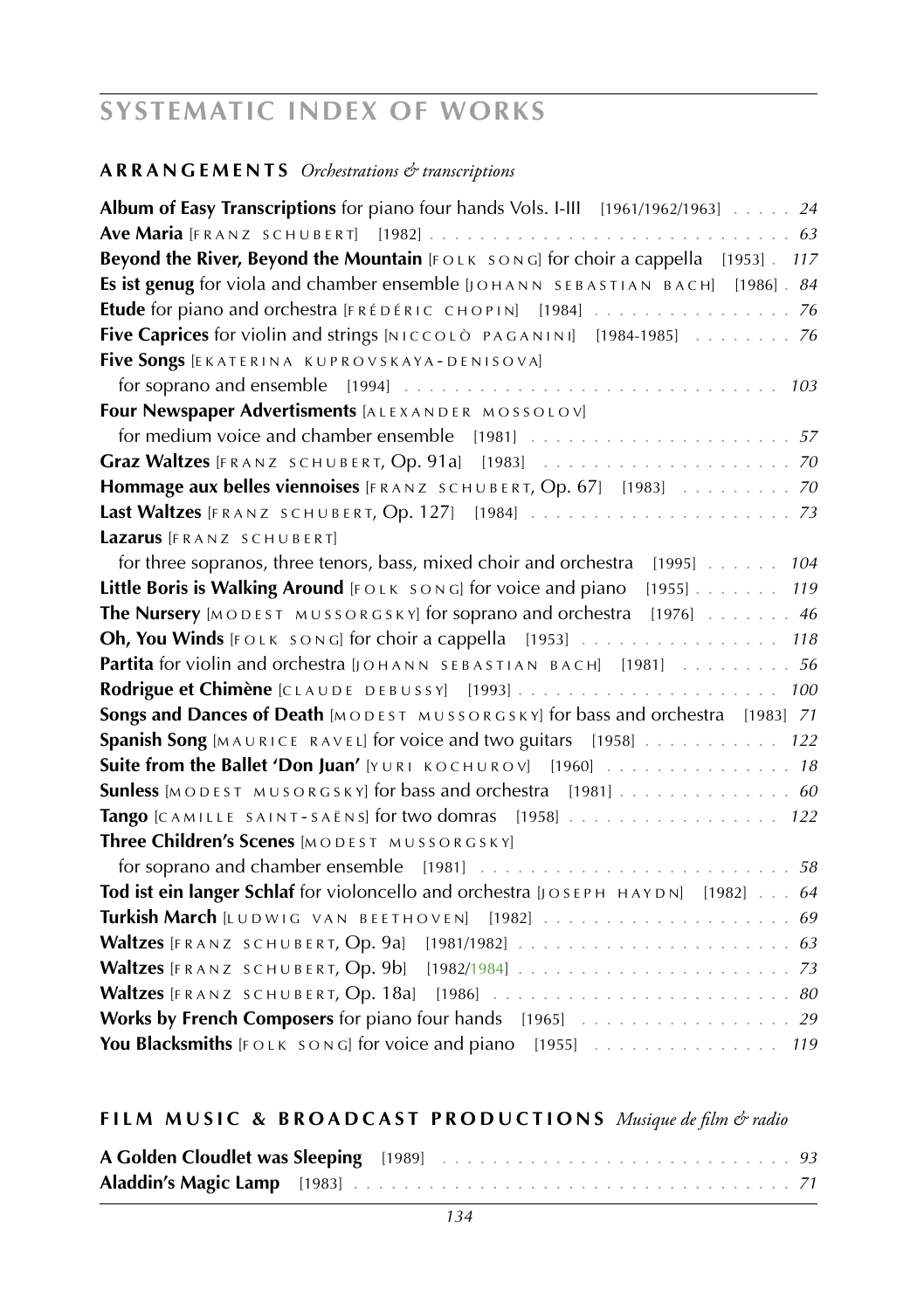# SYSTEMATIC INDEX OF WORKS

## ARRANGEMENTS *Orchestrations & transcriptions*

**Album of Easy Transcriptions** for piano four hands Vols. I-III [1961/1962/1963] . . . . . 24
**Ave Maria** [FRANZ SCHUBERT] [1982] . . . . . 63
**Beyond the River, Beyond the Mountain** [FOLK SONG] for choir a cappella [1953] . 117
**Es ist genug** for viola and chamber ensemble [JOHANN SEBASTIAN BACH] [1986] . 84
**Etude** for piano and orchestra [FRÉDÉRIC CHOPIN] [1984] . . . . . 76
**Five Caprices** for violin and strings [NICCOLÒ PAGANINI] [1984-1985] . . . . . 76
**Five Songs** [EKATERINA KUPROVSKAYA-DENISOVA]
for soprano and ensemble [1994] . . . . . 103
**Four Newspaper Advertisments** [ALEXANDER MOSSOLOV]
for medium voice and chamber ensemble [1981] . . . . . 57
**Graz Waltzes** [FRANZ SCHUBERT, Op. 91a] [1983] . . . . . 70
**Hommage aux belles viennoises** [FRANZ SCHUBERT, Op. 67] [1983] . . . . . 70
**Last Waltzes** [FRANZ SCHUBERT, Op. 127] [1984] . . . . . 73
**Lazarus** [FRANZ SCHUBERT]
for three sopranos, three tenors, bass, mixed choir and orchestra [1995] . . . . . 104
**Little Boris is Walking Around** [FOLK SONG] for voice and piano [1955] . . . . . 119
**The Nursery** [MODEST MUSSORGSKY] for soprano and orchestra [1976] . . . . . 46
**Oh, You Winds** [FOLK SONG] for choir a cappella [1953] . . . . . 118
**Partita** for violin and orchestra [JOHANN SEBASTIAN BACH] [1981] . . . . . 56
**Rodrigue et Chimène** [CLAUDE DEBUSSY] [1993] . . . . . 100
**Songs and Dances of Death** [MODEST MUSSORGSKY] for bass and orchestra [1983] 71
**Spanish Song** [MAURICE RAVEL] for voice and two guitars [1958] . . . . . 122
**Suite from the Ballet 'Don Juan'** [YURI KOCHUROV] [1960] . . . . . 18
**Sunless** [MODEST MUSORGSKY] for bass and orchestra [1981] . . . . . 60
**Tango** [CAMILLE SAINT-SAËNS] for two domras [1958] . . . . . 122
**Three Children's Scenes** [MODEST MUSSORGSKY]
for soprano and chamber ensemble [1981] . . . . . 58
**Tod ist ein langer Schlaf** for violoncello and orchestra [JOSEPH HAYDN] [1982] . . . 64
**Turkish March** [LUDWIG VAN BEETHOVEN] [1982] . . . . . 69
**Waltzes** [FRANZ SCHUBERT, Op. 9a] [1981/1982] . . . . . 63
**Waltzes** [FRANZ SCHUBERT, Op. 9b] [1982/1984] . . . . . 73
**Waltzes** [FRANZ SCHUBERT, Op. 18a] [1986] . . . . . 80
**Works by French Composers** for piano four hands [1965] . . . . . 29
**You Blacksmiths** [FOLK SONG] for voice and piano [1955] . . . . . 119

## FILM MUSIC & BROADCAST PRODUCTIONS *Musique de film & radio*

**A Golden Cloudlet was Sleeping** [1989] . . . . . 93
**Aladdin's Magic Lamp** [1983] . . . . . 71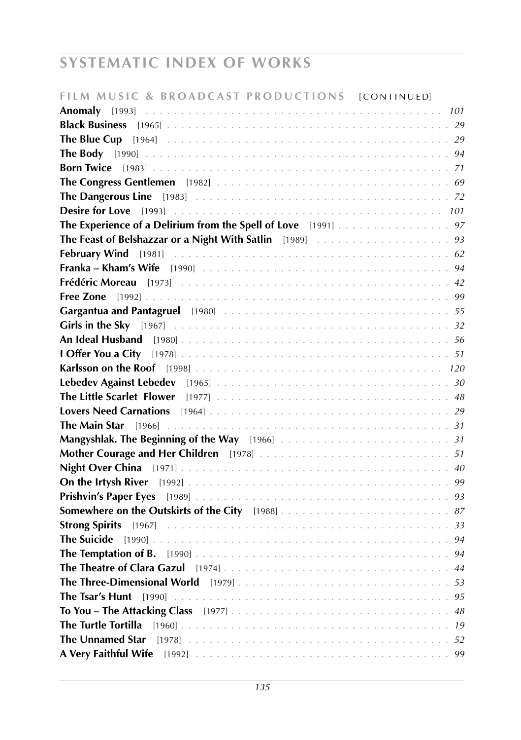# SYSTEMATIC INDEX OF WORKS

## FILM MUSIC & BROADCAST PRODUCTIONS [CONTINUED]

**Anomaly** [1993] . . . . . . . . . . *101*
**Black Business** [1965] . . . . . . . . . . *29*
**The Blue Cup** [1964] . . . . . . . . . . *29*
**The Body** [1990] . . . . . . . . . . *94*
**Born Twice** [1983] . . . . . . . . . . *71*
**The Congress Gentlemen** [1982] . . . . . . . . . . *69*
**The Dangerous Line** [1983] . . . . . . . . . . *72*
**Desire for Love** [1993] . . . . . . . . . . *101*
**The Experience of a Delirium from the Spell of Love** [1991] . . . . . . . . . . *97*
**The Feast of Belshazzar or a Night With Satlin** [1989] . . . . . . . . . . *93*
**February Wind** [1981] . . . . . . . . . . *62*
**Franka – Kham's Wife** [1990] . . . . . . . . . . *94*
**Frédéric Moreau** [1973] . . . . . . . . . . *42*
**Free Zone** [1992] . . . . . . . . . . *99*
**Gargantua and Pantagruel** [1980] . . . . . . . . . . *55*
**Girls in the Sky** [1967] . . . . . . . . . . *32*
**An Ideal Husband** [1980] . . . . . . . . . . *56*
**I Offer You a City** [1978] . . . . . . . . . . *51*
**Karlsson on the Roof** [1998] . . . . . . . . . . *120*
**Lebedev Against Lebedev** [1965] . . . . . . . . . . *30*
**The Little Scarlet Flower** [1977] . . . . . . . . . . *48*
**Lovers Need Carnations** [1964] . . . . . . . . . . *29*
**The Main Star** [1966] . . . . . . . . . . *31*
**Mangyshlak. The Beginning of the Way** [1966] . . . . . . . . . . *31*
**Mother Courage and Her Children** [1978] . . . . . . . . . . *51*
**Night Over China** [1971] . . . . . . . . . . *40*
**On the Irtysh River** [1992] . . . . . . . . . . *99*
**Prishvin's Paper Eyes** [1989] . . . . . . . . . . *93*
**Somewhere on the Outskirts of the City** [1988] . . . . . . . . . . *87*
**Strong Spirits** [1967] . . . . . . . . . . *33*
**The Suicide** [1990] . . . . . . . . . . *94*
**The Temptation of B.** [1990] . . . . . . . . . . *94*
**The Theatre of Clara Gazul** [1974] . . . . . . . . . . *44*
**The Three-Dimensional World** [1979] . . . . . . . . . . *53*
**The Tsar's Hunt** [1990] . . . . . . . . . . *95*
**To You – The Attacking Class** [1977] . . . . . . . . . . *48*
**The Turtle Tortilla** [1960] . . . . . . . . . . *19*
**The Unnamed Star** [1978] . . . . . . . . . . *52*
**A Very Faithful Wife** [1992] . . . . . . . . . . *99*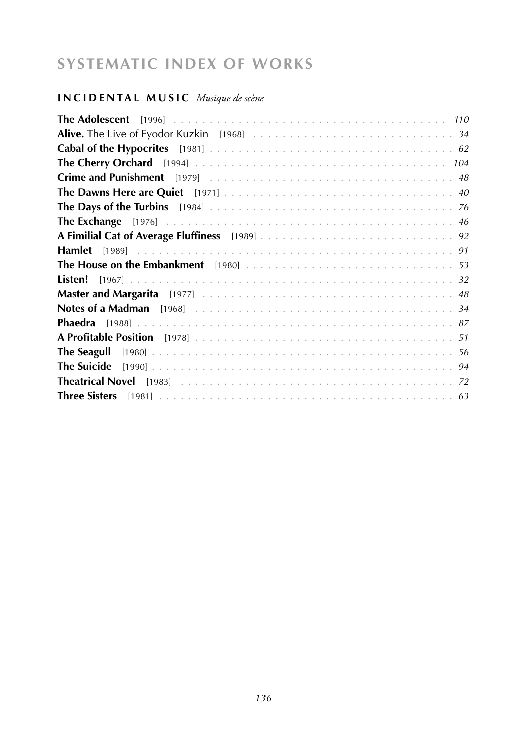# SYSTEMATIC INDEX OF WORKS

## INCIDENTAL MUSIC *Musique de scène*

**The Adolescent** [1996] . . . . . . . . . . *110*
**Alive.** The Live of Fyodor Kuzkin [1968] . . . . . . . . . . *34*
**Cabal of the Hypocrites** [1981] . . . . . . . . . . *62*
**The Cherry Orchard** [1994] . . . . . . . . . . *104*
**Crime and Punishment** [1979] . . . . . . . . . . *48*
**The Dawns Here are Quiet** [1971] . . . . . . . . . . *40*
**The Days of the Turbins** [1984] . . . . . . . . . . *76*
**The Exchange** [1976] . . . . . . . . . . *46*
**A Fimilial Cat of Average Fluffiness** [1989] . . . . . . . . . . *92*
**Hamlet** [1989] . . . . . . . . . . *91*
**The House on the Embankment** [1980] . . . . . . . . . . *53*
**Listen!** [1967] . . . . . . . . . . *32*
**Master and Margarita** [1977] . . . . . . . . . . *48*
**Notes of a Madman** [1968] . . . . . . . . . . *34*
**Phaedra** [1988] . . . . . . . . . . *87*
**A Profitable Position** [1978] . . . . . . . . . . *51*
**The Seagull** [1980] . . . . . . . . . . *56*
**The Suicide** [1990] . . . . . . . . . . *94*
**Theatrical Novel** [1983] . . . . . . . . . . *72*
**Three Sisters** [1981] . . . . . . . . . . *63*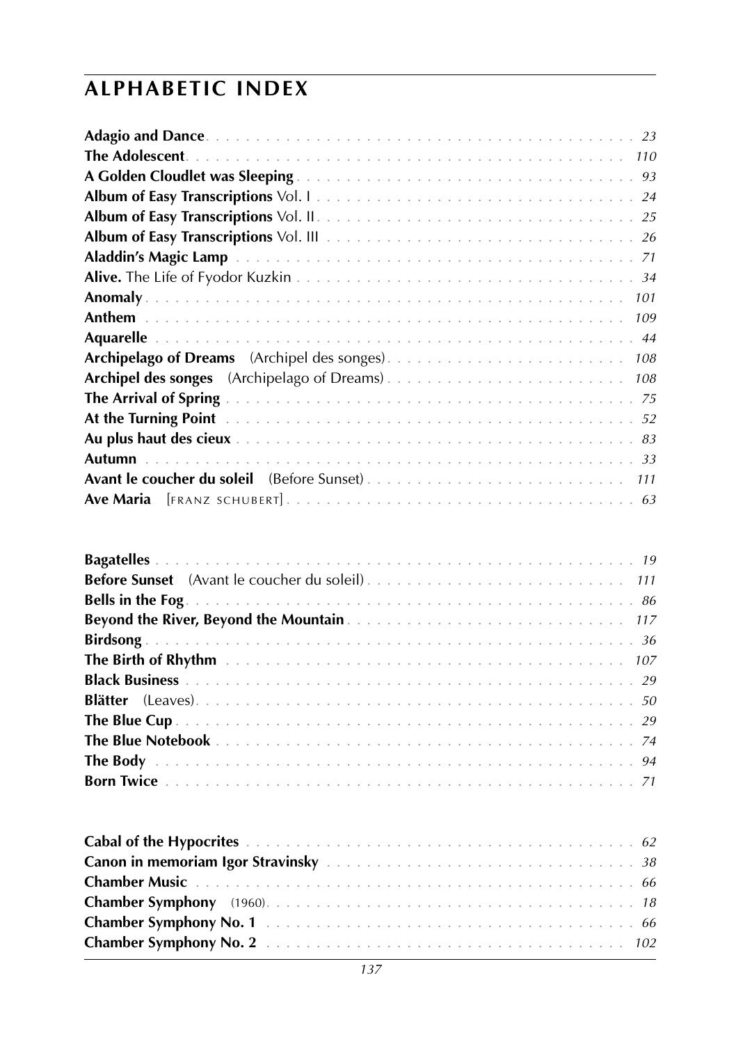## ALPHABETIC INDEX

**Adagio and Dance** . . . . . . . . . . . . . . . . . . . . . . . . . . . . . . . . . . . . . . . . . 23
**The Adolescent** . . . . . . . . . . . . . . . . . . . . . . . . . . . . . . . . . . . . . . . . . 110
**A Golden Cloudlet was Sleeping** . . . . . . . . . . . . . . . . . . . . . . . . . . . . . 93
**Album of Easy Transcriptions** Vol. I . . . . . . . . . . . . . . . . . . . . . . . . . . 24
**Album of Easy Transcriptions** Vol. II . . . . . . . . . . . . . . . . . . . . . . . . . . 25
**Album of Easy Transcriptions** Vol. III . . . . . . . . . . . . . . . . . . . . . . . . . 26
**Aladdin's Magic Lamp** . . . . . . . . . . . . . . . . . . . . . . . . . . . . . . . . . . . 71
**Alive.** The Life of Fyodor Kuzkin . . . . . . . . . . . . . . . . . . . . . . . . . . . . 34
**Anomaly** . . . . . . . . . . . . . . . . . . . . . . . . . . . . . . . . . . . . . . . . . . . . 101
**Anthem** . . . . . . . . . . . . . . . . . . . . . . . . . . . . . . . . . . . . . . . . . . . . 109
**Aquarelle** . . . . . . . . . . . . . . . . . . . . . . . . . . . . . . . . . . . . . . . . . . . 44
**Archipelago of Dreams** (Archipel des songes) . . . . . . . . . . . . . . . . . . . 108
**Archipel des songes** (Archipelago of Dreams) . . . . . . . . . . . . . . . . . . . 108
**The Arrival of Spring** . . . . . . . . . . . . . . . . . . . . . . . . . . . . . . . . . . . 75
**At the Turning Point** . . . . . . . . . . . . . . . . . . . . . . . . . . . . . . . . . . . . 52
**Au plus haut des cieux** . . . . . . . . . . . . . . . . . . . . . . . . . . . . . . . . . . 83
**Autumn** . . . . . . . . . . . . . . . . . . . . . . . . . . . . . . . . . . . . . . . . . . . . 33
**Avant le coucher du soleil** (Before Sunset) . . . . . . . . . . . . . . . . . . . . . 111
**Ave Maria** [FRANZ SCHUBERT] . . . . . . . . . . . . . . . . . . . . . . . . . . . . . 63

**Bagatelles** . . . . . . . . . . . . . . . . . . . . . . . . . . . . . . . . . . . . . . . . . . . 19
**Before Sunset** (Avant le coucher du soleil) . . . . . . . . . . . . . . . . . . . . . 111
**Bells in the Fog** . . . . . . . . . . . . . . . . . . . . . . . . . . . . . . . . . . . . . . . . 86
**Beyond the River, Beyond the Mountain** . . . . . . . . . . . . . . . . . . . . . . . 117
**Birdsong** . . . . . . . . . . . . . . . . . . . . . . . . . . . . . . . . . . . . . . . . . . . . 36
**The Birth of Rhythm** . . . . . . . . . . . . . . . . . . . . . . . . . . . . . . . . . . . . 107
**Black Business** . . . . . . . . . . . . . . . . . . . . . . . . . . . . . . . . . . . . . . . . 29
**Blätter** (Leaves) . . . . . . . . . . . . . . . . . . . . . . . . . . . . . . . . . . . . . . . 50
**The Blue Cup** . . . . . . . . . . . . . . . . . . . . . . . . . . . . . . . . . . . . . . . . . 29
**The Blue Notebook** . . . . . . . . . . . . . . . . . . . . . . . . . . . . . . . . . . . . . 74
**The Body** . . . . . . . . . . . . . . . . . . . . . . . . . . . . . . . . . . . . . . . . . . . . 94
**Born Twice** . . . . . . . . . . . . . . . . . . . . . . . . . . . . . . . . . . . . . . . . . . 71

**Cabal of the Hypocrites** . . . . . . . . . . . . . . . . . . . . . . . . . . . . . . . . . . 62
**Canon in memoriam Igor Stravinsky** . . . . . . . . . . . . . . . . . . . . . . . . . 38
**Chamber Music** . . . . . . . . . . . . . . . . . . . . . . . . . . . . . . . . . . . . . . . . 66
**Chamber Symphony** (1960) . . . . . . . . . . . . . . . . . . . . . . . . . . . . . . . . 18
**Chamber Symphony No. 1** . . . . . . . . . . . . . . . . . . . . . . . . . . . . . . . . . 66
**Chamber Symphony No. 2** . . . . . . . . . . . . . . . . . . . . . . . . . . . . . . . . . 102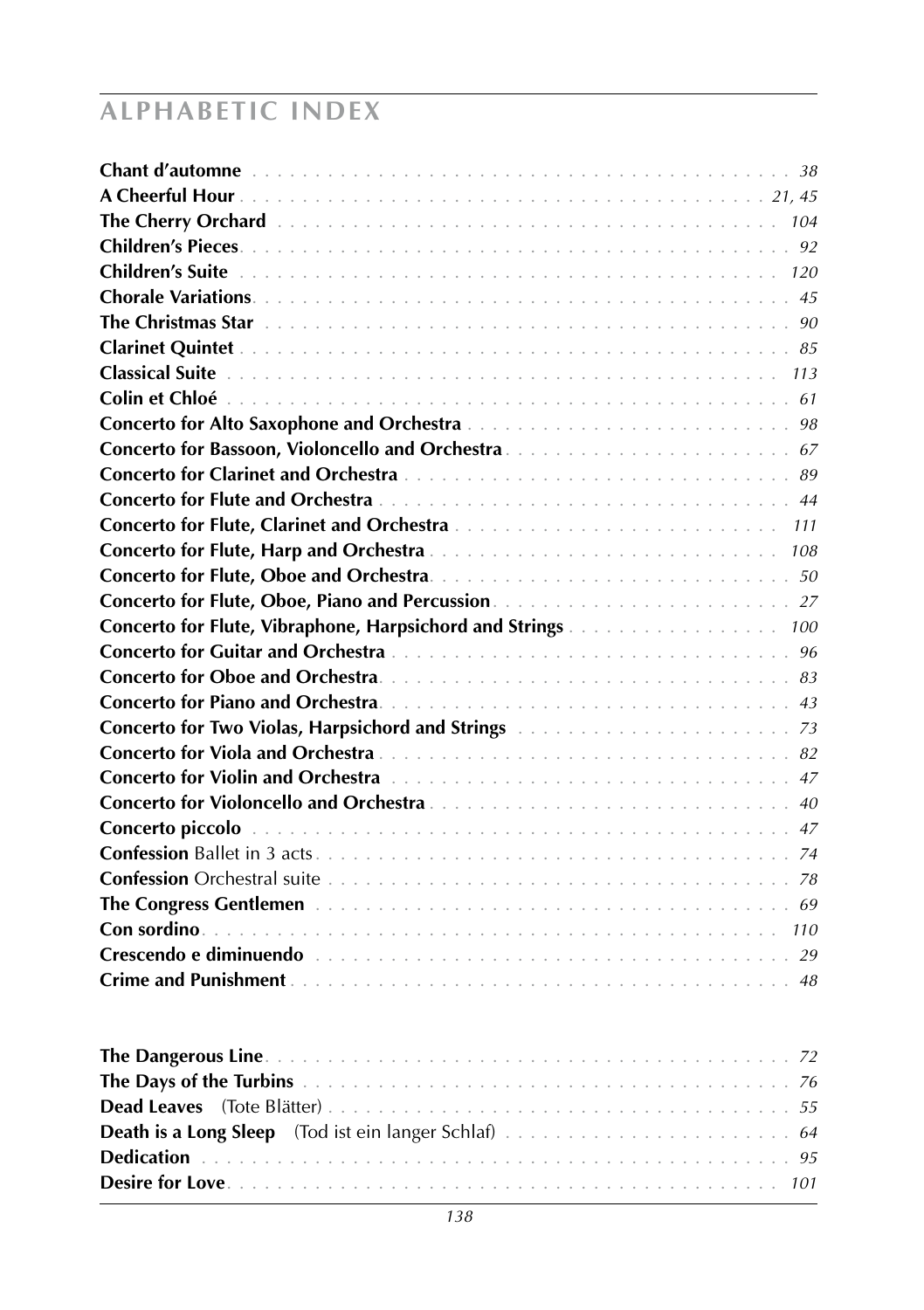# ALPHABETIC INDEX

**Chant d'automne** . . . *38*
**A Cheerful Hour** . . . *21, 45*
**The Cherry Orchard** . . . *104*
**Children's Pieces** . . . *92*
**Children's Suite** . . . *120*
**Chorale Variations** . . . *45*
**The Christmas Star** . . . *90*
**Clarinet Quintet** . . . *85*
**Classical Suite** . . . *113*
**Colin et Chloé** . . . *61*
**Concerto for Alto Saxophone and Orchestra** . . . *98*
**Concerto for Bassoon, Violoncello and Orchestra** . . . *67*
**Concerto for Clarinet and Orchestra** . . . *89*
**Concerto for Flute and Orchestra** . . . *44*
**Concerto for Flute, Clarinet and Orchestra** . . . *111*
**Concerto for Flute, Harp and Orchestra** . . . *108*
**Concerto for Flute, Oboe and Orchestra** . . . *50*
**Concerto for Flute, Oboe, Piano and Percussion** . . . *27*
**Concerto for Flute, Vibraphone, Harpsichord and Strings** . . . *100*
**Concerto for Guitar and Orchestra** . . . *96*
**Concerto for Oboe and Orchestra** . . . *83*
**Concerto for Piano and Orchestra** . . . *43*
**Concerto for Two Violas, Harpsichord and Strings** . . . *73*
**Concerto for Viola and Orchestra** . . . *82*
**Concerto for Violin and Orchestra** . . . *47*
**Concerto for Violoncello and Orchestra** . . . *40*
**Concerto piccolo** . . . *47*
**Confession** Ballet in 3 acts . . . *74*
**Confession** Orchestral suite . . . *78*
**The Congress Gentlemen** . . . *69*
**Con sordino** . . . *110*
**Crescendo e diminuendo** . . . *29*
**Crime and Punishment** . . . *48*

**The Dangerous Line** . . . *72*
**The Days of the Turbins** . . . *76*
**Dead Leaves** (Tote Blätter) . . . *55*
**Death is a Long Sleep** (Tod ist ein langer Schlaf) . . . *64*
**Dedication** . . . *95*
**Desire for Love** . . . *101*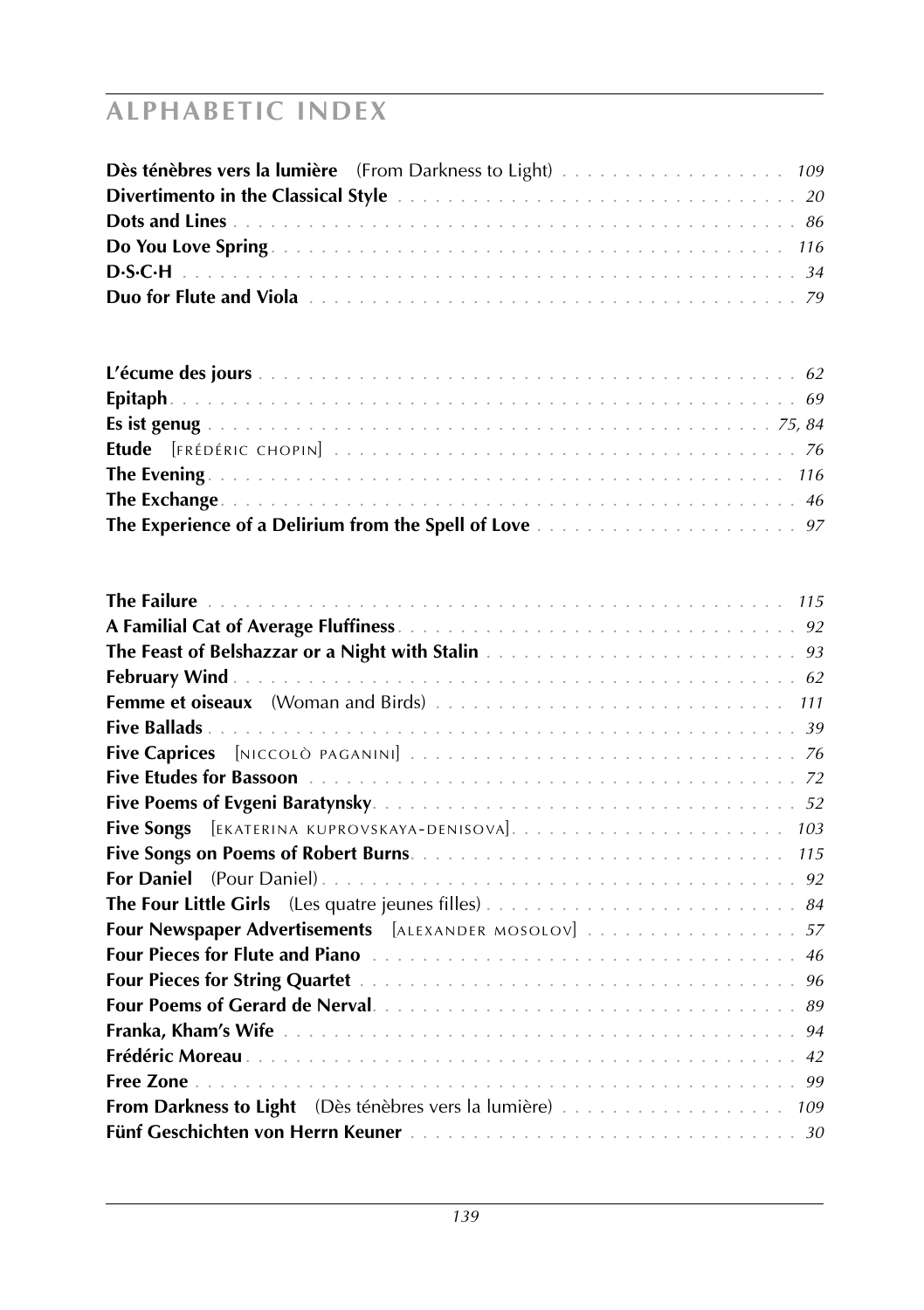# ALPHABETIC INDEX

**Dès ténèbres vers la lumière** (From Darkness to Light) . . . . . . . . . . . . . . . . . *109*
**Divertimento in the Classical Style** . . . . . . . . . . . . . . . . . . . . . . . . . . . . . . *20*
**Dots and Lines** . . . . . . . . . . . . . . . . . . . . . . . . . . . . . . . . . . . . . . . . . *86*
**Do You Love Spring** . . . . . . . . . . . . . . . . . . . . . . . . . . . . . . . . . . . . . *116*
**D·S·C·H** . . . . . . . . . . . . . . . . . . . . . . . . . . . . . . . . . . . . . . . . . . . . *34*
**Duo for Flute and Viola** . . . . . . . . . . . . . . . . . . . . . . . . . . . . . . . . . . . *79*

**L'écume des jours** . . . . . . . . . . . . . . . . . . . . . . . . . . . . . . . . . . . . . . . *62*
**Epitaph** . . . . . . . . . . . . . . . . . . . . . . . . . . . . . . . . . . . . . . . . . . . . . *69*
**Es ist genug** . . . . . . . . . . . . . . . . . . . . . . . . . . . . . . . . . . . . . . . . *75, 84*
**Etude** [FRÉDÉRIC CHOPIN] . . . . . . . . . . . . . . . . . . . . . . . . . . . . . . . . . . . *76*
**The Evening** . . . . . . . . . . . . . . . . . . . . . . . . . . . . . . . . . . . . . . . . . . *116*
**The Exchange** . . . . . . . . . . . . . . . . . . . . . . . . . . . . . . . . . . . . . . . . . . *46*
**The Experience of a Delirium from the Spell of Love** . . . . . . . . . . . . . . . . . . . . *97*

**The Failure** . . . . . . . . . . . . . . . . . . . . . . . . . . . . . . . . . . . . . . . . . . . *115*
**A Familial Cat of Average Fluffiness** . . . . . . . . . . . . . . . . . . . . . . . . . . . . . *92*
**The Feast of Belshazzar or a Night with Stalin** . . . . . . . . . . . . . . . . . . . . . . . *93*
**February Wind** . . . . . . . . . . . . . . . . . . . . . . . . . . . . . . . . . . . . . . . . . *62*
**Femme et oiseaux** (Woman and Birds) . . . . . . . . . . . . . . . . . . . . . . . . . . . *111*
**Five Ballads** . . . . . . . . . . . . . . . . . . . . . . . . . . . . . . . . . . . . . . . . . . . *39*
**Five Caprices** [NICCOLÒ PAGANINI] . . . . . . . . . . . . . . . . . . . . . . . . . . . . . *76*
**Five Etudes for Bassoon** . . . . . . . . . . . . . . . . . . . . . . . . . . . . . . . . . . . . *72*
**Five Poems of Evgeni Baratynsky** . . . . . . . . . . . . . . . . . . . . . . . . . . . . . . . *52*
**Five Songs** [EKATERINA KUPROVSKAYA-DENISOVA] . . . . . . . . . . . . . . . . . . . . . *103*
**Five Songs on Poems of Robert Burns** . . . . . . . . . . . . . . . . . . . . . . . . . . . . *115*
**For Daniel** (Pour Daniel) . . . . . . . . . . . . . . . . . . . . . . . . . . . . . . . . . . . . *92*
**The Four Little Girls** (Les quatre jeunes filles) . . . . . . . . . . . . . . . . . . . . . . . *84*
**Four Newspaper Advertisements** [ALEXANDER MOSOLOV] . . . . . . . . . . . . . . . . . *57*
**Four Pieces for Flute and Piano** . . . . . . . . . . . . . . . . . . . . . . . . . . . . . . . . *46*
**Four Pieces for String Quartet** . . . . . . . . . . . . . . . . . . . . . . . . . . . . . . . . *96*
**Four Poems of Gerard de Nerval** . . . . . . . . . . . . . . . . . . . . . . . . . . . . . . . . *89*
**Franka, Kham's Wife** . . . . . . . . . . . . . . . . . . . . . . . . . . . . . . . . . . . . . . . *94*
**Frédéric Moreau** . . . . . . . . . . . . . . . . . . . . . . . . . . . . . . . . . . . . . . . . . *42*
**Free Zone** . . . . . . . . . . . . . . . . . . . . . . . . . . . . . . . . . . . . . . . . . . . . . *99*
**From Darkness to Light** (Dès ténèbres vers la lumière) . . . . . . . . . . . . . . . . . . *109*
**Fünf Geschichten von Herrn Keuner** . . . . . . . . . . . . . . . . . . . . . . . . . . . . . . *30*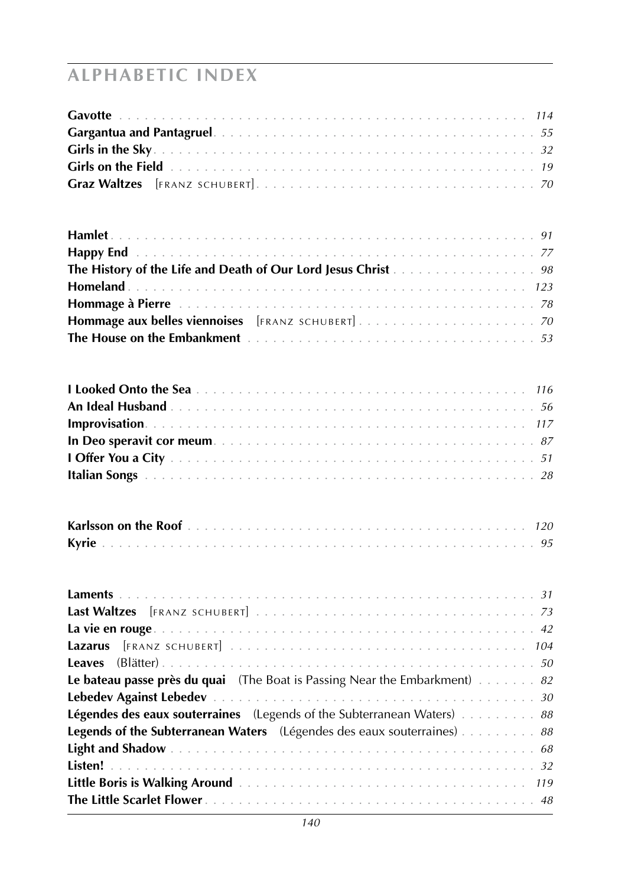## ALPHABETIC INDEX

**Gavotte** . . . . . . . . . . *114*
**Gargantua and Pantagruel** . . . . . . . . . . *55*
**Girls in the Sky** . . . . . . . . . . *32*
**Girls on the Field** . . . . . . . . . . *19*
**Graz Waltzes** [FRANZ SCHUBERT] . . . . . . . . . . *70*

**Hamlet** . . . . . . . . . . *91*
**Happy End** . . . . . . . . . . *77*
**The History of the Life and Death of Our Lord Jesus Christ** . . . . . . . . . . *98*
**Homeland** . . . . . . . . . . *123*
**Hommage à Pierre** . . . . . . . . . . *78*
**Hommage aux belles viennoises** [FRANZ SCHUBERT] . . . . . . . . . . *70*
**The House on the Embankment** . . . . . . . . . . *53*

**I Looked Onto the Sea** . . . . . . . . . . *116*
**An Ideal Husband** . . . . . . . . . . *56*
**Improvisation** . . . . . . . . . . *117*
**In Deo speravit cor meum** . . . . . . . . . . *87*
**I Offer You a City** . . . . . . . . . . *51*
**Italian Songs** . . . . . . . . . . *28*

**Karlsson on the Roof** . . . . . . . . . . *120*
**Kyrie** . . . . . . . . . . *95*

**Laments** . . . . . . . . . . *31*
**Last Waltzes** [FRANZ SCHUBERT] . . . . . . . . . . *73*
**La vie en rouge** . . . . . . . . . . *42*
**Lazarus** [FRANZ SCHUBERT] . . . . . . . . . . *104*
**Leaves** (Blätter) . . . . . . . . . . *50*
**Le bateau passe près du quai** (The Boat is Passing Near the Embarkment) . . . . . . . . . . *82*
**Lebedev Against Lebedev** . . . . . . . . . . *30*
**Légendes des eaux souterraines** (Legends of the Subterranean Waters) . . . . . . . . . . *88*
**Legends of the Subterranean Waters** (Légendes des eaux souterraines) . . . . . . . . . . *88*
**Light and Shadow** . . . . . . . . . . *68*
**Listen!** . . . . . . . . . . *32*
**Little Boris is Walking Around** . . . . . . . . . . *119*
**The Little Scarlet Flower** . . . . . . . . . . *48*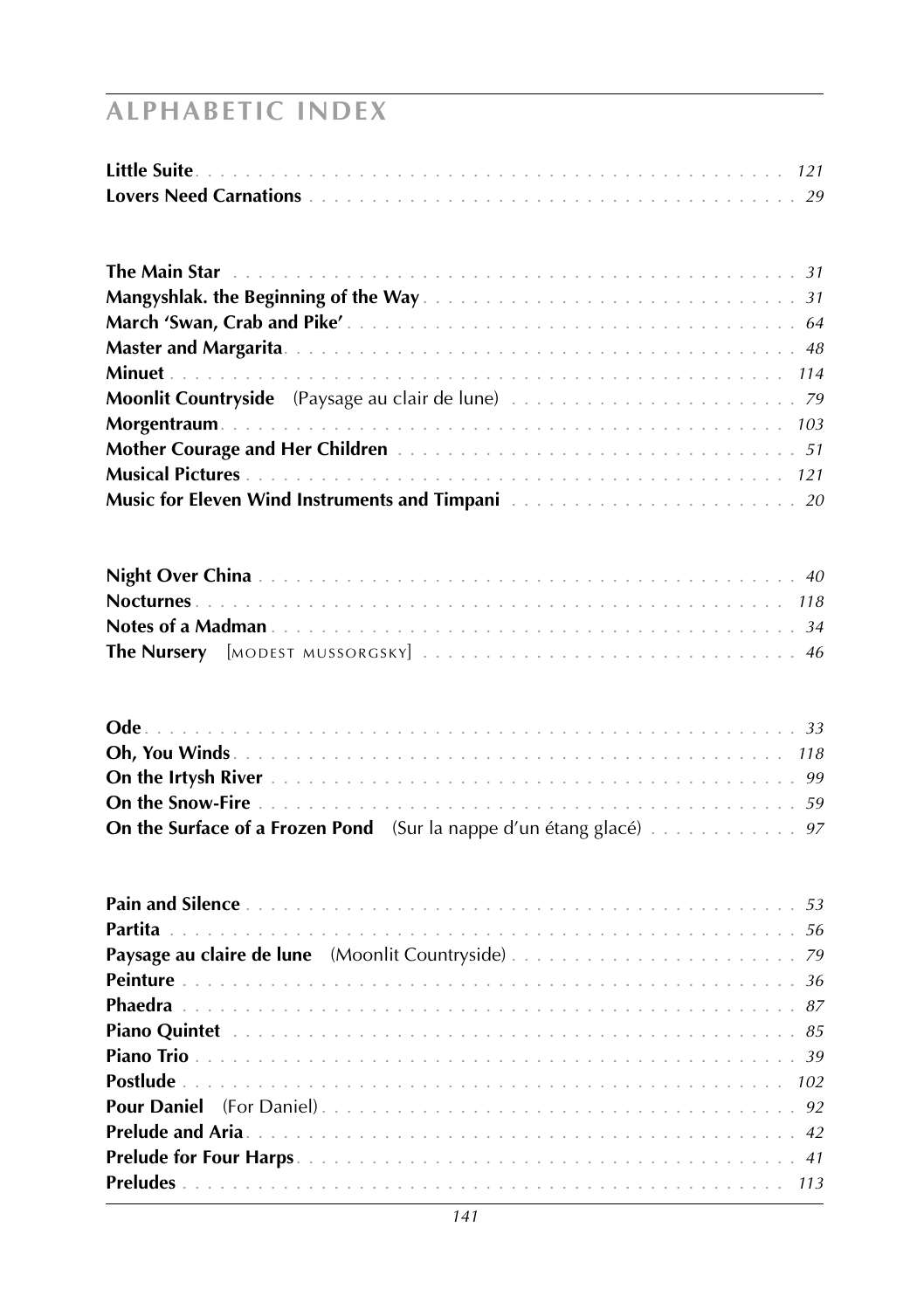# ALPHABETIC INDEX

**Little Suite** . . . . . . . . . . . . . . . . . . . . . . . . . . . . . . . . . . . . . . . . . *121*
**Lovers Need Carnations** . . . . . . . . . . . . . . . . . . . . . . . . . . . . . . . . . . *29*

**The Main Star** . . . . . . . . . . . . . . . . . . . . . . . . . . . . . . . . . . . . . . . *31*
**Mangyshlak. the Beginning of the Way** . . . . . . . . . . . . . . . . . . . . . . . . . *31*
**March 'Swan, Crab and Pike'** . . . . . . . . . . . . . . . . . . . . . . . . . . . . . . . *64*
**Master and Margarita** . . . . . . . . . . . . . . . . . . . . . . . . . . . . . . . . . . . *48*
**Minuet** . . . . . . . . . . . . . . . . . . . . . . . . . . . . . . . . . . . . . . . . . . . *114*
**Moonlit Countryside** (Paysage au clair de lune) . . . . . . . . . . . . . . . . . . . . . *79*
**Morgentraum** . . . . . . . . . . . . . . . . . . . . . . . . . . . . . . . . . . . . . . . *103*
**Mother Courage and Her Children** . . . . . . . . . . . . . . . . . . . . . . . . . . . . *51*
**Musical Pictures** . . . . . . . . . . . . . . . . . . . . . . . . . . . . . . . . . . . . . *121*
**Music for Eleven Wind Instruments and Timpani** . . . . . . . . . . . . . . . . . . . . *20*

**Night Over China** . . . . . . . . . . . . . . . . . . . . . . . . . . . . . . . . . . . . . *40*
**Nocturnes** . . . . . . . . . . . . . . . . . . . . . . . . . . . . . . . . . . . . . . . . . *118*
**Notes of a Madman** . . . . . . . . . . . . . . . . . . . . . . . . . . . . . . . . . . . . *34*
**The Nursery** [MODEST MUSSORGSKY] . . . . . . . . . . . . . . . . . . . . . . . . . . . *46*

**Ode** . . . . . . . . . . . . . . . . . . . . . . . . . . . . . . . . . . . . . . . . . . . . *33*
**Oh, You Winds** . . . . . . . . . . . . . . . . . . . . . . . . . . . . . . . . . . . . . . *118*
**On the Irtysh River** . . . . . . . . . . . . . . . . . . . . . . . . . . . . . . . . . . . *99*
**On the Snow-Fire** . . . . . . . . . . . . . . . . . . . . . . . . . . . . . . . . . . . . . *59*
**On the Surface of a Frozen Pond** (Sur la nappe d'un étang glacé) . . . . . . . . . . . *97*

**Pain and Silence** . . . . . . . . . . . . . . . . . . . . . . . . . . . . . . . . . . . . . *53*
**Partita** . . . . . . . . . . . . . . . . . . . . . . . . . . . . . . . . . . . . . . . . . . *56*
**Paysage au claire de lune** (Moonlit Countryside) . . . . . . . . . . . . . . . . . . . . *79*
**Peinture** . . . . . . . . . . . . . . . . . . . . . . . . . . . . . . . . . . . . . . . . . *36*
**Phaedra** . . . . . . . . . . . . . . . . . . . . . . . . . . . . . . . . . . . . . . . . . . *87*
**Piano Quintet** . . . . . . . . . . . . . . . . . . . . . . . . . . . . . . . . . . . . . . *85*
**Piano Trio** . . . . . . . . . . . . . . . . . . . . . . . . . . . . . . . . . . . . . . . . *39*
**Postlude** . . . . . . . . . . . . . . . . . . . . . . . . . . . . . . . . . . . . . . . . . *102*
**Pour Daniel** (For Daniel) . . . . . . . . . . . . . . . . . . . . . . . . . . . . . . . . *92*
**Prelude and Aria** . . . . . . . . . . . . . . . . . . . . . . . . . . . . . . . . . . . . . *42*
**Prelude for Four Harps** . . . . . . . . . . . . . . . . . . . . . . . . . . . . . . . . . *41*
**Preludes** . . . . . . . . . . . . . . . . . . . . . . . . . . . . . . . . . . . . . . . . . *113*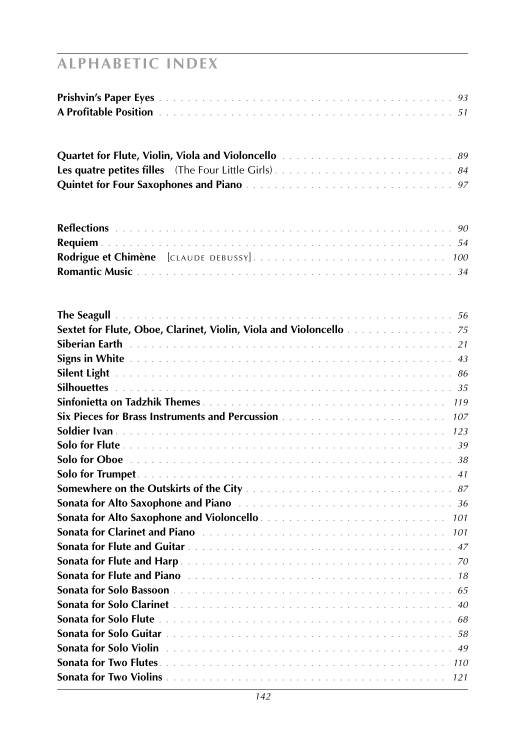# ALPHABETIC INDEX

**Prishvin's Paper Eyes** . . . . . . . . . . . . . . . . . . . . . . . . . . . . . . . . . . . . . . . . *93*
**A Profitable Position** . . . . . . . . . . . . . . . . . . . . . . . . . . . . . . . . . . . . . . . . *51*

**Quartet for Flute, Violin, Viola and Violoncello** . . . . . . . . . . . . . . . . . . . . . . . *89*
**Les quatre petites filles** (The Four Little Girls) . . . . . . . . . . . . . . . . . . . . . . . . *84*
**Quintet for Four Saxophones and Piano** . . . . . . . . . . . . . . . . . . . . . . . . . . . . *97*

**Reflections** . . . . . . . . . . . . . . . . . . . . . . . . . . . . . . . . . . . . . . . . . . . . *90*
**Requiem** . . . . . . . . . . . . . . . . . . . . . . . . . . . . . . . . . . . . . . . . . . . . . *54*
**Rodrigue et Chimène** [CLAUDE DEBUSSY] . . . . . . . . . . . . . . . . . . . . . . . . . . *100*
**Romantic Music** . . . . . . . . . . . . . . . . . . . . . . . . . . . . . . . . . . . . . . . . . *34*

**The Seagull** . . . . . . . . . . . . . . . . . . . . . . . . . . . . . . . . . . . . . . . . . . . *56*
**Sextet for Flute, Oboe, Clarinet, Violin, Viola and Violoncello** . . . . . . . . . . . . . . . *75*
**Siberian Earth** . . . . . . . . . . . . . . . . . . . . . . . . . . . . . . . . . . . . . . . . . . *21*
**Signs in White** . . . . . . . . . . . . . . . . . . . . . . . . . . . . . . . . . . . . . . . . . . *43*
**Silent Light** . . . . . . . . . . . . . . . . . . . . . . . . . . . . . . . . . . . . . . . . . . . *86*
**Silhouettes** . . . . . . . . . . . . . . . . . . . . . . . . . . . . . . . . . . . . . . . . . . . *35*
**Sinfonietta on Tadzhik Themes** . . . . . . . . . . . . . . . . . . . . . . . . . . . . . . . . *119*
**Six Pieces for Brass Instruments and Percussion** . . . . . . . . . . . . . . . . . . . . . . *107*
**Soldier Ivan** . . . . . . . . . . . . . . . . . . . . . . . . . . . . . . . . . . . . . . . . . . . *123*
**Solo for Flute** . . . . . . . . . . . . . . . . . . . . . . . . . . . . . . . . . . . . . . . . . . *39*
**Solo for Oboe** . . . . . . . . . . . . . . . . . . . . . . . . . . . . . . . . . . . . . . . . . . *38*
**Solo for Trumpet** . . . . . . . . . . . . . . . . . . . . . . . . . . . . . . . . . . . . . . . . *41*
**Somewhere on the Outskirts of the City** . . . . . . . . . . . . . . . . . . . . . . . . . . . *87*
**Sonata for Alto Saxophone and Piano** . . . . . . . . . . . . . . . . . . . . . . . . . . . . *36*
**Sonata for Alto Saxophone and Violoncello** . . . . . . . . . . . . . . . . . . . . . . . . . *101*
**Sonata for Clarinet and Piano** . . . . . . . . . . . . . . . . . . . . . . . . . . . . . . . . *101*
**Sonata for Flute and Guitar** . . . . . . . . . . . . . . . . . . . . . . . . . . . . . . . . . . *47*
**Sonata for Flute and Harp** . . . . . . . . . . . . . . . . . . . . . . . . . . . . . . . . . . . *70*
**Sonata for Flute and Piano** . . . . . . . . . . . . . . . . . . . . . . . . . . . . . . . . . . *18*
**Sonata for Solo Bassoon** . . . . . . . . . . . . . . . . . . . . . . . . . . . . . . . . . . . . *65*
**Sonata for Solo Clarinet** . . . . . . . . . . . . . . . . . . . . . . . . . . . . . . . . . . . . *40*
**Sonata for Solo Flute** . . . . . . . . . . . . . . . . . . . . . . . . . . . . . . . . . . . . . . *68*
**Sonata for Solo Guitar** . . . . . . . . . . . . . . . . . . . . . . . . . . . . . . . . . . . . . *58*
**Sonata for Solo Violin** . . . . . . . . . . . . . . . . . . . . . . . . . . . . . . . . . . . . . *49*
**Sonata for Two Flutes** . . . . . . . . . . . . . . . . . . . . . . . . . . . . . . . . . . . . . *110*
**Sonata for Two Violins** . . . . . . . . . . . . . . . . . . . . . . . . . . . . . . . . . . . . *121*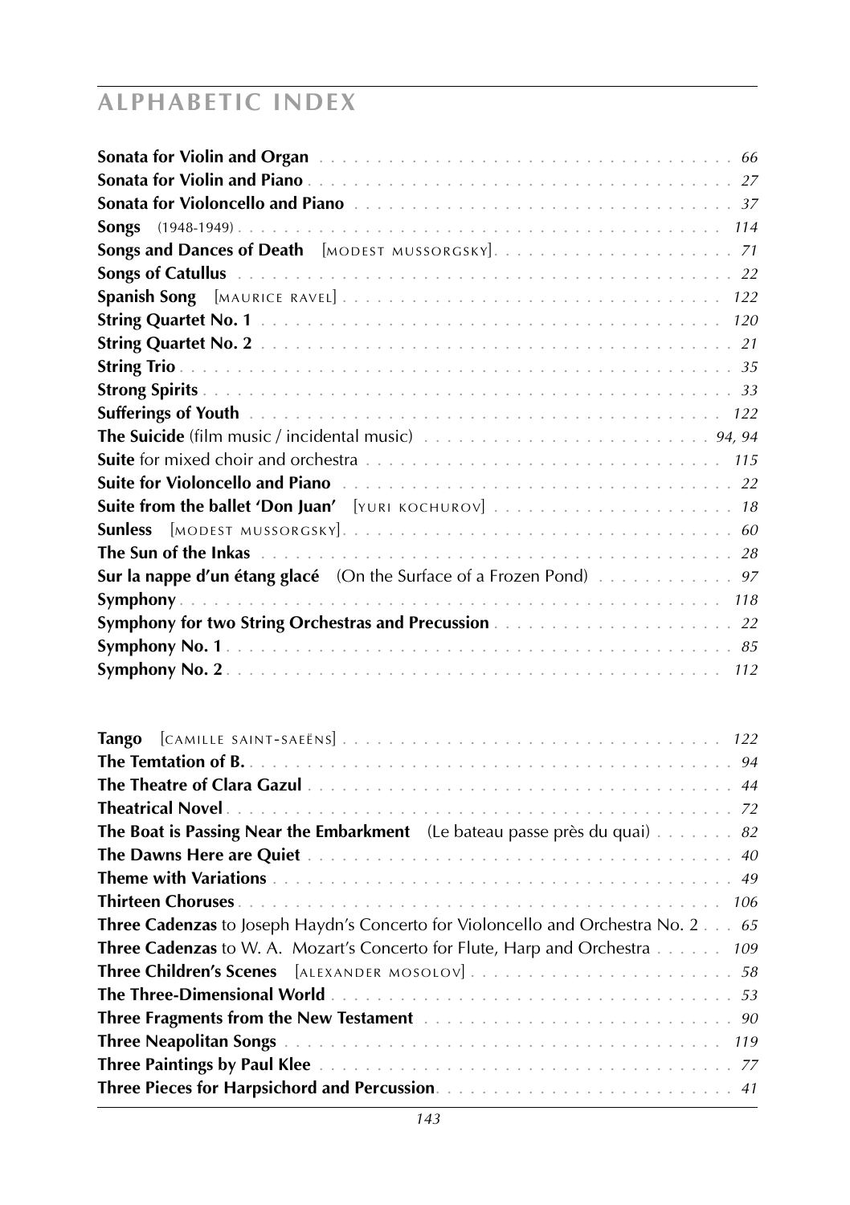## ALPHABETIC INDEX

**Sonata for Violin and Organ** . . . . . . . . . . . . . . . . . . . . . . . . . . . . . . . . . . . . . 66
**Sonata for Violin and Piano** . . . . . . . . . . . . . . . . . . . . . . . . . . . . . . . . . . . . . . 27
**Sonata for Violoncello and Piano** . . . . . . . . . . . . . . . . . . . . . . . . . . . . . . . . . . 37
**Songs** (1948-1949) . . . . . . . . . . . . . . . . . . . . . . . . . . . . . . . . . . . . . . . . . . 114
**Songs and Dances of Death** [MODEST MUSSORGSKY] . . . . . . . . . . . . . . . . . . . . 71
**Songs of Catullus** . . . . . . . . . . . . . . . . . . . . . . . . . . . . . . . . . . . . . . . . . . . 22
**Spanish Song** [MAURICE RAVEL] . . . . . . . . . . . . . . . . . . . . . . . . . . . . . . . . 122
**String Quartet No. 1** . . . . . . . . . . . . . . . . . . . . . . . . . . . . . . . . . . . . . . . . 120
**String Quartet No. 2** . . . . . . . . . . . . . . . . . . . . . . . . . . . . . . . . . . . . . . . . . 21
**String Trio** . . . . . . . . . . . . . . . . . . . . . . . . . . . . . . . . . . . . . . . . . . . . . . . 35
**Strong Spirits** . . . . . . . . . . . . . . . . . . . . . . . . . . . . . . . . . . . . . . . . . . . . . 33
**Sufferings of Youth** . . . . . . . . . . . . . . . . . . . . . . . . . . . . . . . . . . . . . . . . . 122
**The Suicide** (film music / incidental music) . . . . . . . . . . . . . . . . . . . . . . . . . 94, 94
**Suite** for mixed choir and orchestra . . . . . . . . . . . . . . . . . . . . . . . . . . . . . . . 115
**Suite for Violoncello and Piano** . . . . . . . . . . . . . . . . . . . . . . . . . . . . . . . . . . . 22
**Suite from the ballet 'Don Juan'** [YURI KOCHUROV] . . . . . . . . . . . . . . . . . . . . . 18
**Sunless** [MODEST MUSSORGSKY] . . . . . . . . . . . . . . . . . . . . . . . . . . . . . . . . . 60
**The Sun of the Inkas** . . . . . . . . . . . . . . . . . . . . . . . . . . . . . . . . . . . . . . . . . 28
**Sur la nappe d'un étang glacé** (On the Surface of a Frozen Pond) . . . . . . . . . . . . 97
**Symphony** . . . . . . . . . . . . . . . . . . . . . . . . . . . . . . . . . . . . . . . . . . . . . . . 118
**Symphony for two String Orchestras and Precussion** . . . . . . . . . . . . . . . . . . . . 22
**Symphony No. 1** . . . . . . . . . . . . . . . . . . . . . . . . . . . . . . . . . . . . . . . . . . . . 85
**Symphony No. 2** . . . . . . . . . . . . . . . . . . . . . . . . . . . . . . . . . . . . . . . . . . . 112

**Tango** [CAMILLE SAINT-SAËNS] . . . . . . . . . . . . . . . . . . . . . . . . . . . . . . . . . 122
**The Temtation of B.** . . . . . . . . . . . . . . . . . . . . . . . . . . . . . . . . . . . . . . . . . . 94
**The Theatre of Clara Gazul** . . . . . . . . . . . . . . . . . . . . . . . . . . . . . . . . . . . . . 44
**Theatrical Novel** . . . . . . . . . . . . . . . . . . . . . . . . . . . . . . . . . . . . . . . . . . . . 72
**The Boat is Passing Near the Embarkment** (Le bateau passe près du quai) . . . . . . . 82
**The Dawns Here are Quiet** . . . . . . . . . . . . . . . . . . . . . . . . . . . . . . . . . . . . . 40
**Theme with Variations** . . . . . . . . . . . . . . . . . . . . . . . . . . . . . . . . . . . . . . . . 49
**Thirteen Choruses** . . . . . . . . . . . . . . . . . . . . . . . . . . . . . . . . . . . . . . . . . . 106
**Three Cadenzas** to Joseph Haydn's Concerto for Violoncello and Orchestra No. 2 . . . 65
**Three Cadenzas** to W. A. Mozart's Concerto for Flute, Harp and Orchestra . . . . . . 109
**Three Children's Scenes** [ALEXANDER MOSOLOV] . . . . . . . . . . . . . . . . . . . . . . . 58
**The Three-Dimensional World** . . . . . . . . . . . . . . . . . . . . . . . . . . . . . . . . . . . 53
**Three Fragments from the New Testament** . . . . . . . . . . . . . . . . . . . . . . . . . . . 90
**Three Neapolitan Songs** . . . . . . . . . . . . . . . . . . . . . . . . . . . . . . . . . . . . . . 119
**Three Paintings by Paul Klee** . . . . . . . . . . . . . . . . . . . . . . . . . . . . . . . . . . . . 77
**Three Pieces for Harpsichord and Percussion** . . . . . . . . . . . . . . . . . . . . . . . . . 41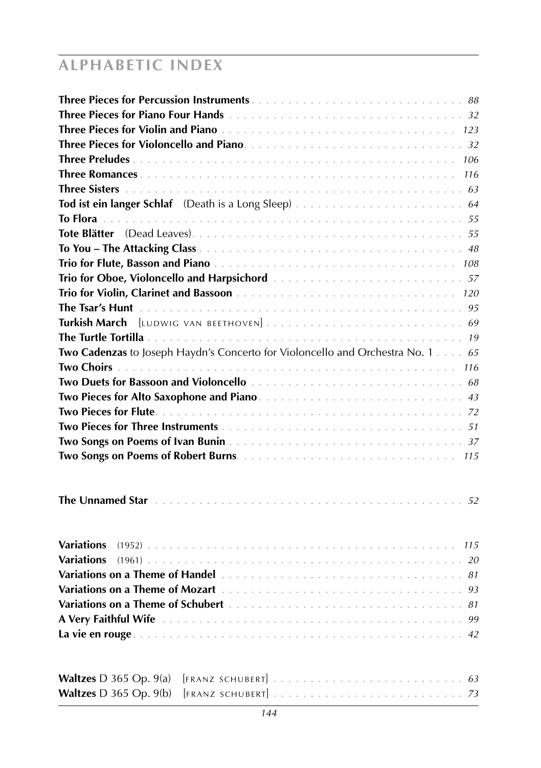## ALPHABETIC INDEX

**Three Pieces for Percussion Instruments** . . . . . . . . . . *88*
**Three Pieces for Piano Four Hands** . . . . . . . . . . *32*
**Three Pieces for Violin and Piano** . . . . . . . . . . *123*
**Three Pieces for Violoncello and Piano** . . . . . . . . . . *32*
**Three Preludes** . . . . . . . . . . *106*
**Three Romances** . . . . . . . . . . *116*
**Three Sisters** . . . . . . . . . . *63*
**Tod ist ein langer Schlaf** (Death is a Long Sleep) . . . . . . . . . . *64*
**To Flora** . . . . . . . . . . *55*
**Tote Blätter** (Dead Leaves) . . . . . . . . . . *55*
**To You – The Attacking Class** . . . . . . . . . . *48*
**Trio for Flute, Basson and Piano** . . . . . . . . . . *108*
**Trio for Oboe, Violoncello and Harpsichord** . . . . . . . . . . *57*
**Trio for Violin, Clarinet and Bassoon** . . . . . . . . . . *120*
**The Tsar's Hunt** . . . . . . . . . . *95*
**Turkish March** [LUDWIG VAN BEETHOVEN] . . . . . . . . . . *69*
**The Turtle Tortilla** . . . . . . . . . . *19*
**Two Cadenzas** to Joseph Haydn's Concerto for Violoncello and Orchestra No. 1 . . . . *65*
**Two Choirs** . . . . . . . . . . *116*
**Two Duets for Bassoon and Violoncello** . . . . . . . . . . *68*
**Two Pieces for Alto Saxophone and Piano** . . . . . . . . . . *43*
**Two Pieces for Flute** . . . . . . . . . . *72*
**Two Pieces for Three Instruments** . . . . . . . . . . *51*
**Two Songs on Poems of Ivan Bunin** . . . . . . . . . . *37*
**Two Songs on Poems of Robert Burns** . . . . . . . . . . *115*

**The Unnamed Star** . . . . . . . . . . *52*

**Variations** (1952) . . . . . . . . . . *115*
**Variations** (1961) . . . . . . . . . . *20*
**Variations on a Theme of Handel** . . . . . . . . . . *81*
**Variations on a Theme of Mozart** . . . . . . . . . . *93*
**Variations on a Theme of Schubert** . . . . . . . . . . *81*
**A Very Faithful Wife** . . . . . . . . . . *99*
**La vie en rouge** . . . . . . . . . . *42*

**Waltzes** D 365 Op. 9(a) [FRANZ SCHUBERT] . . . . . . . . . . *63*
**Waltzes** D 365 Op. 9(b) [FRANZ SCHUBERT] . . . . . . . . . . *73*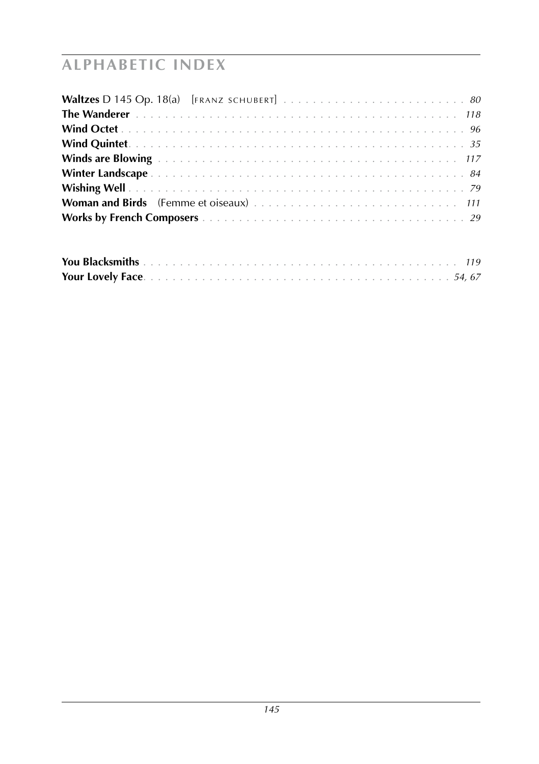# ALPHABETIC INDEX

**Waltzes** D 145 Op. 18(a) [FRANZ SCHUBERT] . . . . . . . . . . *80*
**The Wanderer** . . . . . . . . . . *118*
**Wind Octet** . . . . . . . . . . *96*
**Wind Quintet** . . . . . . . . . . *35*
**Winds are Blowing** . . . . . . . . . . *117*
**Winter Landscape** . . . . . . . . . . *84*
**Wishing Well** . . . . . . . . . . *79*
**Woman and Birds** (Femme et oiseaux) . . . . . . . . . . *111*
**Works by French Composers** . . . . . . . . . . *29*

**You Blacksmiths** . . . . . . . . . . *119*
**Your Lovely Face** . . . . . . . . . . *54, 67*